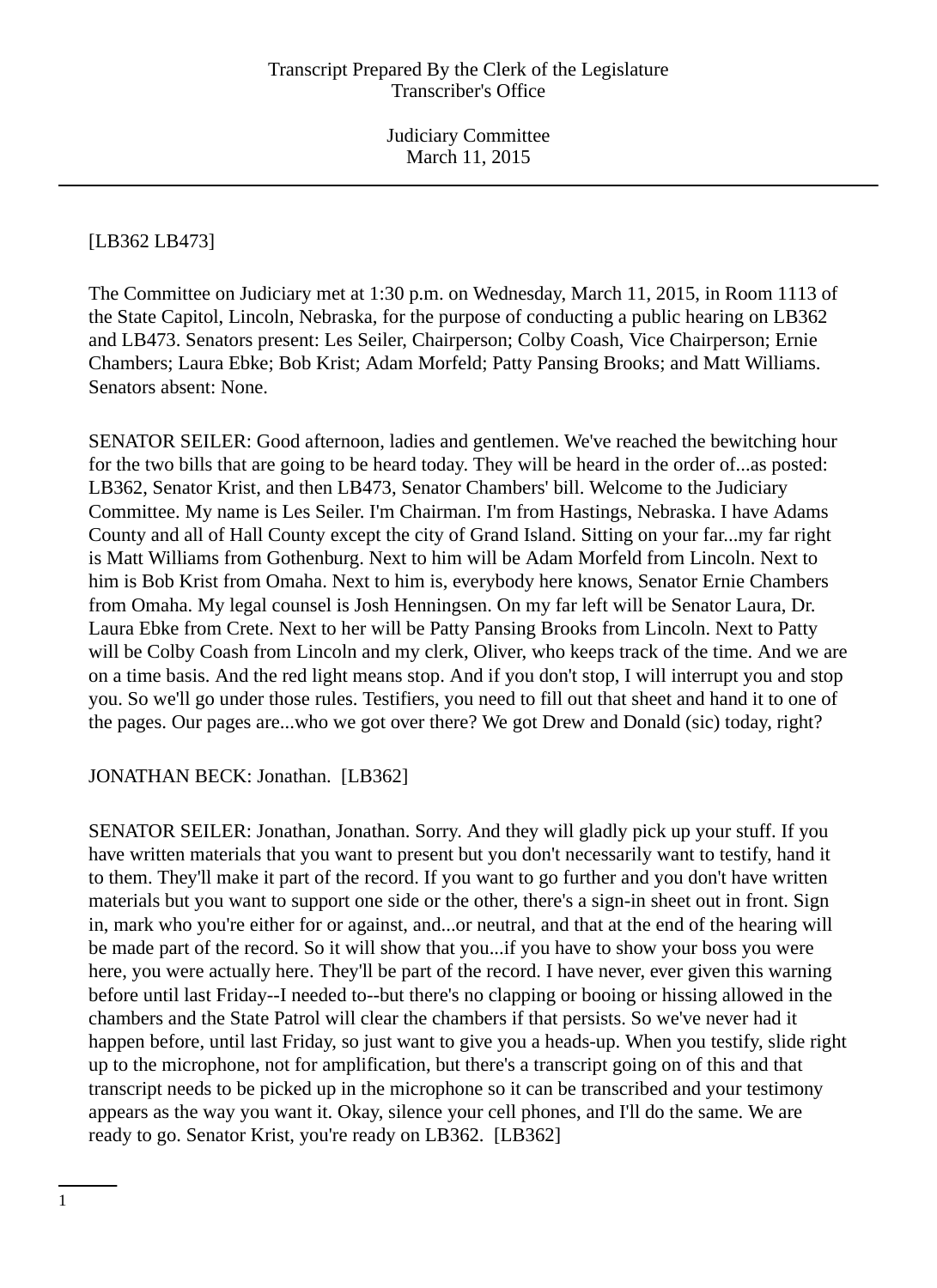Transcript Prepared By the Clerk of the Legislature
Transcriber's Office

Judiciary Committee
March 11, 2015

---

[LB362 LB473]

The Committee on Judiciary met at 1:30 p.m. on Wednesday, March 11, 2015, in Room 1113 of the State Capitol, Lincoln, Nebraska, for the purpose of conducting a public hearing on LB362 and LB473. Senators present: Les Seiler, Chairperson; Colby Coash, Vice Chairperson; Ernie Chambers; Laura Ebke; Bob Krist; Adam Morfeld; Patty Pansing Brooks; and Matt Williams. Senators absent: None.

SENATOR SEILER: Good afternoon, ladies and gentlemen. We've reached the bewitching hour for the two bills that are going to be heard today. They will be heard in the order of...as posted: LB362, Senator Krist, and then LB473, Senator Chambers' bill. Welcome to the Judiciary Committee. My name is Les Seiler. I'm Chairman. I'm from Hastings, Nebraska. I have Adams County and all of Hall County except the city of Grand Island. Sitting on your far...my far right is Matt Williams from Gothenburg. Next to him will be Adam Morfeld from Lincoln. Next to him is Bob Krist from Omaha. Next to him is, everybody here knows, Senator Ernie Chambers from Omaha. My legal counsel is Josh Henningsen. On my far left will be Senator Laura, Dr. Laura Ebke from Crete. Next to her will be Patty Pansing Brooks from Lincoln. Next to Patty will be Colby Coash from Lincoln and my clerk, Oliver, who keeps track of the time. And we are on a time basis. And the red light means stop. And if you don't stop, I will interrupt you and stop you. So we'll go under those rules. Testifiers, you need to fill out that sheet and hand it to one of the pages. Our pages are...who we got over there? We got Drew and Donald (sic) today, right?

JONATHAN BECK: Jonathan. [LB362]

SENATOR SEILER: Jonathan, Jonathan. Sorry. And they will gladly pick up your stuff. If you have written materials that you want to present but you don't necessarily want to testify, hand it to them. They'll make it part of the record. If you want to go further and you don't have written materials but you want to support one side or the other, there's a sign-in sheet out in front. Sign in, mark who you're either for or against, and...or neutral, and that at the end of the hearing will be made part of the record. So it will show that you...if you have to show your boss you were here, you were actually here. They'll be part of the record. I have never, ever given this warning before until last Friday--I needed to--but there's no clapping or booing or hissing allowed in the chambers and the State Patrol will clear the chambers if that persists. So we've never had it happen before, until last Friday, so just want to give you a heads-up. When you testify, slide right up to the microphone, not for amplification, but there's a transcript going on of this and that transcript needs to be picked up in the microphone so it can be transcribed and your testimony appears as the way you want it. Okay, silence your cell phones, and I'll do the same. We are ready to go. Senator Krist, you're ready on LB362. [LB362]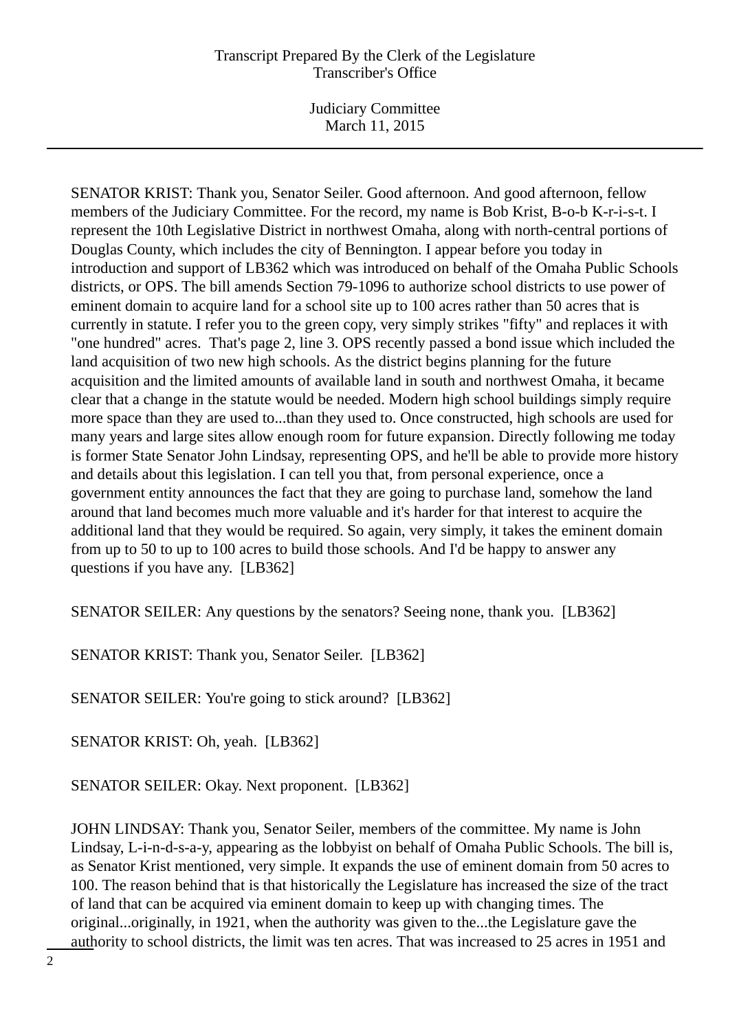SENATOR KRIST: Thank you, Senator Seiler. Good afternoon. And good afternoon, fellow members of the Judiciary Committee. For the record, my name is Bob Krist, B-o-b K-r-i-s-t. I represent the 10th Legislative District in northwest Omaha, along with north-central portions of Douglas County, which includes the city of Bennington. I appear before you today in introduction and support of LB362 which was introduced on behalf of the Omaha Public Schools districts, or OPS. The bill amends Section 79-1096 to authorize school districts to use power of eminent domain to acquire land for a school site up to 100 acres rather than 50 acres that is currently in statute. I refer you to the green copy, very simply strikes "fifty" and replaces it with "one hundred" acres. That's page 2, line 3. OPS recently passed a bond issue which included the land acquisition of two new high schools. As the district begins planning for the future acquisition and the limited amounts of available land in south and northwest Omaha, it became clear that a change in the statute would be needed. Modern high school buildings simply require more space than they are used to...than they used to. Once constructed, high schools are used for many years and large sites allow enough room for future expansion. Directly following me today is former State Senator John Lindsay, representing OPS, and he'll be able to provide more history and details about this legislation. I can tell you that, from personal experience, once a government entity announces the fact that they are going to purchase land, somehow the land around that land becomes much more valuable and it's harder for that interest to acquire the additional land that they would be required. So again, very simply, it takes the eminent domain from up to 50 to up to 100 acres to build those schools. And I'd be happy to answer any questions if you have any. [LB362]

SENATOR SEILER: Any questions by the senators? Seeing none, thank you. [LB362]

SENATOR KRIST: Thank you, Senator Seiler. [LB362]

SENATOR SEILER: You're going to stick around? [LB362]

SENATOR KRIST: Oh, yeah. [LB362]

SENATOR SEILER: Okay. Next proponent. [LB362]

JOHN LINDSAY: Thank you, Senator Seiler, members of the committee. My name is John Lindsay, L-i-n-d-s-a-y, appearing as the lobbyist on behalf of Omaha Public Schools. The bill is, as Senator Krist mentioned, very simple. It expands the use of eminent domain from 50 acres to 100. The reason behind that is that historically the Legislature has increased the size of the tract of land that can be acquired via eminent domain to keep up with changing times. The original...originally, in 1921, when the authority was given to the...the Legislature gave the authority to school districts, the limit was ten acres. That was increased to 25 acres in 1951 and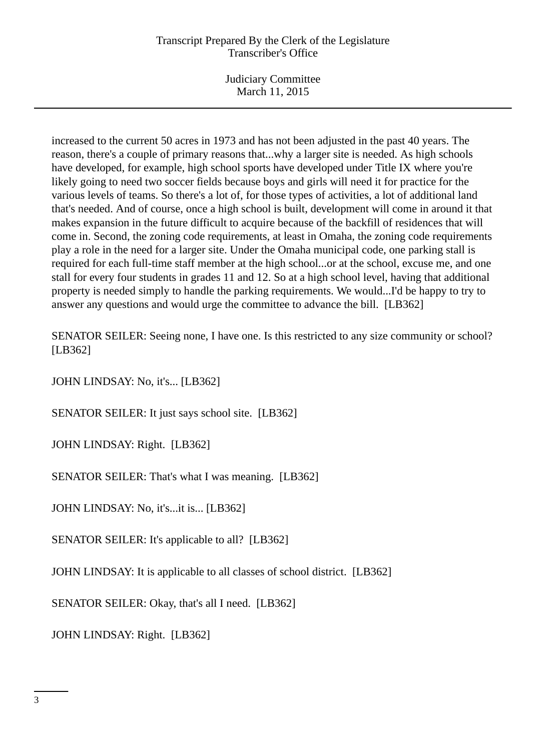increased to the current 50 acres in 1973 and has not been adjusted in the past 40 years. The reason, there's a couple of primary reasons that...why a larger site is needed. As high schools have developed, for example, high school sports have developed under Title IX where you're likely going to need two soccer fields because boys and girls will need it for practice for the various levels of teams. So there's a lot of, for those types of activities, a lot of additional land that's needed. And of course, once a high school is built, development will come in around it that makes expansion in the future difficult to acquire because of the backfill of residences that will come in. Second, the zoning code requirements, at least in Omaha, the zoning code requirements play a role in the need for a larger site. Under the Omaha municipal code, one parking stall is required for each full-time staff member at the high school...or at the school, excuse me, and one stall for every four students in grades 11 and 12. So at a high school level, having that additional property is needed simply to handle the parking requirements. We would...I'd be happy to try to answer any questions and would urge the committee to advance the bill. [LB362]

SENATOR SEILER: Seeing none, I have one. Is this restricted to any size community or school? [LB362]

JOHN LINDSAY: No, it's... [LB362]

SENATOR SEILER: It just says school site. [LB362]

JOHN LINDSAY: Right. [LB362]

SENATOR SEILER: That's what I was meaning. [LB362]

JOHN LINDSAY: No, it's...it is... [LB362]

SENATOR SEILER: It's applicable to all? [LB362]

JOHN LINDSAY: It is applicable to all classes of school district. [LB362]

SENATOR SEILER: Okay, that's all I need. [LB362]

JOHN LINDSAY: Right. [LB362]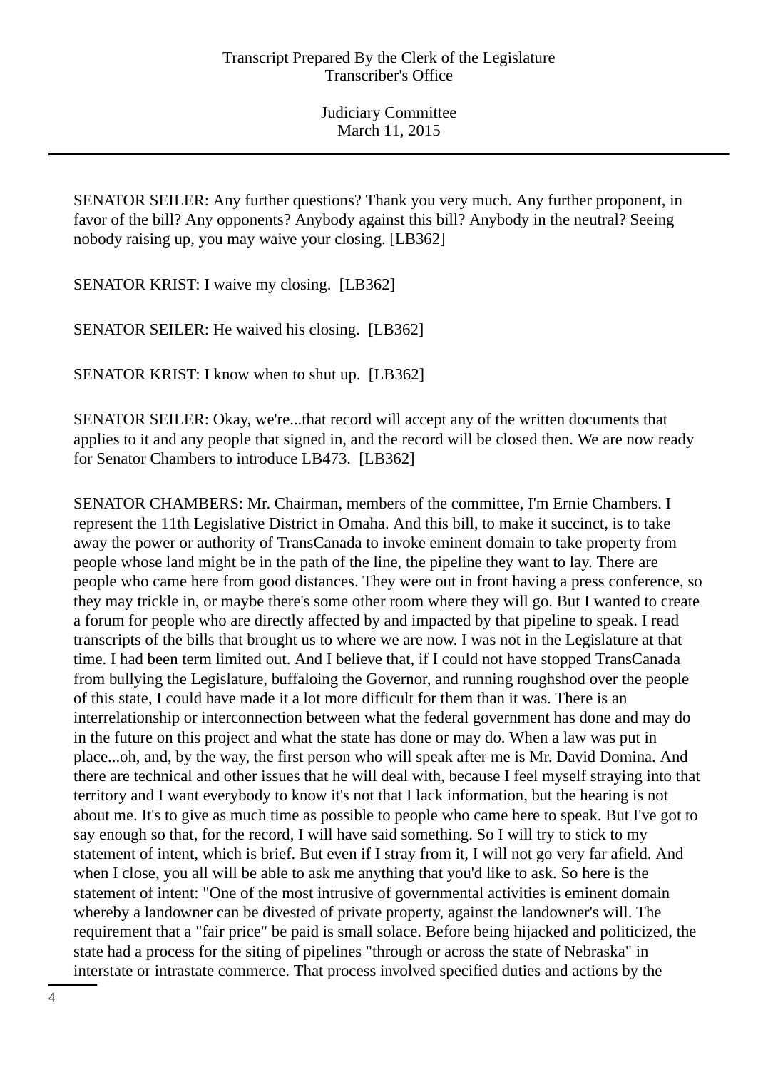SENATOR SEILER: Any further questions? Thank you very much. Any further proponent, in favor of the bill? Any opponents? Anybody against this bill? Anybody in the neutral? Seeing nobody raising up, you may waive your closing. [LB362]

SENATOR KRIST: I waive my closing. [LB362]

SENATOR SEILER: He waived his closing. [LB362]

SENATOR KRIST: I know when to shut up. [LB362]

SENATOR SEILER: Okay, we're...that record will accept any of the written documents that applies to it and any people that signed in, and the record will be closed then. We are now ready for Senator Chambers to introduce LB473. [LB362]

SENATOR CHAMBERS: Mr. Chairman, members of the committee, I'm Ernie Chambers. I represent the 11th Legislative District in Omaha. And this bill, to make it succinct, is to take away the power or authority of TransCanada to invoke eminent domain to take property from people whose land might be in the path of the line, the pipeline they want to lay. There are people who came here from good distances. They were out in front having a press conference, so they may trickle in, or maybe there's some other room where they will go. But I wanted to create a forum for people who are directly affected by and impacted by that pipeline to speak. I read transcripts of the bills that brought us to where we are now. I was not in the Legislature at that time. I had been term limited out. And I believe that, if I could not have stopped TransCanada from bullying the Legislature, buffaloing the Governor, and running roughshod over the people of this state, I could have made it a lot more difficult for them than it was. There is an interrelationship or interconnection between what the federal government has done and may do in the future on this project and what the state has done or may do. When a law was put in place...oh, and, by the way, the first person who will speak after me is Mr. David Domina. And there are technical and other issues that he will deal with, because I feel myself straying into that territory and I want everybody to know it's not that I lack information, but the hearing is not about me. It's to give as much time as possible to people who came here to speak. But I've got to say enough so that, for the record, I will have said something. So I will try to stick to my statement of intent, which is brief. But even if I stray from it, I will not go very far afield. And when I close, you all will be able to ask me anything that you'd like to ask. So here is the statement of intent: "One of the most intrusive of governmental activities is eminent domain whereby a landowner can be divested of private property, against the landowner's will. The requirement that a "fair price" be paid is small solace. Before being hijacked and politicized, the state had a process for the siting of pipelines "through or across the state of Nebraska" in interstate or intrastate commerce. That process involved specified duties and actions by the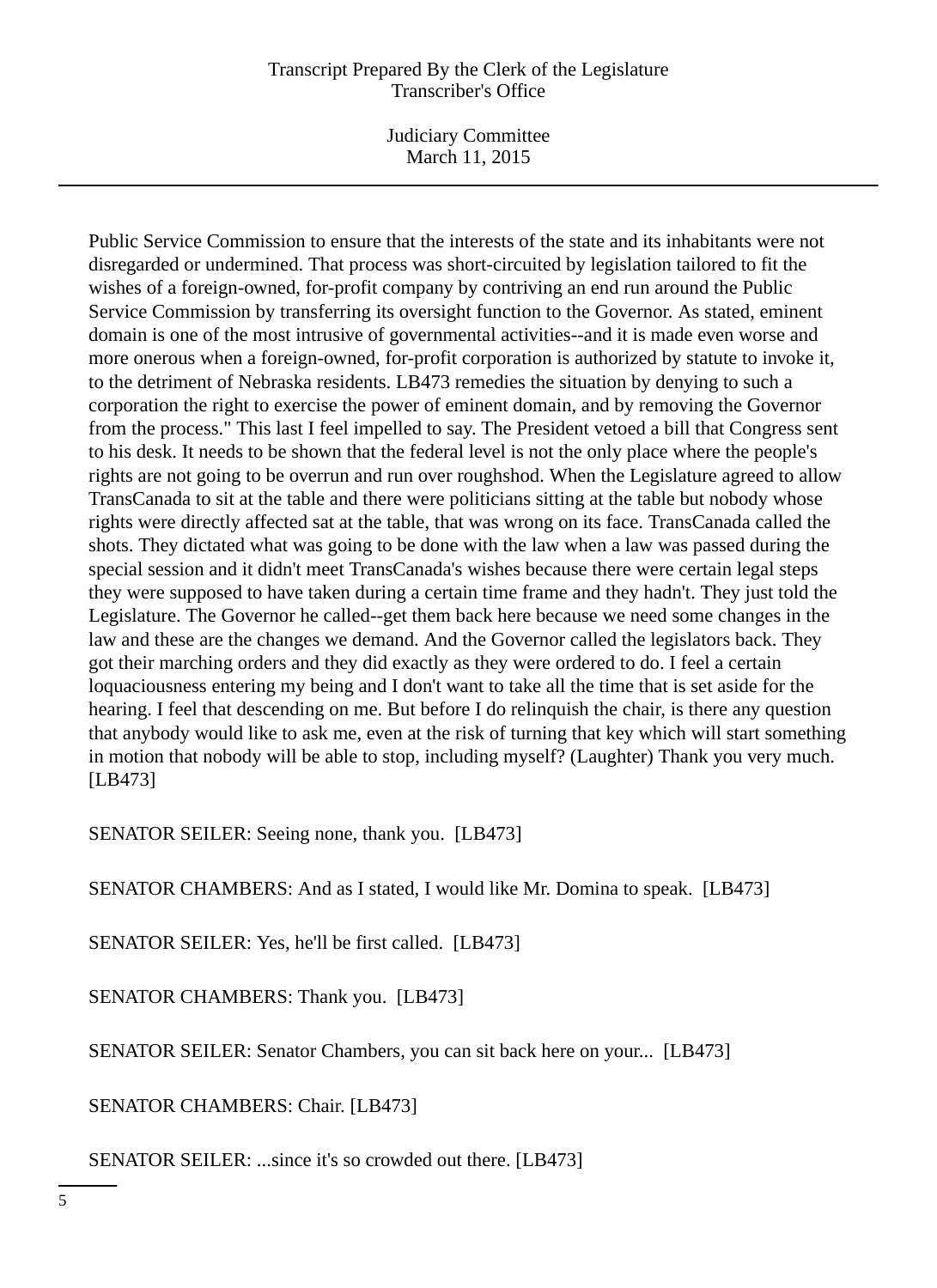Public Service Commission to ensure that the interests of the state and its inhabitants were not disregarded or undermined. That process was short-circuited by legislation tailored to fit the wishes of a foreign-owned, for-profit company by contriving an end run around the Public Service Commission by transferring its oversight function to the Governor. As stated, eminent domain is one of the most intrusive of governmental activities--and it is made even worse and more onerous when a foreign-owned, for-profit corporation is authorized by statute to invoke it, to the detriment of Nebraska residents. LB473 remedies the situation by denying to such a corporation the right to exercise the power of eminent domain, and by removing the Governor from the process." This last I feel impelled to say. The President vetoed a bill that Congress sent to his desk. It needs to be shown that the federal level is not the only place where the people's rights are not going to be overrun and run over roughshod. When the Legislature agreed to allow TransCanada to sit at the table and there were politicians sitting at the table but nobody whose rights were directly affected sat at the table, that was wrong on its face. TransCanada called the shots. They dictated what was going to be done with the law when a law was passed during the special session and it didn't meet TransCanada's wishes because there were certain legal steps they were supposed to have taken during a certain time frame and they hadn't. They just told the Legislature. The Governor he called--get them back here because we need some changes in the law and these are the changes we demand. And the Governor called the legislators back. They got their marching orders and they did exactly as they were ordered to do. I feel a certain loquaciousness entering my being and I don't want to take all the time that is set aside for the hearing. I feel that descending on me. But before I do relinquish the chair, is there any question that anybody would like to ask me, even at the risk of turning that key which will start something in motion that nobody will be able to stop, including myself? (Laughter) Thank you very much. [LB473]

SENATOR SEILER: Seeing none, thank you. [LB473]

SENATOR CHAMBERS: And as I stated, I would like Mr. Domina to speak. [LB473]

SENATOR SEILER: Yes, he'll be first called. [LB473]

SENATOR CHAMBERS: Thank you. [LB473]

SENATOR SEILER: Senator Chambers, you can sit back here on your... [LB473]

SENATOR CHAMBERS: Chair. [LB473]

SENATOR SEILER: ...since it's so crowded out there. [LB473]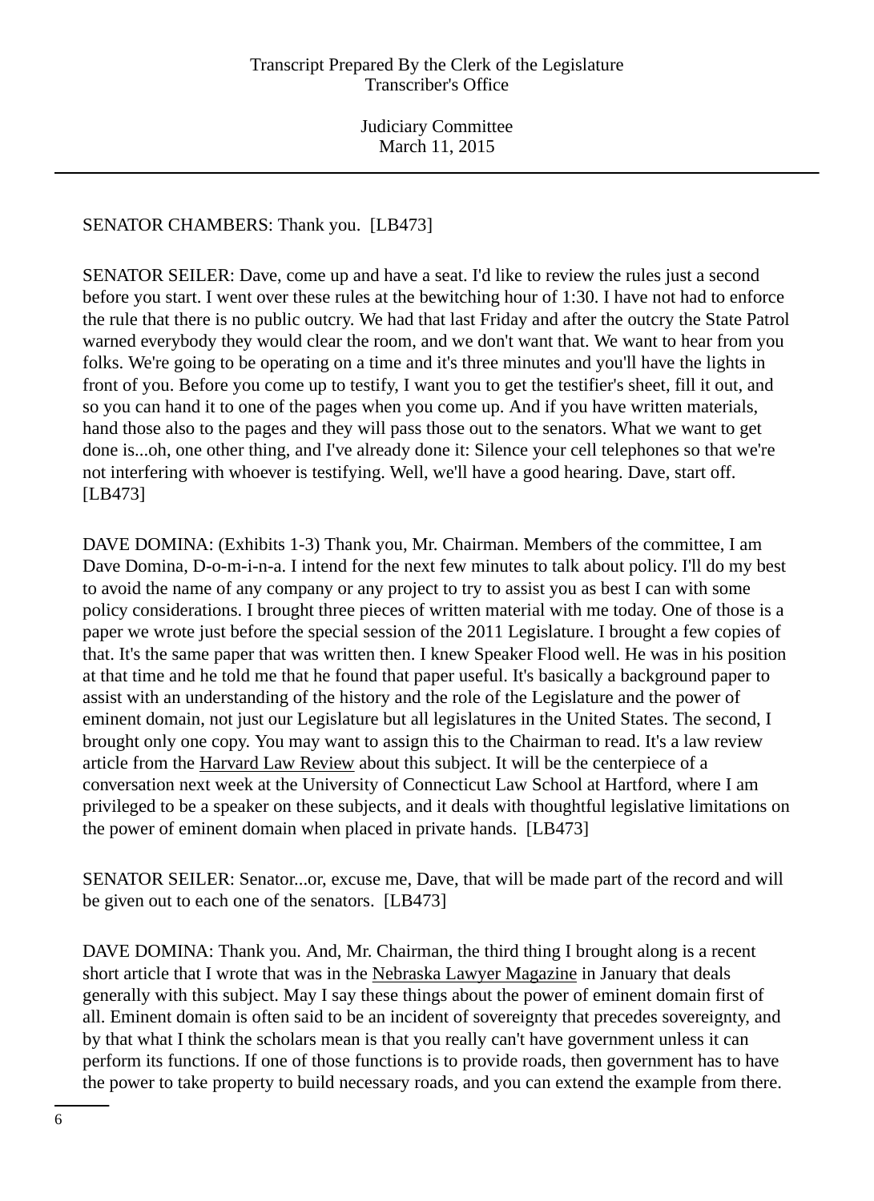SENATOR CHAMBERS: Thank you.  [LB473]

SENATOR SEILER: Dave, come up and have a seat. I'd like to review the rules just a second before you start. I went over these rules at the bewitching hour of 1:30. I have not had to enforce the rule that there is no public outcry. We had that last Friday and after the outcry the State Patrol warned everybody they would clear the room, and we don't want that. We want to hear from you folks. We're going to be operating on a time and it's three minutes and you'll have the lights in front of you. Before you come up to testify, I want you to get the testifier's sheet, fill it out, and so you can hand it to one of the pages when you come up. And if you have written materials, hand those also to the pages and they will pass those out to the senators. What we want to get done is...oh, one other thing, and I've already done it: Silence your cell telephones so that we're not interfering with whoever is testifying. Well, we'll have a good hearing. Dave, start off. [LB473]

DAVE DOMINA: (Exhibits 1-3) Thank you, Mr. Chairman. Members of the committee, I am Dave Domina, D-o-m-i-n-a. I intend for the next few minutes to talk about policy. I'll do my best to avoid the name of any company or any project to try to assist you as best I can with some policy considerations. I brought three pieces of written material with me today. One of those is a paper we wrote just before the special session of the 2011 Legislature. I brought a few copies of that. It's the same paper that was written then. I knew Speaker Flood well. He was in his position at that time and he told me that he found that paper useful. It's basically a background paper to assist with an understanding of the history and the role of the Legislature and the power of eminent domain, not just our Legislature but all legislatures in the United States. The second, I brought only one copy. You may want to assign this to the Chairman to read. It's a law review article from the Harvard Law Review about this subject. It will be the centerpiece of a conversation next week at the University of Connecticut Law School at Hartford, where I am privileged to be a speaker on these subjects, and it deals with thoughtful legislative limitations on the power of eminent domain when placed in private hands.  [LB473]

SENATOR SEILER: Senator...or, excuse me, Dave, that will be made part of the record and will be given out to each one of the senators.  [LB473]

DAVE DOMINA: Thank you. And, Mr. Chairman, the third thing I brought along is a recent short article that I wrote that was in the Nebraska Lawyer Magazine in January that deals generally with this subject. May I say these things about the power of eminent domain first of all. Eminent domain is often said to be an incident of sovereignty that precedes sovereignty, and by that what I think the scholars mean is that you really can't have government unless it can perform its functions. If one of those functions is to provide roads, then government has to have the power to take property to build necessary roads, and you can extend the example from there.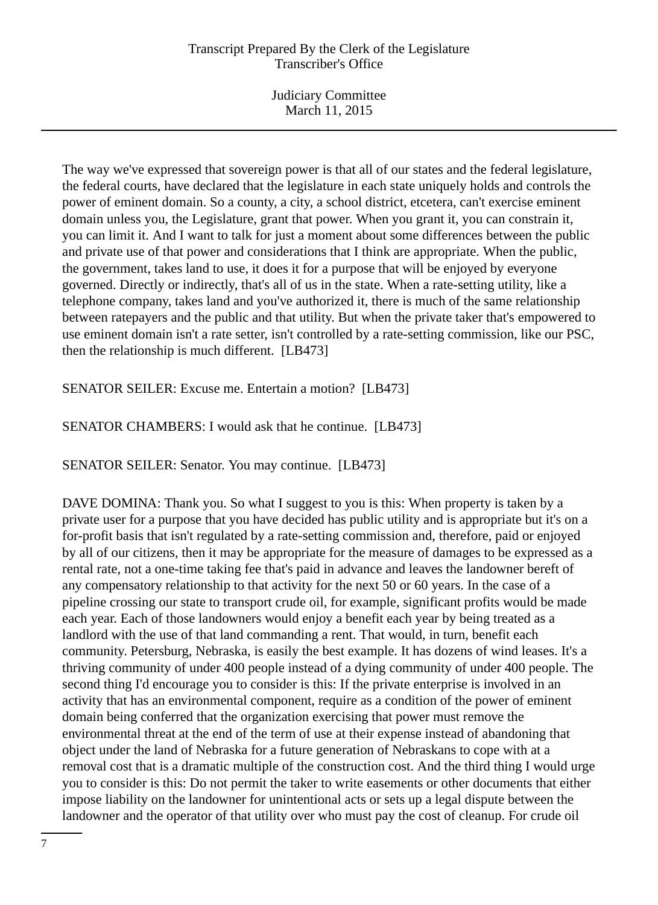The way we've expressed that sovereign power is that all of our states and the federal legislature, the federal courts, have declared that the legislature in each state uniquely holds and controls the power of eminent domain. So a county, a city, a school district, etcetera, can't exercise eminent domain unless you, the Legislature, grant that power. When you grant it, you can constrain it, you can limit it. And I want to talk for just a moment about some differences between the public and private use of that power and considerations that I think are appropriate. When the public, the government, takes land to use, it does it for a purpose that will be enjoyed by everyone governed. Directly or indirectly, that's all of us in the state. When a rate-setting utility, like a telephone company, takes land and you've authorized it, there is much of the same relationship between ratepayers and the public and that utility. But when the private taker that's empowered to use eminent domain isn't a rate setter, isn't controlled by a rate-setting commission, like our PSC, then the relationship is much different.  [LB473]

SENATOR SEILER: Excuse me. Entertain a motion?  [LB473]

SENATOR CHAMBERS: I would ask that he continue.  [LB473]

SENATOR SEILER: Senator. You may continue.  [LB473]

DAVE DOMINA: Thank you. So what I suggest to you is this: When property is taken by a private user for a purpose that you have decided has public utility and is appropriate but it's on a for-profit basis that isn't regulated by a rate-setting commission and, therefore, paid or enjoyed by all of our citizens, then it may be appropriate for the measure of damages to be expressed as a rental rate, not a one-time taking fee that's paid in advance and leaves the landowner bereft of any compensatory relationship to that activity for the next 50 or 60 years. In the case of a pipeline crossing our state to transport crude oil, for example, significant profits would be made each year. Each of those landowners would enjoy a benefit each year by being treated as a landlord with the use of that land commanding a rent. That would, in turn, benefit each community. Petersburg, Nebraska, is easily the best example. It has dozens of wind leases. It's a thriving community of under 400 people instead of a dying community of under 400 people. The second thing I'd encourage you to consider is this: If the private enterprise is involved in an activity that has an environmental component, require as a condition of the power of eminent domain being conferred that the organization exercising that power must remove the environmental threat at the end of the term of use at their expense instead of abandoning that object under the land of Nebraska for a future generation of Nebraskans to cope with at a removal cost that is a dramatic multiple of the construction cost. And the third thing I would urge you to consider is this: Do not permit the taker to write easements or other documents that either impose liability on the landowner for unintentional acts or sets up a legal dispute between the landowner and the operator of that utility over who must pay the cost of cleanup. For crude oil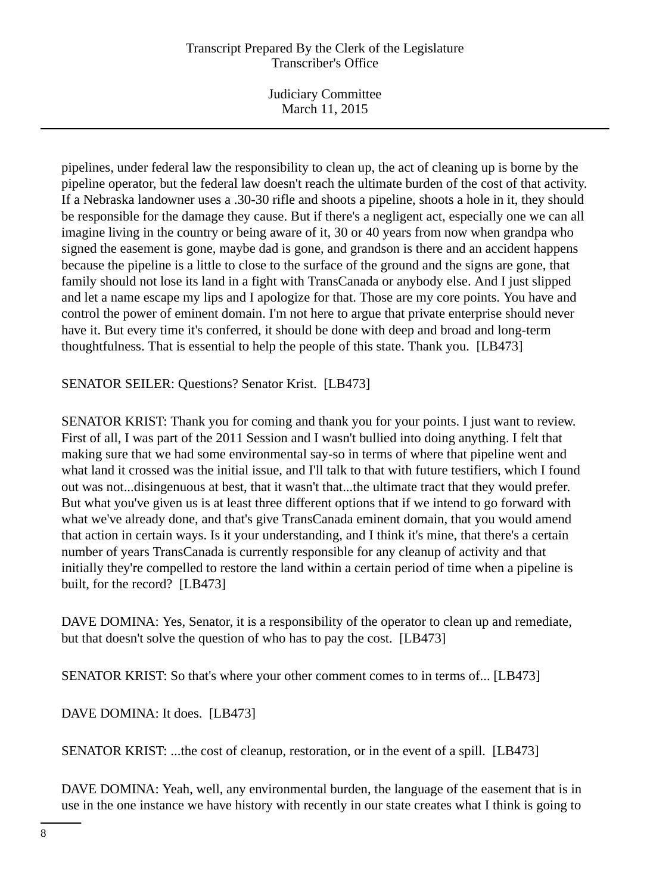pipelines, under federal law the responsibility to clean up, the act of cleaning up is borne by the pipeline operator, but the federal law doesn't reach the ultimate burden of the cost of that activity. If a Nebraska landowner uses a .30-30 rifle and shoots a pipeline, shoots a hole in it, they should be responsible for the damage they cause. But if there's a negligent act, especially one we can all imagine living in the country or being aware of it, 30 or 40 years from now when grandpa who signed the easement is gone, maybe dad is gone, and grandson is there and an accident happens because the pipeline is a little to close to the surface of the ground and the signs are gone, that family should not lose its land in a fight with TransCanada or anybody else. And I just slipped and let a name escape my lips and I apologize for that. Those are my core points. You have and control the power of eminent domain. I'm not here to argue that private enterprise should never have it. But every time it's conferred, it should be done with deep and broad and long-term thoughtfulness. That is essential to help the people of this state. Thank you. [LB473]

SENATOR SEILER: Questions? Senator Krist. [LB473]

SENATOR KRIST: Thank you for coming and thank you for your points. I just want to review. First of all, I was part of the 2011 Session and I wasn't bullied into doing anything. I felt that making sure that we had some environmental say-so in terms of where that pipeline went and what land it crossed was the initial issue, and I'll talk to that with future testifiers, which I found out was not...disingenuous at best, that it wasn't that...the ultimate tract that they would prefer. But what you've given us is at least three different options that if we intend to go forward with what we've already done, and that's give TransCanada eminent domain, that you would amend that action in certain ways. Is it your understanding, and I think it's mine, that there's a certain number of years TransCanada is currently responsible for any cleanup of activity and that initially they're compelled to restore the land within a certain period of time when a pipeline is built, for the record? [LB473]

DAVE DOMINA: Yes, Senator, it is a responsibility of the operator to clean up and remediate, but that doesn't solve the question of who has to pay the cost. [LB473]

SENATOR KRIST: So that's where your other comment comes to in terms of... [LB473]

DAVE DOMINA: It does. [LB473]

SENATOR KRIST: ...the cost of cleanup, restoration, or in the event of a spill. [LB473]

DAVE DOMINA: Yeah, well, any environmental burden, the language of the easement that is in use in the one instance we have history with recently in our state creates what I think is going to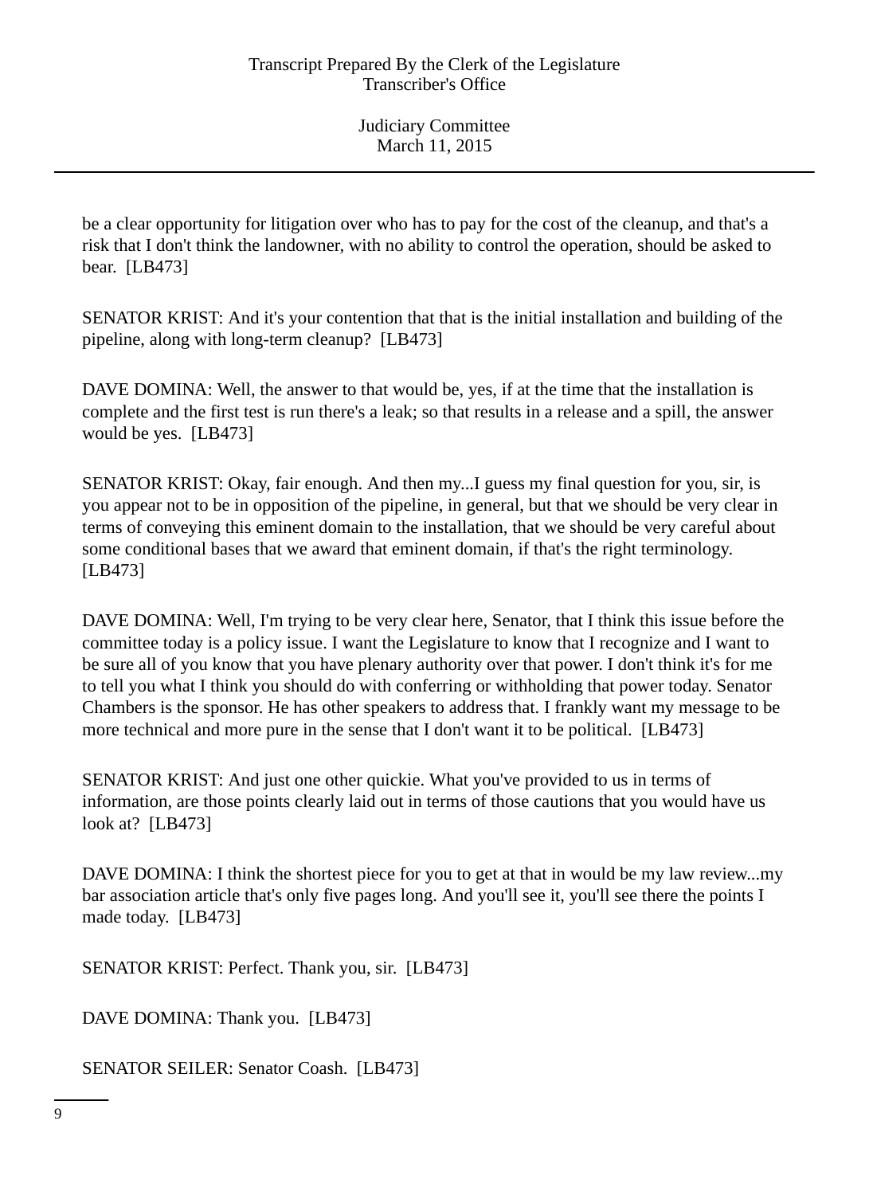be a clear opportunity for litigation over who has to pay for the cost of the cleanup, and that's a risk that I don't think the landowner, with no ability to control the operation, should be asked to bear. [LB473]

SENATOR KRIST: And it's your contention that that is the initial installation and building of the pipeline, along with long-term cleanup? [LB473]

DAVE DOMINA: Well, the answer to that would be, yes, if at the time that the installation is complete and the first test is run there's a leak; so that results in a release and a spill, the answer would be yes. [LB473]

SENATOR KRIST: Okay, fair enough. And then my...I guess my final question for you, sir, is you appear not to be in opposition of the pipeline, in general, but that we should be very clear in terms of conveying this eminent domain to the installation, that we should be very careful about some conditional bases that we award that eminent domain, if that's the right terminology. [LB473]

DAVE DOMINA: Well, I'm trying to be very clear here, Senator, that I think this issue before the committee today is a policy issue. I want the Legislature to know that I recognize and I want to be sure all of you know that you have plenary authority over that power. I don't think it's for me to tell you what I think you should do with conferring or withholding that power today. Senator Chambers is the sponsor. He has other speakers to address that. I frankly want my message to be more technical and more pure in the sense that I don't want it to be political. [LB473]

SENATOR KRIST: And just one other quickie. What you've provided to us in terms of information, are those points clearly laid out in terms of those cautions that you would have us look at? [LB473]

DAVE DOMINA: I think the shortest piece for you to get at that in would be my law review...my bar association article that's only five pages long. And you'll see it, you'll see there the points I made today. [LB473]

SENATOR KRIST: Perfect. Thank you, sir. [LB473]

DAVE DOMINA: Thank you. [LB473]

SENATOR SEILER: Senator Coash. [LB473]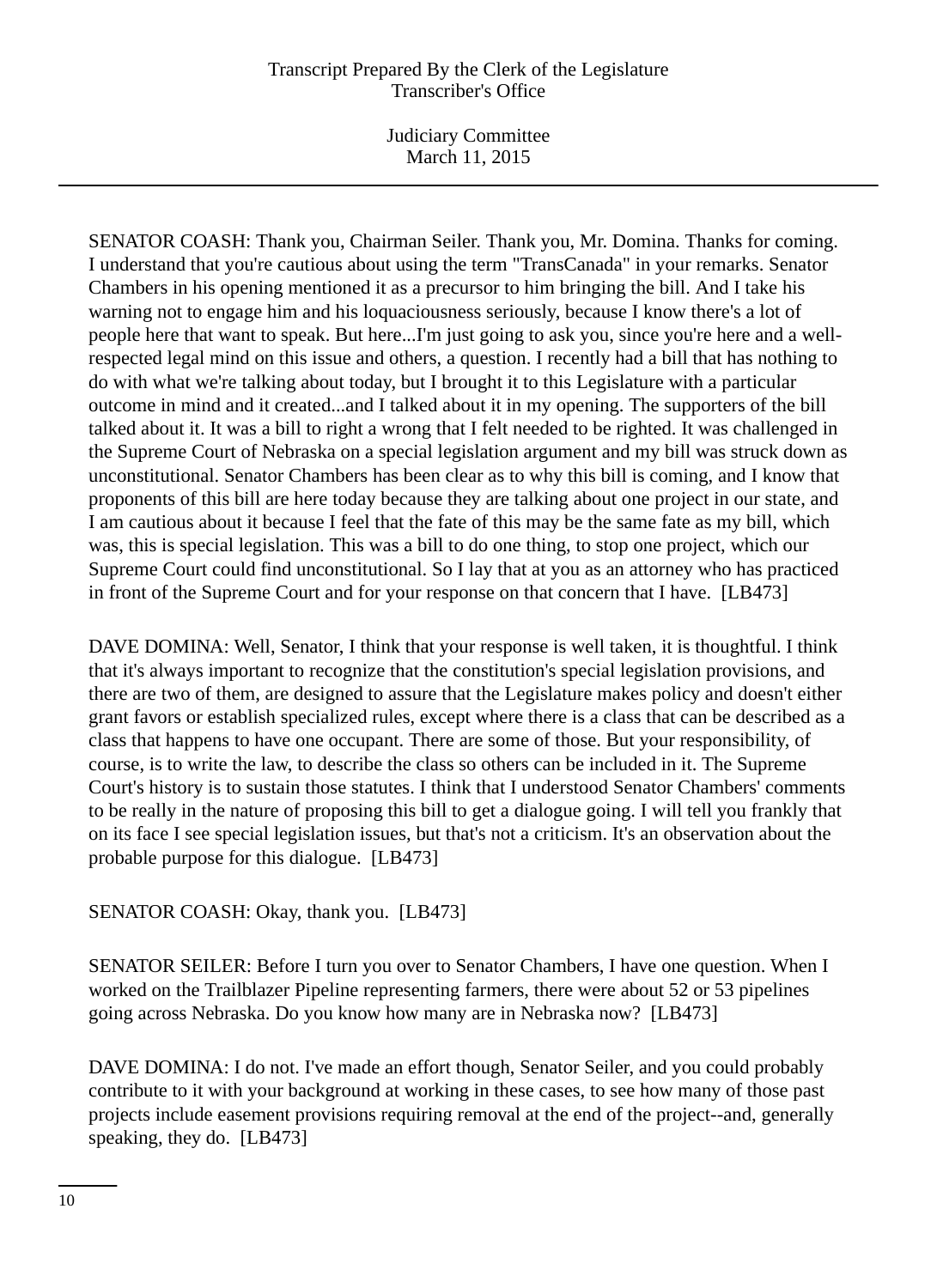SENATOR COASH: Thank you, Chairman Seiler. Thank you, Mr. Domina. Thanks for coming. I understand that you're cautious about using the term "TransCanada" in your remarks. Senator Chambers in his opening mentioned it as a precursor to him bringing the bill. And I take his warning not to engage him and his loquaciousness seriously, because I know there's a lot of people here that want to speak. But here...I'm just going to ask you, since you're here and a well-respected legal mind on this issue and others, a question. I recently had a bill that has nothing to do with what we're talking about today, but I brought it to this Legislature with a particular outcome in mind and it created...and I talked about it in my opening. The supporters of the bill talked about it. It was a bill to right a wrong that I felt needed to be righted. It was challenged in the Supreme Court of Nebraska on a special legislation argument and my bill was struck down as unconstitutional. Senator Chambers has been clear as to why this bill is coming, and I know that proponents of this bill are here today because they are talking about one project in our state, and I am cautious about it because I feel that the fate of this may be the same fate as my bill, which was, this is special legislation. This was a bill to do one thing, to stop one project, which our Supreme Court could find unconstitutional. So I lay that at you as an attorney who has practiced in front of the Supreme Court and for your response on that concern that I have. [LB473]

DAVE DOMINA: Well, Senator, I think that your response is well taken, it is thoughtful. I think that it's always important to recognize that the constitution's special legislation provisions, and there are two of them, are designed to assure that the Legislature makes policy and doesn't either grant favors or establish specialized rules, except where there is a class that can be described as a class that happens to have one occupant. There are some of those. But your responsibility, of course, is to write the law, to describe the class so others can be included in it. The Supreme Court's history is to sustain those statutes. I think that I understood Senator Chambers' comments to be really in the nature of proposing this bill to get a dialogue going. I will tell you frankly that on its face I see special legislation issues, but that's not a criticism. It's an observation about the probable purpose for this dialogue. [LB473]

SENATOR COASH: Okay, thank you. [LB473]

SENATOR SEILER: Before I turn you over to Senator Chambers, I have one question. When I worked on the Trailblazer Pipeline representing farmers, there were about 52 or 53 pipelines going across Nebraska. Do you know how many are in Nebraska now? [LB473]

DAVE DOMINA: I do not. I've made an effort though, Senator Seiler, and you could probably contribute to it with your background at working in these cases, to see how many of those past projects include easement provisions requiring removal at the end of the project--and, generally speaking, they do. [LB473]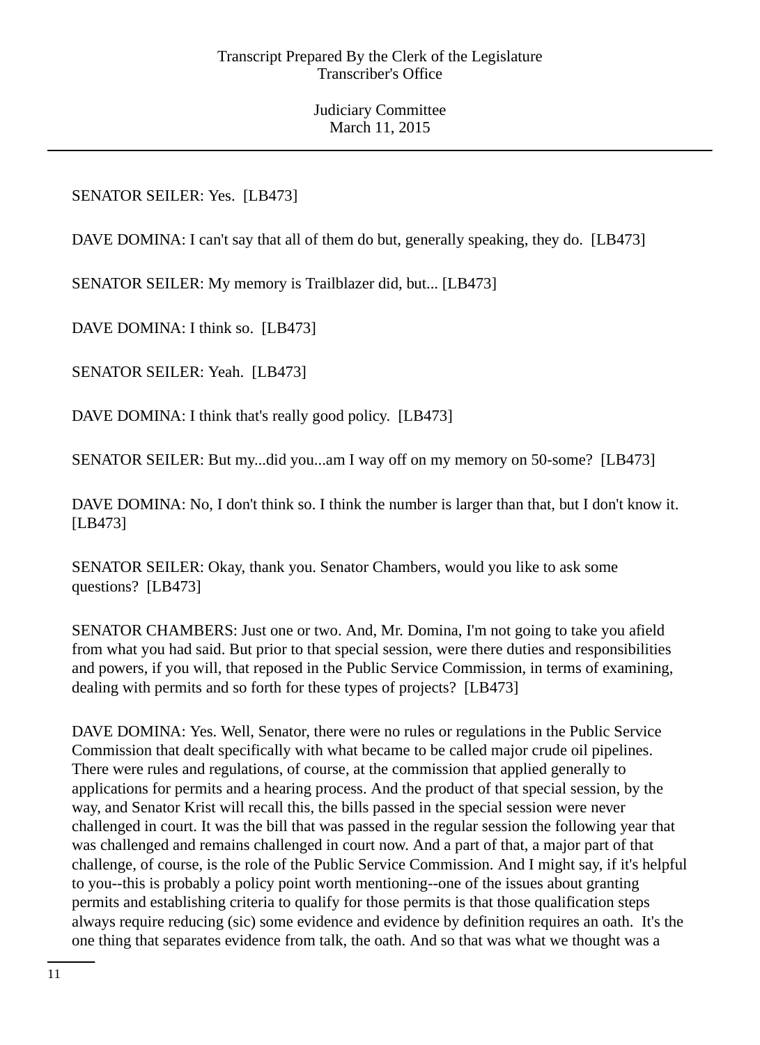SENATOR SEILER: Yes. [LB473]

DAVE DOMINA: I can't say that all of them do but, generally speaking, they do. [LB473]

SENATOR SEILER: My memory is Trailblazer did, but... [LB473]

DAVE DOMINA: I think so. [LB473]

SENATOR SEILER: Yeah. [LB473]

DAVE DOMINA: I think that's really good policy. [LB473]

SENATOR SEILER: But my...did you...am I way off on my memory on 50-some? [LB473]

DAVE DOMINA: No, I don't think so. I think the number is larger than that, but I don't know it. [LB473]

SENATOR SEILER: Okay, thank you. Senator Chambers, would you like to ask some questions? [LB473]

SENATOR CHAMBERS: Just one or two. And, Mr. Domina, I'm not going to take you afield from what you had said. But prior to that special session, were there duties and responsibilities and powers, if you will, that reposed in the Public Service Commission, in terms of examining, dealing with permits and so forth for these types of projects? [LB473]

DAVE DOMINA: Yes. Well, Senator, there were no rules or regulations in the Public Service Commission that dealt specifically with what became to be called major crude oil pipelines. There were rules and regulations, of course, at the commission that applied generally to applications for permits and a hearing process. And the product of that special session, by the way, and Senator Krist will recall this, the bills passed in the special session were never challenged in court. It was the bill that was passed in the regular session the following year that was challenged and remains challenged in court now. And a part of that, a major part of that challenge, of course, is the role of the Public Service Commission. And I might say, if it's helpful to you--this is probably a policy point worth mentioning--one of the issues about granting permits and establishing criteria to qualify for those permits is that those qualification steps always require reducing (sic) some evidence and evidence by definition requires an oath. It's the one thing that separates evidence from talk, the oath. And so that was what we thought was a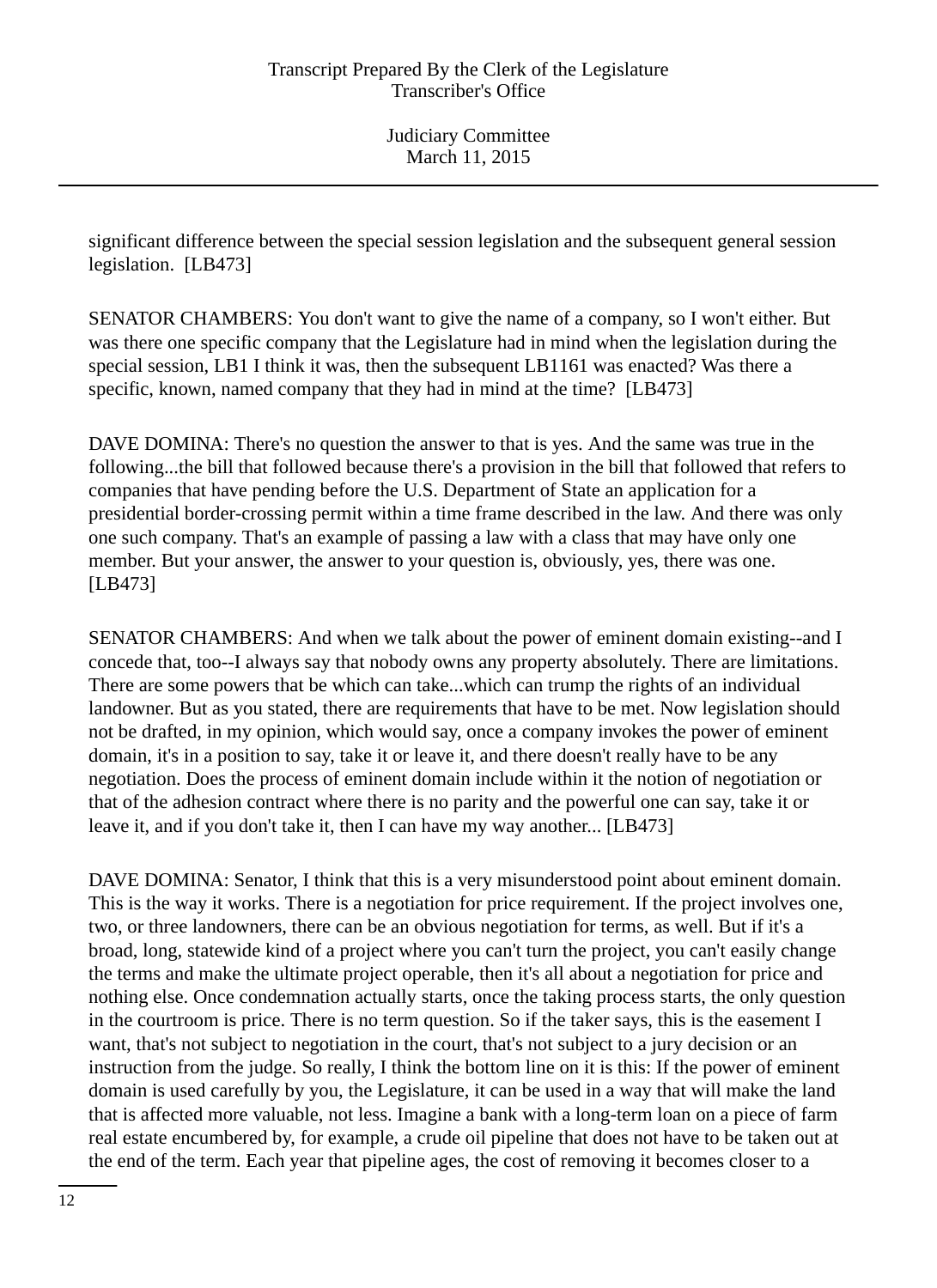significant difference between the special session legislation and the subsequent general session legislation.  [LB473]

SENATOR CHAMBERS: You don't want to give the name of a company, so I won't either. But was there one specific company that the Legislature had in mind when the legislation during the special session, LB1 I think it was, then the subsequent LB1161 was enacted? Was there a specific, known, named company that they had in mind at the time?  [LB473]

DAVE DOMINA: There's no question the answer to that is yes. And the same was true in the following...the bill that followed because there's a provision in the bill that followed that refers to companies that have pending before the U.S. Department of State an application for a presidential border-crossing permit within a time frame described in the law. And there was only one such company. That's an example of passing a law with a class that may have only one member. But your answer, the answer to your question is, obviously, yes, there was one.  [LB473]

SENATOR CHAMBERS: And when we talk about the power of eminent domain existing--and I concede that, too--I always say that nobody owns any property absolutely. There are limitations. There are some powers that be which can take...which can trump the rights of an individual landowner. But as you stated, there are requirements that have to be met. Now legislation should not be drafted, in my opinion, which would say, once a company invokes the power of eminent domain, it's in a position to say, take it or leave it, and there doesn't really have to be any negotiation. Does the process of eminent domain include within it the notion of negotiation or that of the adhesion contract where there is no parity and the powerful one can say, take it or leave it, and if you don't take it, then I can have my way another... [LB473]

DAVE DOMINA: Senator, I think that this is a very misunderstood point about eminent domain. This is the way it works. There is a negotiation for price requirement. If the project involves one, two, or three landowners, there can be an obvious negotiation for terms, as well. But if it's a broad, long, statewide kind of a project where you can't turn the project, you can't easily change the terms and make the ultimate project operable, then it's all about a negotiation for price and nothing else. Once condemnation actually starts, once the taking process starts, the only question in the courtroom is price. There is no term question. So if the taker says, this is the easement I want, that's not subject to negotiation in the court, that's not subject to a jury decision or an instruction from the judge. So really, I think the bottom line on it is this: If the power of eminent domain is used carefully by you, the Legislature, it can be used in a way that will make the land that is affected more valuable, not less. Imagine a bank with a long-term loan on a piece of farm real estate encumbered by, for example, a crude oil pipeline that does not have to be taken out at the end of the term. Each year that pipeline ages, the cost of removing it becomes closer to a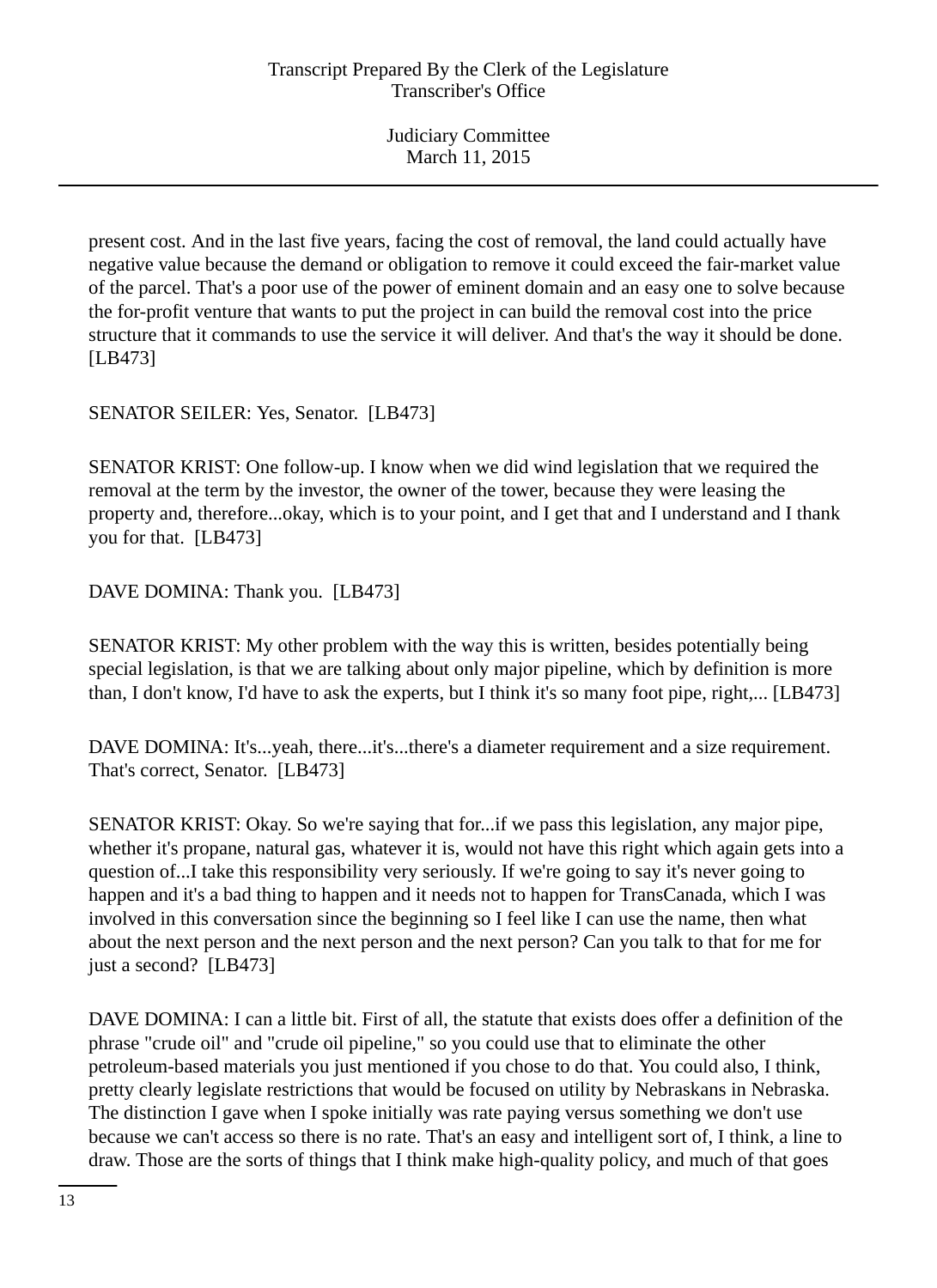present cost. And in the last five years, facing the cost of removal, the land could actually have negative value because the demand or obligation to remove it could exceed the fair-market value of the parcel. That's a poor use of the power of eminent domain and an easy one to solve because the for-profit venture that wants to put the project in can build the removal cost into the price structure that it commands to use the service it will deliver. And that's the way it should be done. [LB473]

SENATOR SEILER: Yes, Senator. [LB473]

SENATOR KRIST: One follow-up. I know when we did wind legislation that we required the removal at the term by the investor, the owner of the tower, because they were leasing the property and, therefore...okay, which is to your point, and I get that and I understand and I thank you for that. [LB473]

DAVE DOMINA: Thank you. [LB473]

SENATOR KRIST: My other problem with the way this is written, besides potentially being special legislation, is that we are talking about only major pipeline, which by definition is more than, I don't know, I'd have to ask the experts, but I think it's so many foot pipe, right,... [LB473]

DAVE DOMINA: It's...yeah, there...it's...there's a diameter requirement and a size requirement. That's correct, Senator. [LB473]

SENATOR KRIST: Okay. So we're saying that for...if we pass this legislation, any major pipe, whether it's propane, natural gas, whatever it is, would not have this right which again gets into a question of...I take this responsibility very seriously. If we're going to say it's never going to happen and it's a bad thing to happen and it needs not to happen for TransCanada, which I was involved in this conversation since the beginning so I feel like I can use the name, then what about the next person and the next person and the next person? Can you talk to that for me for just a second? [LB473]

DAVE DOMINA: I can a little bit. First of all, the statute that exists does offer a definition of the phrase "crude oil" and "crude oil pipeline," so you could use that to eliminate the other petroleum-based materials you just mentioned if you chose to do that. You could also, I think, pretty clearly legislate restrictions that would be focused on utility by Nebraskans in Nebraska. The distinction I gave when I spoke initially was rate paying versus something we don't use because we can't access so there is no rate. That's an easy and intelligent sort of, I think, a line to draw. Those are the sorts of things that I think make high-quality policy, and much of that goes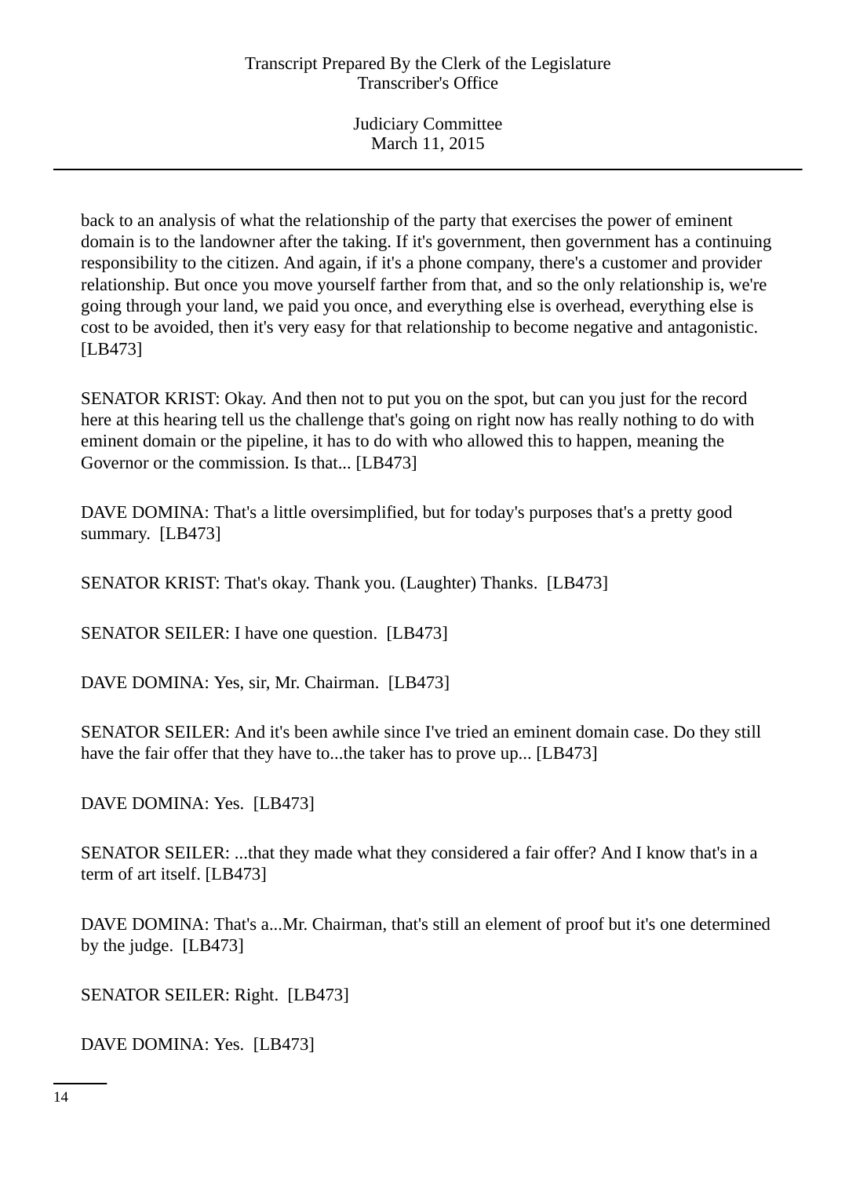back to an analysis of what the relationship of the party that exercises the power of eminent domain is to the landowner after the taking. If it's government, then government has a continuing responsibility to the citizen. And again, if it's a phone company, there's a customer and provider relationship. But once you move yourself farther from that, and so the only relationship is, we're going through your land, we paid you once, and everything else is overhead, everything else is cost to be avoided, then it's very easy for that relationship to become negative and antagonistic. [LB473]

SENATOR KRIST: Okay. And then not to put you on the spot, but can you just for the record here at this hearing tell us the challenge that's going on right now has really nothing to do with eminent domain or the pipeline, it has to do with who allowed this to happen, meaning the Governor or the commission. Is that... [LB473]

DAVE DOMINA: That's a little oversimplified, but for today's purposes that's a pretty good summary. [LB473]

SENATOR KRIST: That's okay. Thank you. (Laughter) Thanks. [LB473]

SENATOR SEILER: I have one question. [LB473]

DAVE DOMINA: Yes, sir, Mr. Chairman. [LB473]

SENATOR SEILER: And it's been awhile since I've tried an eminent domain case. Do they still have the fair offer that they have to...the taker has to prove up... [LB473]

DAVE DOMINA: Yes. [LB473]

SENATOR SEILER: ...that they made what they considered a fair offer? And I know that's in a term of art itself. [LB473]

DAVE DOMINA: That's a...Mr. Chairman, that's still an element of proof but it's one determined by the judge. [LB473]

SENATOR SEILER: Right. [LB473]

DAVE DOMINA: Yes. [LB473]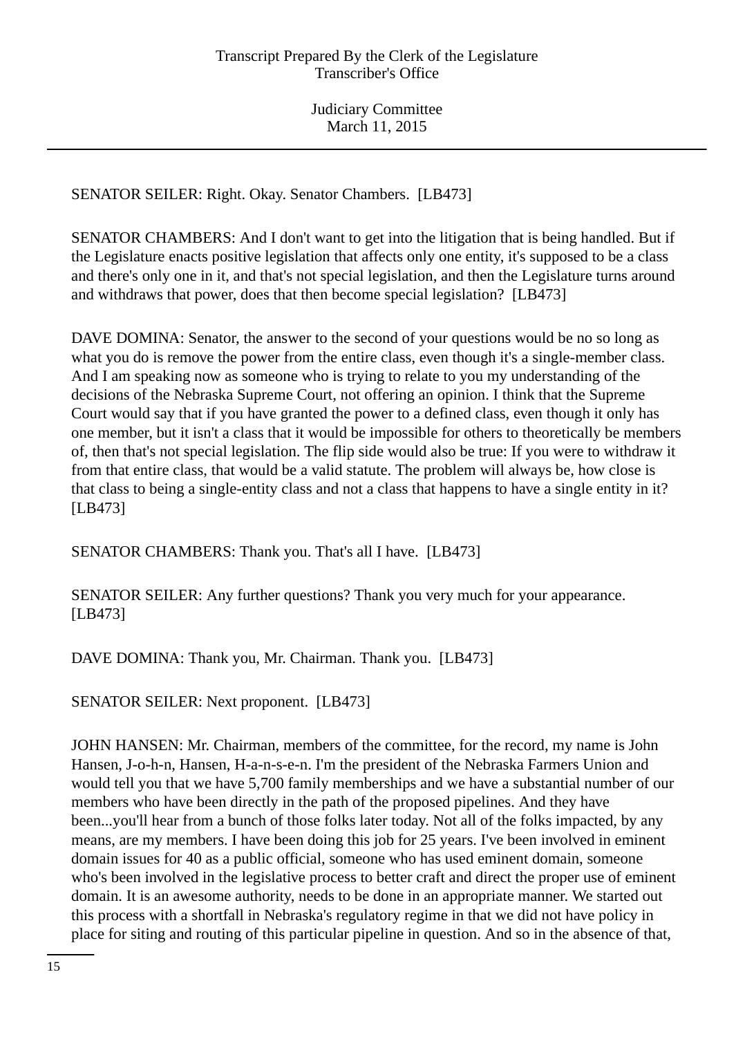SENATOR SEILER: Right. Okay. Senator Chambers. [LB473]

SENATOR CHAMBERS: And I don't want to get into the litigation that is being handled. But if the Legislature enacts positive legislation that affects only one entity, it's supposed to be a class and there's only one in it, and that's not special legislation, and then the Legislature turns around and withdraws that power, does that then become special legislation? [LB473]

DAVE DOMINA: Senator, the answer to the second of your questions would be no so long as what you do is remove the power from the entire class, even though it's a single-member class. And I am speaking now as someone who is trying to relate to you my understanding of the decisions of the Nebraska Supreme Court, not offering an opinion. I think that the Supreme Court would say that if you have granted the power to a defined class, even though it only has one member, but it isn't a class that it would be impossible for others to theoretically be members of, then that's not special legislation. The flip side would also be true: If you were to withdraw it from that entire class, that would be a valid statute. The problem will always be, how close is that class to being a single-entity class and not a class that happens to have a single entity in it? [LB473]

SENATOR CHAMBERS: Thank you. That's all I have. [LB473]

SENATOR SEILER: Any further questions? Thank you very much for your appearance. [LB473]

DAVE DOMINA: Thank you, Mr. Chairman. Thank you. [LB473]

SENATOR SEILER: Next proponent. [LB473]

JOHN HANSEN: Mr. Chairman, members of the committee, for the record, my name is John Hansen, J-o-h-n, Hansen, H-a-n-s-e-n. I'm the president of the Nebraska Farmers Union and would tell you that we have 5,700 family memberships and we have a substantial number of our members who have been directly in the path of the proposed pipelines. And they have been...you'll hear from a bunch of those folks later today. Not all of the folks impacted, by any means, are my members. I have been doing this job for 25 years. I've been involved in eminent domain issues for 40 as a public official, someone who has used eminent domain, someone who's been involved in the legislative process to better craft and direct the proper use of eminent domain. It is an awesome authority, needs to be done in an appropriate manner. We started out this process with a shortfall in Nebraska's regulatory regime in that we did not have policy in place for siting and routing of this particular pipeline in question. And so in the absence of that,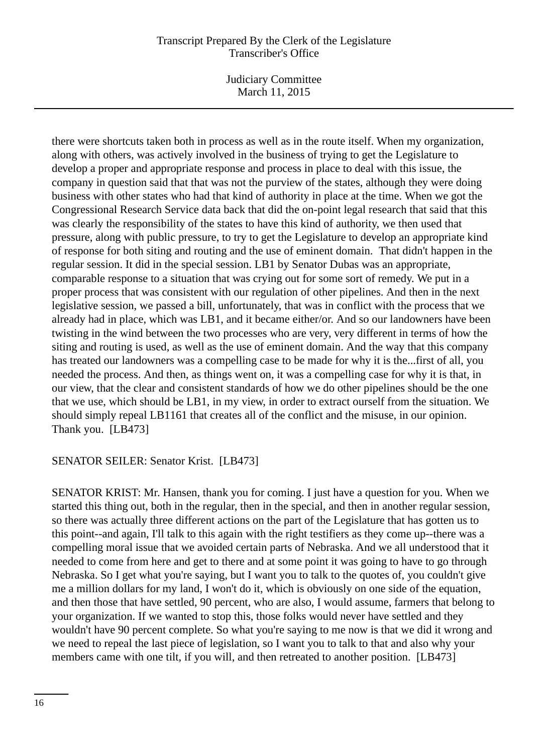there were shortcuts taken both in process as well as in the route itself. When my organization, along with others, was actively involved in the business of trying to get the Legislature to develop a proper and appropriate response and process in place to deal with this issue, the company in question said that that was not the purview of the states, although they were doing business with other states who had that kind of authority in place at the time. When we got the Congressional Research Service data back that did the on-point legal research that said that this was clearly the responsibility of the states to have this kind of authority, we then used that pressure, along with public pressure, to try to get the Legislature to develop an appropriate kind of response for both siting and routing and the use of eminent domain. That didn't happen in the regular session. It did in the special session. LB1 by Senator Dubas was an appropriate, comparable response to a situation that was crying out for some sort of remedy. We put in a proper process that was consistent with our regulation of other pipelines. And then in the next legislative session, we passed a bill, unfortunately, that was in conflict with the process that we already had in place, which was LB1, and it became either/or. And so our landowners have been twisting in the wind between the two processes who are very, very different in terms of how the siting and routing is used, as well as the use of eminent domain. And the way that this company has treated our landowners was a compelling case to be made for why it is the...first of all, you needed the process. And then, as things went on, it was a compelling case for why it is that, in our view, that the clear and consistent standards of how we do other pipelines should be the one that we use, which should be LB1, in my view, in order to extract ourself from the situation. We should simply repeal LB1161 that creates all of the conflict and the misuse, in our opinion. Thank you. [LB473]

SENATOR SEILER: Senator Krist. [LB473]

SENATOR KRIST: Mr. Hansen, thank you for coming. I just have a question for you. When we started this thing out, both in the regular, then in the special, and then in another regular session, so there was actually three different actions on the part of the Legislature that has gotten us to this point--and again, I'll talk to this again with the right testifiers as they come up--there was a compelling moral issue that we avoided certain parts of Nebraska. And we all understood that it needed to come from here and get to there and at some point it was going to have to go through Nebraska. So I get what you're saying, but I want you to talk to the quotes of, you couldn't give me a million dollars for my land, I won't do it, which is obviously on one side of the equation, and then those that have settled, 90 percent, who are also, I would assume, farmers that belong to your organization. If we wanted to stop this, those folks would never have settled and they wouldn't have 90 percent complete. So what you're saying to me now is that we did it wrong and we need to repeal the last piece of legislation, so I want you to talk to that and also why your members came with one tilt, if you will, and then retreated to another position. [LB473]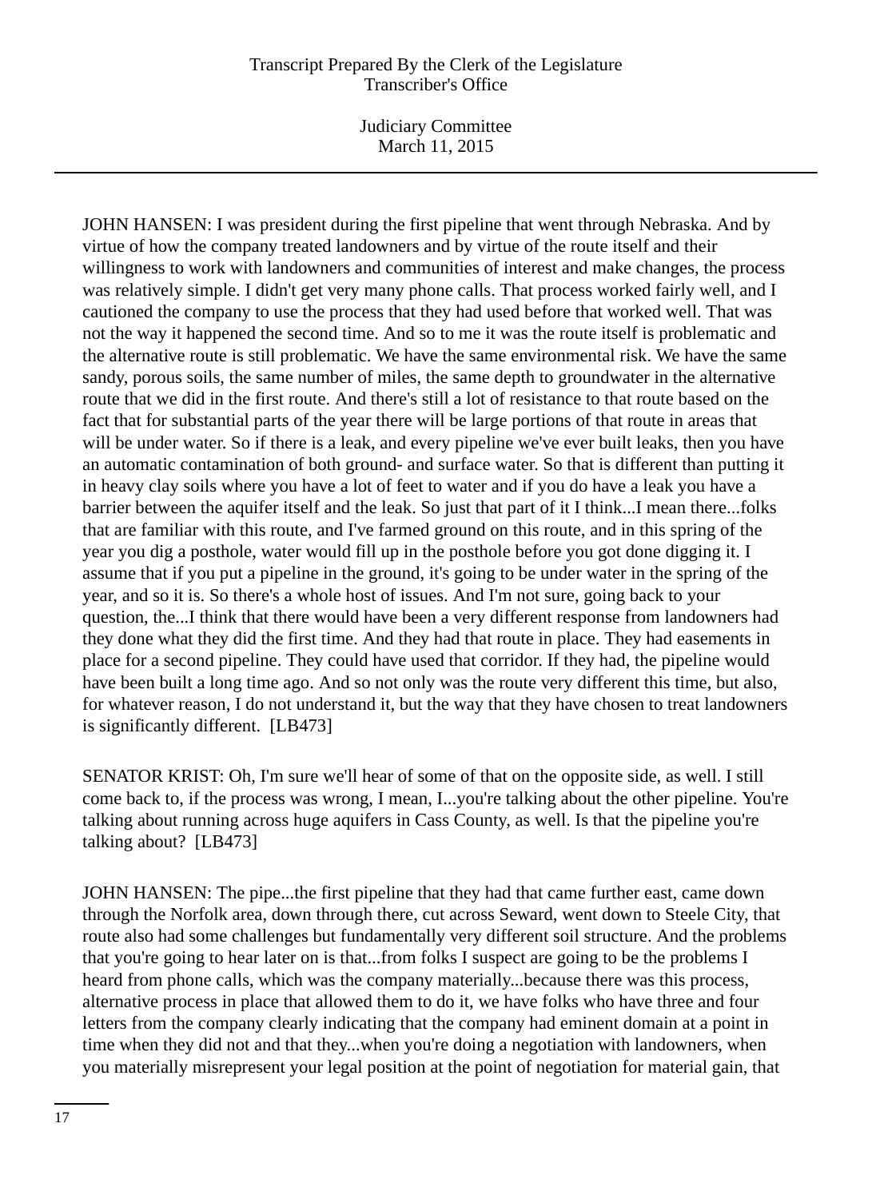JOHN HANSEN: I was president during the first pipeline that went through Nebraska. And by virtue of how the company treated landowners and by virtue of the route itself and their willingness to work with landowners and communities of interest and make changes, the process was relatively simple. I didn't get very many phone calls. That process worked fairly well, and I cautioned the company to use the process that they had used before that worked well. That was not the way it happened the second time. And so to me it was the route itself is problematic and the alternative route is still problematic. We have the same environmental risk. We have the same sandy, porous soils, the same number of miles, the same depth to groundwater in the alternative route that we did in the first route. And there's still a lot of resistance to that route based on the fact that for substantial parts of the year there will be large portions of that route in areas that will be under water. So if there is a leak, and every pipeline we've ever built leaks, then you have an automatic contamination of both ground- and surface water. So that is different than putting it in heavy clay soils where you have a lot of feet to water and if you do have a leak you have a barrier between the aquifer itself and the leak. So just that part of it I think...I mean there...folks that are familiar with this route, and I've farmed ground on this route, and in this spring of the year you dig a posthole, water would fill up in the posthole before you got done digging it. I assume that if you put a pipeline in the ground, it's going to be under water in the spring of the year, and so it is. So there's a whole host of issues. And I'm not sure, going back to your question, the...I think that there would have been a very different response from landowners had they done what they did the first time. And they had that route in place. They had easements in place for a second pipeline. They could have used that corridor. If they had, the pipeline would have been built a long time ago. And so not only was the route very different this time, but also, for whatever reason, I do not understand it, but the way that they have chosen to treat landowners is significantly different.  [LB473]

SENATOR KRIST: Oh, I'm sure we'll hear of some of that on the opposite side, as well. I still come back to, if the process was wrong, I mean, I...you're talking about the other pipeline. You're talking about running across huge aquifers in Cass County, as well. Is that the pipeline you're talking about?  [LB473]

JOHN HANSEN: The pipe...the first pipeline that they had that came further east, came down through the Norfolk area, down through there, cut across Seward, went down to Steele City, that route also had some challenges but fundamentally very different soil structure. And the problems that you're going to hear later on is that...from folks I suspect are going to be the problems I heard from phone calls, which was the company materially...because there was this process, alternative process in place that allowed them to do it, we have folks who have three and four letters from the company clearly indicating that the company had eminent domain at a point in time when they did not and that they...when you're doing a negotiation with landowners, when you materially misrepresent your legal position at the point of negotiation for material gain, that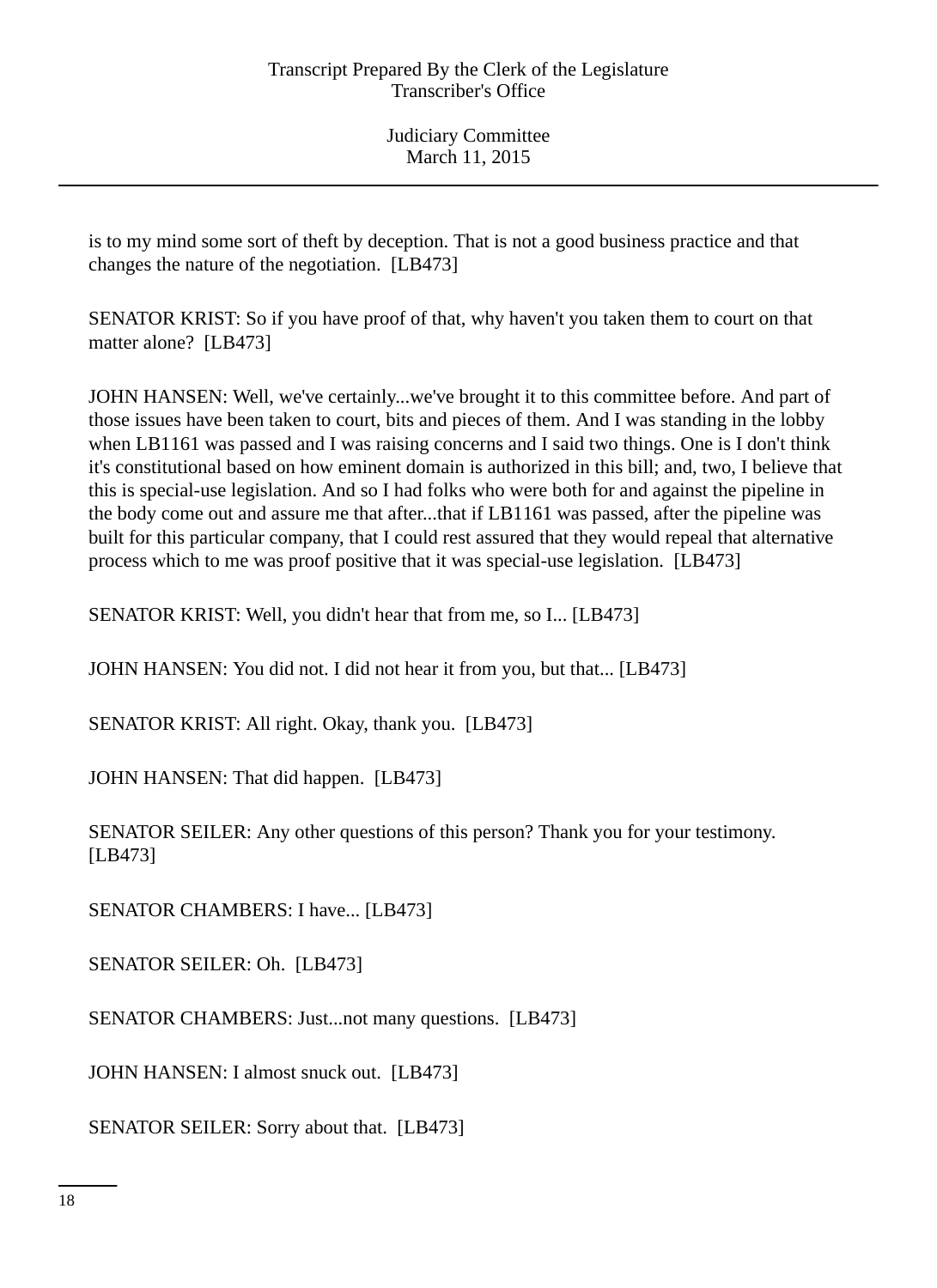is to my mind some sort of theft by deception. That is not a good business practice and that changes the nature of the negotiation. [LB473]

SENATOR KRIST: So if you have proof of that, why haven't you taken them to court on that matter alone? [LB473]

JOHN HANSEN: Well, we've certainly...we've brought it to this committee before. And part of those issues have been taken to court, bits and pieces of them. And I was standing in the lobby when LB1161 was passed and I was raising concerns and I said two things. One is I don't think it's constitutional based on how eminent domain is authorized in this bill; and, two, I believe that this is special-use legislation. And so I had folks who were both for and against the pipeline in the body come out and assure me that after...that if LB1161 was passed, after the pipeline was built for this particular company, that I could rest assured that they would repeal that alternative process which to me was proof positive that it was special-use legislation. [LB473]

SENATOR KRIST: Well, you didn't hear that from me, so I... [LB473]

JOHN HANSEN: You did not. I did not hear it from you, but that... [LB473]

SENATOR KRIST: All right. Okay, thank you. [LB473]

JOHN HANSEN: That did happen. [LB473]

SENATOR SEILER: Any other questions of this person? Thank you for your testimony. [LB473]

SENATOR CHAMBERS: I have... [LB473]

SENATOR SEILER: Oh. [LB473]

SENATOR CHAMBERS: Just...not many questions. [LB473]

JOHN HANSEN: I almost snuck out. [LB473]

SENATOR SEILER: Sorry about that. [LB473]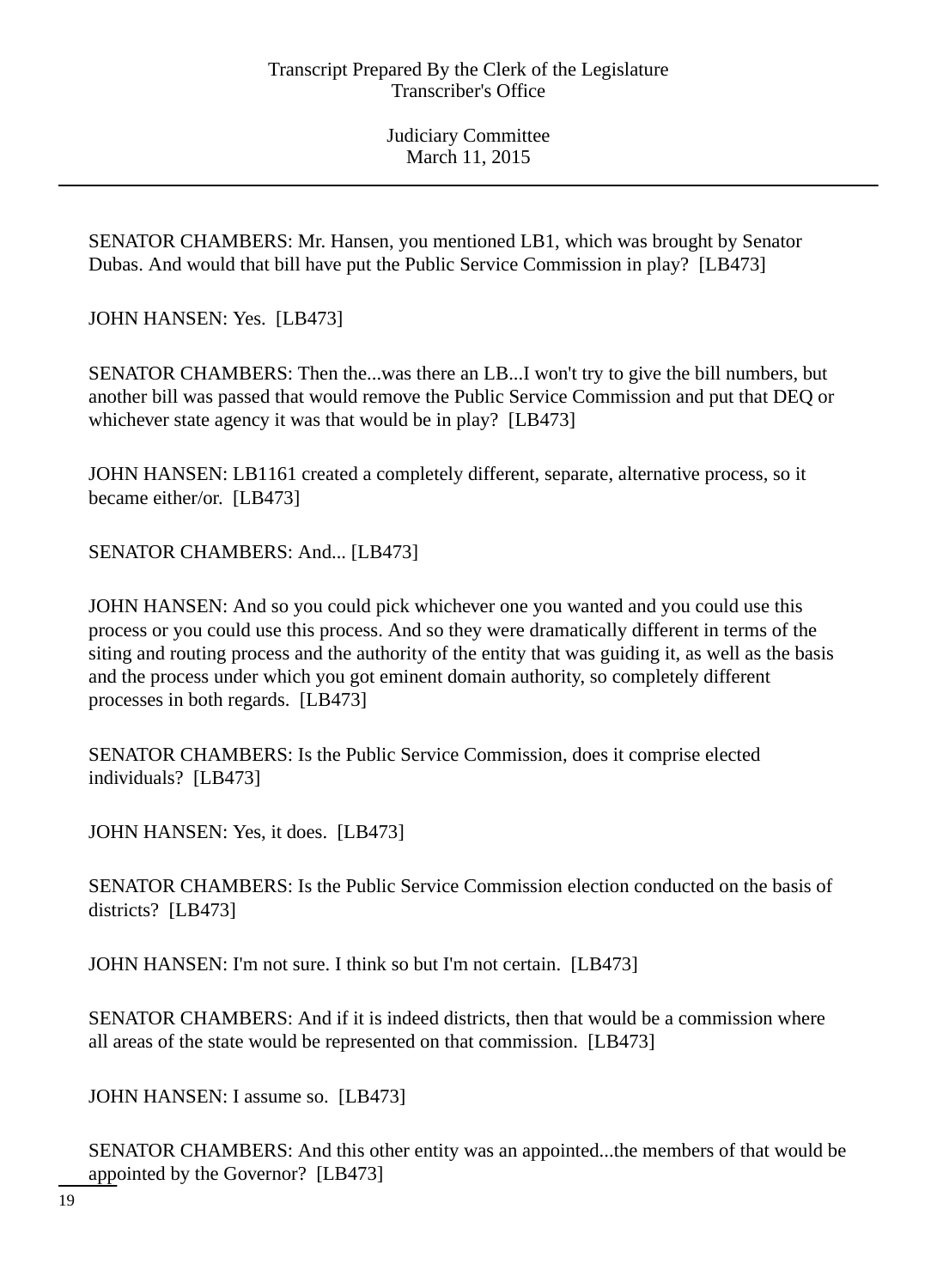SENATOR CHAMBERS: Mr. Hansen, you mentioned LB1, which was brought by Senator Dubas. And would that bill have put the Public Service Commission in play? [LB473]

JOHN HANSEN: Yes. [LB473]

SENATOR CHAMBERS: Then the...was there an LB...I won't try to give the bill numbers, but another bill was passed that would remove the Public Service Commission and put that DEQ or whichever state agency it was that would be in play? [LB473]

JOHN HANSEN: LB1161 created a completely different, separate, alternative process, so it became either/or. [LB473]

SENATOR CHAMBERS: And... [LB473]

JOHN HANSEN: And so you could pick whichever one you wanted and you could use this process or you could use this process. And so they were dramatically different in terms of the siting and routing process and the authority of the entity that was guiding it, as well as the basis and the process under which you got eminent domain authority, so completely different processes in both regards. [LB473]

SENATOR CHAMBERS: Is the Public Service Commission, does it comprise elected individuals? [LB473]

JOHN HANSEN: Yes, it does. [LB473]

SENATOR CHAMBERS: Is the Public Service Commission election conducted on the basis of districts? [LB473]

JOHN HANSEN: I'm not sure. I think so but I'm not certain. [LB473]

SENATOR CHAMBERS: And if it is indeed districts, then that would be a commission where all areas of the state would be represented on that commission. [LB473]

JOHN HANSEN: I assume so. [LB473]

SENATOR CHAMBERS: And this other entity was an appointed...the members of that would be appointed by the Governor? [LB473]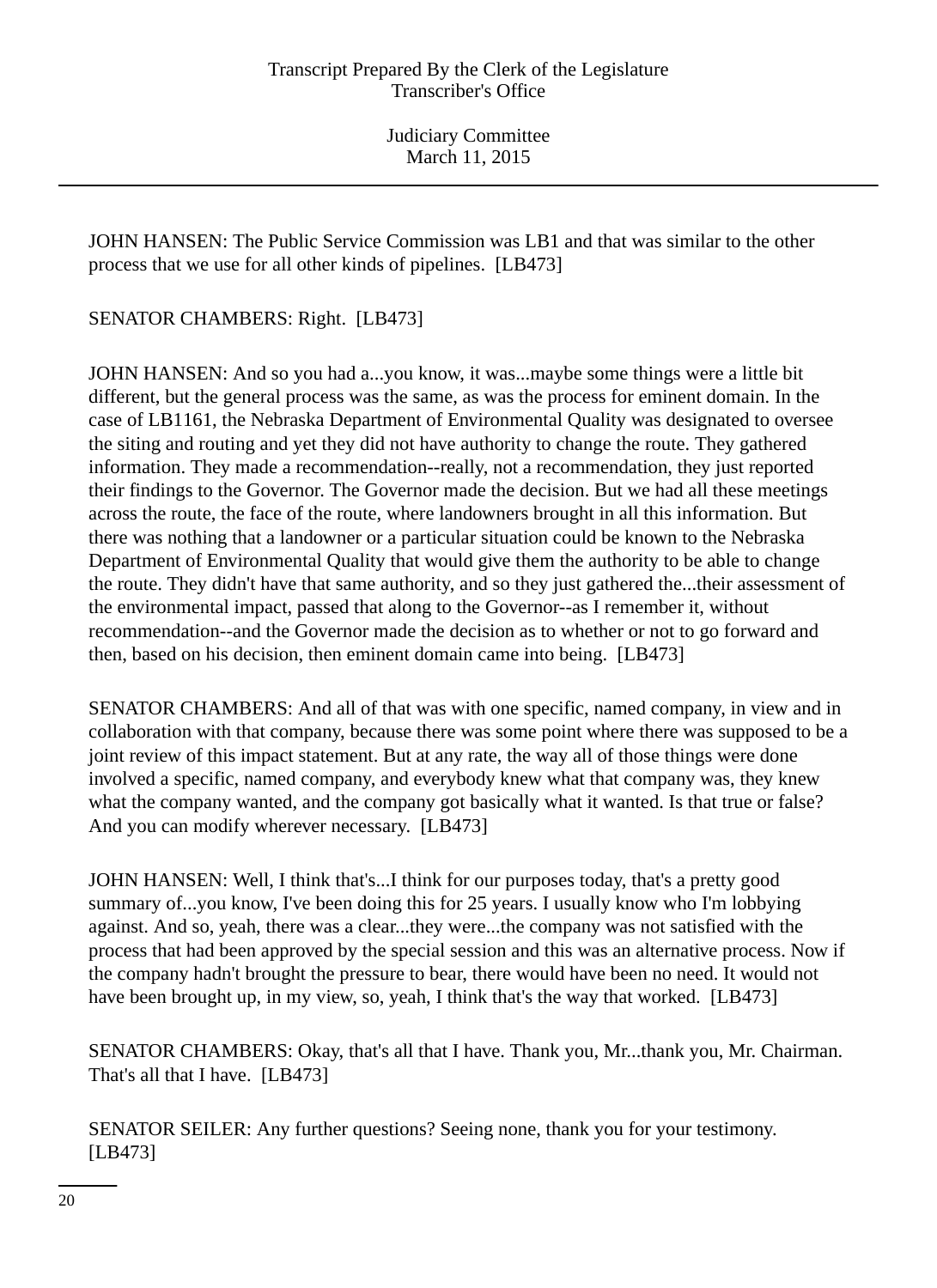JOHN HANSEN: The Public Service Commission was LB1 and that was similar to the other process that we use for all other kinds of pipelines. [LB473]

SENATOR CHAMBERS: Right. [LB473]

JOHN HANSEN: And so you had a...you know, it was...maybe some things were a little bit different, but the general process was the same, as was the process for eminent domain. In the case of LB1161, the Nebraska Department of Environmental Quality was designated to oversee the siting and routing and yet they did not have authority to change the route. They gathered information. They made a recommendation--really, not a recommendation, they just reported their findings to the Governor. The Governor made the decision. But we had all these meetings across the route, the face of the route, where landowners brought in all this information. But there was nothing that a landowner or a particular situation could be known to the Nebraska Department of Environmental Quality that would give them the authority to be able to change the route. They didn't have that same authority, and so they just gathered the...their assessment of the environmental impact, passed that along to the Governor--as I remember it, without recommendation--and the Governor made the decision as to whether or not to go forward and then, based on his decision, then eminent domain came into being. [LB473]

SENATOR CHAMBERS: And all of that was with one specific, named company, in view and in collaboration with that company, because there was some point where there was supposed to be a joint review of this impact statement. But at any rate, the way all of those things were done involved a specific, named company, and everybody knew what that company was, they knew what the company wanted, and the company got basically what it wanted. Is that true or false? And you can modify wherever necessary. [LB473]

JOHN HANSEN: Well, I think that's...I think for our purposes today, that's a pretty good summary of...you know, I've been doing this for 25 years. I usually know who I'm lobbying against. And so, yeah, there was a clear...they were...the company was not satisfied with the process that had been approved by the special session and this was an alternative process. Now if the company hadn't brought the pressure to bear, there would have been no need. It would not have been brought up, in my view, so, yeah, I think that's the way that worked. [LB473]

SENATOR CHAMBERS: Okay, that's all that I have. Thank you, Mr...thank you, Mr. Chairman. That's all that I have. [LB473]

SENATOR SEILER: Any further questions? Seeing none, thank you for your testimony. [LB473]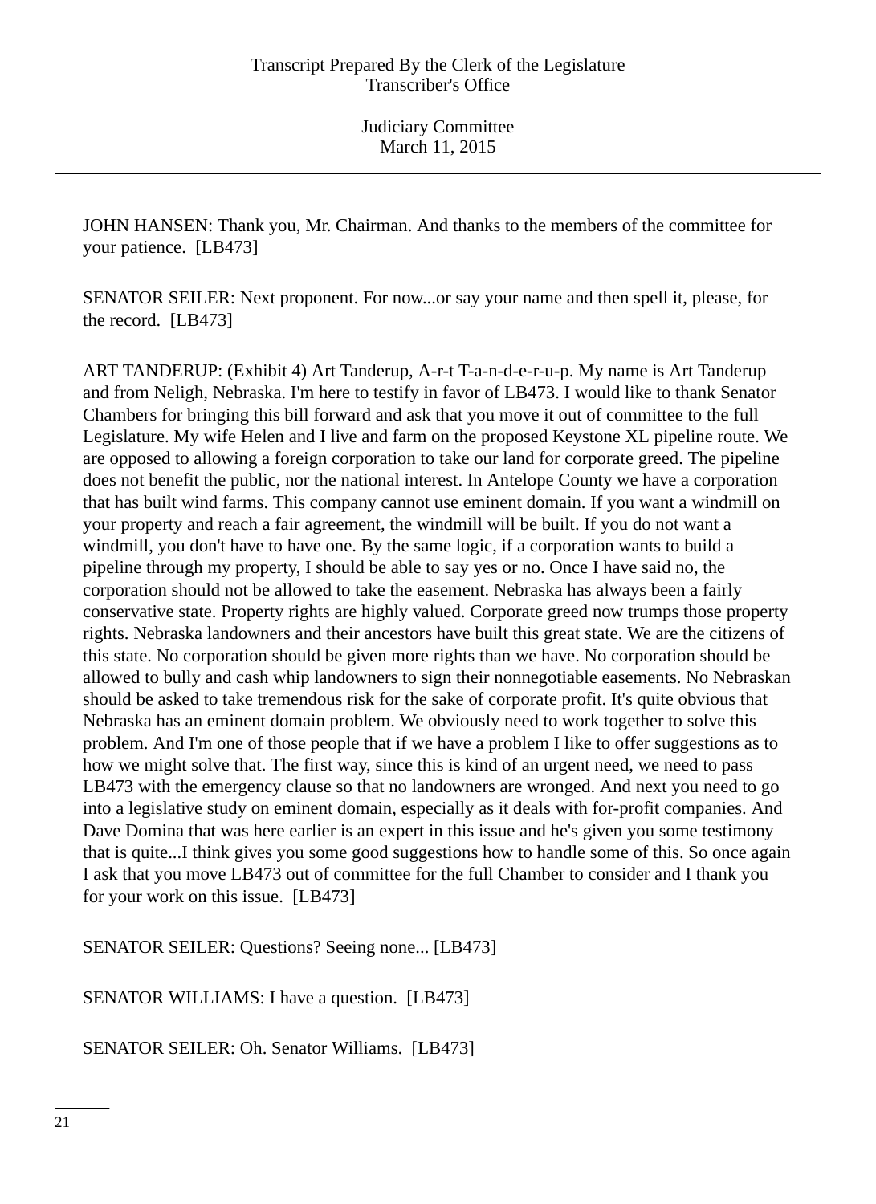JOHN HANSEN: Thank you, Mr. Chairman. And thanks to the members of the committee for your patience. [LB473]

SENATOR SEILER: Next proponent. For now...or say your name and then spell it, please, for the record. [LB473]

ART TANDERUP: (Exhibit 4) Art Tanderup, A-r-t T-a-n-d-e-r-u-p. My name is Art Tanderup and from Neligh, Nebraska. I'm here to testify in favor of LB473. I would like to thank Senator Chambers for bringing this bill forward and ask that you move it out of committee to the full Legislature. My wife Helen and I live and farm on the proposed Keystone XL pipeline route. We are opposed to allowing a foreign corporation to take our land for corporate greed. The pipeline does not benefit the public, nor the national interest. In Antelope County we have a corporation that has built wind farms. This company cannot use eminent domain. If you want a windmill on your property and reach a fair agreement, the windmill will be built. If you do not want a windmill, you don't have to have one. By the same logic, if a corporation wants to build a pipeline through my property, I should be able to say yes or no. Once I have said no, the corporation should not be allowed to take the easement. Nebraska has always been a fairly conservative state. Property rights are highly valued. Corporate greed now trumps those property rights. Nebraska landowners and their ancestors have built this great state. We are the citizens of this state. No corporation should be given more rights than we have. No corporation should be allowed to bully and cash whip landowners to sign their nonnegotiable easements. No Nebraskan should be asked to take tremendous risk for the sake of corporate profit. It's quite obvious that Nebraska has an eminent domain problem. We obviously need to work together to solve this problem. And I'm one of those people that if we have a problem I like to offer suggestions as to how we might solve that. The first way, since this is kind of an urgent need, we need to pass LB473 with the emergency clause so that no landowners are wronged. And next you need to go into a legislative study on eminent domain, especially as it deals with for-profit companies. And Dave Domina that was here earlier is an expert in this issue and he's given you some testimony that is quite...I think gives you some good suggestions how to handle some of this. So once again I ask that you move LB473 out of committee for the full Chamber to consider and I thank you for your work on this issue. [LB473]

SENATOR SEILER: Questions? Seeing none... [LB473]

SENATOR WILLIAMS: I have a question. [LB473]

SENATOR SEILER: Oh. Senator Williams. [LB473]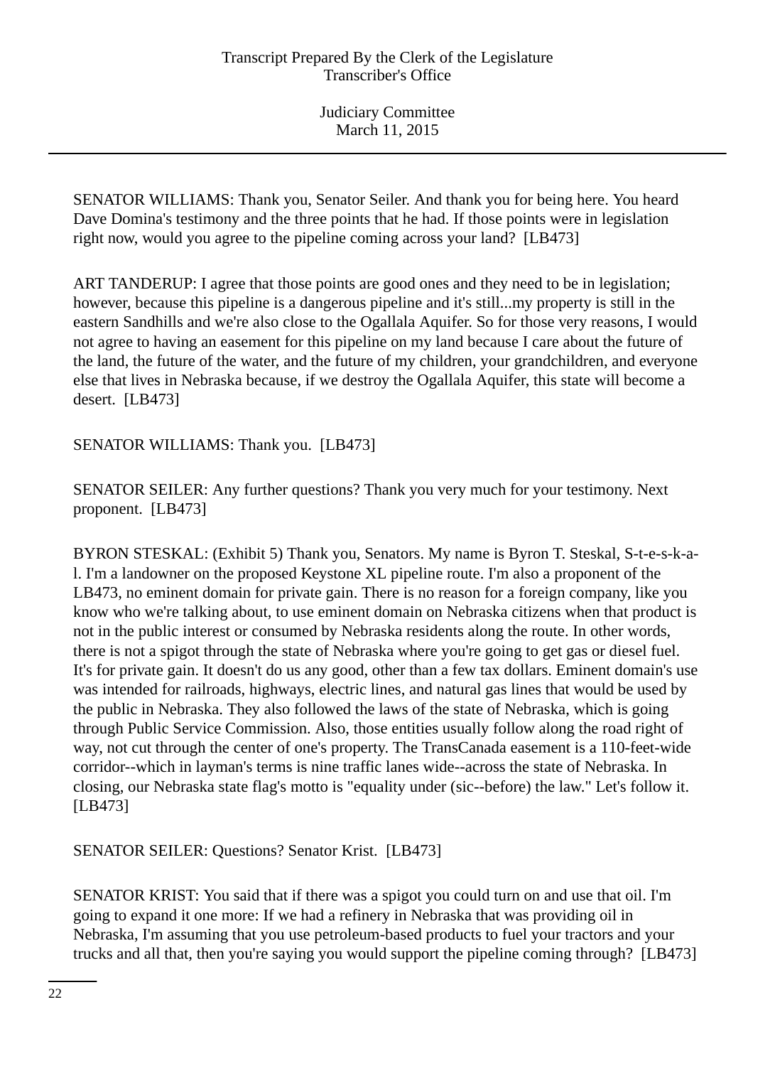SENATOR WILLIAMS: Thank you, Senator Seiler. And thank you for being here. You heard Dave Domina's testimony and the three points that he had. If those points were in legislation right now, would you agree to the pipeline coming across your land? [LB473]

ART TANDERUP: I agree that those points are good ones and they need to be in legislation; however, because this pipeline is a dangerous pipeline and it's still...my property is still in the eastern Sandhills and we're also close to the Ogallala Aquifer. So for those very reasons, I would not agree to having an easement for this pipeline on my land because I care about the future of the land, the future of the water, and the future of my children, your grandchildren, and everyone else that lives in Nebraska because, if we destroy the Ogallala Aquifer, this state will become a desert. [LB473]

SENATOR WILLIAMS: Thank you. [LB473]

SENATOR SEILER: Any further questions? Thank you very much for your testimony. Next proponent. [LB473]

BYRON STESKAL: (Exhibit 5) Thank you, Senators. My name is Byron T. Steskal, S-t-e-s-k-a-l. I'm a landowner on the proposed Keystone XL pipeline route. I'm also a proponent of the LB473, no eminent domain for private gain. There is no reason for a foreign company, like you know who we're talking about, to use eminent domain on Nebraska citizens when that product is not in the public interest or consumed by Nebraska residents along the route. In other words, there is not a spigot through the state of Nebraska where you're going to get gas or diesel fuel. It's for private gain. It doesn't do us any good, other than a few tax dollars. Eminent domain's use was intended for railroads, highways, electric lines, and natural gas lines that would be used by the public in Nebraska. They also followed the laws of the state of Nebraska, which is going through Public Service Commission. Also, those entities usually follow along the road right of way, not cut through the center of one's property. The TransCanada easement is a 110-feet-wide corridor--which in layman's terms is nine traffic lanes wide--across the state of Nebraska. In closing, our Nebraska state flag's motto is "equality under (sic--before) the law." Let's follow it. [LB473]

SENATOR SEILER: Questions? Senator Krist. [LB473]

SENATOR KRIST: You said that if there was a spigot you could turn on and use that oil. I'm going to expand it one more: If we had a refinery in Nebraska that was providing oil in Nebraska, I'm assuming that you use petroleum-based products to fuel your tractors and your trucks and all that, then you're saying you would support the pipeline coming through? [LB473]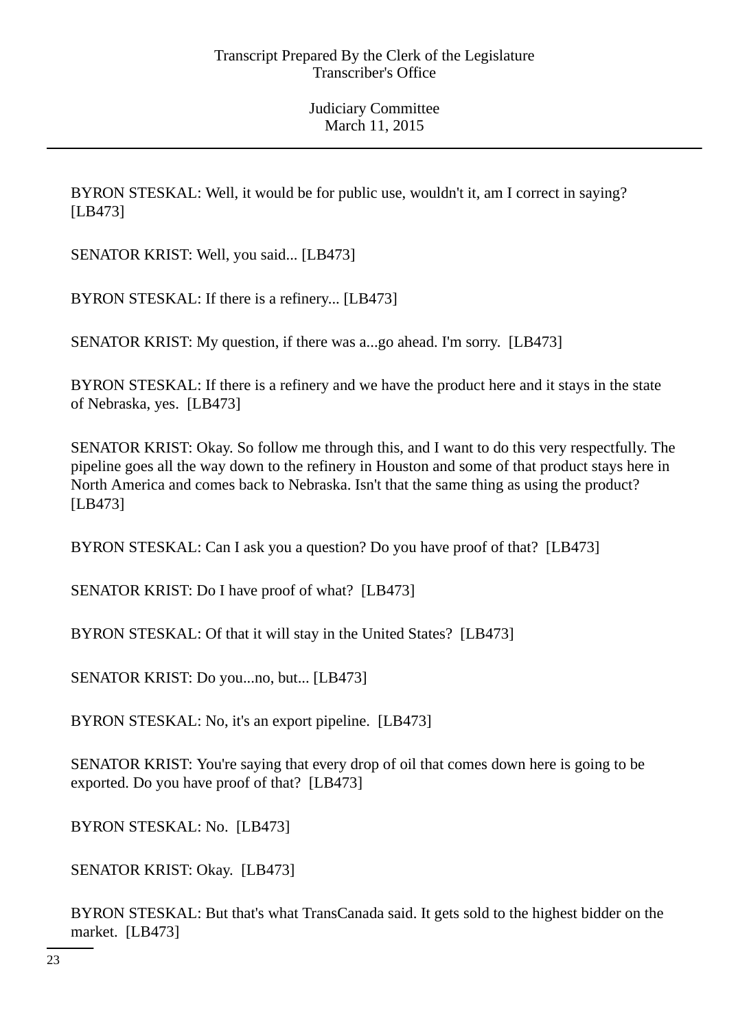BYRON STESKAL: Well, it would be for public use, wouldn't it, am I correct in saying? [LB473]

SENATOR KRIST: Well, you said... [LB473]

BYRON STESKAL: If there is a refinery... [LB473]

SENATOR KRIST: My question, if there was a...go ahead. I'm sorry. [LB473]

BYRON STESKAL: If there is a refinery and we have the product here and it stays in the state of Nebraska, yes. [LB473]

SENATOR KRIST: Okay. So follow me through this, and I want to do this very respectfully. The pipeline goes all the way down to the refinery in Houston and some of that product stays here in North America and comes back to Nebraska. Isn't that the same thing as using the product? [LB473]

BYRON STESKAL: Can I ask you a question? Do you have proof of that? [LB473]

SENATOR KRIST: Do I have proof of what? [LB473]

BYRON STESKAL: Of that it will stay in the United States? [LB473]

SENATOR KRIST: Do you...no, but... [LB473]

BYRON STESKAL: No, it's an export pipeline. [LB473]

SENATOR KRIST: You're saying that every drop of oil that comes down here is going to be exported. Do you have proof of that? [LB473]

BYRON STESKAL: No. [LB473]

SENATOR KRIST: Okay. [LB473]

BYRON STESKAL: But that's what TransCanada said. It gets sold to the highest bidder on the market. [LB473]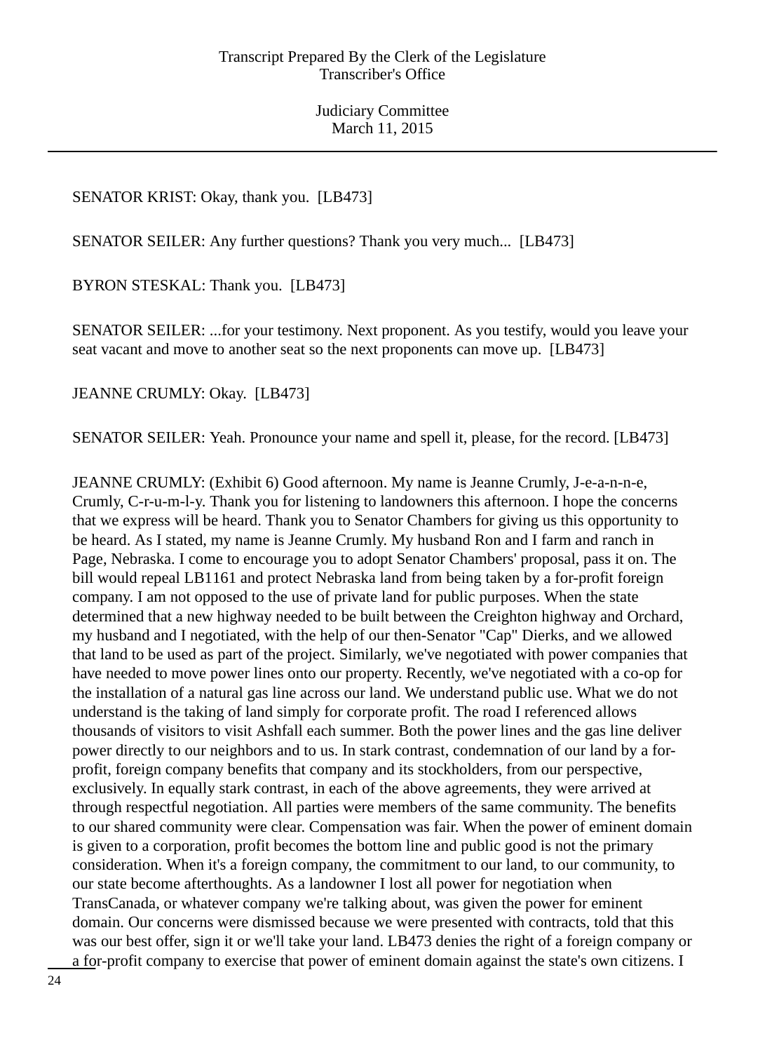SENATOR KRIST: Okay, thank you. [LB473]

SENATOR SEILER: Any further questions? Thank you very much... [LB473]

BYRON STESKAL: Thank you. [LB473]

SENATOR SEILER: ...for your testimony. Next proponent. As you testify, would you leave your seat vacant and move to another seat so the next proponents can move up. [LB473]

JEANNE CRUMLY: Okay. [LB473]

SENATOR SEILER: Yeah. Pronounce your name and spell it, please, for the record. [LB473]

JEANNE CRUMLY: (Exhibit 6) Good afternoon. My name is Jeanne Crumly, J-e-a-n-n-e, Crumly, C-r-u-m-l-y. Thank you for listening to landowners this afternoon. I hope the concerns that we express will be heard. Thank you to Senator Chambers for giving us this opportunity to be heard. As I stated, my name is Jeanne Crumly. My husband Ron and I farm and ranch in Page, Nebraska. I come to encourage you to adopt Senator Chambers' proposal, pass it on. The bill would repeal LB1161 and protect Nebraska land from being taken by a for-profit foreign company. I am not opposed to the use of private land for public purposes. When the state determined that a new highway needed to be built between the Creighton highway and Orchard, my husband and I negotiated, with the help of our then-Senator "Cap" Dierks, and we allowed that land to be used as part of the project. Similarly, we've negotiated with power companies that have needed to move power lines onto our property. Recently, we've negotiated with a co-op for the installation of a natural gas line across our land. We understand public use. What we do not understand is the taking of land simply for corporate profit. The road I referenced allows thousands of visitors to visit Ashfall each summer. Both the power lines and the gas line deliver power directly to our neighbors and to us. In stark contrast, condemnation of our land by a for-profit, foreign company benefits that company and its stockholders, from our perspective, exclusively. In equally stark contrast, in each of the above agreements, they were arrived at through respectful negotiation. All parties were members of the same community. The benefits to our shared community were clear. Compensation was fair. When the power of eminent domain is given to a corporation, profit becomes the bottom line and public good is not the primary consideration. When it's a foreign company, the commitment to our land, to our community, to our state become afterthoughts. As a landowner I lost all power for negotiation when TransCanada, or whatever company we're talking about, was given the power for eminent domain. Our concerns were dismissed because we were presented with contracts, told that this was our best offer, sign it or we'll take your land. LB473 denies the right of a foreign company or a for-profit company to exercise that power of eminent domain against the state's own citizens. I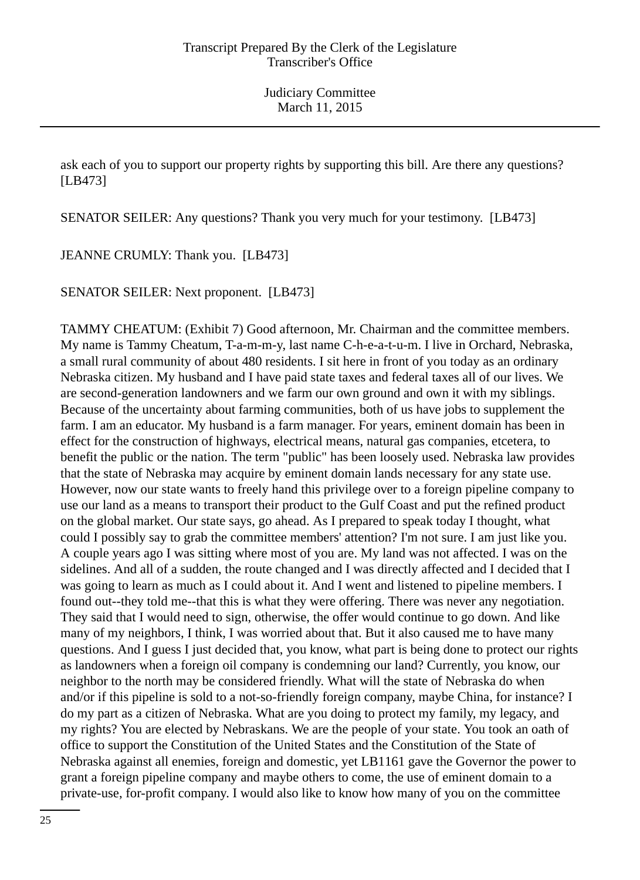ask each of you to support our property rights by supporting this bill. Are there any questions? [LB473]

SENATOR SEILER: Any questions? Thank you very much for your testimony. [LB473]

JEANNE CRUMLY: Thank you. [LB473]

SENATOR SEILER: Next proponent. [LB473]

TAMMY CHEATUM: (Exhibit 7) Good afternoon, Mr. Chairman and the committee members. My name is Tammy Cheatum, T-a-m-m-y, last name C-h-e-a-t-u-m. I live in Orchard, Nebraska, a small rural community of about 480 residents. I sit here in front of you today as an ordinary Nebraska citizen. My husband and I have paid state taxes and federal taxes all of our lives. We are second-generation landowners and we farm our own ground and own it with my siblings. Because of the uncertainty about farming communities, both of us have jobs to supplement the farm. I am an educator. My husband is a farm manager. For years, eminent domain has been in effect for the construction of highways, electrical means, natural gas companies, etcetera, to benefit the public or the nation. The term "public" has been loosely used. Nebraska law provides that the state of Nebraska may acquire by eminent domain lands necessary for any state use. However, now our state wants to freely hand this privilege over to a foreign pipeline company to use our land as a means to transport their product to the Gulf Coast and put the refined product on the global market. Our state says, go ahead. As I prepared to speak today I thought, what could I possibly say to grab the committee members' attention? I'm not sure. I am just like you. A couple years ago I was sitting where most of you are. My land was not affected. I was on the sidelines. And all of a sudden, the route changed and I was directly affected and I decided that I was going to learn as much as I could about it. And I went and listened to pipeline members. I found out--they told me--that this is what they were offering. There was never any negotiation. They said that I would need to sign, otherwise, the offer would continue to go down. And like many of my neighbors, I think, I was worried about that. But it also caused me to have many questions. And I guess I just decided that, you know, what part is being done to protect our rights as landowners when a foreign oil company is condemning our land? Currently, you know, our neighbor to the north may be considered friendly. What will the state of Nebraska do when and/or if this pipeline is sold to a not-so-friendly foreign company, maybe China, for instance? I do my part as a citizen of Nebraska. What are you doing to protect my family, my legacy, and my rights? You are elected by Nebraskans. We are the people of your state. You took an oath of office to support the Constitution of the United States and the Constitution of the State of Nebraska against all enemies, foreign and domestic, yet LB1161 gave the Governor the power to grant a foreign pipeline company and maybe others to come, the use of eminent domain to a private-use, for-profit company. I would also like to know how many of you on the committee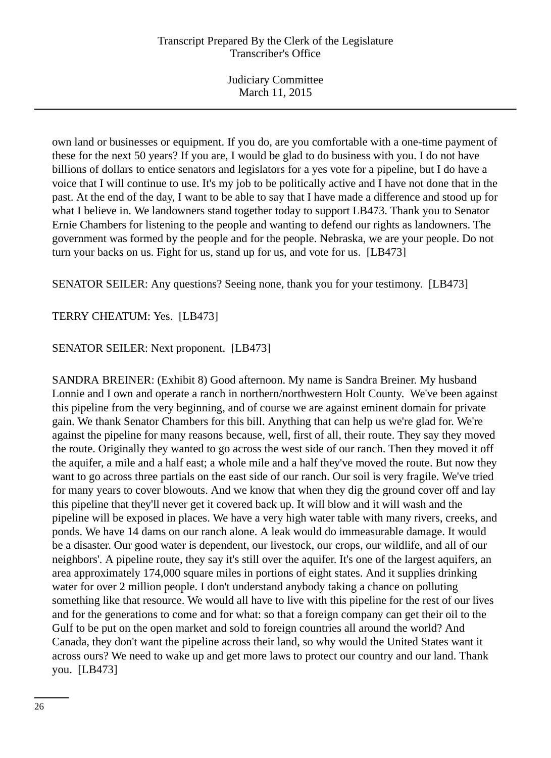own land or businesses or equipment. If you do, are you comfortable with a one-time payment of these for the next 50 years? If you are, I would be glad to do business with you. I do not have billions of dollars to entice senators and legislators for a yes vote for a pipeline, but I do have a voice that I will continue to use. It's my job to be politically active and I have not done that in the past. At the end of the day, I want to be able to say that I have made a difference and stood up for what I believe in. We landowners stand together today to support LB473. Thank you to Senator Ernie Chambers for listening to the people and wanting to defend our rights as landowners. The government was formed by the people and for the people. Nebraska, we are your people. Do not turn your backs on us. Fight for us, stand up for us, and vote for us. [LB473]

SENATOR SEILER: Any questions? Seeing none, thank you for your testimony. [LB473]

TERRY CHEATUM: Yes. [LB473]

SENATOR SEILER: Next proponent. [LB473]

SANDRA BREINER: (Exhibit 8) Good afternoon. My name is Sandra Breiner. My husband Lonnie and I own and operate a ranch in northern/northwestern Holt County. We've been against this pipeline from the very beginning, and of course we are against eminent domain for private gain. We thank Senator Chambers for this bill. Anything that can help us we're glad for. We're against the pipeline for many reasons because, well, first of all, their route. They say they moved the route. Originally they wanted to go across the west side of our ranch. Then they moved it off the aquifer, a mile and a half east; a whole mile and a half they've moved the route. But now they want to go across three partials on the east side of our ranch. Our soil is very fragile. We've tried for many years to cover blowouts. And we know that when they dig the ground cover off and lay this pipeline that they'll never get it covered back up. It will blow and it will wash and the pipeline will be exposed in places. We have a very high water table with many rivers, creeks, and ponds. We have 14 dams on our ranch alone. A leak would do immeasurable damage. It would be a disaster. Our good water is dependent, our livestock, our crops, our wildlife, and all of our neighbors'. A pipeline route, they say it's still over the aquifer. It's one of the largest aquifers, an area approximately 174,000 square miles in portions of eight states. And it supplies drinking water for over 2 million people. I don't understand anybody taking a chance on polluting something like that resource. We would all have to live with this pipeline for the rest of our lives and for the generations to come and for what: so that a foreign company can get their oil to the Gulf to be put on the open market and sold to foreign countries all around the world? And Canada, they don't want the pipeline across their land, so why would the United States want it across ours? We need to wake up and get more laws to protect our country and our land. Thank you. [LB473]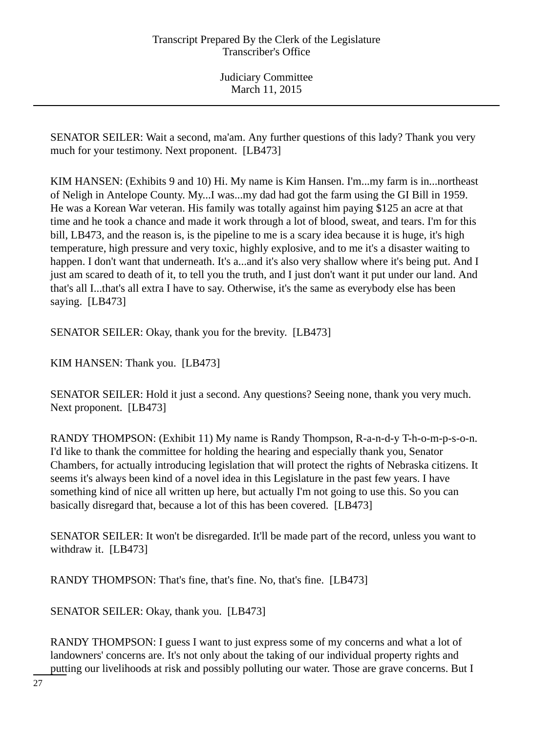SENATOR SEILER: Wait a second, ma'am. Any further questions of this lady? Thank you very much for your testimony. Next proponent. [LB473]

KIM HANSEN: (Exhibits 9 and 10) Hi. My name is Kim Hansen. I'm...my farm is in...northeast of Neligh in Antelope County. My...I was...my dad had got the farm using the GI Bill in 1959. He was a Korean War veteran. His family was totally against him paying $125 an acre at that time and he took a chance and made it work through a lot of blood, sweat, and tears. I'm for this bill, LB473, and the reason is, is the pipeline to me is a scary idea because it is huge, it's high temperature, high pressure and very toxic, highly explosive, and to me it's a disaster waiting to happen. I don't want that underneath. It's a...and it's also very shallow where it's being put. And I just am scared to death of it, to tell you the truth, and I just don't want it put under our land. And that's all I...that's all extra I have to say. Otherwise, it's the same as everybody else has been saying. [LB473]

SENATOR SEILER: Okay, thank you for the brevity. [LB473]

KIM HANSEN: Thank you. [LB473]

SENATOR SEILER: Hold it just a second. Any questions? Seeing none, thank you very much. Next proponent. [LB473]

RANDY THOMPSON: (Exhibit 11) My name is Randy Thompson, R-a-n-d-y T-h-o-m-p-s-o-n. I'd like to thank the committee for holding the hearing and especially thank you, Senator Chambers, for actually introducing legislation that will protect the rights of Nebraska citizens. It seems it's always been kind of a novel idea in this Legislature in the past few years. I have something kind of nice all written up here, but actually I'm not going to use this. So you can basically disregard that, because a lot of this has been covered. [LB473]

SENATOR SEILER: It won't be disregarded. It'll be made part of the record, unless you want to withdraw it. [LB473]

RANDY THOMPSON: That's fine, that's fine. No, that's fine. [LB473]

SENATOR SEILER: Okay, thank you. [LB473]

RANDY THOMPSON: I guess I want to just express some of my concerns and what a lot of landowners' concerns are. It's not only about the taking of our individual property rights and putting our livelihoods at risk and possibly polluting our water. Those are grave concerns. But I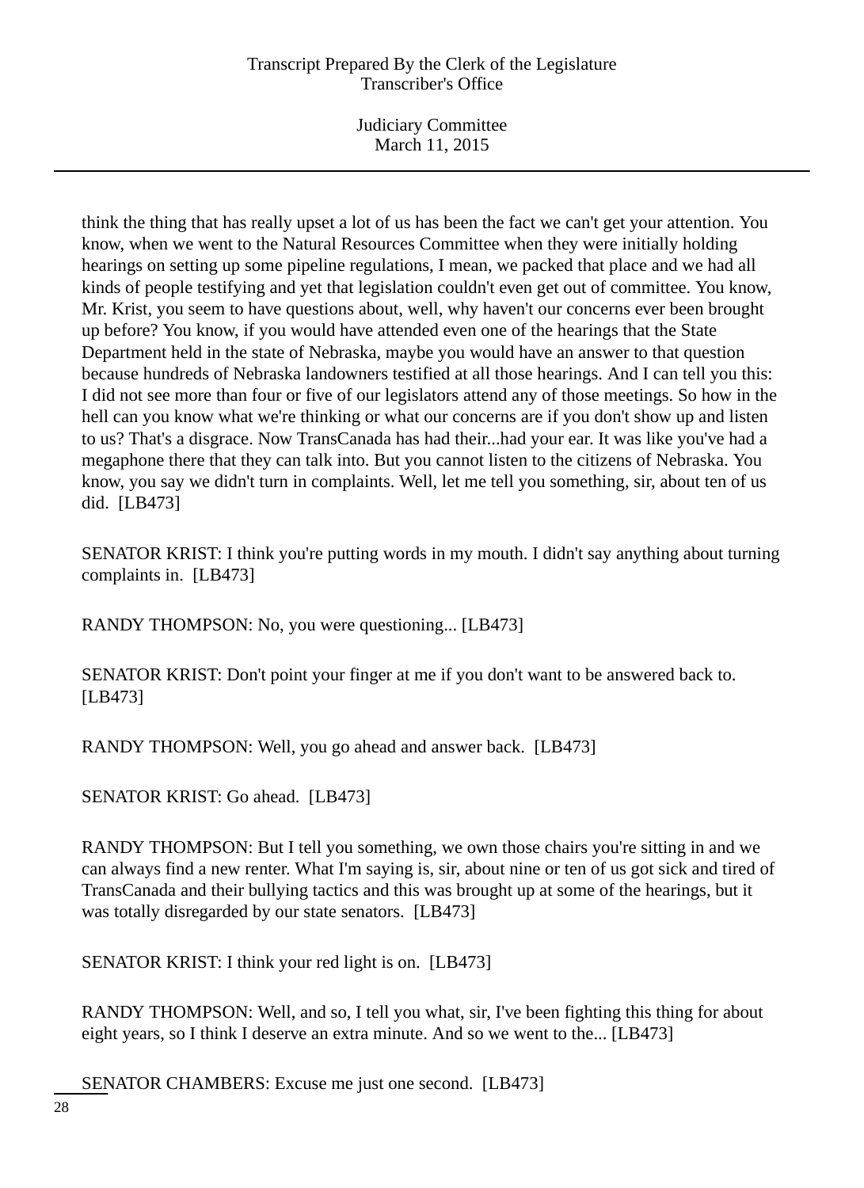think the thing that has really upset a lot of us has been the fact we can't get your attention. You know, when we went to the Natural Resources Committee when they were initially holding hearings on setting up some pipeline regulations, I mean, we packed that place and we had all kinds of people testifying and yet that legislation couldn't even get out of committee. You know, Mr. Krist, you seem to have questions about, well, why haven't our concerns ever been brought up before? You know, if you would have attended even one of the hearings that the State Department held in the state of Nebraska, maybe you would have an answer to that question because hundreds of Nebraska landowners testified at all those hearings. And I can tell you this: I did not see more than four or five of our legislators attend any of those meetings. So how in the hell can you know what we're thinking or what our concerns are if you don't show up and listen to us? That's a disgrace. Now TransCanada has had their...had your ear. It was like you've had a megaphone there that they can talk into. But you cannot listen to the citizens of Nebraska. You know, you say we didn't turn in complaints. Well, let me tell you something, sir, about ten of us did. [LB473]

SENATOR KRIST: I think you're putting words in my mouth. I didn't say anything about turning complaints in. [LB473]

RANDY THOMPSON: No, you were questioning... [LB473]

SENATOR KRIST: Don't point your finger at me if you don't want to be answered back to. [LB473]

RANDY THOMPSON: Well, you go ahead and answer back. [LB473]

SENATOR KRIST: Go ahead. [LB473]

RANDY THOMPSON: But I tell you something, we own those chairs you're sitting in and we can always find a new renter. What I'm saying is, sir, about nine or ten of us got sick and tired of TransCanada and their bullying tactics and this was brought up at some of the hearings, but it was totally disregarded by our state senators. [LB473]

SENATOR KRIST: I think your red light is on. [LB473]

RANDY THOMPSON: Well, and so, I tell you what, sir, I've been fighting this thing for about eight years, so I think I deserve an extra minute. And so we went to the... [LB473]

SENATOR CHAMBERS: Excuse me just one second. [LB473]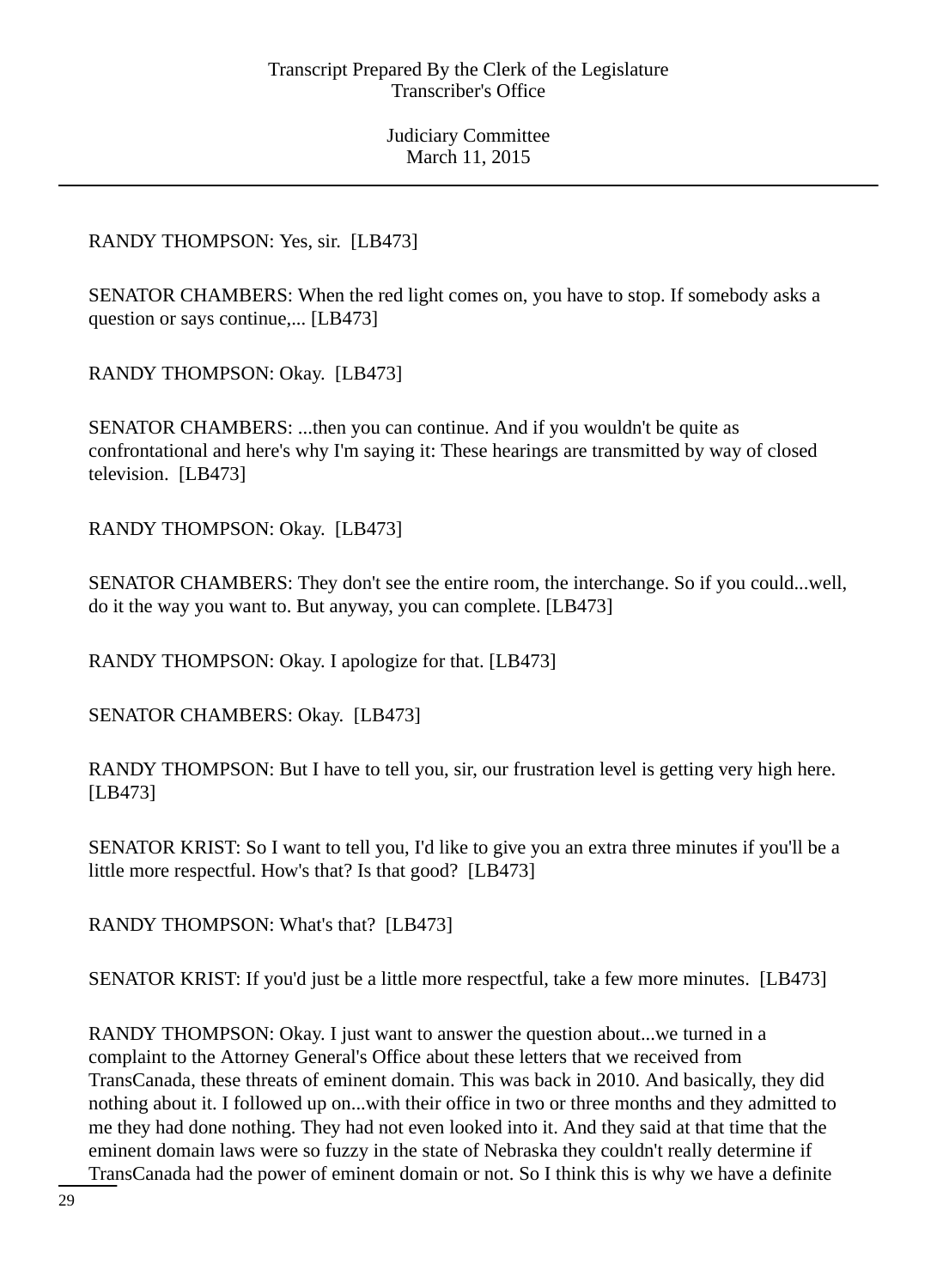RANDY THOMPSON: Yes, sir. [LB473]

SENATOR CHAMBERS: When the red light comes on, you have to stop. If somebody asks a question or says continue,... [LB473]

RANDY THOMPSON: Okay. [LB473]

SENATOR CHAMBERS: ...then you can continue. And if you wouldn't be quite as confrontational and here's why I'm saying it: These hearings are transmitted by way of closed television. [LB473]

RANDY THOMPSON: Okay. [LB473]

SENATOR CHAMBERS: They don't see the entire room, the interchange. So if you could...well, do it the way you want to. But anyway, you can complete. [LB473]

RANDY THOMPSON: Okay. I apologize for that. [LB473]

SENATOR CHAMBERS: Okay. [LB473]

RANDY THOMPSON: But I have to tell you, sir, our frustration level is getting very high here. [LB473]

SENATOR KRIST: So I want to tell you, I'd like to give you an extra three minutes if you'll be a little more respectful. How's that? Is that good? [LB473]

RANDY THOMPSON: What's that? [LB473]

SENATOR KRIST: If you'd just be a little more respectful, take a few more minutes. [LB473]

RANDY THOMPSON: Okay. I just want to answer the question about...we turned in a complaint to the Attorney General's Office about these letters that we received from TransCanada, these threats of eminent domain. This was back in 2010. And basically, they did nothing about it. I followed up on...with their office in two or three months and they admitted to me they had done nothing. They had not even looked into it. And they said at that time that the eminent domain laws were so fuzzy in the state of Nebraska they couldn't really determine if TransCanada had the power of eminent domain or not. So I think this is why we have a definite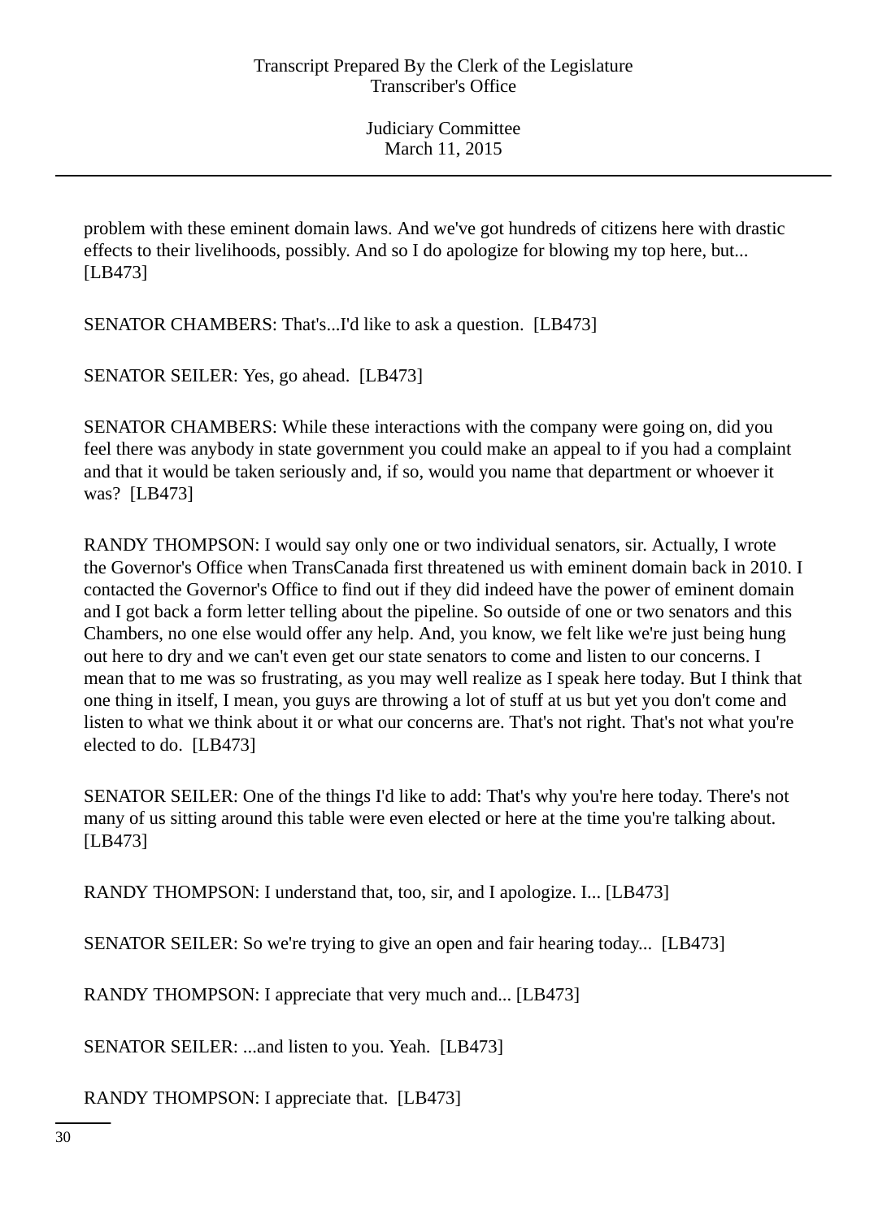problem with these eminent domain laws. And we've got hundreds of citizens here with drastic effects to their livelihoods, possibly. And so I do apologize for blowing my top here, but... [LB473]

SENATOR CHAMBERS: That's...I'd like to ask a question. [LB473]

SENATOR SEILER: Yes, go ahead. [LB473]

SENATOR CHAMBERS: While these interactions with the company were going on, did you feel there was anybody in state government you could make an appeal to if you had a complaint and that it would be taken seriously and, if so, would you name that department or whoever it was? [LB473]

RANDY THOMPSON: I would say only one or two individual senators, sir. Actually, I wrote the Governor's Office when TransCanada first threatened us with eminent domain back in 2010. I contacted the Governor's Office to find out if they did indeed have the power of eminent domain and I got back a form letter telling about the pipeline. So outside of one or two senators and this Chambers, no one else would offer any help. And, you know, we felt like we're just being hung out here to dry and we can't even get our state senators to come and listen to our concerns. I mean that to me was so frustrating, as you may well realize as I speak here today. But I think that one thing in itself, I mean, you guys are throwing a lot of stuff at us but yet you don't come and listen to what we think about it or what our concerns are. That's not right. That's not what you're elected to do. [LB473]

SENATOR SEILER: One of the things I'd like to add: That's why you're here today. There's not many of us sitting around this table were even elected or here at the time you're talking about. [LB473]

RANDY THOMPSON: I understand that, too, sir, and I apologize. I... [LB473]

SENATOR SEILER: So we're trying to give an open and fair hearing today... [LB473]

RANDY THOMPSON: I appreciate that very much and... [LB473]

SENATOR SEILER: ...and listen to you. Yeah. [LB473]

RANDY THOMPSON: I appreciate that. [LB473]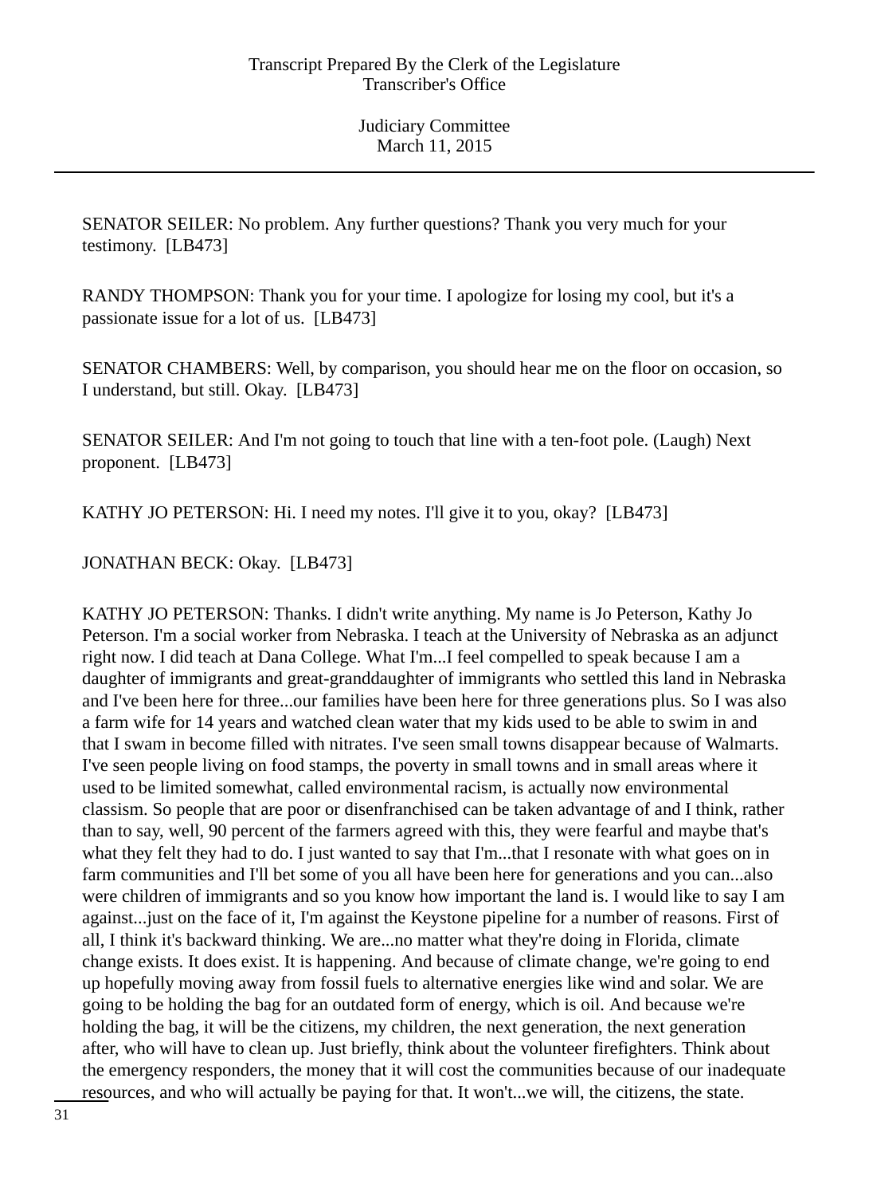SENATOR SEILER: No problem. Any further questions? Thank you very much for your testimony. [LB473]

RANDY THOMPSON: Thank you for your time. I apologize for losing my cool, but it's a passionate issue for a lot of us. [LB473]

SENATOR CHAMBERS: Well, by comparison, you should hear me on the floor on occasion, so I understand, but still. Okay. [LB473]

SENATOR SEILER: And I'm not going to touch that line with a ten-foot pole. (Laugh) Next proponent. [LB473]

KATHY JO PETERSON: Hi. I need my notes. I'll give it to you, okay? [LB473]

JONATHAN BECK: Okay. [LB473]

KATHY JO PETERSON: Thanks. I didn't write anything. My name is Jo Peterson, Kathy Jo Peterson. I'm a social worker from Nebraska. I teach at the University of Nebraska as an adjunct right now. I did teach at Dana College. What I'm...I feel compelled to speak because I am a daughter of immigrants and great-granddaughter of immigrants who settled this land in Nebraska and I've been here for three...our families have been here for three generations plus. So I was also a farm wife for 14 years and watched clean water that my kids used to be able to swim in and that I swam in become filled with nitrates. I've seen small towns disappear because of Walmarts. I've seen people living on food stamps, the poverty in small towns and in small areas where it used to be limited somewhat, called environmental racism, is actually now environmental classism. So people that are poor or disenfranchised can be taken advantage of and I think, rather than to say, well, 90 percent of the farmers agreed with this, they were fearful and maybe that's what they felt they had to do. I just wanted to say that I'm...that I resonate with what goes on in farm communities and I'll bet some of you all have been here for generations and you can...also were children of immigrants and so you know how important the land is. I would like to say I am against...just on the face of it, I'm against the Keystone pipeline for a number of reasons. First of all, I think it's backward thinking. We are...no matter what they're doing in Florida, climate change exists. It does exist. It is happening. And because of climate change, we're going to end up hopefully moving away from fossil fuels to alternative energies like wind and solar. We are going to be holding the bag for an outdated form of energy, which is oil. And because we're holding the bag, it will be the citizens, my children, the next generation, the next generation after, who will have to clean up. Just briefly, think about the volunteer firefighters. Think about the emergency responders, the money that it will cost the communities because of our inadequate resources, and who will actually be paying for that. It won't...we will, the citizens, the state.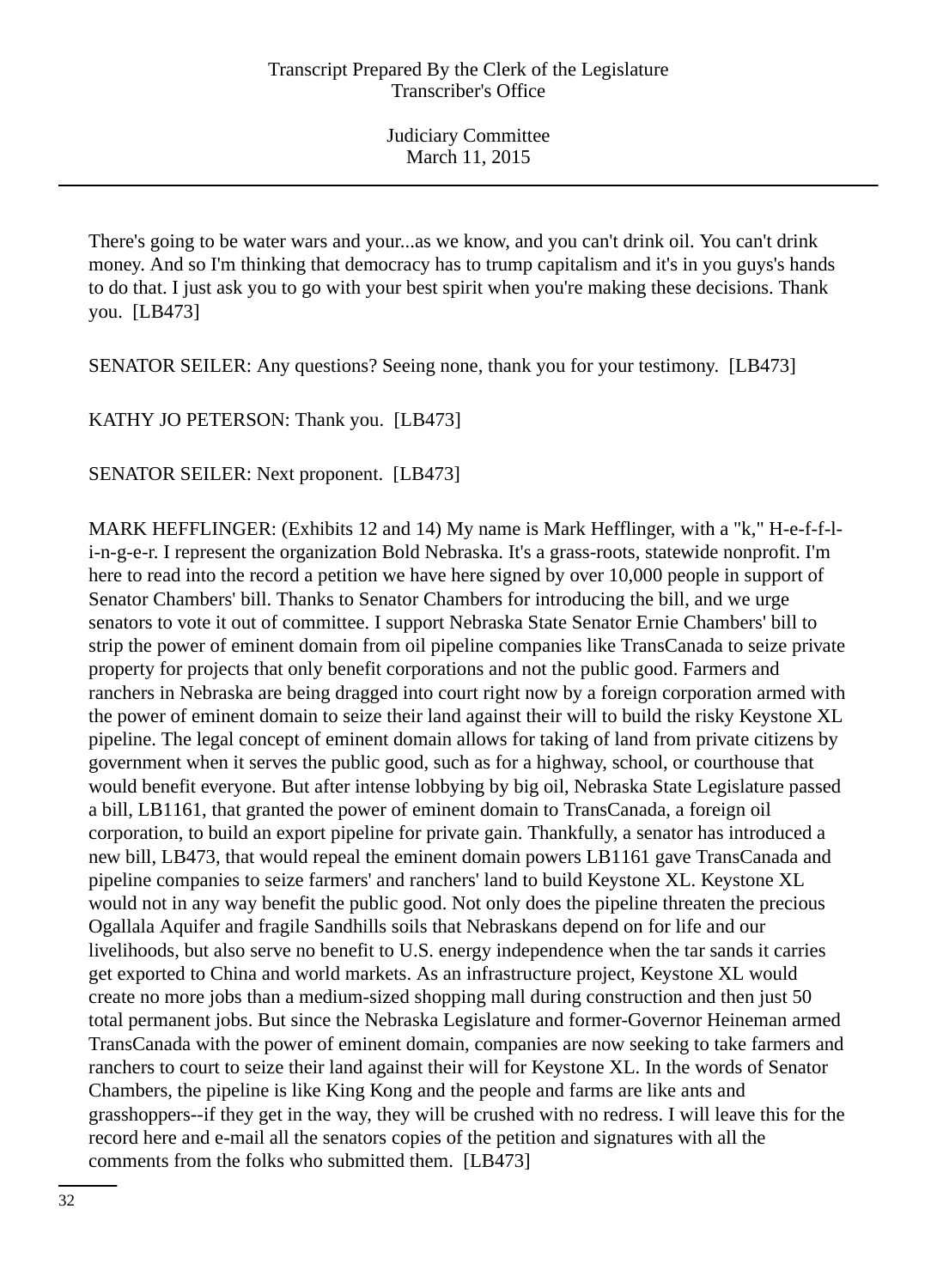There's going to be water wars and your...as we know, and you can't drink oil. You can't drink money. And so I'm thinking that democracy has to trump capitalism and it's in you guys's hands to do that. I just ask you to go with your best spirit when you're making these decisions. Thank you. [LB473]

SENATOR SEILER: Any questions? Seeing none, thank you for your testimony. [LB473]

KATHY JO PETERSON: Thank you. [LB473]

SENATOR SEILER: Next proponent. [LB473]

MARK HEFFLINGER: (Exhibits 12 and 14) My name is Mark Hefflinger, with a "k," H-e-f-f-l-i-n-g-e-r. I represent the organization Bold Nebraska. It's a grass-roots, statewide nonprofit. I'm here to read into the record a petition we have here signed by over 10,000 people in support of Senator Chambers' bill. Thanks to Senator Chambers for introducing the bill, and we urge senators to vote it out of committee. I support Nebraska State Senator Ernie Chambers' bill to strip the power of eminent domain from oil pipeline companies like TransCanada to seize private property for projects that only benefit corporations and not the public good. Farmers and ranchers in Nebraska are being dragged into court right now by a foreign corporation armed with the power of eminent domain to seize their land against their will to build the risky Keystone XL pipeline. The legal concept of eminent domain allows for taking of land from private citizens by government when it serves the public good, such as for a highway, school, or courthouse that would benefit everyone. But after intense lobbying by big oil, Nebraska State Legislature passed a bill, LB1161, that granted the power of eminent domain to TransCanada, a foreign oil corporation, to build an export pipeline for private gain. Thankfully, a senator has introduced a new bill, LB473, that would repeal the eminent domain powers LB1161 gave TransCanada and pipeline companies to seize farmers' and ranchers' land to build Keystone XL. Keystone XL would not in any way benefit the public good. Not only does the pipeline threaten the precious Ogallala Aquifer and fragile Sandhills soils that Nebraskans depend on for life and our livelihoods, but also serve no benefit to U.S. energy independence when the tar sands it carries get exported to China and world markets. As an infrastructure project, Keystone XL would create no more jobs than a medium-sized shopping mall during construction and then just 50 total permanent jobs. But since the Nebraska Legislature and former-Governor Heineman armed TransCanada with the power of eminent domain, companies are now seeking to take farmers and ranchers to court to seize their land against their will for Keystone XL. In the words of Senator Chambers, the pipeline is like King Kong and the people and farms are like ants and grasshoppers--if they get in the way, they will be crushed with no redress. I will leave this for the record here and e-mail all the senators copies of the petition and signatures with all the comments from the folks who submitted them. [LB473]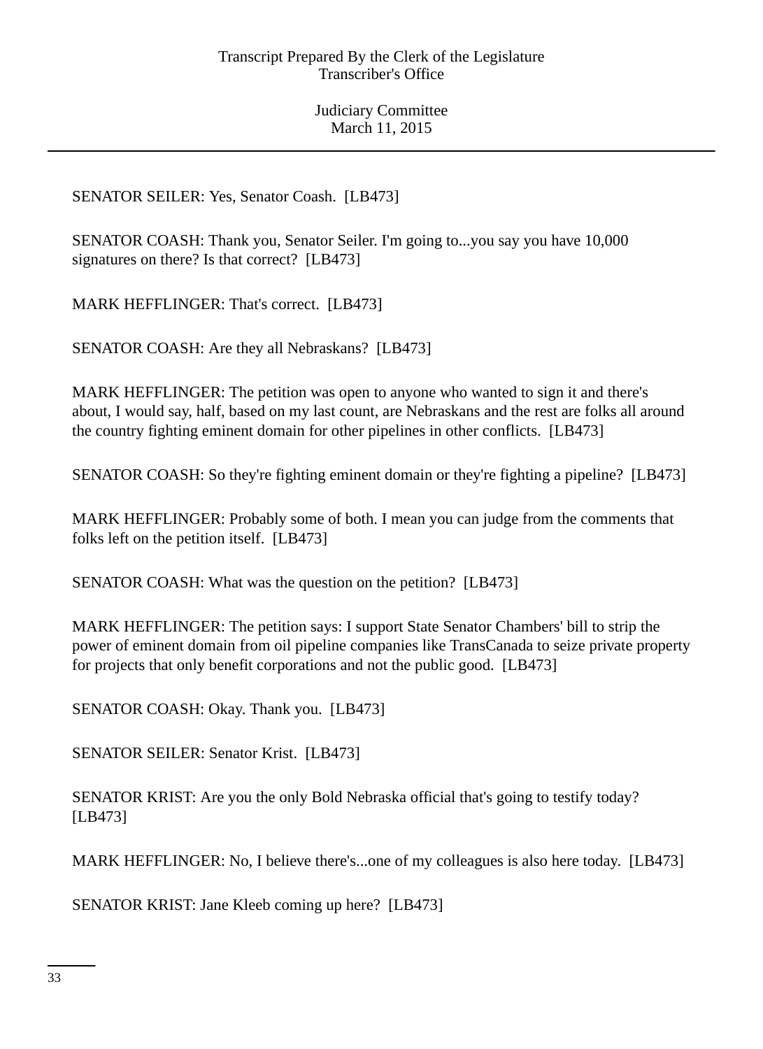SENATOR SEILER: Yes, Senator Coash. [LB473]

SENATOR COASH: Thank you, Senator Seiler. I'm going to...you say you have 10,000 signatures on there? Is that correct? [LB473]

MARK HEFFLINGER: That's correct. [LB473]

SENATOR COASH: Are they all Nebraskans? [LB473]

MARK HEFFLINGER: The petition was open to anyone who wanted to sign it and there's about, I would say, half, based on my last count, are Nebraskans and the rest are folks all around the country fighting eminent domain for other pipelines in other conflicts. [LB473]

SENATOR COASH: So they're fighting eminent domain or they're fighting a pipeline? [LB473]

MARK HEFFLINGER: Probably some of both. I mean you can judge from the comments that folks left on the petition itself. [LB473]

SENATOR COASH: What was the question on the petition? [LB473]

MARK HEFFLINGER: The petition says: I support State Senator Chambers' bill to strip the power of eminent domain from oil pipeline companies like TransCanada to seize private property for projects that only benefit corporations and not the public good. [LB473]

SENATOR COASH: Okay. Thank you. [LB473]

SENATOR SEILER: Senator Krist. [LB473]

SENATOR KRIST: Are you the only Bold Nebraska official that's going to testify today? [LB473]

MARK HEFFLINGER: No, I believe there's...one of my colleagues is also here today. [LB473]

SENATOR KRIST: Jane Kleeb coming up here? [LB473]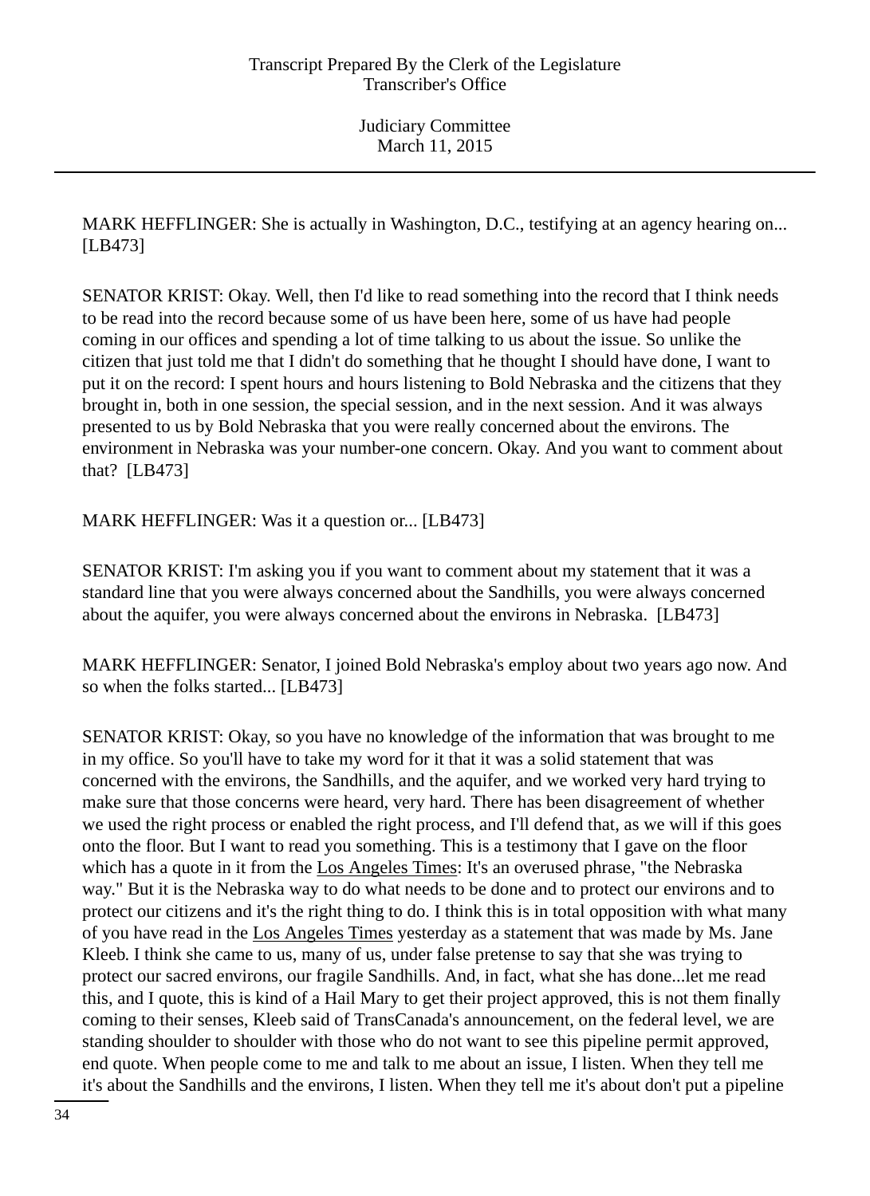MARK HEFFLINGER: She is actually in Washington, D.C., testifying at an agency hearing on... [LB473]

SENATOR KRIST: Okay. Well, then I'd like to read something into the record that I think needs to be read into the record because some of us have been here, some of us have had people coming in our offices and spending a lot of time talking to us about the issue. So unlike the citizen that just told me that I didn't do something that he thought I should have done, I want to put it on the record: I spent hours and hours listening to Bold Nebraska and the citizens that they brought in, both in one session, the special session, and in the next session. And it was always presented to us by Bold Nebraska that you were really concerned about the environs. The environment in Nebraska was your number-one concern. Okay. And you want to comment about that? [LB473]

MARK HEFFLINGER: Was it a question or... [LB473]

SENATOR KRIST: I'm asking you if you want to comment about my statement that it was a standard line that you were always concerned about the Sandhills, you were always concerned about the aquifer, you were always concerned about the environs in Nebraska. [LB473]

MARK HEFFLINGER: Senator, I joined Bold Nebraska's employ about two years ago now. And so when the folks started... [LB473]

SENATOR KRIST: Okay, so you have no knowledge of the information that was brought to me in my office. So you'll have to take my word for it that it was a solid statement that was concerned with the environs, the Sandhills, and the aquifer, and we worked very hard trying to make sure that those concerns were heard, very hard. There has been disagreement of whether we used the right process or enabled the right process, and I'll defend that, as we will if this goes onto the floor. But I want to read you something. This is a testimony that I gave on the floor which has a quote in it from the Los Angeles Times: It's an overused phrase, "the Nebraska way." But it is the Nebraska way to do what needs to be done and to protect our environs and to protect our citizens and it's the right thing to do. I think this is in total opposition with what many of you have read in the Los Angeles Times yesterday as a statement that was made by Ms. Jane Kleeb. I think she came to us, many of us, under false pretense to say that she was trying to protect our sacred environs, our fragile Sandhills. And, in fact, what she has done...let me read this, and I quote, this is kind of a Hail Mary to get their project approved, this is not them finally coming to their senses, Kleeb said of TransCanada's announcement, on the federal level, we are standing shoulder to shoulder with those who do not want to see this pipeline permit approved, end quote. When people come to me and talk to me about an issue, I listen. When they tell me it's about the Sandhills and the environs, I listen. When they tell me it's about don't put a pipeline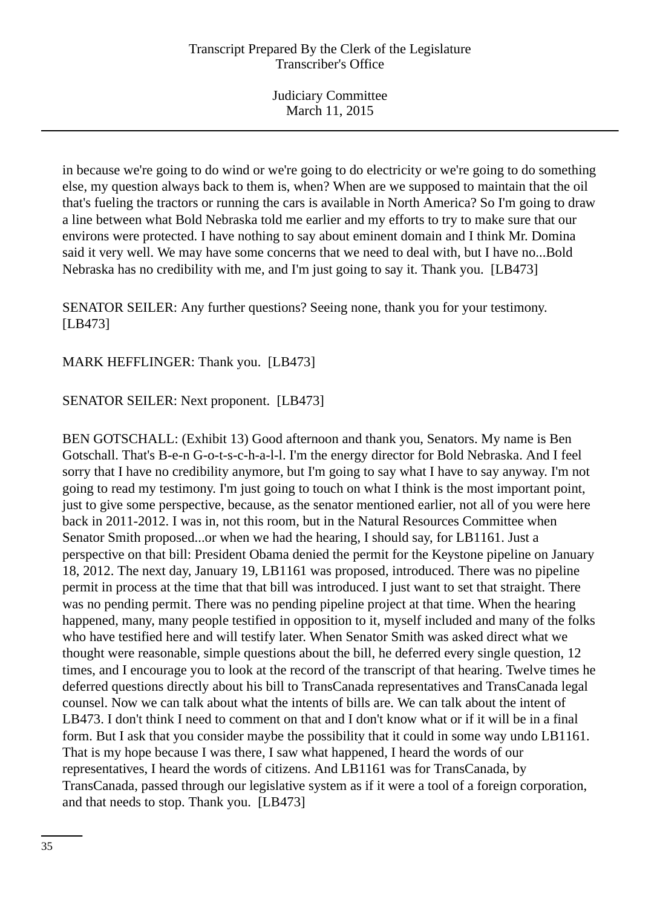in because we're going to do wind or we're going to do electricity or we're going to do something else, my question always back to them is, when? When are we supposed to maintain that the oil that's fueling the tractors or running the cars is available in North America? So I'm going to draw a line between what Bold Nebraska told me earlier and my efforts to try to make sure that our environs were protected. I have nothing to say about eminent domain and I think Mr. Domina said it very well. We may have some concerns that we need to deal with, but I have no...Bold Nebraska has no credibility with me, and I'm just going to say it. Thank you. [LB473]

SENATOR SEILER: Any further questions? Seeing none, thank you for your testimony. [LB473]

MARK HEFFLINGER: Thank you. [LB473]

SENATOR SEILER: Next proponent. [LB473]

BEN GOTSCHALL: (Exhibit 13) Good afternoon and thank you, Senators. My name is Ben Gotschall. That's B-e-n G-o-t-s-c-h-a-l-l. I'm the energy director for Bold Nebraska. And I feel sorry that I have no credibility anymore, but I'm going to say what I have to say anyway. I'm not going to read my testimony. I'm just going to touch on what I think is the most important point, just to give some perspective, because, as the senator mentioned earlier, not all of you were here back in 2011-2012. I was in, not this room, but in the Natural Resources Committee when Senator Smith proposed...or when we had the hearing, I should say, for LB1161. Just a perspective on that bill: President Obama denied the permit for the Keystone pipeline on January 18, 2012. The next day, January 19, LB1161 was proposed, introduced. There was no pipeline permit in process at the time that that bill was introduced. I just want to set that straight. There was no pending permit. There was no pending pipeline project at that time. When the hearing happened, many, many people testified in opposition to it, myself included and many of the folks who have testified here and will testify later. When Senator Smith was asked direct what we thought were reasonable, simple questions about the bill, he deferred every single question, 12 times, and I encourage you to look at the record of the transcript of that hearing. Twelve times he deferred questions directly about his bill to TransCanada representatives and TransCanada legal counsel. Now we can talk about what the intents of bills are. We can talk about the intent of LB473. I don't think I need to comment on that and I don't know what or if it will be in a final form. But I ask that you consider maybe the possibility that it could in some way undo LB1161. That is my hope because I was there, I saw what happened, I heard the words of our representatives, I heard the words of citizens. And LB1161 was for TransCanada, by TransCanada, passed through our legislative system as if it were a tool of a foreign corporation, and that needs to stop. Thank you. [LB473]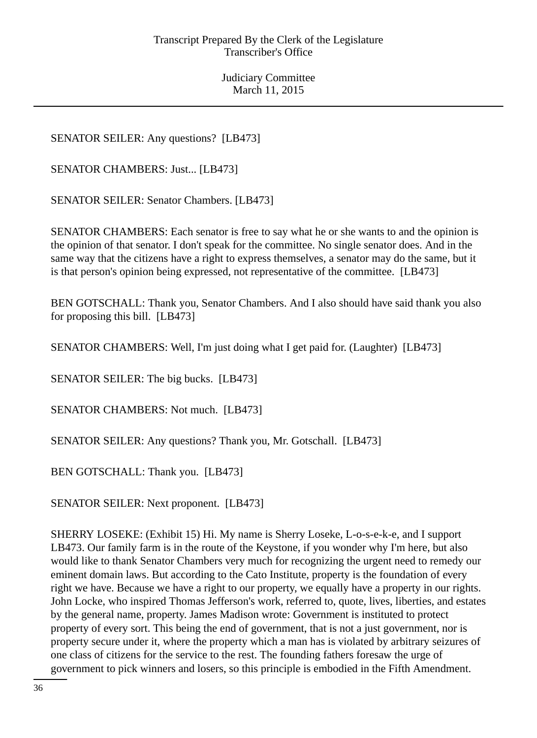SENATOR SEILER: Any questions? [LB473]

SENATOR CHAMBERS: Just... [LB473]

SENATOR SEILER: Senator Chambers. [LB473]

SENATOR CHAMBERS: Each senator is free to say what he or she wants to and the opinion is the opinion of that senator. I don't speak for the committee. No single senator does. And in the same way that the citizens have a right to express themselves, a senator may do the same, but it is that person's opinion being expressed, not representative of the committee. [LB473]

BEN GOTSCHALL: Thank you, Senator Chambers. And I also should have said thank you also for proposing this bill. [LB473]

SENATOR CHAMBERS: Well, I'm just doing what I get paid for. (Laughter) [LB473]

SENATOR SEILER: The big bucks. [LB473]

SENATOR CHAMBERS: Not much. [LB473]

SENATOR SEILER: Any questions? Thank you, Mr. Gotschall. [LB473]

BEN GOTSCHALL: Thank you. [LB473]

SENATOR SEILER: Next proponent. [LB473]

SHERRY LOSEKE: (Exhibit 15) Hi. My name is Sherry Loseke, L-o-s-e-k-e, and I support LB473. Our family farm is in the route of the Keystone, if you wonder why I'm here, but also would like to thank Senator Chambers very much for recognizing the urgent need to remedy our eminent domain laws. But according to the Cato Institute, property is the foundation of every right we have. Because we have a right to our property, we equally have a property in our rights. John Locke, who inspired Thomas Jefferson's work, referred to, quote, lives, liberties, and estates by the general name, property. James Madison wrote: Government is instituted to protect property of every sort. This being the end of government, that is not a just government, nor is property secure under it, where the property which a man has is violated by arbitrary seizures of one class of citizens for the service to the rest. The founding fathers foresaw the urge of government to pick winners and losers, so this principle is embodied in the Fifth Amendment.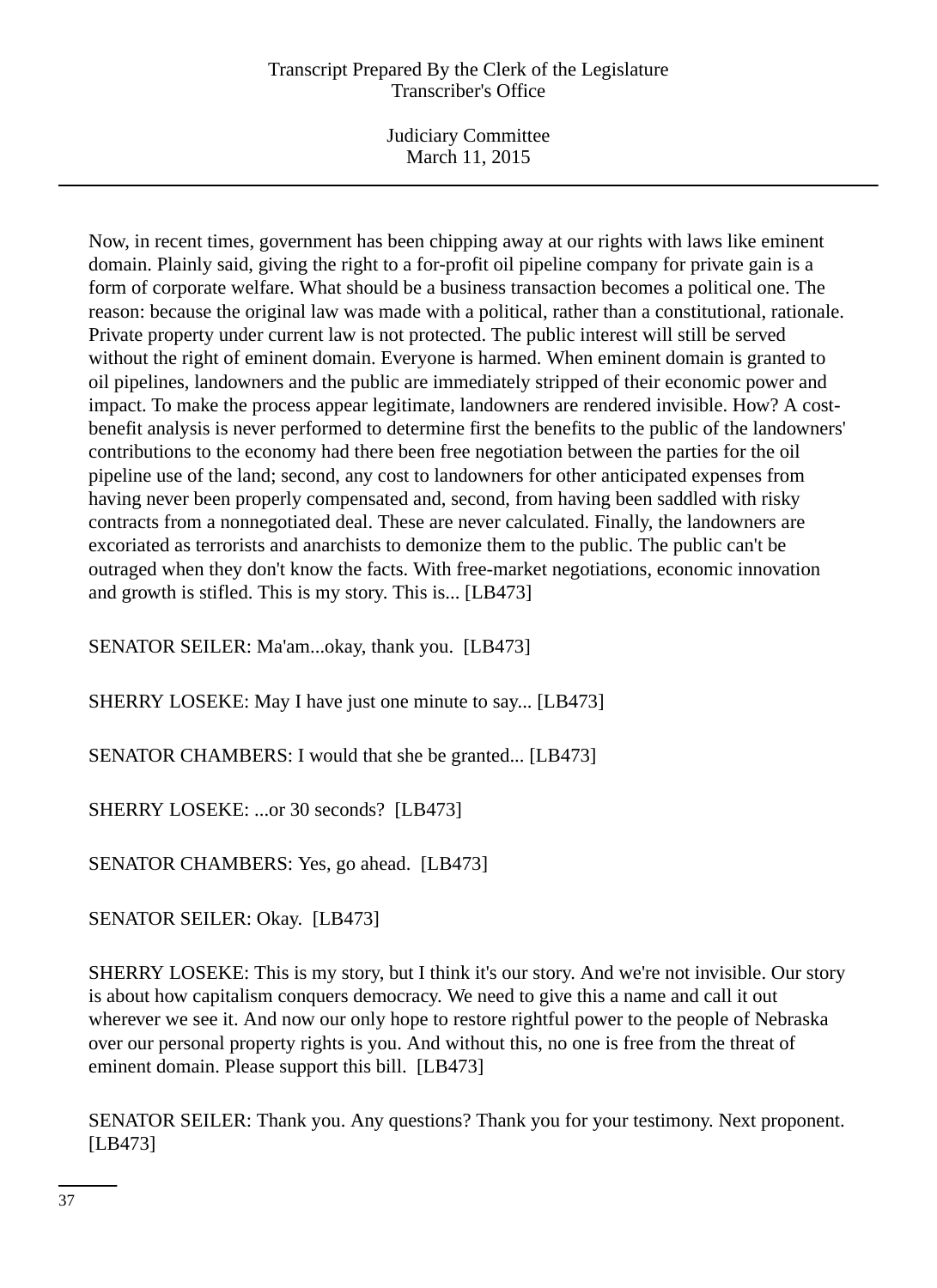Now, in recent times, government has been chipping away at our rights with laws like eminent domain. Plainly said, giving the right to a for-profit oil pipeline company for private gain is a form of corporate welfare. What should be a business transaction becomes a political one. The reason: because the original law was made with a political, rather than a constitutional, rationale. Private property under current law is not protected. The public interest will still be served without the right of eminent domain. Everyone is harmed. When eminent domain is granted to oil pipelines, landowners and the public are immediately stripped of their economic power and impact. To make the process appear legitimate, landowners are rendered invisible. How? A cost-benefit analysis is never performed to determine first the benefits to the public of the landowners' contributions to the economy had there been free negotiation between the parties for the oil pipeline use of the land; second, any cost to landowners for other anticipated expenses from having never been properly compensated and, second, from having been saddled with risky contracts from a nonnegotiated deal. These are never calculated. Finally, the landowners are excoriated as terrorists and anarchists to demonize them to the public. The public can't be outraged when they don't know the facts. With free-market negotiations, economic innovation and growth is stifled. This is my story. This is... [LB473]

SENATOR SEILER: Ma'am...okay, thank you. [LB473]

SHERRY LOSEKE: May I have just one minute to say... [LB473]

SENATOR CHAMBERS: I would that she be granted... [LB473]

SHERRY LOSEKE: ...or 30 seconds? [LB473]

SENATOR CHAMBERS: Yes, go ahead. [LB473]

SENATOR SEILER: Okay. [LB473]

SHERRY LOSEKE: This is my story, but I think it's our story. And we're not invisible. Our story is about how capitalism conquers democracy. We need to give this a name and call it out wherever we see it. And now our only hope to restore rightful power to the people of Nebraska over our personal property rights is you. And without this, no one is free from the threat of eminent domain. Please support this bill. [LB473]

SENATOR SEILER: Thank you. Any questions? Thank you for your testimony. Next proponent. [LB473]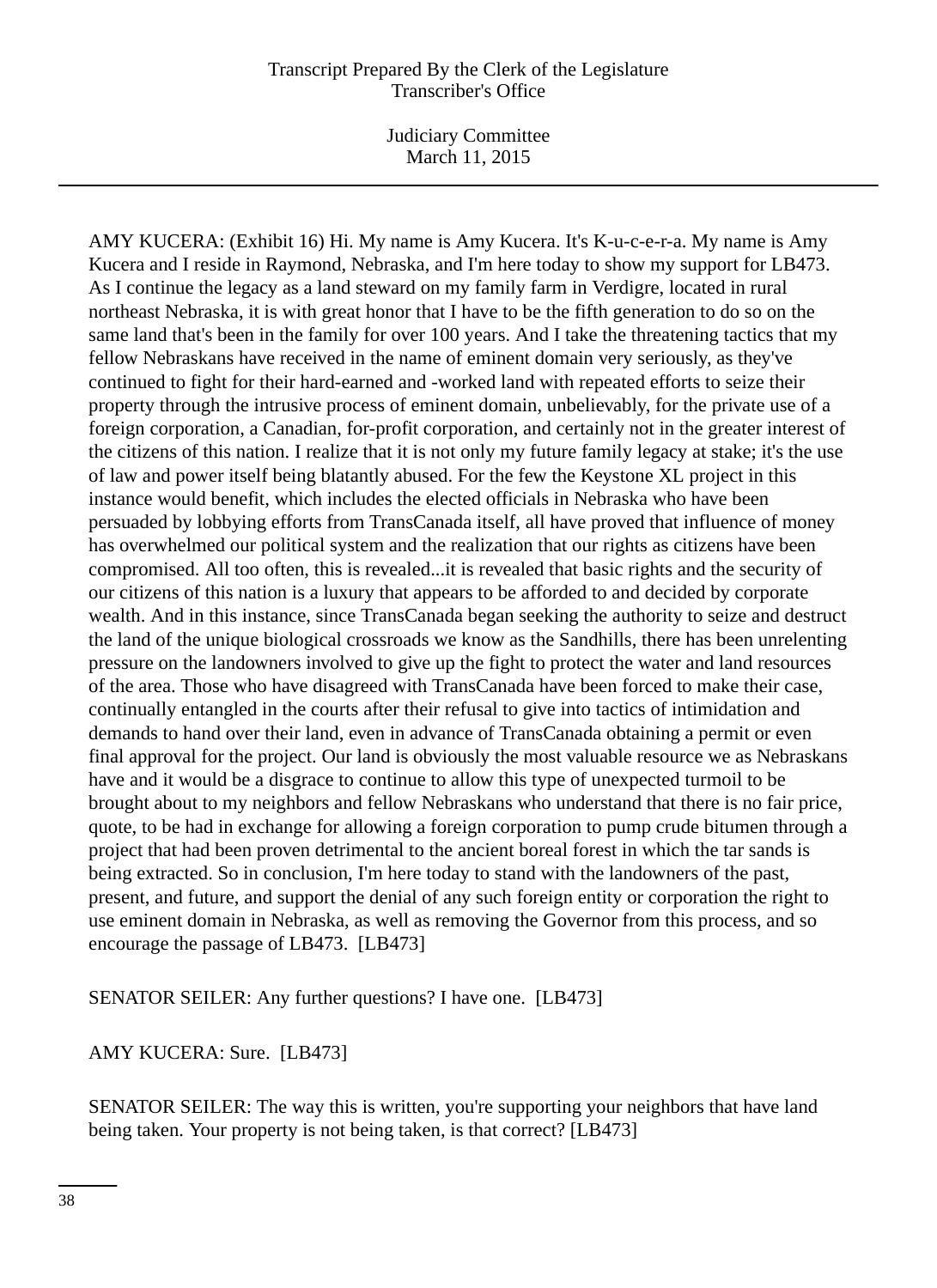AMY KUCERA: (Exhibit 16) Hi. My name is Amy Kucera. It's K-u-c-e-r-a. My name is Amy Kucera and I reside in Raymond, Nebraska, and I'm here today to show my support for LB473. As I continue the legacy as a land steward on my family farm in Verdigre, located in rural northeast Nebraska, it is with great honor that I have to be the fifth generation to do so on the same land that's been in the family for over 100 years. And I take the threatening tactics that my fellow Nebraskans have received in the name of eminent domain very seriously, as they've continued to fight for their hard-earned and -worked land with repeated efforts to seize their property through the intrusive process of eminent domain, unbelievably, for the private use of a foreign corporation, a Canadian, for-profit corporation, and certainly not in the greater interest of the citizens of this nation. I realize that it is not only my future family legacy at stake; it's the use of law and power itself being blatantly abused. For the few the Keystone XL project in this instance would benefit, which includes the elected officials in Nebraska who have been persuaded by lobbying efforts from TransCanada itself, all have proved that influence of money has overwhelmed our political system and the realization that our rights as citizens have been compromised. All too often, this is revealed...it is revealed that basic rights and the security of our citizens of this nation is a luxury that appears to be afforded to and decided by corporate wealth. And in this instance, since TransCanada began seeking the authority to seize and destruct the land of the unique biological crossroads we know as the Sandhills, there has been unrelenting pressure on the landowners involved to give up the fight to protect the water and land resources of the area. Those who have disagreed with TransCanada have been forced to make their case, continually entangled in the courts after their refusal to give into tactics of intimidation and demands to hand over their land, even in advance of TransCanada obtaining a permit or even final approval for the project. Our land is obviously the most valuable resource we as Nebraskans have and it would be a disgrace to continue to allow this type of unexpected turmoil to be brought about to my neighbors and fellow Nebraskans who understand that there is no fair price, quote, to be had in exchange for allowing a foreign corporation to pump crude bitumen through a project that had been proven detrimental to the ancient boreal forest in which the tar sands is being extracted. So in conclusion, I'm here today to stand with the landowners of the past, present, and future, and support the denial of any such foreign entity or corporation the right to use eminent domain in Nebraska, as well as removing the Governor from this process, and so encourage the passage of LB473. [LB473]

SENATOR SEILER: Any further questions? I have one. [LB473]

AMY KUCERA: Sure. [LB473]

SENATOR SEILER: The way this is written, you're supporting your neighbors that have land being taken. Your property is not being taken, is that correct? [LB473]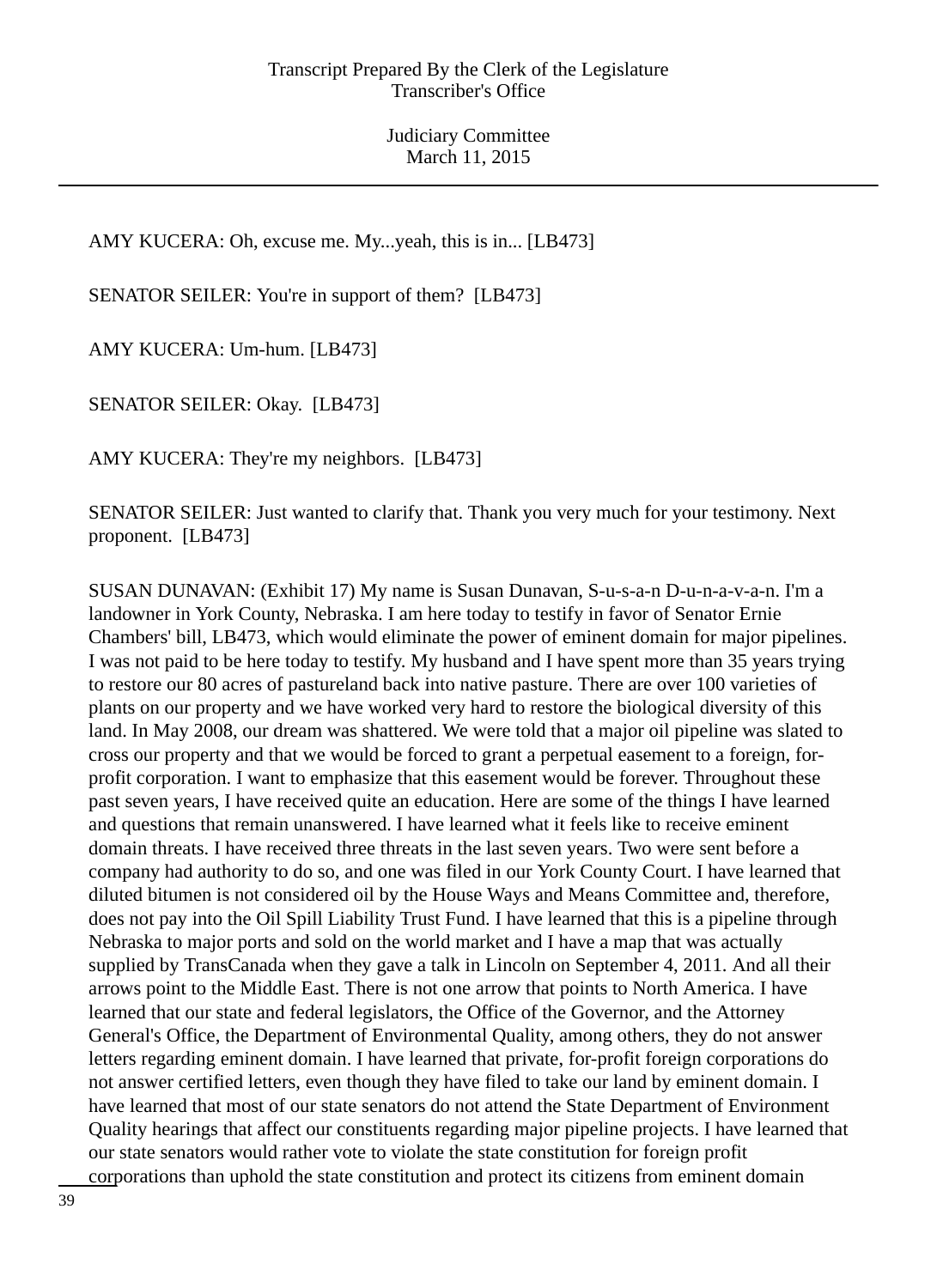AMY KUCERA: Oh, excuse me. My...yeah, this is in... [LB473]

SENATOR SEILER: You're in support of them? [LB473]

AMY KUCERA: Um-hum. [LB473]

SENATOR SEILER: Okay. [LB473]

AMY KUCERA: They're my neighbors. [LB473]

SENATOR SEILER: Just wanted to clarify that. Thank you very much for your testimony. Next proponent. [LB473]

SUSAN DUNAVAN: (Exhibit 17) My name is Susan Dunavan, S-u-s-a-n D-u-n-a-v-a-n. I'm a landowner in York County, Nebraska. I am here today to testify in favor of Senator Ernie Chambers' bill, LB473, which would eliminate the power of eminent domain for major pipelines. I was not paid to be here today to testify. My husband and I have spent more than 35 years trying to restore our 80 acres of pastureland back into native pasture. There are over 100 varieties of plants on our property and we have worked very hard to restore the biological diversity of this land. In May 2008, our dream was shattered. We were told that a major oil pipeline was slated to cross our property and that we would be forced to grant a perpetual easement to a foreign, for-profit corporation. I want to emphasize that this easement would be forever. Throughout these past seven years, I have received quite an education. Here are some of the things I have learned and questions that remain unanswered. I have learned what it feels like to receive eminent domain threats. I have received three threats in the last seven years. Two were sent before a company had authority to do so, and one was filed in our York County Court. I have learned that diluted bitumen is not considered oil by the House Ways and Means Committee and, therefore, does not pay into the Oil Spill Liability Trust Fund. I have learned that this is a pipeline through Nebraska to major ports and sold on the world market and I have a map that was actually supplied by TransCanada when they gave a talk in Lincoln on September 4, 2011. And all their arrows point to the Middle East. There is not one arrow that points to North America. I have learned that our state and federal legislators, the Office of the Governor, and the Attorney General's Office, the Department of Environmental Quality, among others, they do not answer letters regarding eminent domain. I have learned that private, for-profit foreign corporations do not answer certified letters, even though they have filed to take our land by eminent domain. I have learned that most of our state senators do not attend the State Department of Environment Quality hearings that affect our constituents regarding major pipeline projects. I have learned that our state senators would rather vote to violate the state constitution for foreign profit corporations than uphold the state constitution and protect its citizens from eminent domain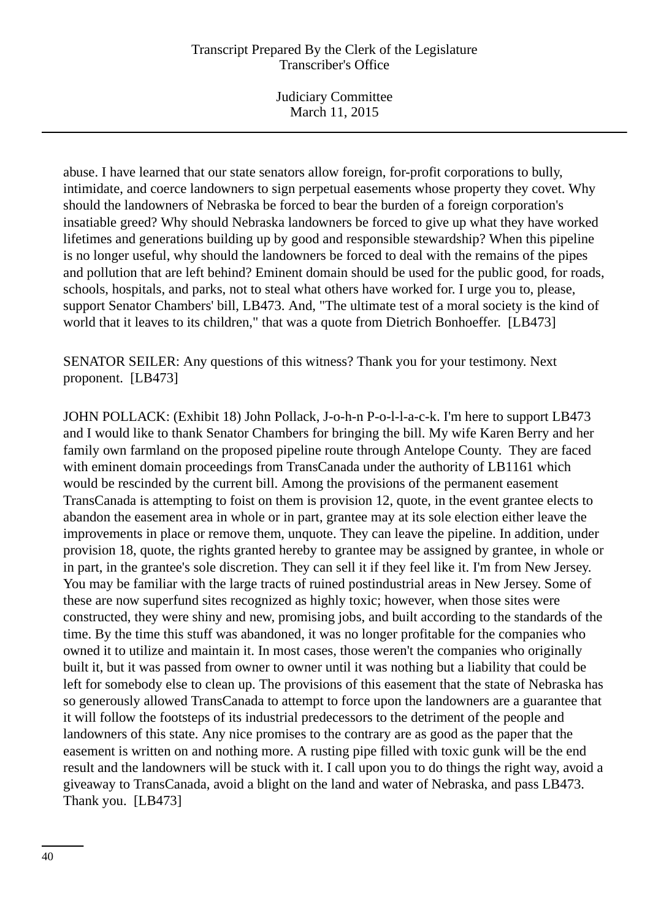abuse. I have learned that our state senators allow foreign, for-profit corporations to bully, intimidate, and coerce landowners to sign perpetual easements whose property they covet. Why should the landowners of Nebraska be forced to bear the burden of a foreign corporation's insatiable greed? Why should Nebraska landowners be forced to give up what they have worked lifetimes and generations building up by good and responsible stewardship? When this pipeline is no longer useful, why should the landowners be forced to deal with the remains of the pipes and pollution that are left behind? Eminent domain should be used for the public good, for roads, schools, hospitals, and parks, not to steal what others have worked for. I urge you to, please, support Senator Chambers' bill, LB473. And, "The ultimate test of a moral society is the kind of world that it leaves to its children," that was a quote from Dietrich Bonhoeffer. [LB473]

SENATOR SEILER: Any questions of this witness? Thank you for your testimony. Next proponent. [LB473]

JOHN POLLACK: (Exhibit 18) John Pollack, J-o-h-n P-o-l-l-a-c-k. I'm here to support LB473 and I would like to thank Senator Chambers for bringing the bill. My wife Karen Berry and her family own farmland on the proposed pipeline route through Antelope County. They are faced with eminent domain proceedings from TransCanada under the authority of LB1161 which would be rescinded by the current bill. Among the provisions of the permanent easement TransCanada is attempting to foist on them is provision 12, quote, in the event grantee elects to abandon the easement area in whole or in part, grantee may at its sole election either leave the improvements in place or remove them, unquote. They can leave the pipeline. In addition, under provision 18, quote, the rights granted hereby to grantee may be assigned by grantee, in whole or in part, in the grantee's sole discretion. They can sell it if they feel like it. I'm from New Jersey. You may be familiar with the large tracts of ruined postindustrial areas in New Jersey. Some of these are now superfund sites recognized as highly toxic; however, when those sites were constructed, they were shiny and new, promising jobs, and built according to the standards of the time. By the time this stuff was abandoned, it was no longer profitable for the companies who owned it to utilize and maintain it. In most cases, those weren't the companies who originally built it, but it was passed from owner to owner until it was nothing but a liability that could be left for somebody else to clean up. The provisions of this easement that the state of Nebraska has so generously allowed TransCanada to attempt to force upon the landowners are a guarantee that it will follow the footsteps of its industrial predecessors to the detriment of the people and landowners of this state. Any nice promises to the contrary are as good as the paper that the easement is written on and nothing more. A rusting pipe filled with toxic gunk will be the end result and the landowners will be stuck with it. I call upon you to do things the right way, avoid a giveaway to TransCanada, avoid a blight on the land and water of Nebraska, and pass LB473. Thank you. [LB473]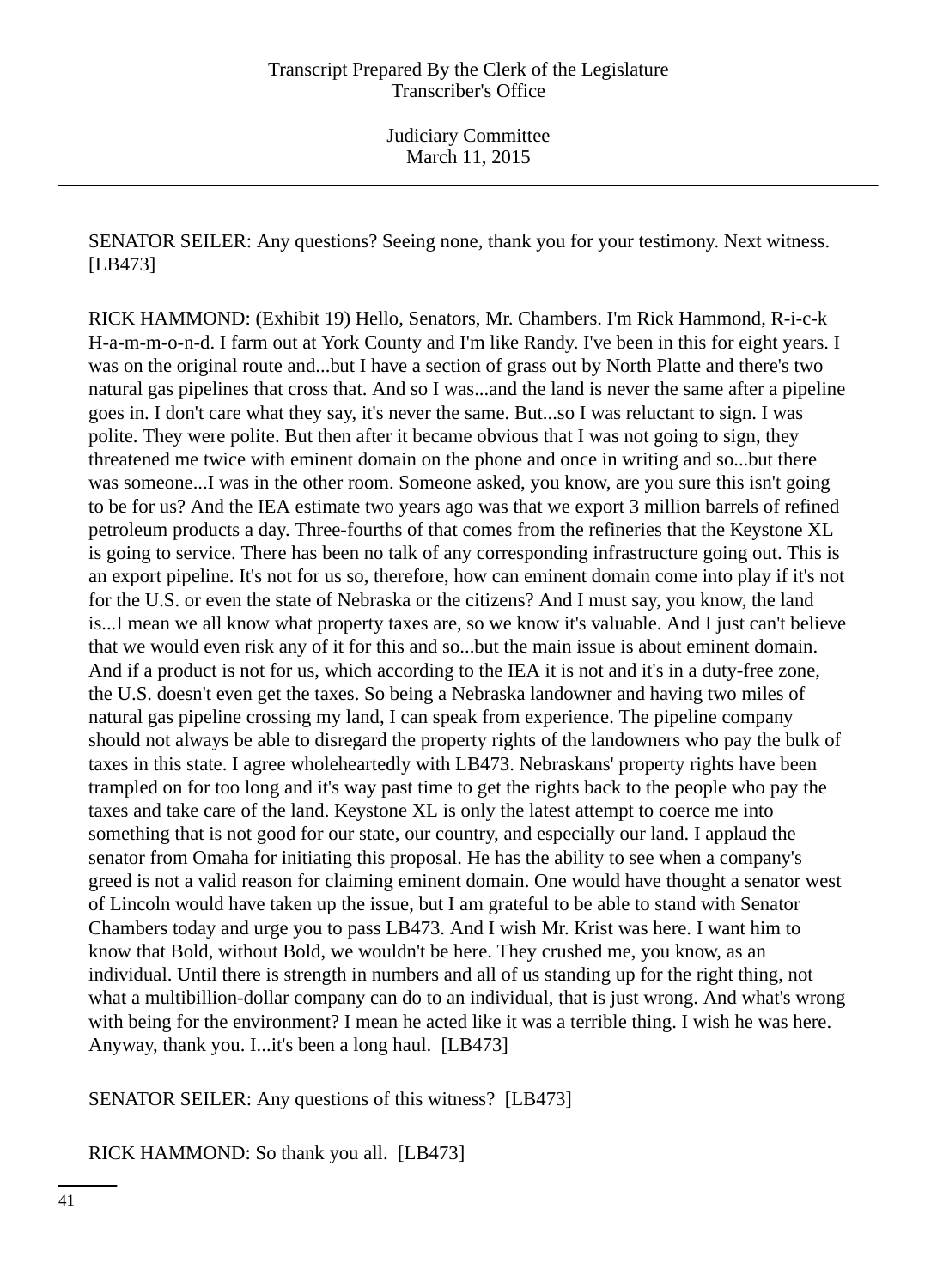SENATOR SEILER: Any questions? Seeing none, thank you for your testimony. Next witness. [LB473]

RICK HAMMOND: (Exhibit 19) Hello, Senators, Mr. Chambers. I'm Rick Hammond, R-i-c-k H-a-m-m-o-n-d. I farm out at York County and I'm like Randy. I've been in this for eight years. I was on the original route and...but I have a section of grass out by North Platte and there's two natural gas pipelines that cross that. And so I was...and the land is never the same after a pipeline goes in. I don't care what they say, it's never the same. But...so I was reluctant to sign. I was polite. They were polite. But then after it became obvious that I was not going to sign, they threatened me twice with eminent domain on the phone and once in writing and so...but there was someone...I was in the other room. Someone asked, you know, are you sure this isn't going to be for us? And the IEA estimate two years ago was that we export 3 million barrels of refined petroleum products a day. Three-fourths of that comes from the refineries that the Keystone XL is going to service. There has been no talk of any corresponding infrastructure going out. This is an export pipeline. It's not for us so, therefore, how can eminent domain come into play if it's not for the U.S. or even the state of Nebraska or the citizens? And I must say, you know, the land is...I mean we all know what property taxes are, so we know it's valuable. And I just can't believe that we would even risk any of it for this and so...but the main issue is about eminent domain. And if a product is not for us, which according to the IEA it is not and it's in a duty-free zone, the U.S. doesn't even get the taxes. So being a Nebraska landowner and having two miles of natural gas pipeline crossing my land, I can speak from experience. The pipeline company should not always be able to disregard the property rights of the landowners who pay the bulk of taxes in this state. I agree wholeheartedly with LB473. Nebraskans' property rights have been trampled on for too long and it's way past time to get the rights back to the people who pay the taxes and take care of the land. Keystone XL is only the latest attempt to coerce me into something that is not good for our state, our country, and especially our land. I applaud the senator from Omaha for initiating this proposal. He has the ability to see when a company's greed is not a valid reason for claiming eminent domain. One would have thought a senator west of Lincoln would have taken up the issue, but I am grateful to be able to stand with Senator Chambers today and urge you to pass LB473. And I wish Mr. Krist was here. I want him to know that Bold, without Bold, we wouldn't be here. They crushed me, you know, as an individual. Until there is strength in numbers and all of us standing up for the right thing, not what a multibillion-dollar company can do to an individual, that is just wrong. And what's wrong with being for the environment? I mean he acted like it was a terrible thing. I wish he was here. Anyway, thank you. I...it's been a long haul. [LB473]

SENATOR SEILER: Any questions of this witness? [LB473]

RICK HAMMOND: So thank you all. [LB473]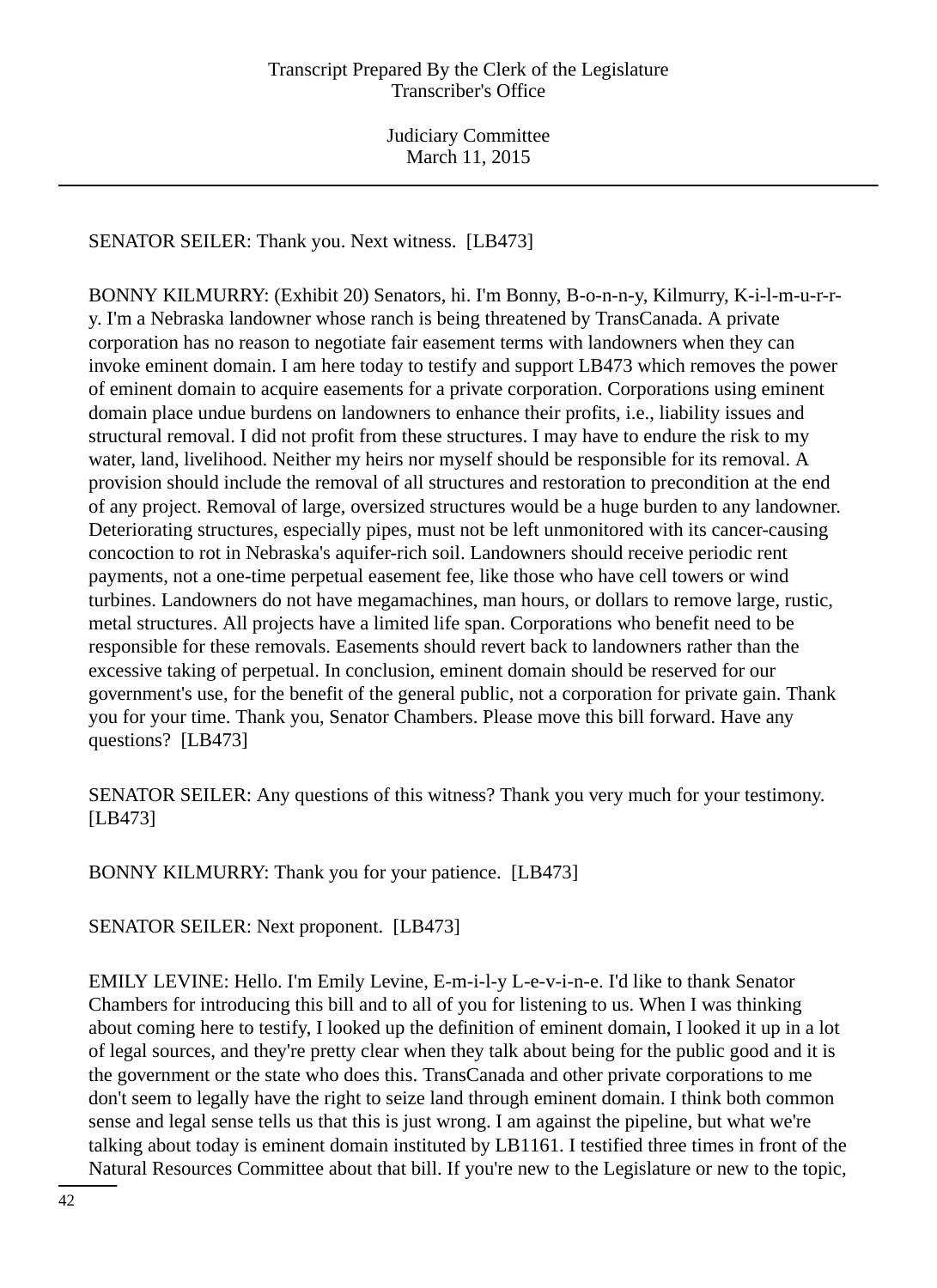SENATOR SEILER: Thank you. Next witness. [LB473]

BONNY KILMURRY: (Exhibit 20) Senators, hi. I'm Bonny, B-o-n-n-y, Kilmurry, K-i-l-m-u-r-r-y. I'm a Nebraska landowner whose ranch is being threatened by TransCanada. A private corporation has no reason to negotiate fair easement terms with landowners when they can invoke eminent domain. I am here today to testify and support LB473 which removes the power of eminent domain to acquire easements for a private corporation. Corporations using eminent domain place undue burdens on landowners to enhance their profits, i.e., liability issues and structural removal. I did not profit from these structures. I may have to endure the risk to my water, land, livelihood. Neither my heirs nor myself should be responsible for its removal. A provision should include the removal of all structures and restoration to precondition at the end of any project. Removal of large, oversized structures would be a huge burden to any landowner. Deteriorating structures, especially pipes, must not be left unmonitored with its cancer-causing concoction to rot in Nebraska's aquifer-rich soil. Landowners should receive periodic rent payments, not a one-time perpetual easement fee, like those who have cell towers or wind turbines. Landowners do not have megamachines, man hours, or dollars to remove large, rustic, metal structures. All projects have a limited life span. Corporations who benefit need to be responsible for these removals. Easements should revert back to landowners rather than the excessive taking of perpetual. In conclusion, eminent domain should be reserved for our government's use, for the benefit of the general public, not a corporation for private gain. Thank you for your time. Thank you, Senator Chambers. Please move this bill forward. Have any questions? [LB473]

SENATOR SEILER: Any questions of this witness? Thank you very much for your testimony. [LB473]

BONNY KILMURRY: Thank you for your patience. [LB473]

SENATOR SEILER: Next proponent. [LB473]

EMILY LEVINE: Hello. I'm Emily Levine, E-m-i-l-y L-e-v-i-n-e. I'd like to thank Senator Chambers for introducing this bill and to all of you for listening to us. When I was thinking about coming here to testify, I looked up the definition of eminent domain, I looked it up in a lot of legal sources, and they're pretty clear when they talk about being for the public good and it is the government or the state who does this. TransCanada and other private corporations to me don't seem to legally have the right to seize land through eminent domain. I think both common sense and legal sense tells us that this is just wrong. I am against the pipeline, but what we're talking about today is eminent domain instituted by LB1161. I testified three times in front of the Natural Resources Committee about that bill. If you're new to the Legislature or new to the topic,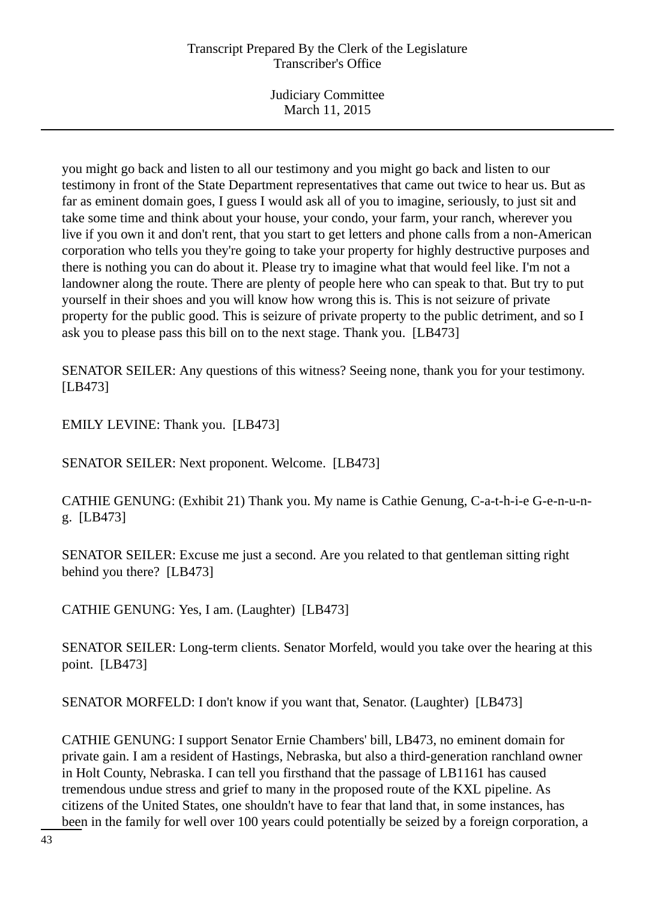you might go back and listen to all our testimony and you might go back and listen to our testimony in front of the State Department representatives that came out twice to hear us. But as far as eminent domain goes, I guess I would ask all of you to imagine, seriously, to just sit and take some time and think about your house, your condo, your farm, your ranch, wherever you live if you own it and don't rent, that you start to get letters and phone calls from a non-American corporation who tells you they're going to take your property for highly destructive purposes and there is nothing you can do about it. Please try to imagine what that would feel like. I'm not a landowner along the route. There are plenty of people here who can speak to that. But try to put yourself in their shoes and you will know how wrong this is. This is not seizure of private property for the public good. This is seizure of private property to the public detriment, and so I ask you to please pass this bill on to the next stage. Thank you. [LB473]

SENATOR SEILER: Any questions of this witness? Seeing none, thank you for your testimony. [LB473]

EMILY LEVINE: Thank you. [LB473]

SENATOR SEILER: Next proponent. Welcome. [LB473]

CATHIE GENUNG: (Exhibit 21) Thank you. My name is Cathie Genung, C-a-t-h-i-e G-e-n-u-n-g. [LB473]

SENATOR SEILER: Excuse me just a second. Are you related to that gentleman sitting right behind you there? [LB473]

CATHIE GENUNG: Yes, I am. (Laughter) [LB473]

SENATOR SEILER: Long-term clients. Senator Morfeld, would you take over the hearing at this point. [LB473]

SENATOR MORFELD: I don't know if you want that, Senator. (Laughter) [LB473]

CATHIE GENUNG: I support Senator Ernie Chambers' bill, LB473, no eminent domain for private gain. I am a resident of Hastings, Nebraska, but also a third-generation ranchland owner in Holt County, Nebraska. I can tell you firsthand that the passage of LB1161 has caused tremendous undue stress and grief to many in the proposed route of the KXL pipeline. As citizens of the United States, one shouldn't have to fear that land that, in some instances, has been in the family for well over 100 years could potentially be seized by a foreign corporation, a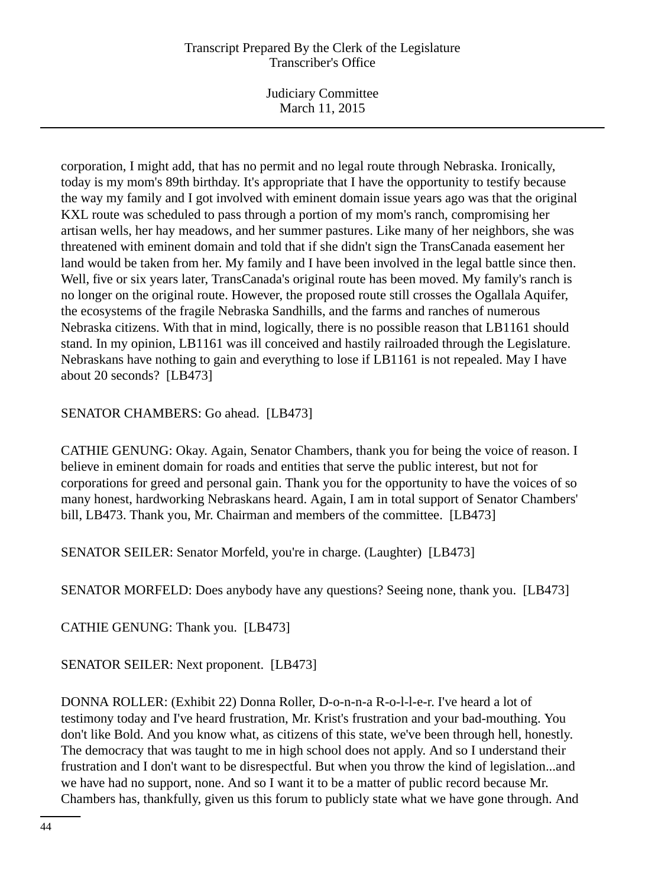corporation, I might add, that has no permit and no legal route through Nebraska. Ironically, today is my mom's 89th birthday. It's appropriate that I have the opportunity to testify because the way my family and I got involved with eminent domain issue years ago was that the original KXL route was scheduled to pass through a portion of my mom's ranch, compromising her artisan wells, her hay meadows, and her summer pastures. Like many of her neighbors, she was threatened with eminent domain and told that if she didn't sign the TransCanada easement her land would be taken from her. My family and I have been involved in the legal battle since then. Well, five or six years later, TransCanada's original route has been moved. My family's ranch is no longer on the original route. However, the proposed route still crosses the Ogallala Aquifer, the ecosystems of the fragile Nebraska Sandhills, and the farms and ranches of numerous Nebraska citizens. With that in mind, logically, there is no possible reason that LB1161 should stand. In my opinion, LB1161 was ill conceived and hastily railroaded through the Legislature. Nebraskans have nothing to gain and everything to lose if LB1161 is not repealed. May I have about 20 seconds? [LB473]

SENATOR CHAMBERS: Go ahead. [LB473]

CATHIE GENUNG: Okay. Again, Senator Chambers, thank you for being the voice of reason. I believe in eminent domain for roads and entities that serve the public interest, but not for corporations for greed and personal gain. Thank you for the opportunity to have the voices of so many honest, hardworking Nebraskans heard. Again, I am in total support of Senator Chambers' bill, LB473. Thank you, Mr. Chairman and members of the committee. [LB473]

SENATOR SEILER: Senator Morfeld, you're in charge. (Laughter) [LB473]

SENATOR MORFELD: Does anybody have any questions? Seeing none, thank you. [LB473]

CATHIE GENUNG: Thank you. [LB473]

SENATOR SEILER: Next proponent. [LB473]

DONNA ROLLER: (Exhibit 22) Donna Roller, D-o-n-n-a R-o-l-l-e-r. I've heard a lot of testimony today and I've heard frustration, Mr. Krist's frustration and your bad-mouthing. You don't like Bold. And you know what, as citizens of this state, we've been through hell, honestly. The democracy that was taught to me in high school does not apply. And so I understand their frustration and I don't want to be disrespectful. But when you throw the kind of legislation...and we have had no support, none. And so I want it to be a matter of public record because Mr. Chambers has, thankfully, given us this forum to publicly state what we have gone through. And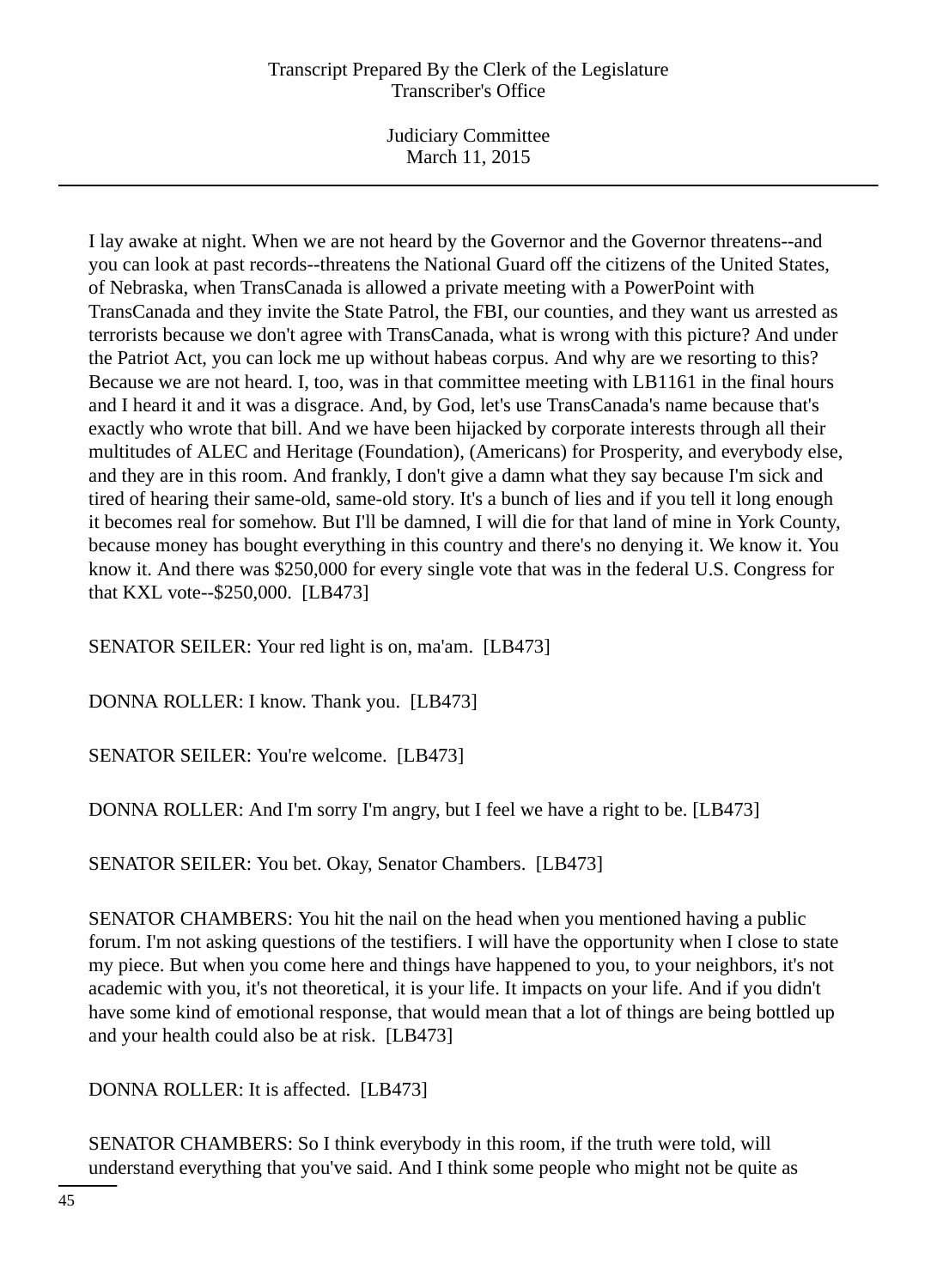I lay awake at night. When we are not heard by the Governor and the Governor threatens--and you can look at past records--threatens the National Guard off the citizens of the United States, of Nebraska, when TransCanada is allowed a private meeting with a PowerPoint with TransCanada and they invite the State Patrol, the FBI, our counties, and they want us arrested as terrorists because we don't agree with TransCanada, what is wrong with this picture? And under the Patriot Act, you can lock me up without habeas corpus. And why are we resorting to this? Because we are not heard. I, too, was in that committee meeting with LB1161 in the final hours and I heard it and it was a disgrace. And, by God, let's use TransCanada's name because that's exactly who wrote that bill. And we have been hijacked by corporate interests through all their multitudes of ALEC and Heritage (Foundation), (Americans) for Prosperity, and everybody else, and they are in this room. And frankly, I don't give a damn what they say because I'm sick and tired of hearing their same-old, same-old story. It's a bunch of lies and if you tell it long enough it becomes real for somehow. But I'll be damned, I will die for that land of mine in York County, because money has bought everything in this country and there's no denying it. We know it. You know it. And there was $250,000 for every single vote that was in the federal U.S. Congress for that KXL vote--$250,000. [LB473]

SENATOR SEILER: Your red light is on, ma'am. [LB473]

DONNA ROLLER: I know. Thank you. [LB473]

SENATOR SEILER: You're welcome. [LB473]

DONNA ROLLER: And I'm sorry I'm angry, but I feel we have a right to be. [LB473]

SENATOR SEILER: You bet. Okay, Senator Chambers. [LB473]

SENATOR CHAMBERS: You hit the nail on the head when you mentioned having a public forum. I'm not asking questions of the testifiers. I will have the opportunity when I close to state my piece. But when you come here and things have happened to you, to your neighbors, it's not academic with you, it's not theoretical, it is your life. It impacts on your life. And if you didn't have some kind of emotional response, that would mean that a lot of things are being bottled up and your health could also be at risk. [LB473]

DONNA ROLLER: It is affected. [LB473]

SENATOR CHAMBERS: So I think everybody in this room, if the truth were told, will understand everything that you've said. And I think some people who might not be quite as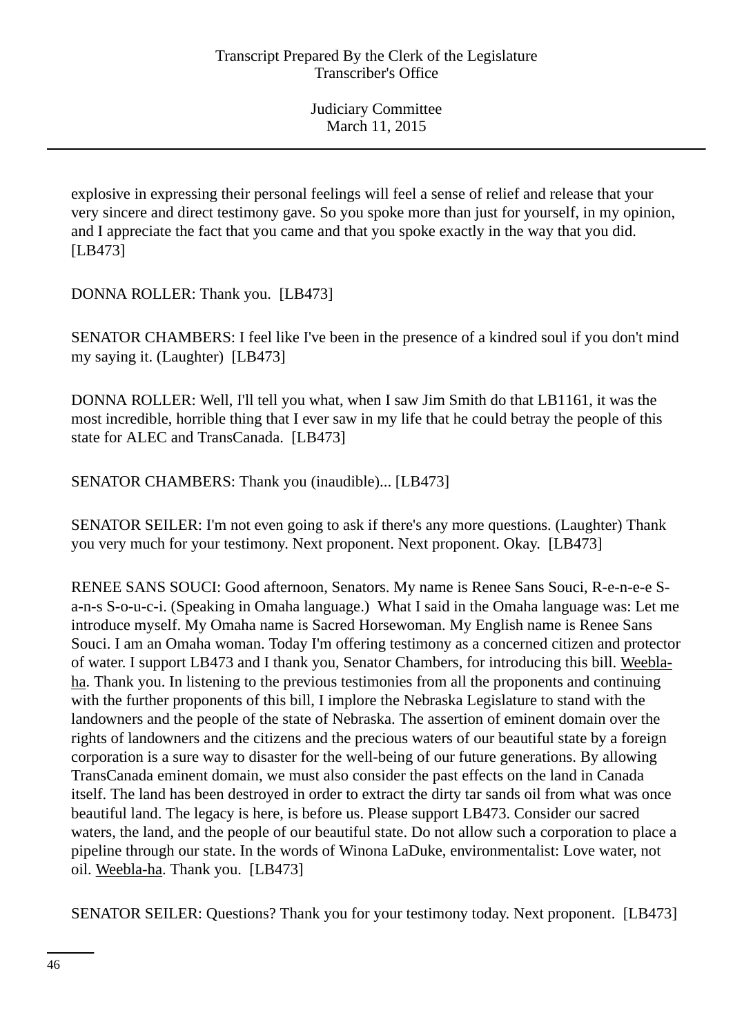explosive in expressing their personal feelings will feel a sense of relief and release that your very sincere and direct testimony gave. So you spoke more than just for yourself, in my opinion, and I appreciate the fact that you came and that you spoke exactly in the way that you did. [LB473]

DONNA ROLLER: Thank you. [LB473]

SENATOR CHAMBERS: I feel like I've been in the presence of a kindred soul if you don't mind my saying it. (Laughter) [LB473]

DONNA ROLLER: Well, I'll tell you what, when I saw Jim Smith do that LB1161, it was the most incredible, horrible thing that I ever saw in my life that he could betray the people of this state for ALEC and TransCanada. [LB473]

SENATOR CHAMBERS: Thank you (inaudible)... [LB473]

SENATOR SEILER: I'm not even going to ask if there's any more questions. (Laughter) Thank you very much for your testimony. Next proponent. Next proponent. Okay. [LB473]

RENEE SANS SOUCI: Good afternoon, Senators. My name is Renee Sans Souci, R-e-n-e-e S-a-n-s S-o-u-c-i. (Speaking in Omaha language.) What I said in the Omaha language was: Let me introduce myself. My Omaha name is Sacred Horsewoman. My English name is Renee Sans Souci. I am an Omaha woman. Today I'm offering testimony as a concerned citizen and protector of water. I support LB473 and I thank you, Senator Chambers, for introducing this bill. Weebla-ha. Thank you. In listening to the previous testimonies from all the proponents and continuing with the further proponents of this bill, I implore the Nebraska Legislature to stand with the landowners and the people of the state of Nebraska. The assertion of eminent domain over the rights of landowners and the citizens and the precious waters of our beautiful state by a foreign corporation is a sure way to disaster for the well-being of our future generations. By allowing TransCanada eminent domain, we must also consider the past effects on the land in Canada itself. The land has been destroyed in order to extract the dirty tar sands oil from what was once beautiful land. The legacy is here, is before us. Please support LB473. Consider our sacred waters, the land, and the people of our beautiful state. Do not allow such a corporation to place a pipeline through our state. In the words of Winona LaDuke, environmentalist: Love water, not oil. Weebla-ha. Thank you. [LB473]

SENATOR SEILER: Questions? Thank you for your testimony today. Next proponent. [LB473]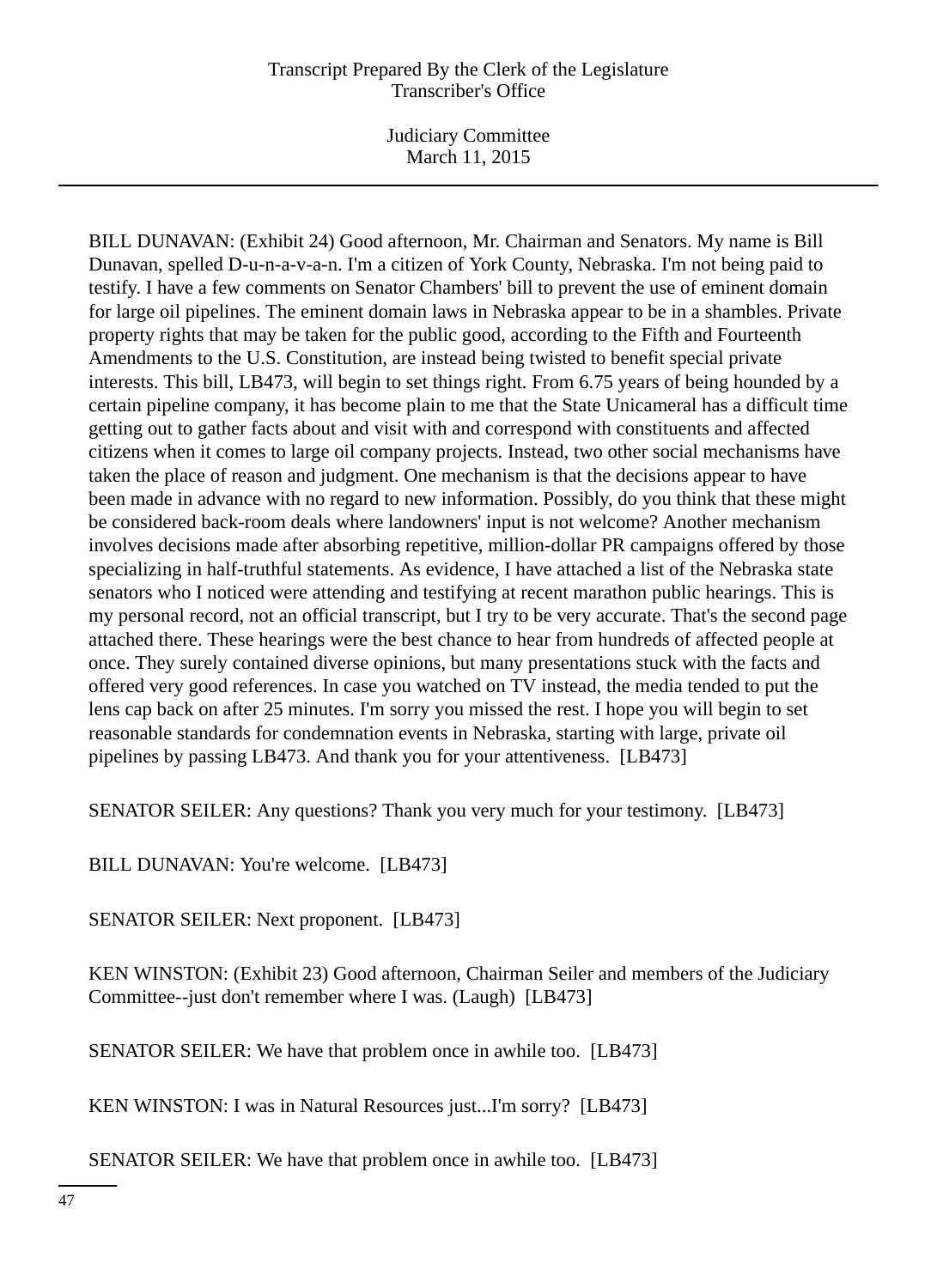BILL DUNAVAN: (Exhibit 24) Good afternoon, Mr. Chairman and Senators. My name is Bill Dunavan, spelled D-u-n-a-v-a-n. I'm a citizen of York County, Nebraska. I'm not being paid to testify. I have a few comments on Senator Chambers' bill to prevent the use of eminent domain for large oil pipelines. The eminent domain laws in Nebraska appear to be in a shambles. Private property rights that may be taken for the public good, according to the Fifth and Fourteenth Amendments to the U.S. Constitution, are instead being twisted to benefit special private interests. This bill, LB473, will begin to set things right. From 6.75 years of being hounded by a certain pipeline company, it has become plain to me that the State Unicameral has a difficult time getting out to gather facts about and visit with and correspond with constituents and affected citizens when it comes to large oil company projects. Instead, two other social mechanisms have taken the place of reason and judgment. One mechanism is that the decisions appear to have been made in advance with no regard to new information. Possibly, do you think that these might be considered back-room deals where landowners' input is not welcome? Another mechanism involves decisions made after absorbing repetitive, million-dollar PR campaigns offered by those specializing in half-truthful statements. As evidence, I have attached a list of the Nebraska state senators who I noticed were attending and testifying at recent marathon public hearings. This is my personal record, not an official transcript, but I try to be very accurate. That's the second page attached there. These hearings were the best chance to hear from hundreds of affected people at once. They surely contained diverse opinions, but many presentations stuck with the facts and offered very good references. In case you watched on TV instead, the media tended to put the lens cap back on after 25 minutes. I'm sorry you missed the rest. I hope you will begin to set reasonable standards for condemnation events in Nebraska, starting with large, private oil pipelines by passing LB473. And thank you for your attentiveness. [LB473]

SENATOR SEILER: Any questions? Thank you very much for your testimony. [LB473]

BILL DUNAVAN: You're welcome. [LB473]

SENATOR SEILER: Next proponent. [LB473]

KEN WINSTON: (Exhibit 23) Good afternoon, Chairman Seiler and members of the Judiciary Committee--just don't remember where I was. (Laugh) [LB473]

SENATOR SEILER: We have that problem once in awhile too. [LB473]

KEN WINSTON: I was in Natural Resources just...I'm sorry? [LB473]

SENATOR SEILER: We have that problem once in awhile too. [LB473]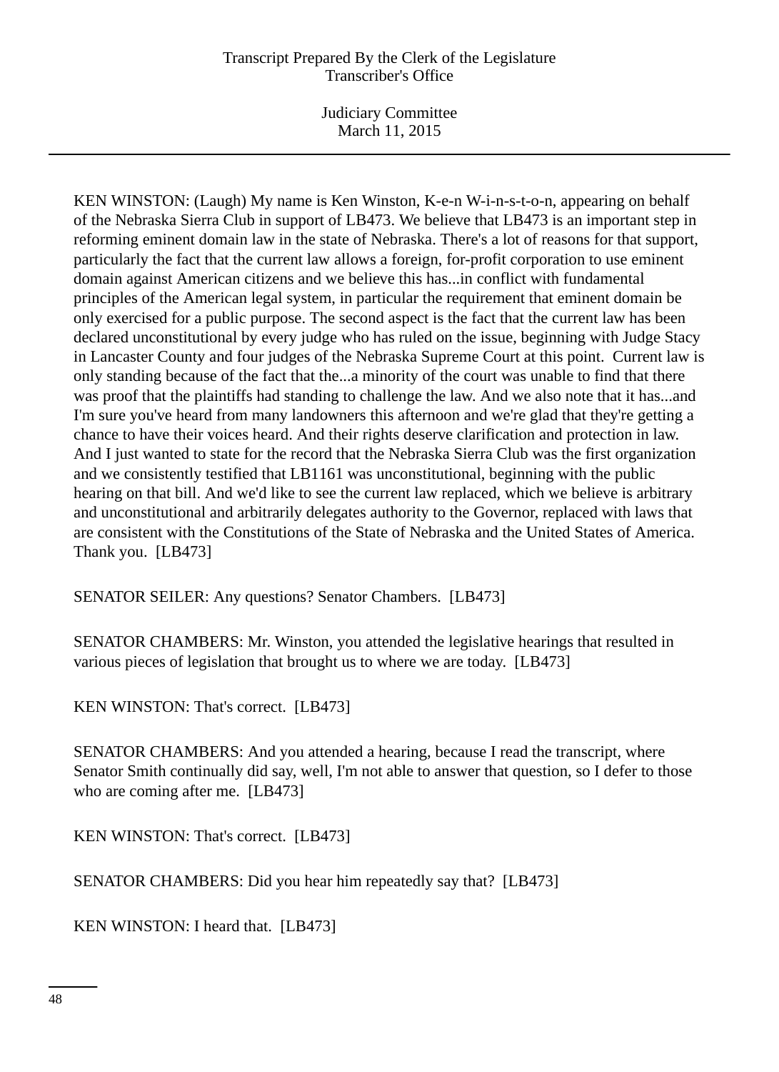KEN WINSTON: (Laugh) My name is Ken Winston, K-e-n W-i-n-s-t-o-n, appearing on behalf of the Nebraska Sierra Club in support of LB473. We believe that LB473 is an important step in reforming eminent domain law in the state of Nebraska. There's a lot of reasons for that support, particularly the fact that the current law allows a foreign, for-profit corporation to use eminent domain against American citizens and we believe this has...in conflict with fundamental principles of the American legal system, in particular the requirement that eminent domain be only exercised for a public purpose. The second aspect is the fact that the current law has been declared unconstitutional by every judge who has ruled on the issue, beginning with Judge Stacy in Lancaster County and four judges of the Nebraska Supreme Court at this point. Current law is only standing because of the fact that the...a minority of the court was unable to find that there was proof that the plaintiffs had standing to challenge the law. And we also note that it has...and I'm sure you've heard from many landowners this afternoon and we're glad that they're getting a chance to have their voices heard. And their rights deserve clarification and protection in law. And I just wanted to state for the record that the Nebraska Sierra Club was the first organization and we consistently testified that LB1161 was unconstitutional, beginning with the public hearing on that bill. And we'd like to see the current law replaced, which we believe is arbitrary and unconstitutional and arbitrarily delegates authority to the Governor, replaced with laws that are consistent with the Constitutions of the State of Nebraska and the United States of America. Thank you. [LB473]

SENATOR SEILER: Any questions? Senator Chambers. [LB473]

SENATOR CHAMBERS: Mr. Winston, you attended the legislative hearings that resulted in various pieces of legislation that brought us to where we are today. [LB473]

KEN WINSTON: That's correct. [LB473]

SENATOR CHAMBERS: And you attended a hearing, because I read the transcript, where Senator Smith continually did say, well, I'm not able to answer that question, so I defer to those who are coming after me. [LB473]

KEN WINSTON: That's correct. [LB473]

SENATOR CHAMBERS: Did you hear him repeatedly say that? [LB473]

KEN WINSTON: I heard that. [LB473]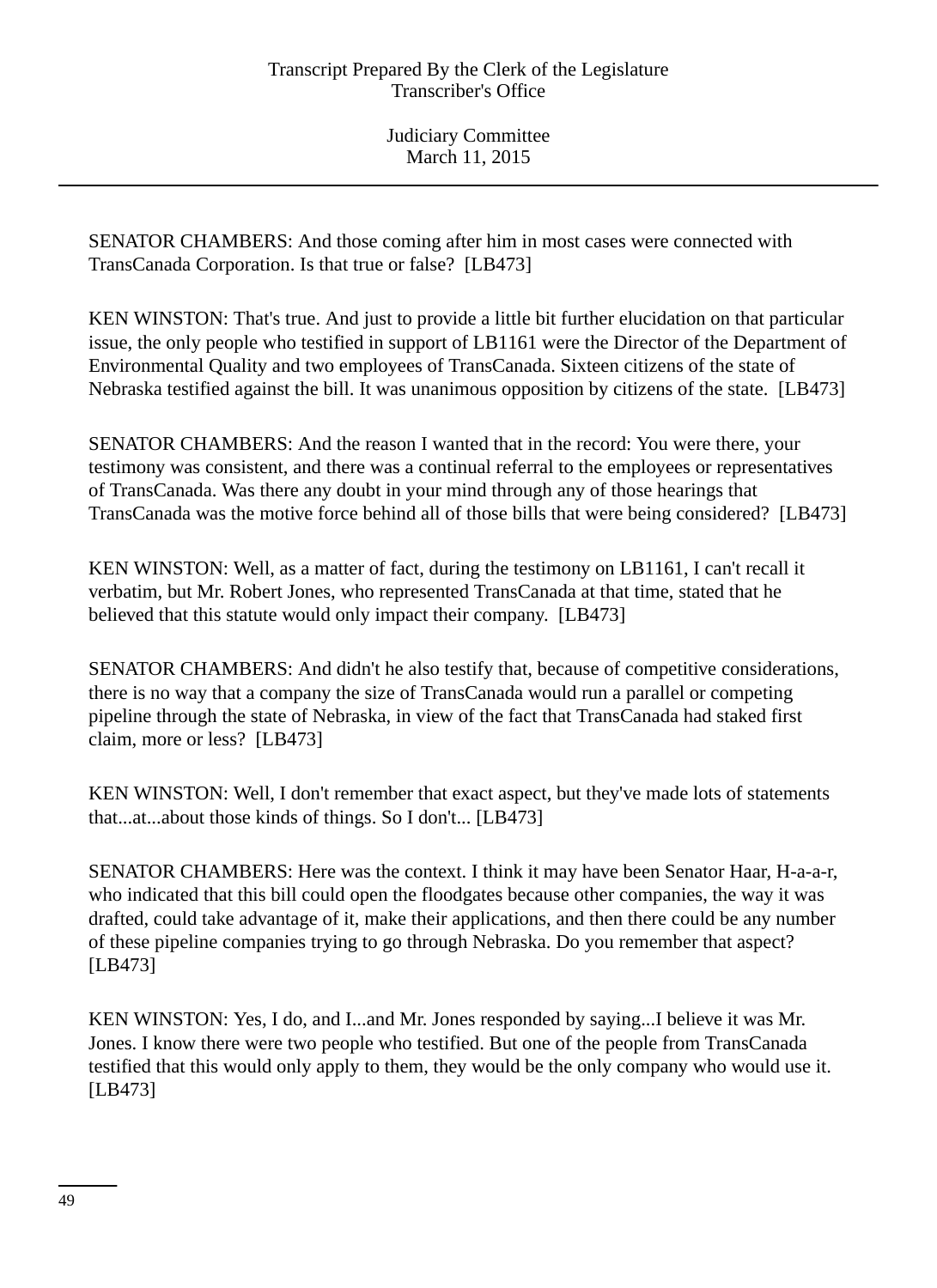SENATOR CHAMBERS: And those coming after him in most cases were connected with TransCanada Corporation. Is that true or false? [LB473]

KEN WINSTON: That's true. And just to provide a little bit further elucidation on that particular issue, the only people who testified in support of LB1161 were the Director of the Department of Environmental Quality and two employees of TransCanada. Sixteen citizens of the state of Nebraska testified against the bill. It was unanimous opposition by citizens of the state. [LB473]

SENATOR CHAMBERS: And the reason I wanted that in the record: You were there, your testimony was consistent, and there was a continual referral to the employees or representatives of TransCanada. Was there any doubt in your mind through any of those hearings that TransCanada was the motive force behind all of those bills that were being considered? [LB473]

KEN WINSTON: Well, as a matter of fact, during the testimony on LB1161, I can't recall it verbatim, but Mr. Robert Jones, who represented TransCanada at that time, stated that he believed that this statute would only impact their company. [LB473]

SENATOR CHAMBERS: And didn't he also testify that, because of competitive considerations, there is no way that a company the size of TransCanada would run a parallel or competing pipeline through the state of Nebraska, in view of the fact that TransCanada had staked first claim, more or less? [LB473]

KEN WINSTON: Well, I don't remember that exact aspect, but they've made lots of statements that...at...about those kinds of things. So I don't... [LB473]

SENATOR CHAMBERS: Here was the context. I think it may have been Senator Haar, H-a-a-r, who indicated that this bill could open the floodgates because other companies, the way it was drafted, could take advantage of it, make their applications, and then there could be any number of these pipeline companies trying to go through Nebraska. Do you remember that aspect? [LB473]

KEN WINSTON: Yes, I do, and I...and Mr. Jones responded by saying...I believe it was Mr. Jones. I know there were two people who testified. But one of the people from TransCanada testified that this would only apply to them, they would be the only company who would use it. [LB473]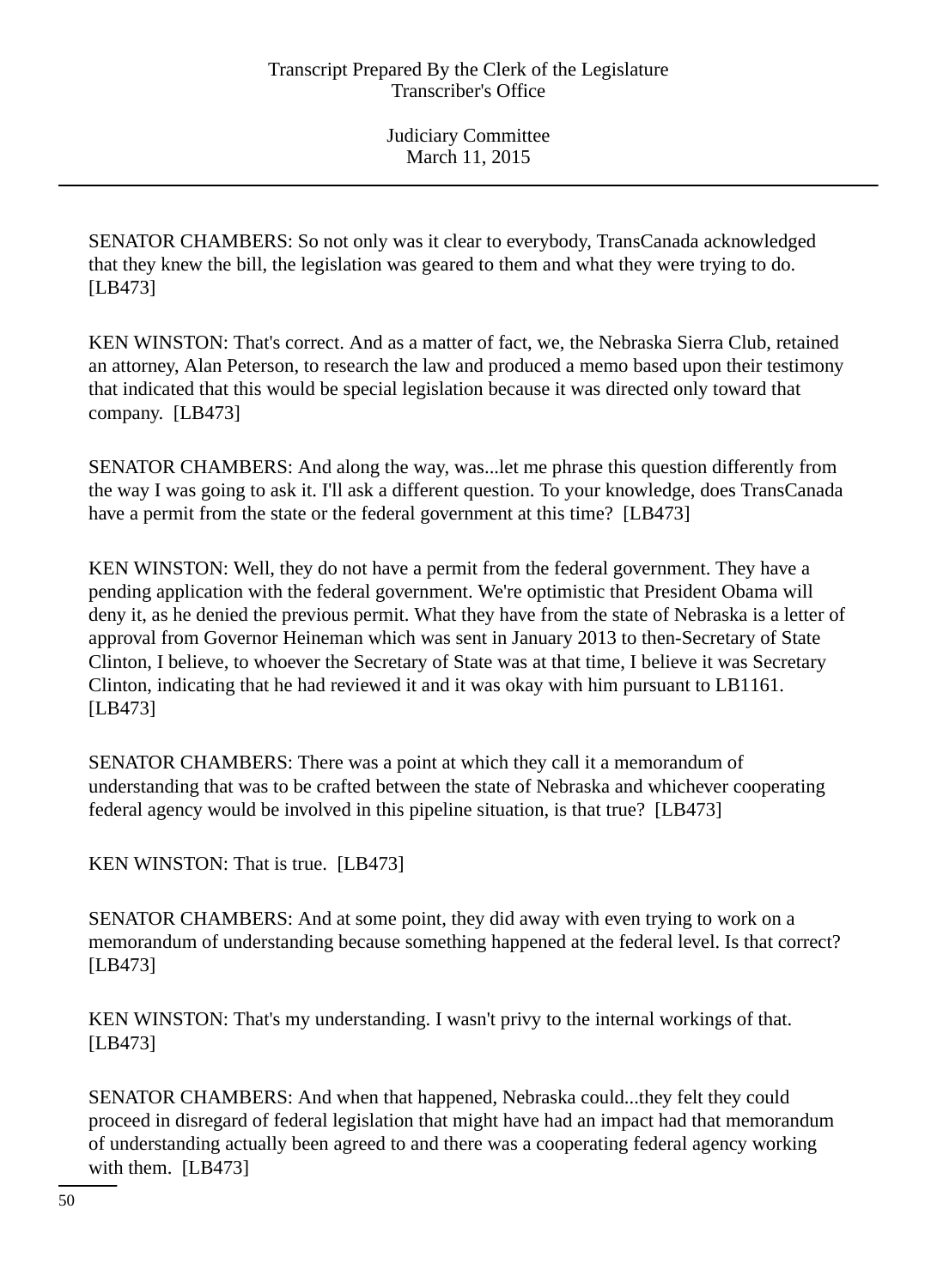SENATOR CHAMBERS: So not only was it clear to everybody, TransCanada acknowledged that they knew the bill, the legislation was geared to them and what they were trying to do. [LB473]

KEN WINSTON: That's correct. And as a matter of fact, we, the Nebraska Sierra Club, retained an attorney, Alan Peterson, to research the law and produced a memo based upon their testimony that indicated that this would be special legislation because it was directed only toward that company. [LB473]

SENATOR CHAMBERS: And along the way, was...let me phrase this question differently from the way I was going to ask it. I'll ask a different question. To your knowledge, does TransCanada have a permit from the state or the federal government at this time? [LB473]

KEN WINSTON: Well, they do not have a permit from the federal government. They have a pending application with the federal government. We're optimistic that President Obama will deny it, as he denied the previous permit. What they have from the state of Nebraska is a letter of approval from Governor Heineman which was sent in January 2013 to then-Secretary of State Clinton, I believe, to whoever the Secretary of State was at that time, I believe it was Secretary Clinton, indicating that he had reviewed it and it was okay with him pursuant to LB1161. [LB473]

SENATOR CHAMBERS: There was a point at which they call it a memorandum of understanding that was to be crafted between the state of Nebraska and whichever cooperating federal agency would be involved in this pipeline situation, is that true? [LB473]

KEN WINSTON: That is true. [LB473]

SENATOR CHAMBERS: And at some point, they did away with even trying to work on a memorandum of understanding because something happened at the federal level. Is that correct? [LB473]

KEN WINSTON: That's my understanding. I wasn't privy to the internal workings of that. [LB473]

SENATOR CHAMBERS: And when that happened, Nebraska could...they felt they could proceed in disregard of federal legislation that might have had an impact had that memorandum of understanding actually been agreed to and there was a cooperating federal agency working with them. [LB473]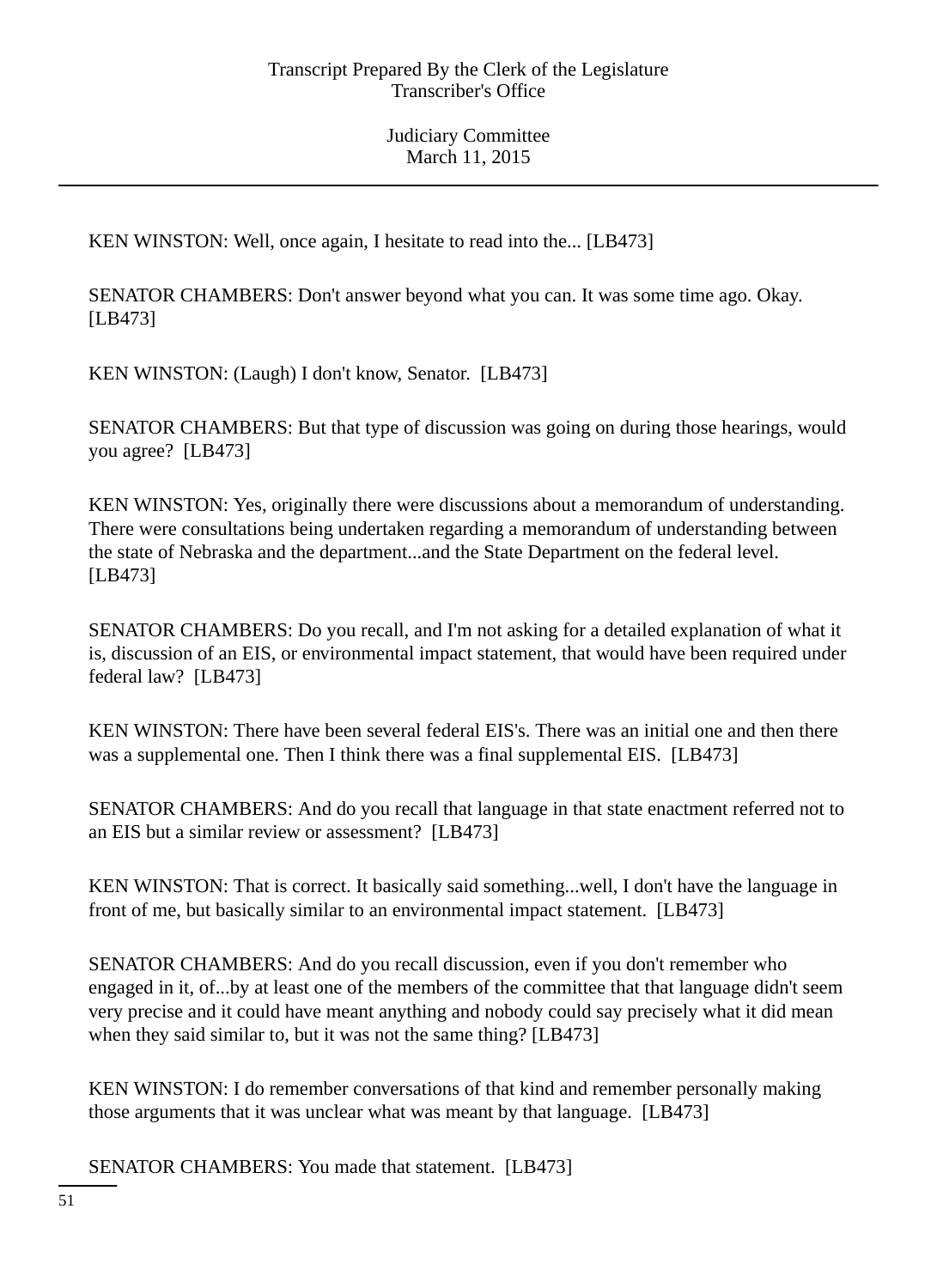KEN WINSTON: Well, once again, I hesitate to read into the... [LB473]

SENATOR CHAMBERS: Don't answer beyond what you can. It was some time ago. Okay. [LB473]

KEN WINSTON: (Laugh) I don't know, Senator. [LB473]

SENATOR CHAMBERS: But that type of discussion was going on during those hearings, would you agree? [LB473]

KEN WINSTON: Yes, originally there were discussions about a memorandum of understanding. There were consultations being undertaken regarding a memorandum of understanding between the state of Nebraska and the department...and the State Department on the federal level. [LB473]

SENATOR CHAMBERS: Do you recall, and I'm not asking for a detailed explanation of what it is, discussion of an EIS, or environmental impact statement, that would have been required under federal law? [LB473]

KEN WINSTON: There have been several federal EIS's. There was an initial one and then there was a supplemental one. Then I think there was a final supplemental EIS. [LB473]

SENATOR CHAMBERS: And do you recall that language in that state enactment referred not to an EIS but a similar review or assessment? [LB473]

KEN WINSTON: That is correct. It basically said something...well, I don't have the language in front of me, but basically similar to an environmental impact statement. [LB473]

SENATOR CHAMBERS: And do you recall discussion, even if you don't remember who engaged in it, of...by at least one of the members of the committee that that language didn't seem very precise and it could have meant anything and nobody could say precisely what it did mean when they said similar to, but it was not the same thing? [LB473]

KEN WINSTON: I do remember conversations of that kind and remember personally making those arguments that it was unclear what was meant by that language. [LB473]

SENATOR CHAMBERS: You made that statement. [LB473]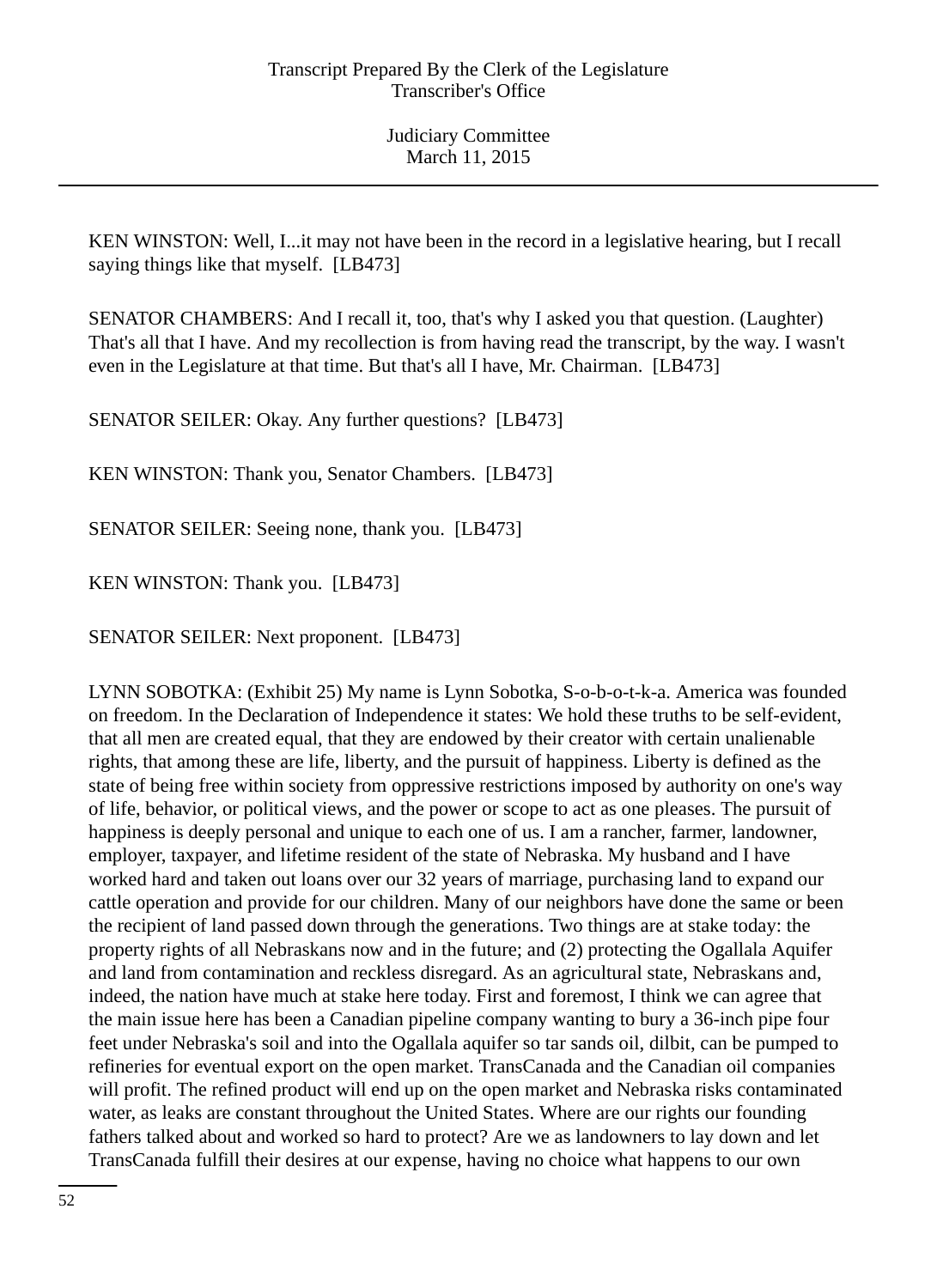KEN WINSTON: Well, I...it may not have been in the record in a legislative hearing, but I recall saying things like that myself. [LB473]

SENATOR CHAMBERS: And I recall it, too, that's why I asked you that question. (Laughter) That's all that I have. And my recollection is from having read the transcript, by the way. I wasn't even in the Legislature at that time. But that's all I have, Mr. Chairman. [LB473]

SENATOR SEILER: Okay. Any further questions? [LB473]

KEN WINSTON: Thank you, Senator Chambers. [LB473]

SENATOR SEILER: Seeing none, thank you. [LB473]

KEN WINSTON: Thank you. [LB473]

SENATOR SEILER: Next proponent. [LB473]

LYNN SOBOTKA: (Exhibit 25) My name is Lynn Sobotka, S-o-b-o-t-k-a. America was founded on freedom. In the Declaration of Independence it states: We hold these truths to be self-evident, that all men are created equal, that they are endowed by their creator with certain unalienable rights, that among these are life, liberty, and the pursuit of happiness. Liberty is defined as the state of being free within society from oppressive restrictions imposed by authority on one's way of life, behavior, or political views, and the power or scope to act as one pleases. The pursuit of happiness is deeply personal and unique to each one of us. I am a rancher, farmer, landowner, employer, taxpayer, and lifetime resident of the state of Nebraska. My husband and I have worked hard and taken out loans over our 32 years of marriage, purchasing land to expand our cattle operation and provide for our children. Many of our neighbors have done the same or been the recipient of land passed down through the generations. Two things are at stake today: the property rights of all Nebraskans now and in the future; and (2) protecting the Ogallala Aquifer and land from contamination and reckless disregard. As an agricultural state, Nebraskans and, indeed, the nation have much at stake here today. First and foremost, I think we can agree that the main issue here has been a Canadian pipeline company wanting to bury a 36-inch pipe four feet under Nebraska's soil and into the Ogallala aquifer so tar sands oil, dilbit, can be pumped to refineries for eventual export on the open market. TransCanada and the Canadian oil companies will profit. The refined product will end up on the open market and Nebraska risks contaminated water, as leaks are constant throughout the United States. Where are our rights our founding fathers talked about and worked so hard to protect? Are we as landowners to lay down and let TransCanada fulfill their desires at our expense, having no choice what happens to our own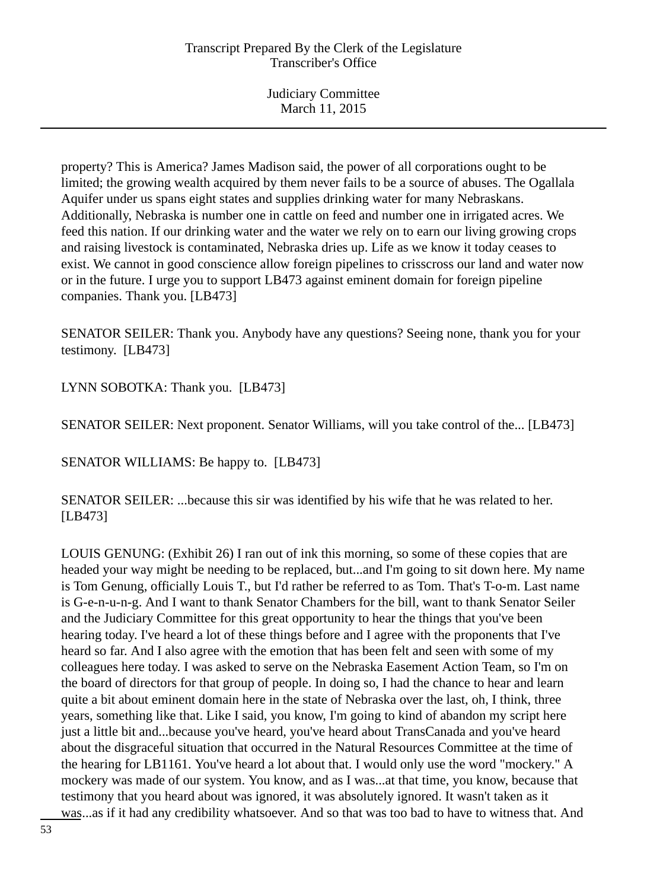property? This is America? James Madison said, the power of all corporations ought to be limited; the growing wealth acquired by them never fails to be a source of abuses. The Ogallala Aquifer under us spans eight states and supplies drinking water for many Nebraskans. Additionally, Nebraska is number one in cattle on feed and number one in irrigated acres. We feed this nation. If our drinking water and the water we rely on to earn our living growing crops and raising livestock is contaminated, Nebraska dries up. Life as we know it today ceases to exist. We cannot in good conscience allow foreign pipelines to crisscross our land and water now or in the future. I urge you to support LB473 against eminent domain for foreign pipeline companies. Thank you. [LB473]

SENATOR SEILER: Thank you. Anybody have any questions? Seeing none, thank you for your testimony. [LB473]

LYNN SOBOTKA: Thank you. [LB473]

SENATOR SEILER: Next proponent. Senator Williams, will you take control of the... [LB473]

SENATOR WILLIAMS: Be happy to. [LB473]

SENATOR SEILER: ...because this sir was identified by his wife that he was related to her. [LB473]

LOUIS GENUNG: (Exhibit 26) I ran out of ink this morning, so some of these copies that are headed your way might be needing to be replaced, but...and I'm going to sit down here. My name is Tom Genung, officially Louis T., but I'd rather be referred to as Tom. That's T-o-m. Last name is G-e-n-u-n-g. And I want to thank Senator Chambers for the bill, want to thank Senator Seiler and the Judiciary Committee for this great opportunity to hear the things that you've been hearing today. I've heard a lot of these things before and I agree with the proponents that I've heard so far. And I also agree with the emotion that has been felt and seen with some of my colleagues here today. I was asked to serve on the Nebraska Easement Action Team, so I'm on the board of directors for that group of people. In doing so, I had the chance to hear and learn quite a bit about eminent domain here in the state of Nebraska over the last, oh, I think, three years, something like that. Like I said, you know, I'm going to kind of abandon my script here just a little bit and...because you've heard, you've heard about TransCanada and you've heard about the disgraceful situation that occurred in the Natural Resources Committee at the time of the hearing for LB1161. You've heard a lot about that. I would only use the word "mockery." A mockery was made of our system. You know, and as I was...at that time, you know, because that testimony that you heard about was ignored, it was absolutely ignored. It wasn't taken as it was...as if it had any credibility whatsoever. And so that was too bad to have to witness that. And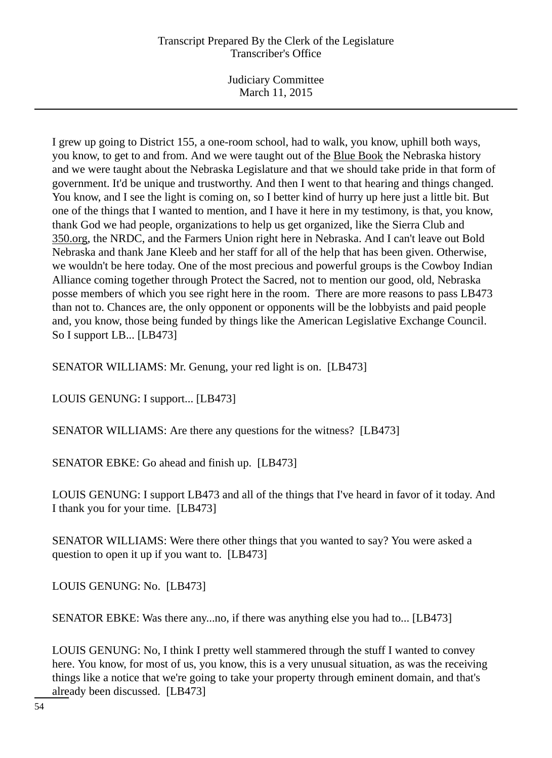I grew up going to District 155, a one-room school, had to walk, you know, uphill both ways, you know, to get to and from. And we were taught out of the Blue Book the Nebraska history and we were taught about the Nebraska Legislature and that we should take pride in that form of government. It'd be unique and trustworthy. And then I went to that hearing and things changed. You know, and I see the light is coming on, so I better kind of hurry up here just a little bit. But one of the things that I wanted to mention, and I have it here in my testimony, is that, you know, thank God we had people, organizations to help us get organized, like the Sierra Club and 350.org, the NRDC, and the Farmers Union right here in Nebraska. And I can't leave out Bold Nebraska and thank Jane Kleeb and her staff for all of the help that has been given. Otherwise, we wouldn't be here today. One of the most precious and powerful groups is the Cowboy Indian Alliance coming together through Protect the Sacred, not to mention our good, old, Nebraska posse members of which you see right here in the room. There are more reasons to pass LB473 than not to. Chances are, the only opponent or opponents will be the lobbyists and paid people and, you know, those being funded by things like the American Legislative Exchange Council. So I support LB... [LB473]

SENATOR WILLIAMS: Mr. Genung, your red light is on. [LB473]

LOUIS GENUNG: I support... [LB473]

SENATOR WILLIAMS: Are there any questions for the witness? [LB473]

SENATOR EBKE: Go ahead and finish up. [LB473]

LOUIS GENUNG: I support LB473 and all of the things that I've heard in favor of it today. And I thank you for your time. [LB473]

SENATOR WILLIAMS: Were there other things that you wanted to say? You were asked a question to open it up if you want to. [LB473]

LOUIS GENUNG: No. [LB473]

SENATOR EBKE: Was there any...no, if there was anything else you had to... [LB473]

LOUIS GENUNG: No, I think I pretty well stammered through the stuff I wanted to convey here. You know, for most of us, you know, this is a very unusual situation, as was the receiving things like a notice that we're going to take your property through eminent domain, and that's already been discussed. [LB473]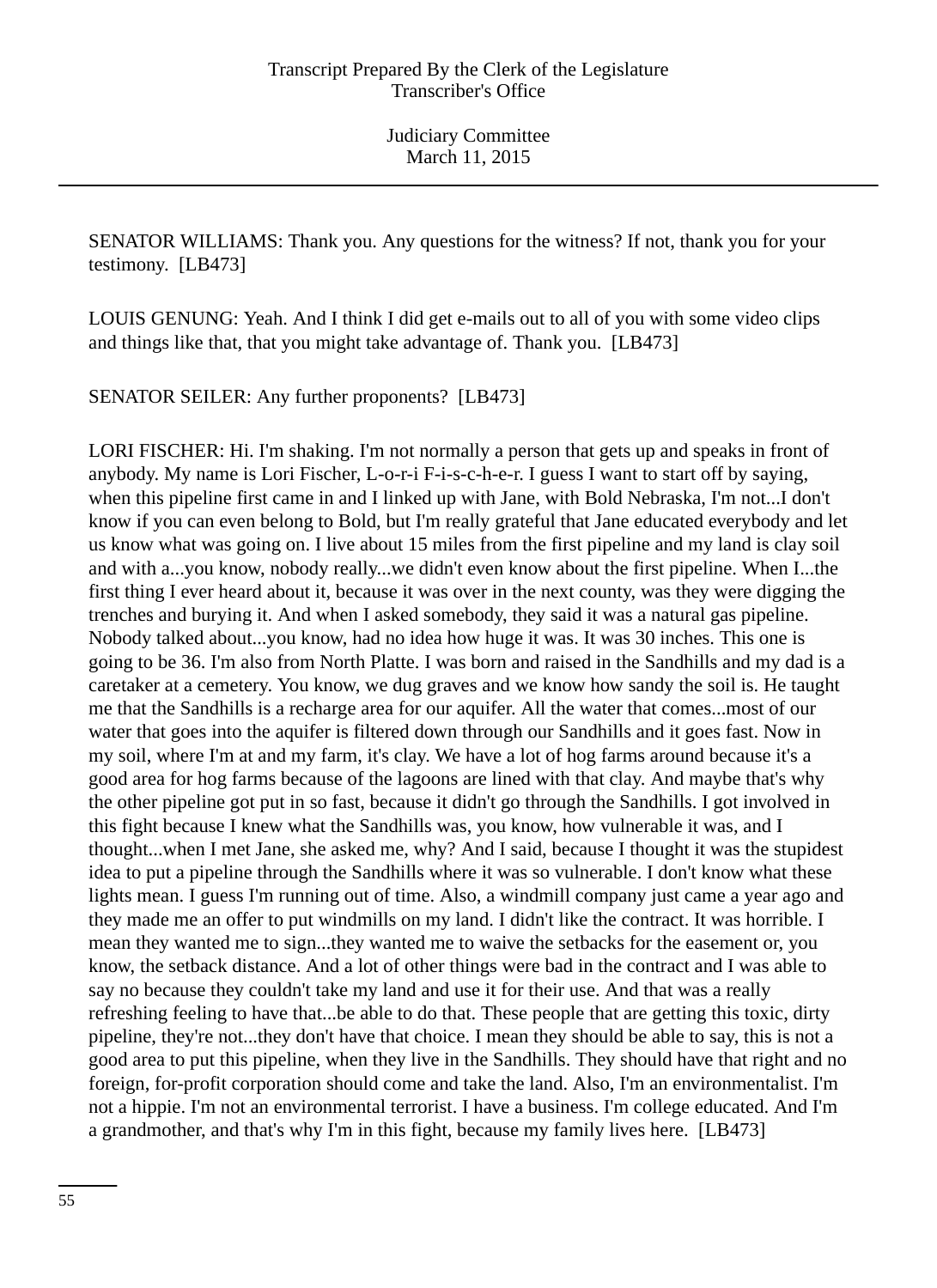SENATOR WILLIAMS: Thank you. Any questions for the witness? If not, thank you for your testimony. [LB473]

LOUIS GENUNG: Yeah. And I think I did get e-mails out to all of you with some video clips and things like that, that you might take advantage of. Thank you. [LB473]

SENATOR SEILER: Any further proponents? [LB473]

LORI FISCHER: Hi. I'm shaking. I'm not normally a person that gets up and speaks in front of anybody. My name is Lori Fischer, L-o-r-i F-i-s-c-h-e-r. I guess I want to start off by saying, when this pipeline first came in and I linked up with Jane, with Bold Nebraska, I'm not...I don't know if you can even belong to Bold, but I'm really grateful that Jane educated everybody and let us know what was going on. I live about 15 miles from the first pipeline and my land is clay soil and with a...you know, nobody really...we didn't even know about the first pipeline. When I...the first thing I ever heard about it, because it was over in the next county, was they were digging the trenches and burying it. And when I asked somebody, they said it was a natural gas pipeline. Nobody talked about...you know, had no idea how huge it was. It was 30 inches. This one is going to be 36. I'm also from North Platte. I was born and raised in the Sandhills and my dad is a caretaker at a cemetery. You know, we dug graves and we know how sandy the soil is. He taught me that the Sandhills is a recharge area for our aquifer. All the water that comes...most of our water that goes into the aquifer is filtered down through our Sandhills and it goes fast. Now in my soil, where I'm at and my farm, it's clay. We have a lot of hog farms around because it's a good area for hog farms because of the lagoons are lined with that clay. And maybe that's why the other pipeline got put in so fast, because it didn't go through the Sandhills. I got involved in this fight because I knew what the Sandhills was, you know, how vulnerable it was, and I thought...when I met Jane, she asked me, why? And I said, because I thought it was the stupidest idea to put a pipeline through the Sandhills where it was so vulnerable. I don't know what these lights mean. I guess I'm running out of time. Also, a windmill company just came a year ago and they made me an offer to put windmills on my land. I didn't like the contract. It was horrible. I mean they wanted me to sign...they wanted me to waive the setbacks for the easement or, you know, the setback distance. And a lot of other things were bad in the contract and I was able to say no because they couldn't take my land and use it for their use. And that was a really refreshing feeling to have that...be able to do that. These people that are getting this toxic, dirty pipeline, they're not...they don't have that choice. I mean they should be able to say, this is not a good area to put this pipeline, when they live in the Sandhills. They should have that right and no foreign, for-profit corporation should come and take the land. Also, I'm an environmentalist. I'm not a hippie. I'm not an environmental terrorist. I have a business. I'm college educated. And I'm a grandmother, and that's why I'm in this fight, because my family lives here. [LB473]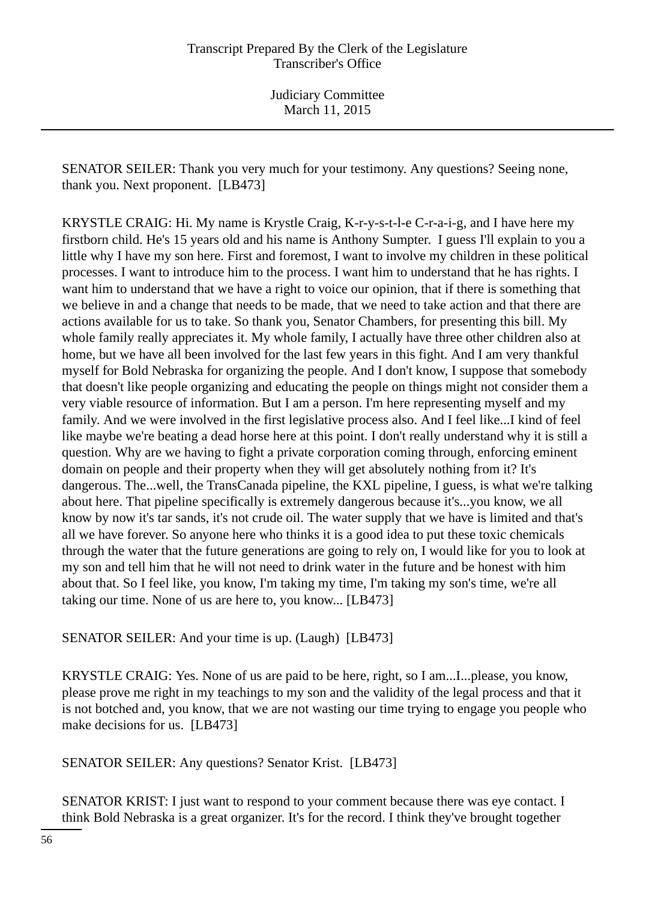SENATOR SEILER: Thank you very much for your testimony. Any questions? Seeing none, thank you. Next proponent. [LB473]

KRYSTLE CRAIG: Hi. My name is Krystle Craig, K-r-y-s-t-l-e C-r-a-i-g, and I have here my firstborn child. He's 15 years old and his name is Anthony Sumpter. I guess I'll explain to you a little why I have my son here. First and foremost, I want to involve my children in these political processes. I want to introduce him to the process. I want him to understand that he has rights. I want him to understand that we have a right to voice our opinion, that if there is something that we believe in and a change that needs to be made, that we need to take action and that there are actions available for us to take. So thank you, Senator Chambers, for presenting this bill. My whole family really appreciates it. My whole family, I actually have three other children also at home, but we have all been involved for the last few years in this fight. And I am very thankful myself for Bold Nebraska for organizing the people. And I don't know, I suppose that somebody that doesn't like people organizing and educating the people on things might not consider them a very viable resource of information. But I am a person. I'm here representing myself and my family. And we were involved in the first legislative process also. And I feel like...I kind of feel like maybe we're beating a dead horse here at this point. I don't really understand why it is still a question. Why are we having to fight a private corporation coming through, enforcing eminent domain on people and their property when they will get absolutely nothing from it? It's dangerous. The...well, the TransCanada pipeline, the KXL pipeline, I guess, is what we're talking about here. That pipeline specifically is extremely dangerous because it's...you know, we all know by now it's tar sands, it's not crude oil. The water supply that we have is limited and that's all we have forever. So anyone here who thinks it is a good idea to put these toxic chemicals through the water that the future generations are going to rely on, I would like for you to look at my son and tell him that he will not need to drink water in the future and be honest with him about that. So I feel like, you know, I'm taking my time, I'm taking my son's time, we're all taking our time. None of us are here to, you know... [LB473]

SENATOR SEILER: And your time is up. (Laugh) [LB473]

KRYSTLE CRAIG: Yes. None of us are paid to be here, right, so I am...I...please, you know, please prove me right in my teachings to my son and the validity of the legal process and that it is not botched and, you know, that we are not wasting our time trying to engage you people who make decisions for us. [LB473]

SENATOR SEILER: Any questions? Senator Krist. [LB473]

SENATOR KRIST: I just want to respond to your comment because there was eye contact. I think Bold Nebraska is a great organizer. It's for the record. I think they've brought together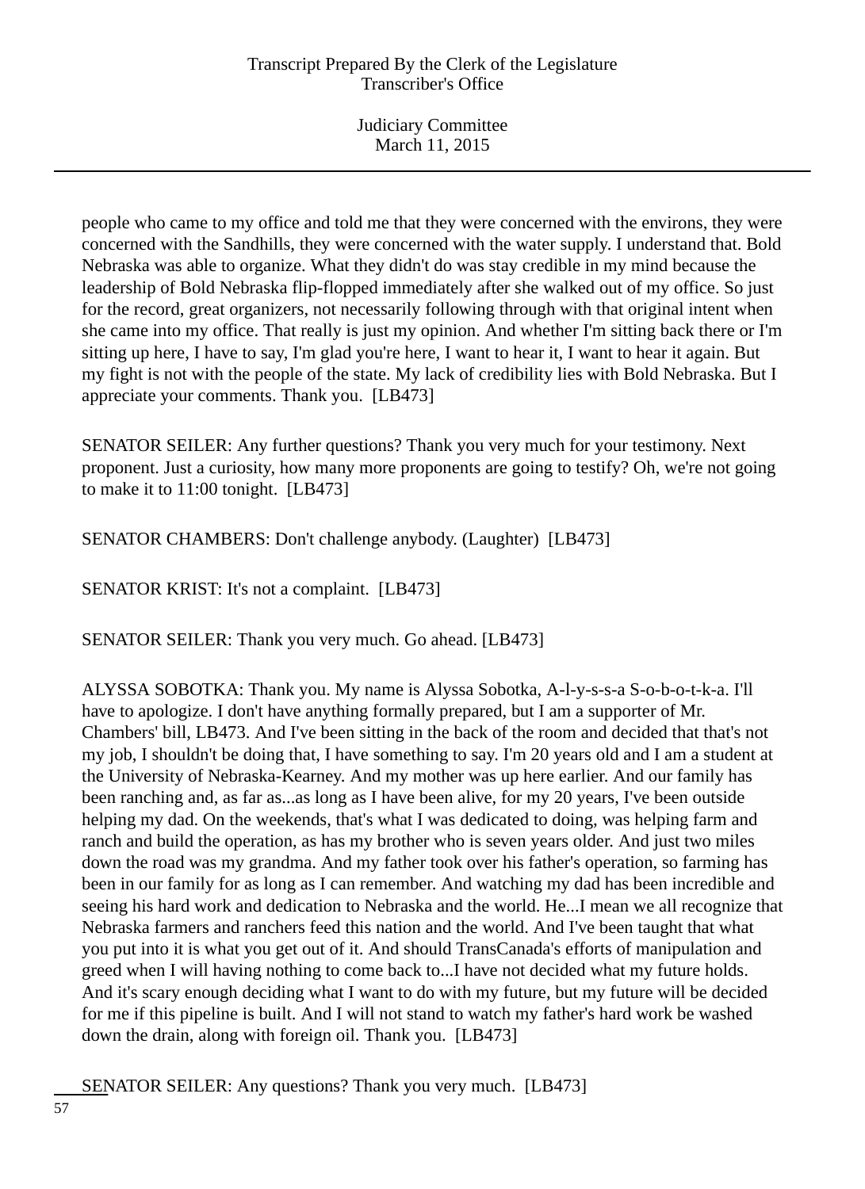people who came to my office and told me that they were concerned with the environs, they were concerned with the Sandhills, they were concerned with the water supply. I understand that. Bold Nebraska was able to organize. What they didn't do was stay credible in my mind because the leadership of Bold Nebraska flip-flopped immediately after she walked out of my office. So just for the record, great organizers, not necessarily following through with that original intent when she came into my office. That really is just my opinion. And whether I'm sitting back there or I'm sitting up here, I have to say, I'm glad you're here, I want to hear it, I want to hear it again. But my fight is not with the people of the state. My lack of credibility lies with Bold Nebraska. But I appreciate your comments. Thank you. [LB473]

SENATOR SEILER: Any further questions? Thank you very much for your testimony. Next proponent. Just a curiosity, how many more proponents are going to testify? Oh, we're not going to make it to 11:00 tonight. [LB473]

SENATOR CHAMBERS: Don't challenge anybody. (Laughter) [LB473]

SENATOR KRIST: It's not a complaint. [LB473]

SENATOR SEILER: Thank you very much. Go ahead. [LB473]

ALYSSA SOBOTKA: Thank you. My name is Alyssa Sobotka, A-l-y-s-s-a S-o-b-o-t-k-a. I'll have to apologize. I don't have anything formally prepared, but I am a supporter of Mr. Chambers' bill, LB473. And I've been sitting in the back of the room and decided that that's not my job, I shouldn't be doing that, I have something to say. I'm 20 years old and I am a student at the University of Nebraska-Kearney. And my mother was up here earlier. And our family has been ranching and, as far as...as long as I have been alive, for my 20 years, I've been outside helping my dad. On the weekends, that's what I was dedicated to doing, was helping farm and ranch and build the operation, as has my brother who is seven years older. And just two miles down the road was my grandma. And my father took over his father's operation, so farming has been in our family for as long as I can remember. And watching my dad has been incredible and seeing his hard work and dedication to Nebraska and the world. He...I mean we all recognize that Nebraska farmers and ranchers feed this nation and the world. And I've been taught that what you put into it is what you get out of it. And should TransCanada's efforts of manipulation and greed when I will having nothing to come back to...I have not decided what my future holds. And it's scary enough deciding what I want to do with my future, but my future will be decided for me if this pipeline is built. And I will not stand to watch my father's hard work be washed down the drain, along with foreign oil. Thank you. [LB473]

SENATOR SEILER: Any questions? Thank you very much. [LB473]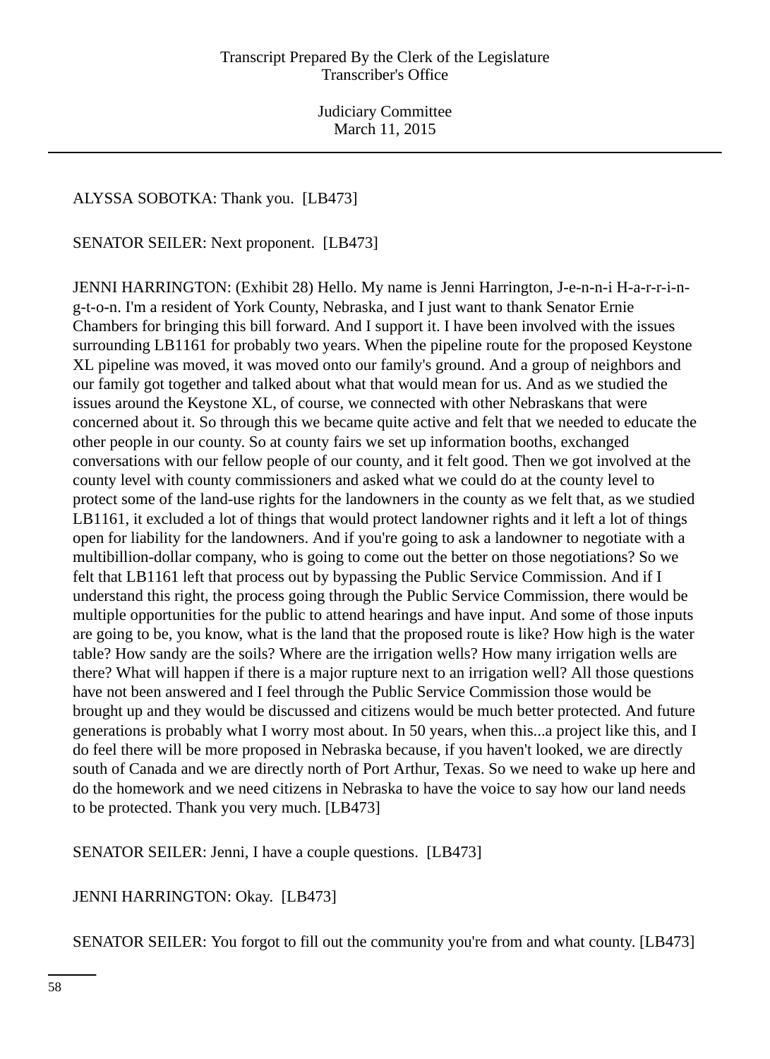ALYSSA SOBOTKA: Thank you.  [LB473]

SENATOR SEILER: Next proponent.  [LB473]

JENNI HARRINGTON: (Exhibit 28) Hello. My name is Jenni Harrington, J-e-n-n-i H-a-r-r-i-n-g-t-o-n. I'm a resident of York County, Nebraska, and I just want to thank Senator Ernie Chambers for bringing this bill forward. And I support it. I have been involved with the issues surrounding LB1161 for probably two years. When the pipeline route for the proposed Keystone XL pipeline was moved, it was moved onto our family's ground. And a group of neighbors and our family got together and talked about what that would mean for us. And as we studied the issues around the Keystone XL, of course, we connected with other Nebraskans that were concerned about it. So through this we became quite active and felt that we needed to educate the other people in our county. So at county fairs we set up information booths, exchanged conversations with our fellow people of our county, and it felt good. Then we got involved at the county level with county commissioners and asked what we could do at the county level to protect some of the land-use rights for the landowners in the county as we felt that, as we studied LB1161, it excluded a lot of things that would protect landowner rights and it left a lot of things open for liability for the landowners. And if you're going to ask a landowner to negotiate with a multibillion-dollar company, who is going to come out the better on those negotiations? So we felt that LB1161 left that process out by bypassing the Public Service Commission. And if I understand this right, the process going through the Public Service Commission, there would be multiple opportunities for the public to attend hearings and have input. And some of those inputs are going to be, you know, what is the land that the proposed route is like? How high is the water table? How sandy are the soils? Where are the irrigation wells? How many irrigation wells are there? What will happen if there is a major rupture next to an irrigation well? All those questions have not been answered and I feel through the Public Service Commission those would be brought up and they would be discussed and citizens would be much better protected. And future generations is probably what I worry most about. In 50 years, when this...a project like this, and I do feel there will be more proposed in Nebraska because, if you haven't looked, we are directly south of Canada and we are directly north of Port Arthur, Texas. So we need to wake up here and do the homework and we need citizens in Nebraska to have the voice to say how our land needs to be protected. Thank you very much. [LB473]

SENATOR SEILER: Jenni, I have a couple questions.  [LB473]

JENNI HARRINGTON: Okay.  [LB473]

SENATOR SEILER: You forgot to fill out the community you're from and what county. [LB473]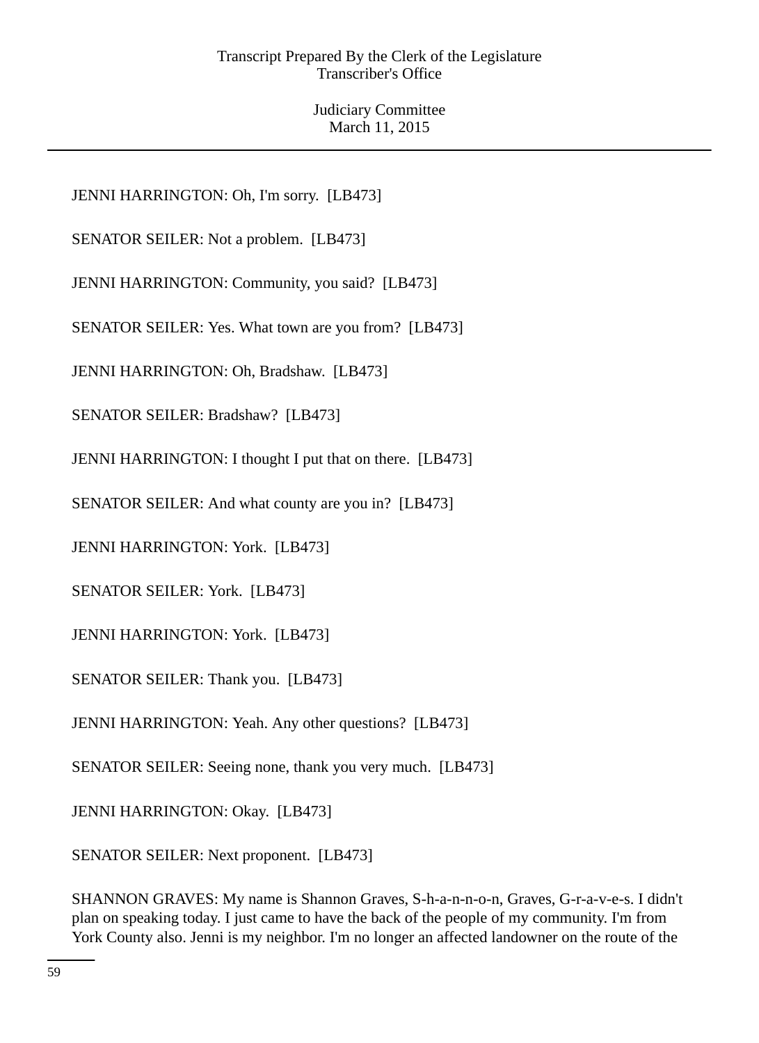JENNI HARRINGTON: Oh, I'm sorry. [LB473]

SENATOR SEILER: Not a problem. [LB473]

JENNI HARRINGTON: Community, you said? [LB473]

SENATOR SEILER: Yes. What town are you from? [LB473]

JENNI HARRINGTON: Oh, Bradshaw. [LB473]

SENATOR SEILER: Bradshaw? [LB473]

JENNI HARRINGTON: I thought I put that on there. [LB473]

SENATOR SEILER: And what county are you in? [LB473]

JENNI HARRINGTON: York. [LB473]

SENATOR SEILER: York. [LB473]

JENNI HARRINGTON: York. [LB473]

SENATOR SEILER: Thank you. [LB473]

JENNI HARRINGTON: Yeah. Any other questions? [LB473]

SENATOR SEILER: Seeing none, thank you very much. [LB473]

JENNI HARRINGTON: Okay. [LB473]

SENATOR SEILER: Next proponent. [LB473]

SHANNON GRAVES: My name is Shannon Graves, S-h-a-n-n-o-n, Graves, G-r-a-v-e-s. I didn't plan on speaking today. I just came to have the back of the people of my community. I'm from York County also. Jenni is my neighbor. I'm no longer an affected landowner on the route of the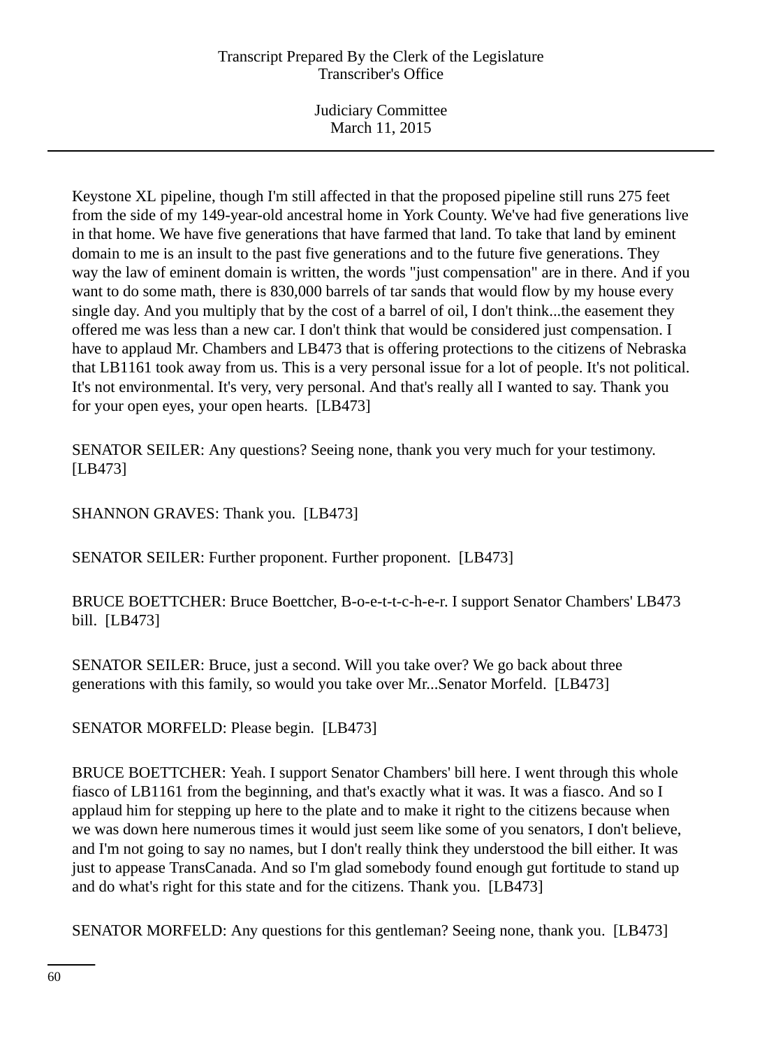Keystone XL pipeline, though I'm still affected in that the proposed pipeline still runs 275 feet from the side of my 149-year-old ancestral home in York County. We've had five generations live in that home. We have five generations that have farmed that land. To take that land by eminent domain to me is an insult to the past five generations and to the future five generations. They way the law of eminent domain is written, the words "just compensation" are in there. And if you want to do some math, there is 830,000 barrels of tar sands that would flow by my house every single day. And you multiply that by the cost of a barrel of oil, I don't think...the easement they offered me was less than a new car. I don't think that would be considered just compensation. I have to applaud Mr. Chambers and LB473 that is offering protections to the citizens of Nebraska that LB1161 took away from us. This is a very personal issue for a lot of people. It's not political. It's not environmental. It's very, very personal. And that's really all I wanted to say. Thank you for your open eyes, your open hearts. [LB473]

SENATOR SEILER: Any questions? Seeing none, thank you very much for your testimony. [LB473]

SHANNON GRAVES: Thank you. [LB473]

SENATOR SEILER: Further proponent. Further proponent. [LB473]

BRUCE BOETTCHER: Bruce Boettcher, B-o-e-t-t-c-h-e-r. I support Senator Chambers' LB473 bill. [LB473]

SENATOR SEILER: Bruce, just a second. Will you take over? We go back about three generations with this family, so would you take over Mr...Senator Morfeld. [LB473]

SENATOR MORFELD: Please begin. [LB473]

BRUCE BOETTCHER: Yeah. I support Senator Chambers' bill here. I went through this whole fiasco of LB1161 from the beginning, and that's exactly what it was. It was a fiasco. And so I applaud him for stepping up here to the plate and to make it right to the citizens because when we was down here numerous times it would just seem like some of you senators, I don't believe, and I'm not going to say no names, but I don't really think they understood the bill either. It was just to appease TransCanada. And so I'm glad somebody found enough gut fortitude to stand up and do what's right for this state and for the citizens. Thank you. [LB473]

SENATOR MORFELD: Any questions for this gentleman? Seeing none, thank you. [LB473]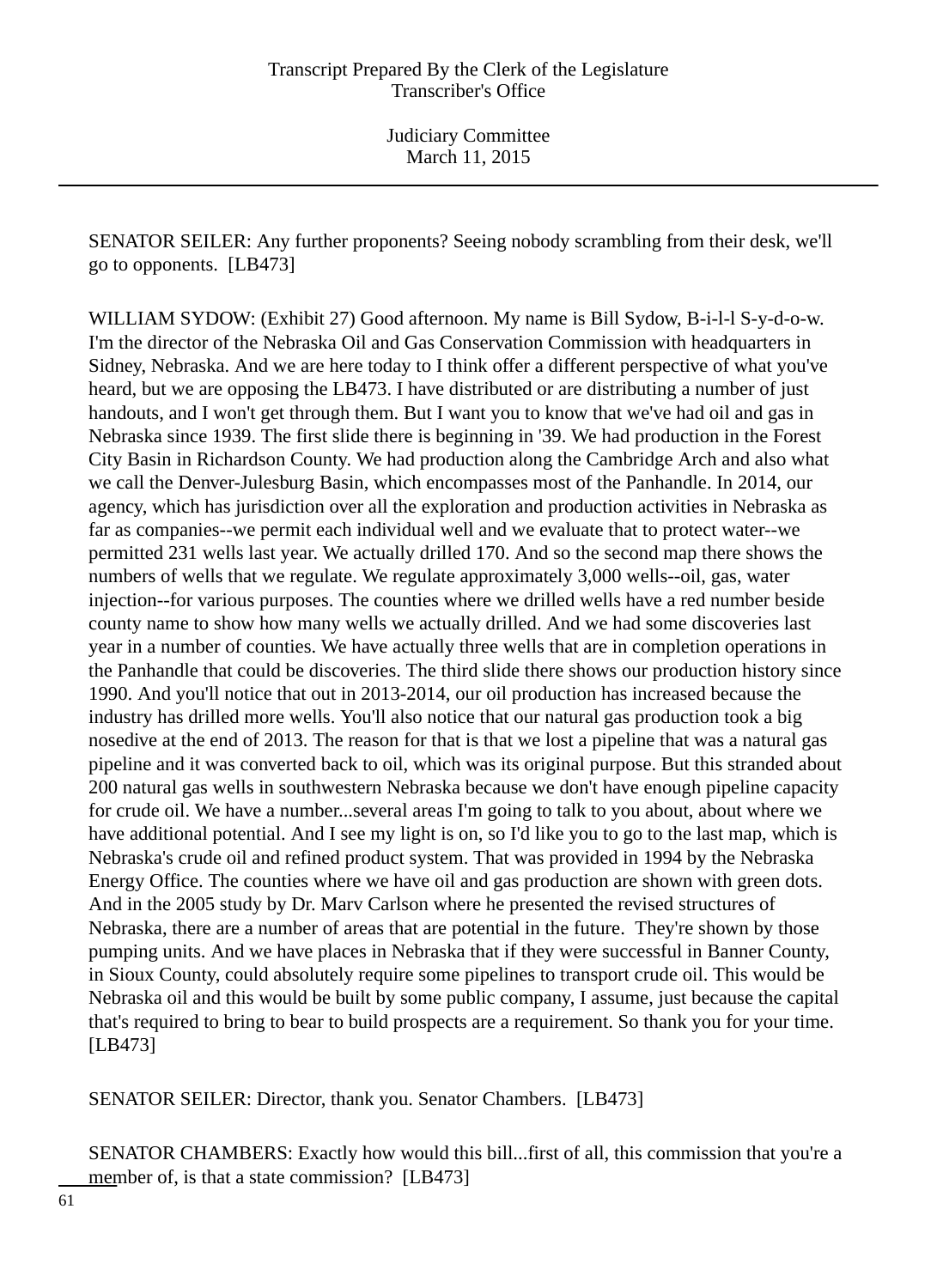SENATOR SEILER: Any further proponents? Seeing nobody scrambling from their desk, we'll go to opponents. [LB473]

WILLIAM SYDOW: (Exhibit 27) Good afternoon. My name is Bill Sydow, B-i-l-l S-y-d-o-w. I'm the director of the Nebraska Oil and Gas Conservation Commission with headquarters in Sidney, Nebraska. And we are here today to I think offer a different perspective of what you've heard, but we are opposing the LB473. I have distributed or are distributing a number of just handouts, and I won't get through them. But I want you to know that we've had oil and gas in Nebraska since 1939. The first slide there is beginning in '39. We had production in the Forest City Basin in Richardson County. We had production along the Cambridge Arch and also what we call the Denver-Julesburg Basin, which encompasses most of the Panhandle. In 2014, our agency, which has jurisdiction over all the exploration and production activities in Nebraska as far as companies--we permit each individual well and we evaluate that to protect water--we permitted 231 wells last year. We actually drilled 170. And so the second map there shows the numbers of wells that we regulate. We regulate approximately 3,000 wells--oil, gas, water injection--for various purposes. The counties where we drilled wells have a red number beside county name to show how many wells we actually drilled. And we had some discoveries last year in a number of counties. We have actually three wells that are in completion operations in the Panhandle that could be discoveries. The third slide there shows our production history since 1990. And you'll notice that out in 2013-2014, our oil production has increased because the industry has drilled more wells. You'll also notice that our natural gas production took a big nosedive at the end of 2013. The reason for that is that we lost a pipeline that was a natural gas pipeline and it was converted back to oil, which was its original purpose. But this stranded about 200 natural gas wells in southwestern Nebraska because we don't have enough pipeline capacity for crude oil. We have a number...several areas I'm going to talk to you about, about where we have additional potential. And I see my light is on, so I'd like you to go to the last map, which is Nebraska's crude oil and refined product system. That was provided in 1994 by the Nebraska Energy Office. The counties where we have oil and gas production are shown with green dots. And in the 2005 study by Dr. Marv Carlson where he presented the revised structures of Nebraska, there are a number of areas that are potential in the future. They're shown by those pumping units. And we have places in Nebraska that if they were successful in Banner County, in Sioux County, could absolutely require some pipelines to transport crude oil. This would be Nebraska oil and this would be built by some public company, I assume, just because the capital that's required to bring to bear to build prospects are a requirement. So thank you for your time. [LB473]

SENATOR SEILER: Director, thank you. Senator Chambers. [LB473]

SENATOR CHAMBERS: Exactly how would this bill...first of all, this commission that you're a member of, is that a state commission? [LB473]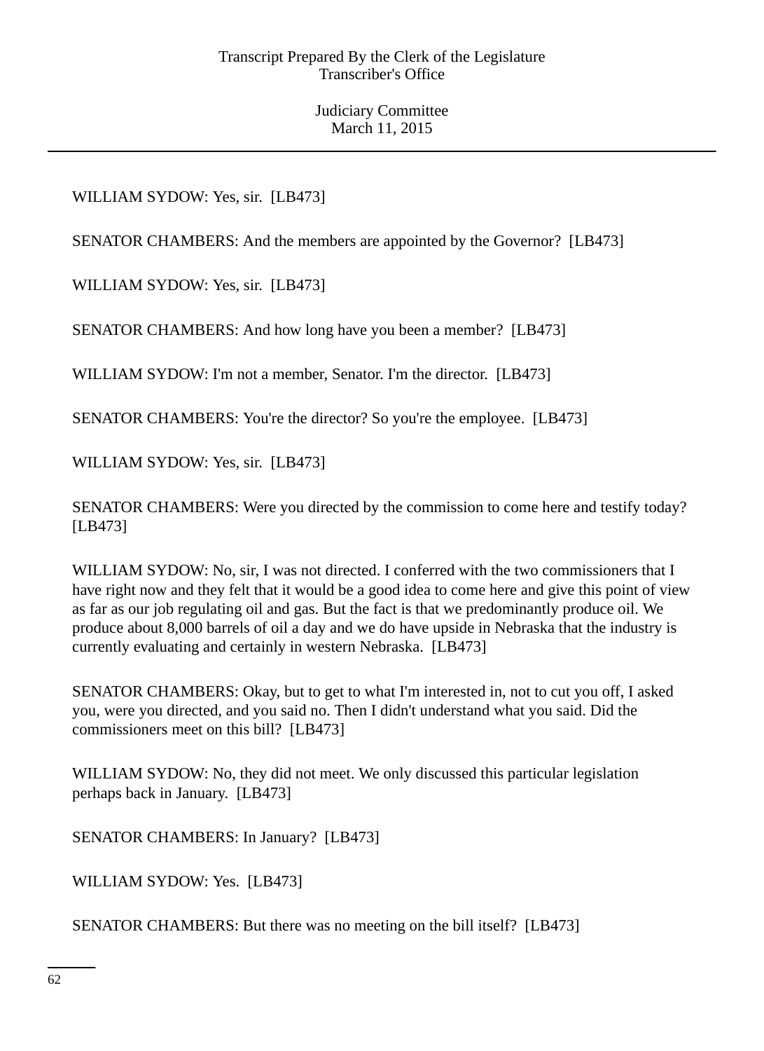WILLIAM SYDOW: Yes, sir. [LB473]

SENATOR CHAMBERS: And the members are appointed by the Governor? [LB473]

WILLIAM SYDOW: Yes, sir. [LB473]

SENATOR CHAMBERS: And how long have you been a member? [LB473]

WILLIAM SYDOW: I'm not a member, Senator. I'm the director. [LB473]

SENATOR CHAMBERS: You're the director? So you're the employee. [LB473]

WILLIAM SYDOW: Yes, sir. [LB473]

SENATOR CHAMBERS: Were you directed by the commission to come here and testify today? [LB473]

WILLIAM SYDOW: No, sir, I was not directed. I conferred with the two commissioners that I have right now and they felt that it would be a good idea to come here and give this point of view as far as our job regulating oil and gas. But the fact is that we predominantly produce oil. We produce about 8,000 barrels of oil a day and we do have upside in Nebraska that the industry is currently evaluating and certainly in western Nebraska. [LB473]

SENATOR CHAMBERS: Okay, but to get to what I'm interested in, not to cut you off, I asked you, were you directed, and you said no. Then I didn't understand what you said. Did the commissioners meet on this bill? [LB473]

WILLIAM SYDOW: No, they did not meet. We only discussed this particular legislation perhaps back in January. [LB473]

SENATOR CHAMBERS: In January? [LB473]

WILLIAM SYDOW: Yes. [LB473]

SENATOR CHAMBERS: But there was no meeting on the bill itself? [LB473]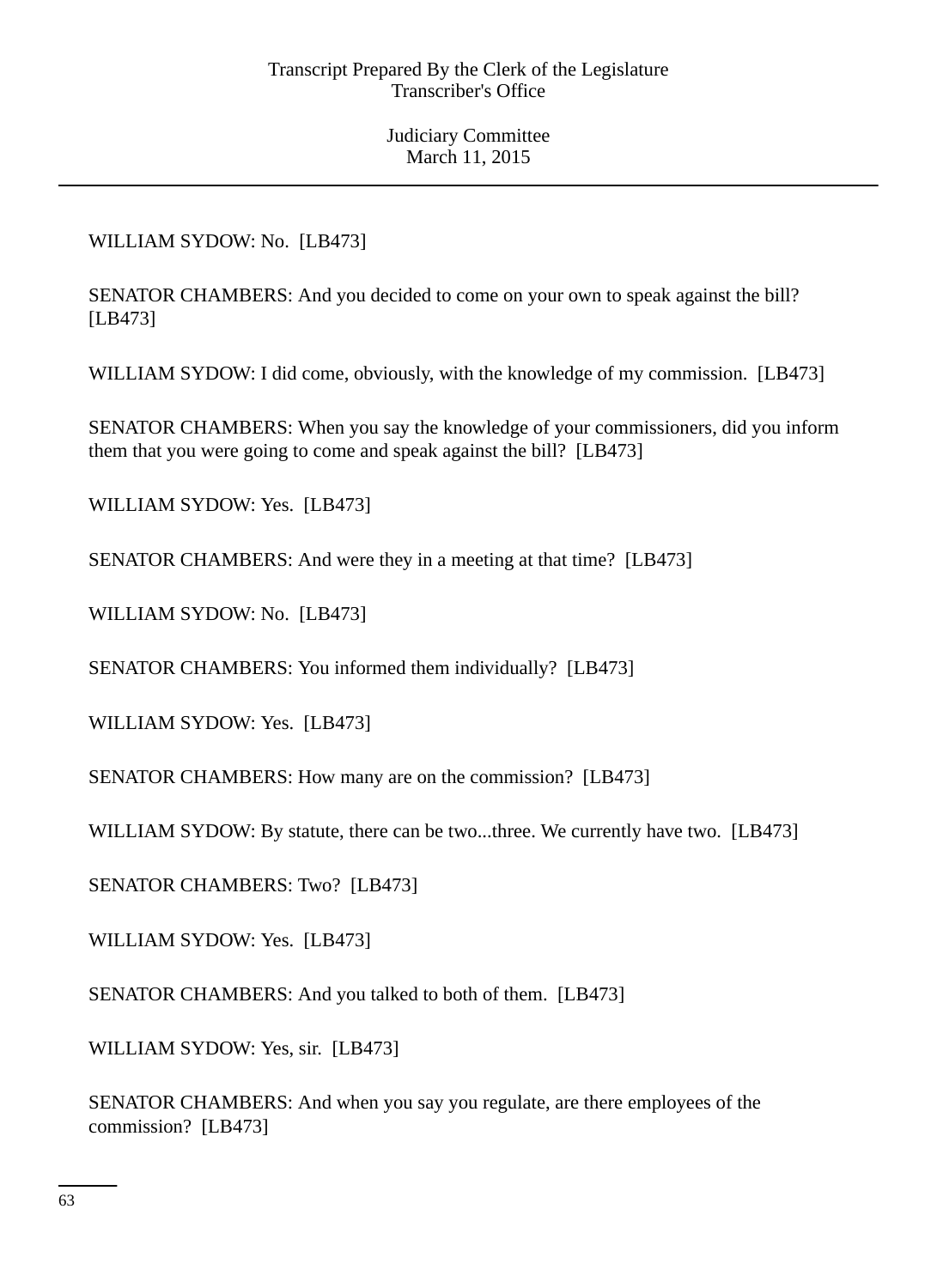WILLIAM SYDOW: No. [LB473]

SENATOR CHAMBERS: And you decided to come on your own to speak against the bill? [LB473]

WILLIAM SYDOW: I did come, obviously, with the knowledge of my commission. [LB473]

SENATOR CHAMBERS: When you say the knowledge of your commissioners, did you inform them that you were going to come and speak against the bill? [LB473]

WILLIAM SYDOW: Yes. [LB473]

SENATOR CHAMBERS: And were they in a meeting at that time? [LB473]

WILLIAM SYDOW: No. [LB473]

SENATOR CHAMBERS: You informed them individually? [LB473]

WILLIAM SYDOW: Yes. [LB473]

SENATOR CHAMBERS: How many are on the commission? [LB473]

WILLIAM SYDOW: By statute, there can be two...three. We currently have two. [LB473]

SENATOR CHAMBERS: Two? [LB473]

WILLIAM SYDOW: Yes. [LB473]

SENATOR CHAMBERS: And you talked to both of them. [LB473]

WILLIAM SYDOW: Yes, sir. [LB473]

SENATOR CHAMBERS: And when you say you regulate, are there employees of the commission? [LB473]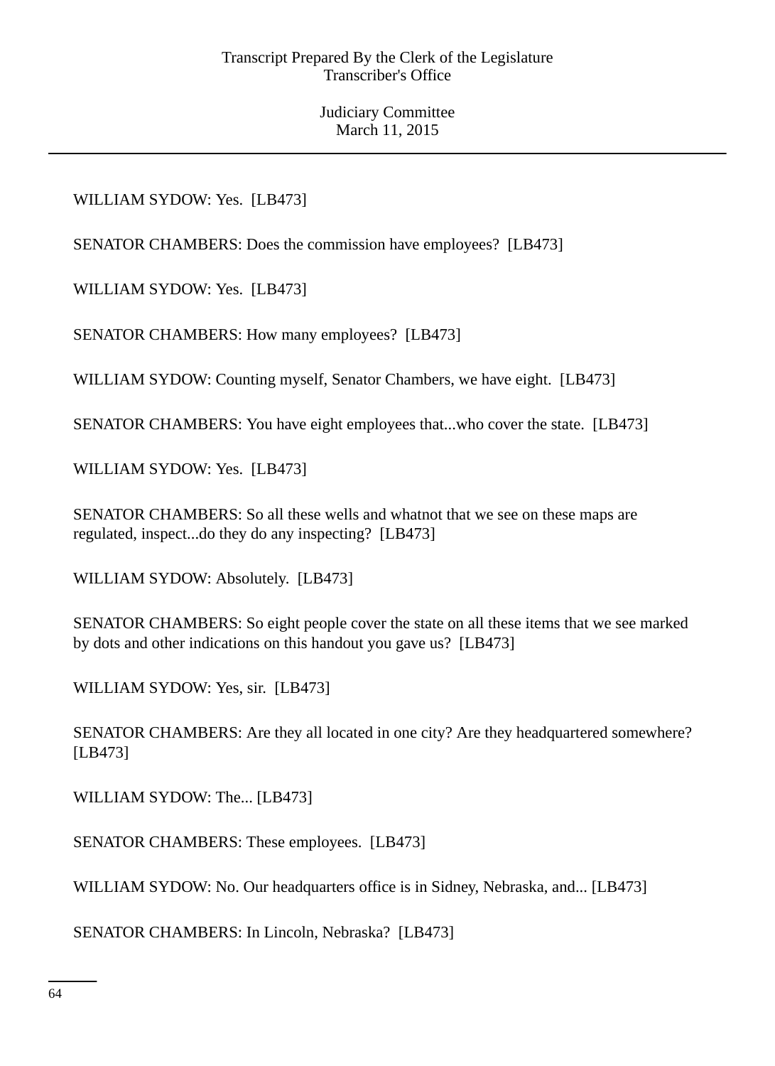WILLIAM SYDOW: Yes. [LB473]

SENATOR CHAMBERS: Does the commission have employees? [LB473]

WILLIAM SYDOW: Yes. [LB473]

SENATOR CHAMBERS: How many employees? [LB473]

WILLIAM SYDOW: Counting myself, Senator Chambers, we have eight. [LB473]

SENATOR CHAMBERS: You have eight employees that...who cover the state. [LB473]

WILLIAM SYDOW: Yes. [LB473]

SENATOR CHAMBERS: So all these wells and whatnot that we see on these maps are regulated, inspect...do they do any inspecting? [LB473]

WILLIAM SYDOW: Absolutely. [LB473]

SENATOR CHAMBERS: So eight people cover the state on all these items that we see marked by dots and other indications on this handout you gave us? [LB473]

WILLIAM SYDOW: Yes, sir. [LB473]

SENATOR CHAMBERS: Are they all located in one city? Are they headquartered somewhere? [LB473]

WILLIAM SYDOW: The... [LB473]

SENATOR CHAMBERS: These employees. [LB473]

WILLIAM SYDOW: No. Our headquarters office is in Sidney, Nebraska, and... [LB473]

SENATOR CHAMBERS: In Lincoln, Nebraska? [LB473]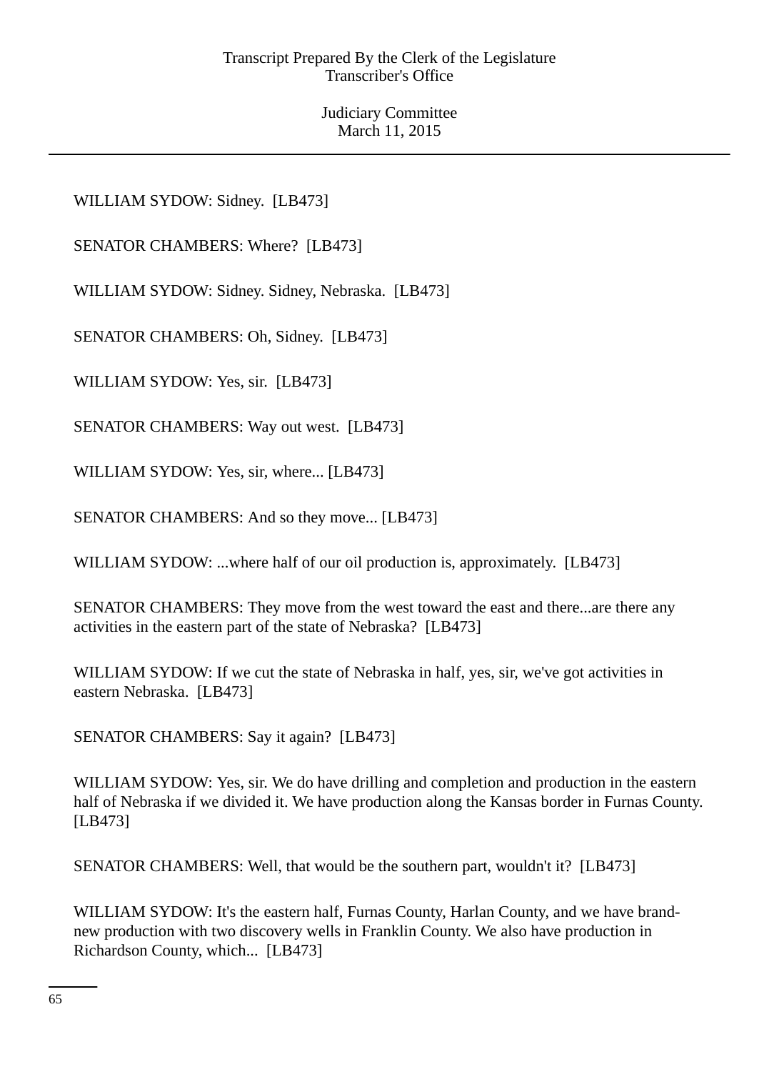WILLIAM SYDOW: Sidney. [LB473]

SENATOR CHAMBERS: Where? [LB473]

WILLIAM SYDOW: Sidney. Sidney, Nebraska. [LB473]

SENATOR CHAMBERS: Oh, Sidney. [LB473]

WILLIAM SYDOW: Yes, sir. [LB473]

SENATOR CHAMBERS: Way out west. [LB473]

WILLIAM SYDOW: Yes, sir, where... [LB473]

SENATOR CHAMBERS: And so they move... [LB473]

WILLIAM SYDOW: ...where half of our oil production is, approximately. [LB473]

SENATOR CHAMBERS: They move from the west toward the east and there...are there any activities in the eastern part of the state of Nebraska? [LB473]

WILLIAM SYDOW: If we cut the state of Nebraska in half, yes, sir, we've got activities in eastern Nebraska. [LB473]

SENATOR CHAMBERS: Say it again? [LB473]

WILLIAM SYDOW: Yes, sir. We do have drilling and completion and production in the eastern half of Nebraska if we divided it. We have production along the Kansas border in Furnas County. [LB473]

SENATOR CHAMBERS: Well, that would be the southern part, wouldn't it? [LB473]

WILLIAM SYDOW: It's the eastern half, Furnas County, Harlan County, and we have brand-new production with two discovery wells in Franklin County. We also have production in Richardson County, which... [LB473]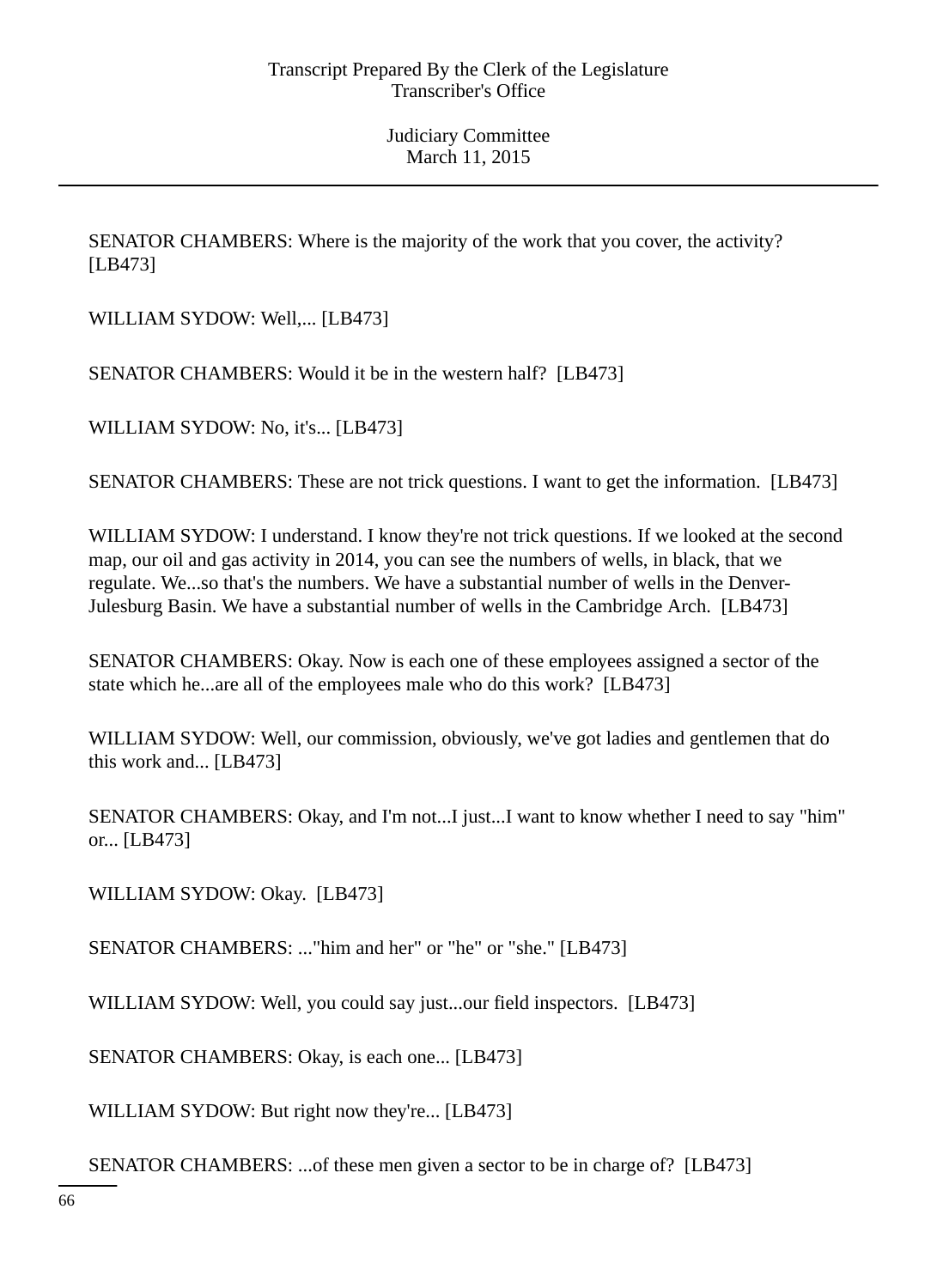SENATOR CHAMBERS: Where is the majority of the work that you cover, the activity? [LB473]

WILLIAM SYDOW: Well,... [LB473]

SENATOR CHAMBERS: Would it be in the western half? [LB473]

WILLIAM SYDOW: No, it's... [LB473]

SENATOR CHAMBERS: These are not trick questions. I want to get the information. [LB473]

WILLIAM SYDOW: I understand. I know they're not trick questions. If we looked at the second map, our oil and gas activity in 2014, you can see the numbers of wells, in black, that we regulate. We...so that's the numbers. We have a substantial number of wells in the Denver-Julesburg Basin. We have a substantial number of wells in the Cambridge Arch. [LB473]

SENATOR CHAMBERS: Okay. Now is each one of these employees assigned a sector of the state which he...are all of the employees male who do this work? [LB473]

WILLIAM SYDOW: Well, our commission, obviously, we've got ladies and gentlemen that do this work and... [LB473]

SENATOR CHAMBERS: Okay, and I'm not...I just...I want to know whether I need to say "him" or... [LB473]

WILLIAM SYDOW: Okay. [LB473]

SENATOR CHAMBERS: ..."him and her" or "he" or "she." [LB473]

WILLIAM SYDOW: Well, you could say just...our field inspectors. [LB473]

SENATOR CHAMBERS: Okay, is each one... [LB473]

WILLIAM SYDOW: But right now they're... [LB473]

SENATOR CHAMBERS: ...of these men given a sector to be in charge of? [LB473]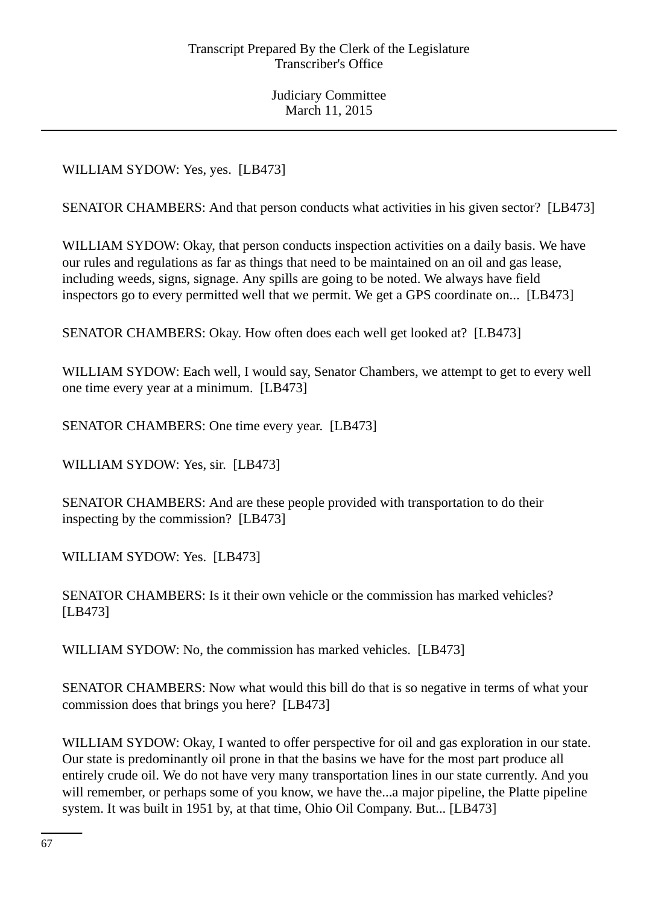WILLIAM SYDOW: Yes, yes. [LB473]

SENATOR CHAMBERS: And that person conducts what activities in his given sector? [LB473]

WILLIAM SYDOW: Okay, that person conducts inspection activities on a daily basis. We have our rules and regulations as far as things that need to be maintained on an oil and gas lease, including weeds, signs, signage. Any spills are going to be noted. We always have field inspectors go to every permitted well that we permit. We get a GPS coordinate on... [LB473]

SENATOR CHAMBERS: Okay. How often does each well get looked at? [LB473]

WILLIAM SYDOW: Each well, I would say, Senator Chambers, we attempt to get to every well one time every year at a minimum. [LB473]

SENATOR CHAMBERS: One time every year. [LB473]

WILLIAM SYDOW: Yes, sir. [LB473]

SENATOR CHAMBERS: And are these people provided with transportation to do their inspecting by the commission? [LB473]

WILLIAM SYDOW: Yes. [LB473]

SENATOR CHAMBERS: Is it their own vehicle or the commission has marked vehicles? [LB473]

WILLIAM SYDOW: No, the commission has marked vehicles. [LB473]

SENATOR CHAMBERS: Now what would this bill do that is so negative in terms of what your commission does that brings you here? [LB473]

WILLIAM SYDOW: Okay, I wanted to offer perspective for oil and gas exploration in our state. Our state is predominantly oil prone in that the basins we have for the most part produce all entirely crude oil. We do not have very many transportation lines in our state currently. And you will remember, or perhaps some of you know, we have the...a major pipeline, the Platte pipeline system. It was built in 1951 by, at that time, Ohio Oil Company. But... [LB473]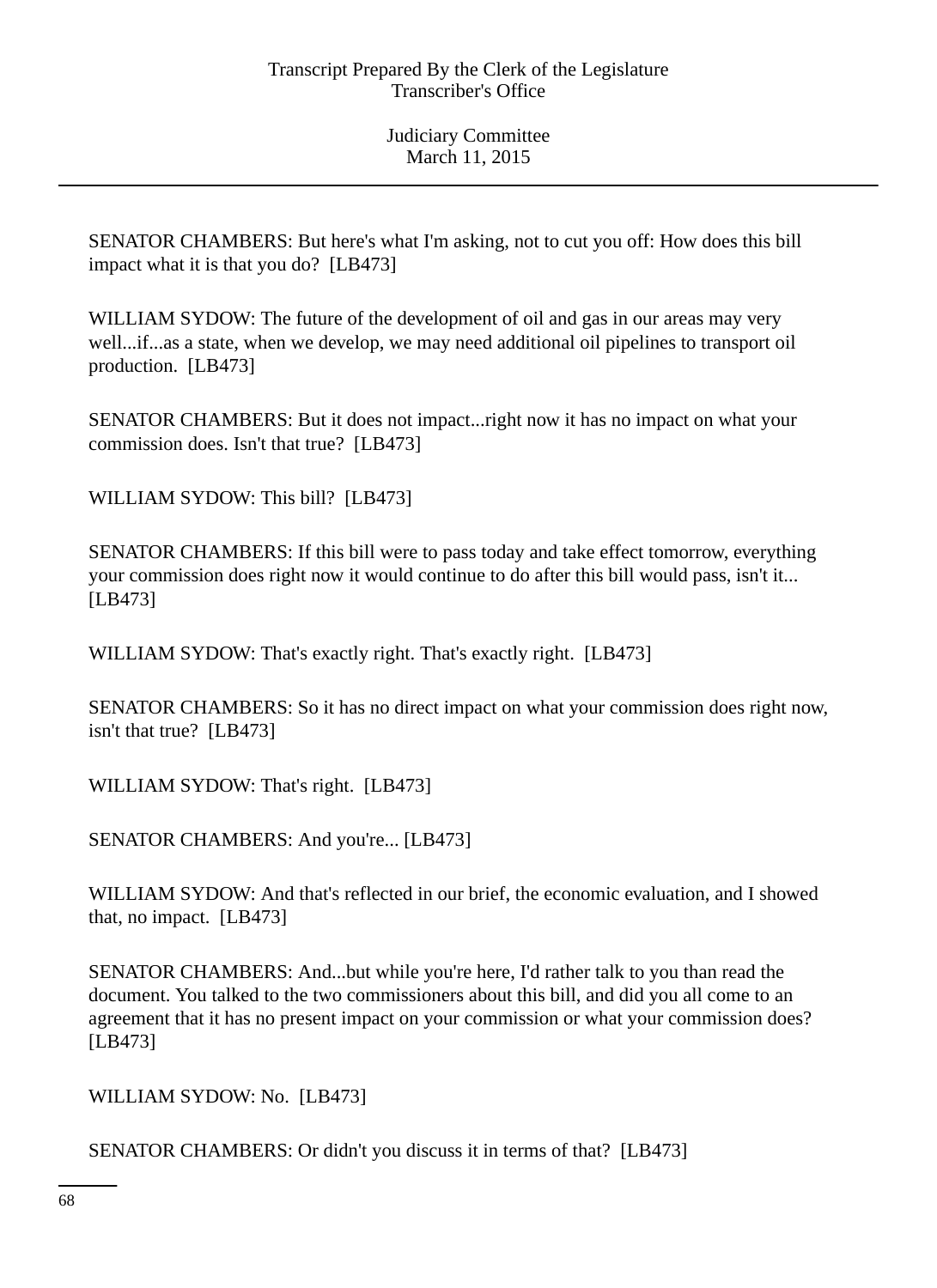SENATOR CHAMBERS: But here's what I'm asking, not to cut you off: How does this bill impact what it is that you do? [LB473]

WILLIAM SYDOW: The future of the development of oil and gas in our areas may very well...if...as a state, when we develop, we may need additional oil pipelines to transport oil production. [LB473]

SENATOR CHAMBERS: But it does not impact...right now it has no impact on what your commission does. Isn't that true? [LB473]

WILLIAM SYDOW: This bill? [LB473]

SENATOR CHAMBERS: If this bill were to pass today and take effect tomorrow, everything your commission does right now it would continue to do after this bill would pass, isn't it... [LB473]

WILLIAM SYDOW: That's exactly right. That's exactly right. [LB473]

SENATOR CHAMBERS: So it has no direct impact on what your commission does right now, isn't that true? [LB473]

WILLIAM SYDOW: That's right. [LB473]

SENATOR CHAMBERS: And you're... [LB473]

WILLIAM SYDOW: And that's reflected in our brief, the economic evaluation, and I showed that, no impact. [LB473]

SENATOR CHAMBERS: And...but while you're here, I'd rather talk to you than read the document. You talked to the two commissioners about this bill, and did you all come to an agreement that it has no present impact on your commission or what your commission does? [LB473]

WILLIAM SYDOW: No. [LB473]

SENATOR CHAMBERS: Or didn't you discuss it in terms of that? [LB473]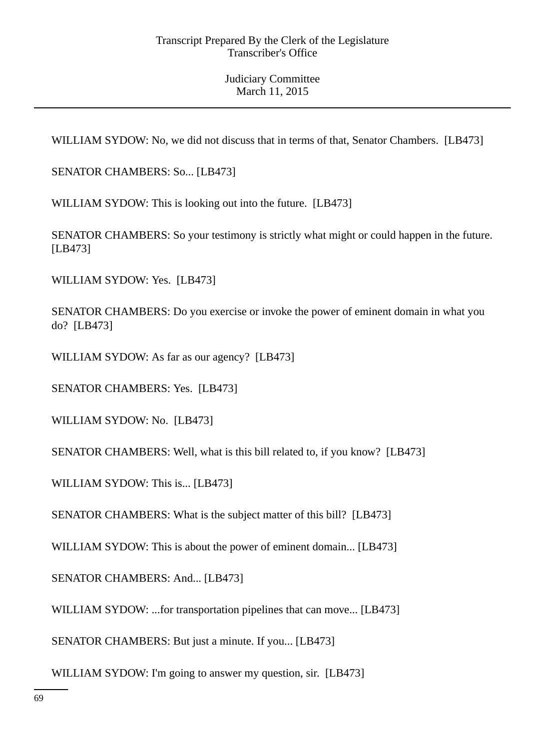WILLIAM SYDOW: No, we did not discuss that in terms of that, Senator Chambers. [LB473]

SENATOR CHAMBERS: So... [LB473]

WILLIAM SYDOW: This is looking out into the future. [LB473]

SENATOR CHAMBERS: So your testimony is strictly what might or could happen in the future. [LB473]

WILLIAM SYDOW: Yes. [LB473]

SENATOR CHAMBERS: Do you exercise or invoke the power of eminent domain in what you do? [LB473]

WILLIAM SYDOW: As far as our agency? [LB473]

SENATOR CHAMBERS: Yes. [LB473]

WILLIAM SYDOW: No. [LB473]

SENATOR CHAMBERS: Well, what is this bill related to, if you know? [LB473]

WILLIAM SYDOW: This is... [LB473]

SENATOR CHAMBERS: What is the subject matter of this bill? [LB473]

WILLIAM SYDOW: This is about the power of eminent domain... [LB473]

SENATOR CHAMBERS: And... [LB473]

WILLIAM SYDOW: ...for transportation pipelines that can move... [LB473]

SENATOR CHAMBERS: But just a minute. If you... [LB473]

WILLIAM SYDOW: I'm going to answer my question, sir. [LB473]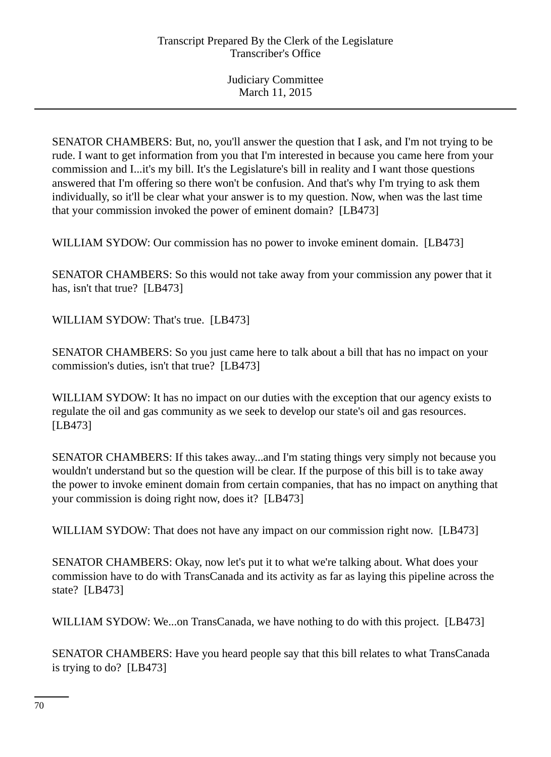SENATOR CHAMBERS: But, no, you'll answer the question that I ask, and I'm not trying to be rude. I want to get information from you that I'm interested in because you came here from your commission and I...it's my bill. It's the Legislature's bill in reality and I want those questions answered that I'm offering so there won't be confusion. And that's why I'm trying to ask them individually, so it'll be clear what your answer is to my question. Now, when was the last time that your commission invoked the power of eminent domain? [LB473]

WILLIAM SYDOW: Our commission has no power to invoke eminent domain. [LB473]

SENATOR CHAMBERS: So this would not take away from your commission any power that it has, isn't that true? [LB473]

WILLIAM SYDOW: That's true. [LB473]

SENATOR CHAMBERS: So you just came here to talk about a bill that has no impact on your commission's duties, isn't that true? [LB473]

WILLIAM SYDOW: It has no impact on our duties with the exception that our agency exists to regulate the oil and gas community as we seek to develop our state's oil and gas resources. [LB473]

SENATOR CHAMBERS: If this takes away...and I'm stating things very simply not because you wouldn't understand but so the question will be clear. If the purpose of this bill is to take away the power to invoke eminent domain from certain companies, that has no impact on anything that your commission is doing right now, does it? [LB473]

WILLIAM SYDOW: That does not have any impact on our commission right now. [LB473]

SENATOR CHAMBERS: Okay, now let's put it to what we're talking about. What does your commission have to do with TransCanada and its activity as far as laying this pipeline across the state? [LB473]

WILLIAM SYDOW: We...on TransCanada, we have nothing to do with this project. [LB473]

SENATOR CHAMBERS: Have you heard people say that this bill relates to what TransCanada is trying to do? [LB473]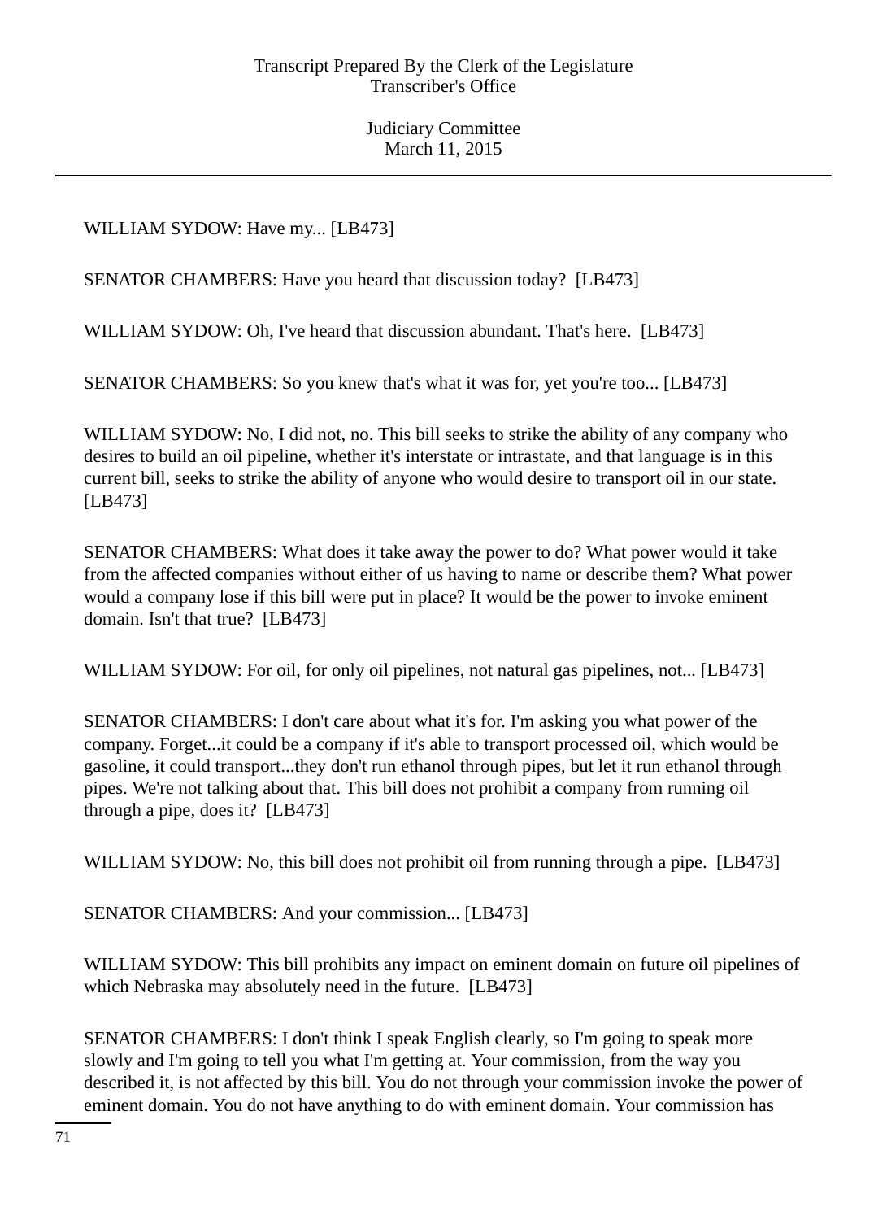WILLIAM SYDOW: Have my... [LB473]

SENATOR CHAMBERS: Have you heard that discussion today? [LB473]

WILLIAM SYDOW: Oh, I've heard that discussion abundant. That's here. [LB473]

SENATOR CHAMBERS: So you knew that's what it was for, yet you're too... [LB473]

WILLIAM SYDOW: No, I did not, no. This bill seeks to strike the ability of any company who desires to build an oil pipeline, whether it's interstate or intrastate, and that language is in this current bill, seeks to strike the ability of anyone who would desire to transport oil in our state. [LB473]

SENATOR CHAMBERS: What does it take away the power to do? What power would it take from the affected companies without either of us having to name or describe them? What power would a company lose if this bill were put in place? It would be the power to invoke eminent domain. Isn't that true? [LB473]

WILLIAM SYDOW: For oil, for only oil pipelines, not natural gas pipelines, not... [LB473]

SENATOR CHAMBERS: I don't care about what it's for. I'm asking you what power of the company. Forget...it could be a company if it's able to transport processed oil, which would be gasoline, it could transport...they don't run ethanol through pipes, but let it run ethanol through pipes. We're not talking about that. This bill does not prohibit a company from running oil through a pipe, does it? [LB473]

WILLIAM SYDOW: No, this bill does not prohibit oil from running through a pipe. [LB473]

SENATOR CHAMBERS: And your commission... [LB473]

WILLIAM SYDOW: This bill prohibits any impact on eminent domain on future oil pipelines of which Nebraska may absolutely need in the future. [LB473]

SENATOR CHAMBERS: I don't think I speak English clearly, so I'm going to speak more slowly and I'm going to tell you what I'm getting at. Your commission, from the way you described it, is not affected by this bill. You do not through your commission invoke the power of eminent domain. You do not have anything to do with eminent domain. Your commission has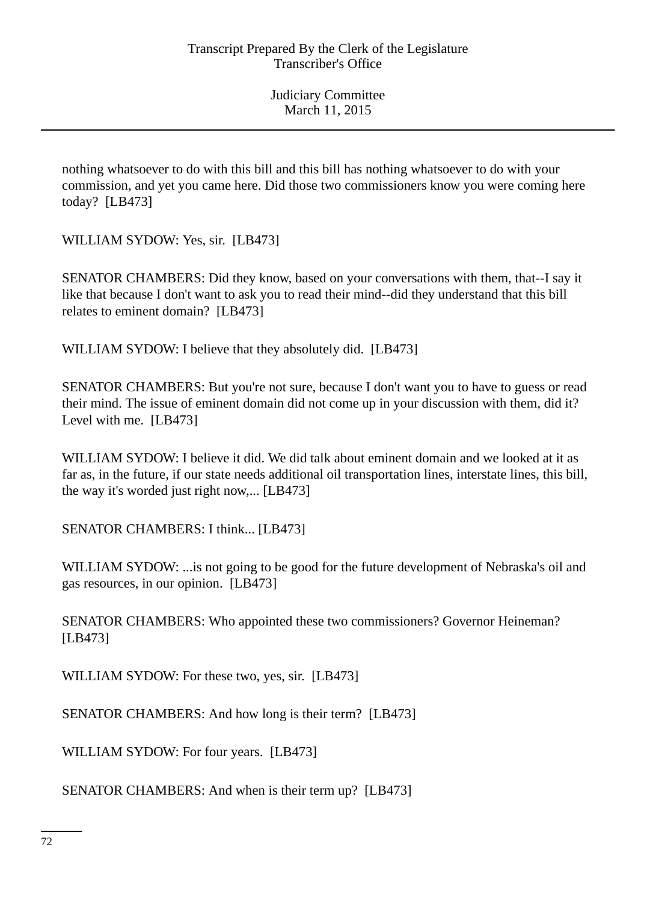nothing whatsoever to do with this bill and this bill has nothing whatsoever to do with your commission, and yet you came here. Did those two commissioners know you were coming here today?  [LB473]

WILLIAM SYDOW: Yes, sir.  [LB473]

SENATOR CHAMBERS: Did they know, based on your conversations with them, that--I say it like that because I don't want to ask you to read their mind--did they understand that this bill relates to eminent domain?  [LB473]

WILLIAM SYDOW: I believe that they absolutely did.  [LB473]

SENATOR CHAMBERS: But you're not sure, because I don't want you to have to guess or read their mind. The issue of eminent domain did not come up in your discussion with them, did it? Level with me.  [LB473]

WILLIAM SYDOW: I believe it did. We did talk about eminent domain and we looked at it as far as, in the future, if our state needs additional oil transportation lines, interstate lines, this bill, the way it's worded just right now,... [LB473]

SENATOR CHAMBERS: I think... [LB473]

WILLIAM SYDOW: ...is not going to be good for the future development of Nebraska's oil and gas resources, in our opinion.  [LB473]

SENATOR CHAMBERS: Who appointed these two commissioners? Governor Heineman?  [LB473]

WILLIAM SYDOW: For these two, yes, sir.  [LB473]

SENATOR CHAMBERS: And how long is their term?  [LB473]

WILLIAM SYDOW: For four years.  [LB473]

SENATOR CHAMBERS: And when is their term up?  [LB473]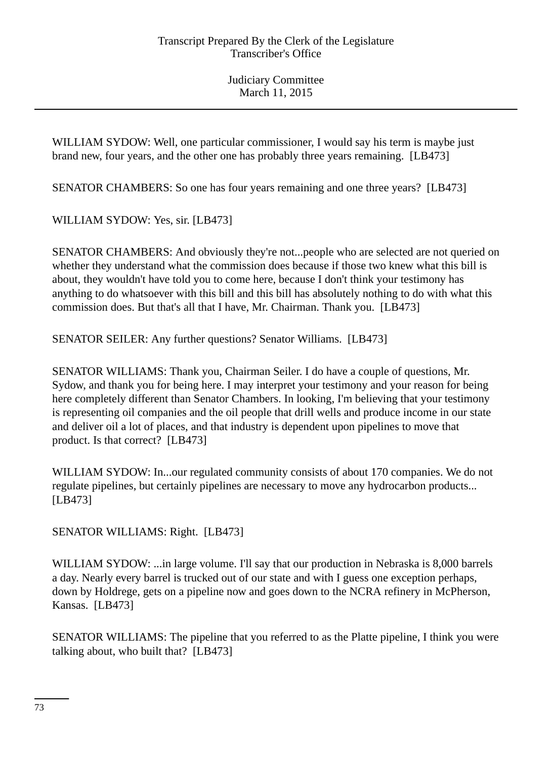WILLIAM SYDOW: Well, one particular commissioner, I would say his term is maybe just brand new, four years, and the other one has probably three years remaining. [LB473]

SENATOR CHAMBERS: So one has four years remaining and one three years? [LB473]

WILLIAM SYDOW: Yes, sir. [LB473]

SENATOR CHAMBERS: And obviously they're not...people who are selected are not queried on whether they understand what the commission does because if those two knew what this bill is about, they wouldn't have told you to come here, because I don't think your testimony has anything to do whatsoever with this bill and this bill has absolutely nothing to do with what this commission does. But that's all that I have, Mr. Chairman. Thank you. [LB473]

SENATOR SEILER: Any further questions? Senator Williams. [LB473]

SENATOR WILLIAMS: Thank you, Chairman Seiler. I do have a couple of questions, Mr. Sydow, and thank you for being here. I may interpret your testimony and your reason for being here completely different than Senator Chambers. In looking, I'm believing that your testimony is representing oil companies and the oil people that drill wells and produce income in our state and deliver oil a lot of places, and that industry is dependent upon pipelines to move that product. Is that correct? [LB473]

WILLIAM SYDOW: In...our regulated community consists of about 170 companies. We do not regulate pipelines, but certainly pipelines are necessary to move any hydrocarbon products... [LB473]

SENATOR WILLIAMS: Right. [LB473]

WILLIAM SYDOW: ...in large volume. I'll say that our production in Nebraska is 8,000 barrels a day. Nearly every barrel is trucked out of our state and with I guess one exception perhaps, down by Holdrege, gets on a pipeline now and goes down to the NCRA refinery in McPherson, Kansas. [LB473]

SENATOR WILLIAMS: The pipeline that you referred to as the Platte pipeline, I think you were talking about, who built that? [LB473]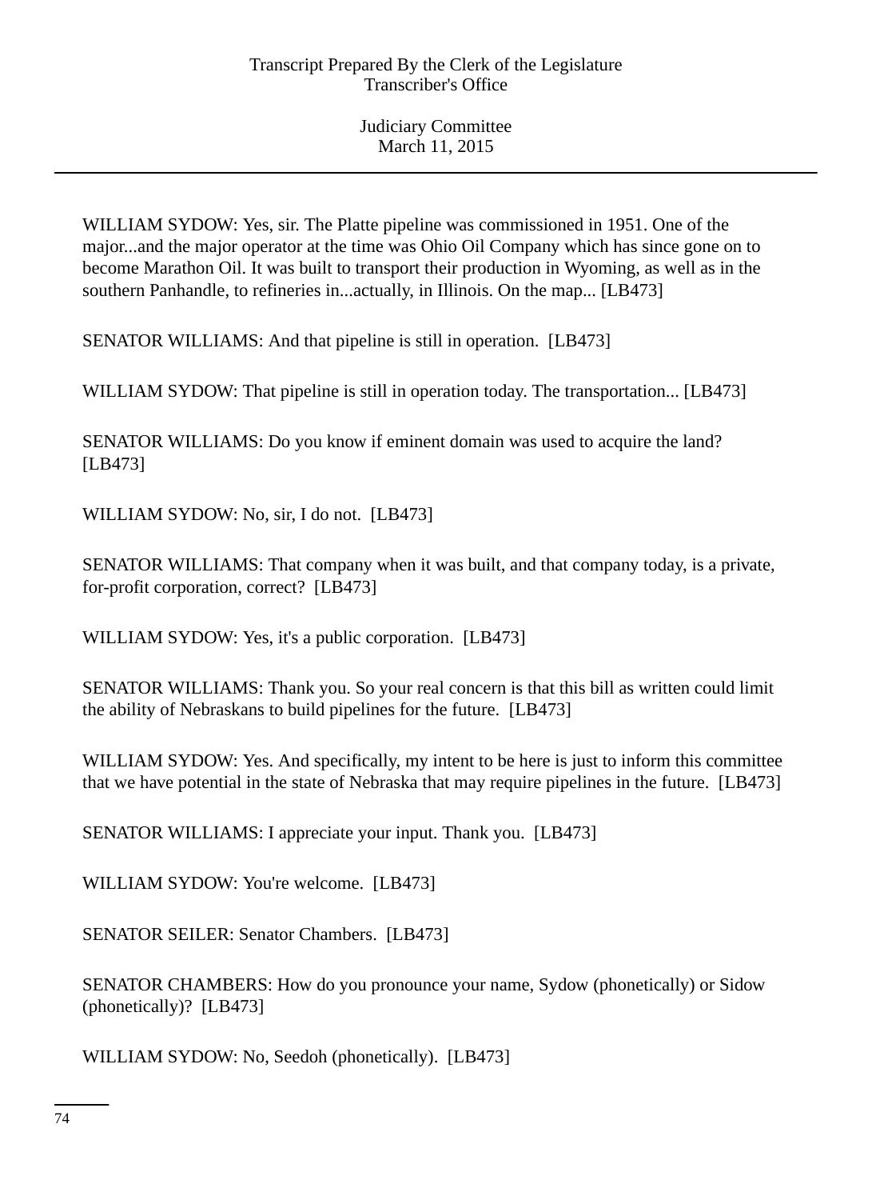WILLIAM SYDOW: Yes, sir. The Platte pipeline was commissioned in 1951. One of the major...and the major operator at the time was Ohio Oil Company which has since gone on to become Marathon Oil. It was built to transport their production in Wyoming, as well as in the southern Panhandle, to refineries in...actually, in Illinois. On the map... [LB473]

SENATOR WILLIAMS: And that pipeline is still in operation. [LB473]

WILLIAM SYDOW: That pipeline is still in operation today. The transportation... [LB473]

SENATOR WILLIAMS: Do you know if eminent domain was used to acquire the land? [LB473]

WILLIAM SYDOW: No, sir, I do not. [LB473]

SENATOR WILLIAMS: That company when it was built, and that company today, is a private, for-profit corporation, correct? [LB473]

WILLIAM SYDOW: Yes, it's a public corporation. [LB473]

SENATOR WILLIAMS: Thank you. So your real concern is that this bill as written could limit the ability of Nebraskans to build pipelines for the future. [LB473]

WILLIAM SYDOW: Yes. And specifically, my intent to be here is just to inform this committee that we have potential in the state of Nebraska that may require pipelines in the future. [LB473]

SENATOR WILLIAMS: I appreciate your input. Thank you. [LB473]

WILLIAM SYDOW: You're welcome. [LB473]

SENATOR SEILER: Senator Chambers. [LB473]

SENATOR CHAMBERS: How do you pronounce your name, Sydow (phonetically) or Sidow (phonetically)? [LB473]

WILLIAM SYDOW: No, Seedoh (phonetically). [LB473]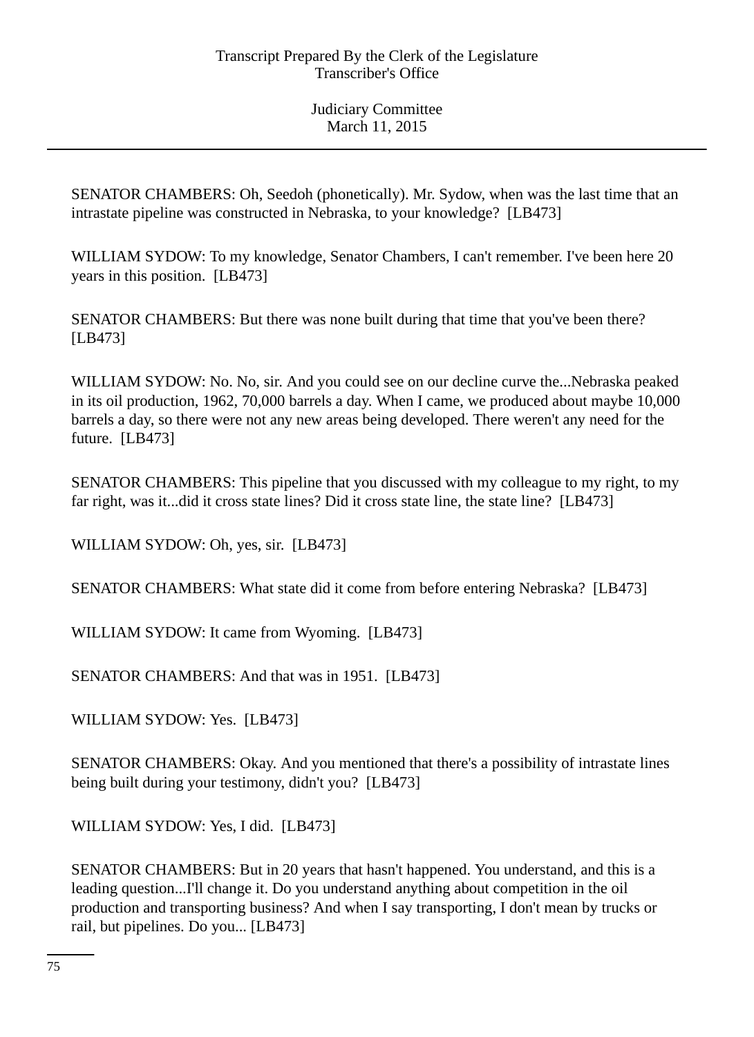SENATOR CHAMBERS: Oh, Seedoh (phonetically). Mr. Sydow, when was the last time that an intrastate pipeline was constructed in Nebraska, to your knowledge? [LB473]

WILLIAM SYDOW: To my knowledge, Senator Chambers, I can't remember. I've been here 20 years in this position. [LB473]

SENATOR CHAMBERS: But there was none built during that time that you've been there? [LB473]

WILLIAM SYDOW: No. No, sir. And you could see on our decline curve the...Nebraska peaked in its oil production, 1962, 70,000 barrels a day. When I came, we produced about maybe 10,000 barrels a day, so there were not any new areas being developed. There weren't any need for the future. [LB473]

SENATOR CHAMBERS: This pipeline that you discussed with my colleague to my right, to my far right, was it...did it cross state lines? Did it cross state line, the state line? [LB473]

WILLIAM SYDOW: Oh, yes, sir. [LB473]

SENATOR CHAMBERS: What state did it come from before entering Nebraska? [LB473]

WILLIAM SYDOW: It came from Wyoming. [LB473]

SENATOR CHAMBERS: And that was in 1951. [LB473]

WILLIAM SYDOW: Yes. [LB473]

SENATOR CHAMBERS: Okay. And you mentioned that there's a possibility of intrastate lines being built during your testimony, didn't you? [LB473]

WILLIAM SYDOW: Yes, I did. [LB473]

SENATOR CHAMBERS: But in 20 years that hasn't happened. You understand, and this is a leading question...I'll change it. Do you understand anything about competition in the oil production and transporting business? And when I say transporting, I don't mean by trucks or rail, but pipelines. Do you... [LB473]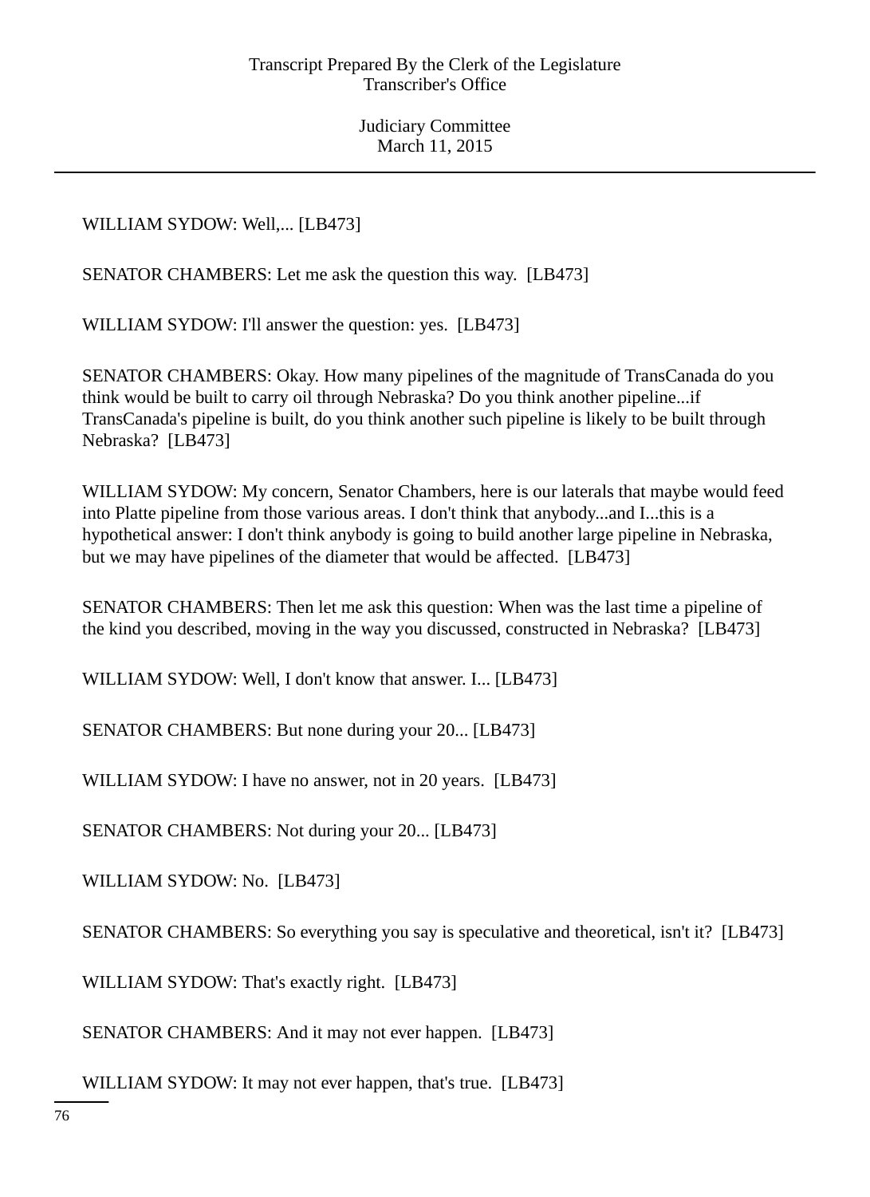WILLIAM SYDOW: Well,... [LB473]

SENATOR CHAMBERS: Let me ask the question this way. [LB473]

WILLIAM SYDOW: I'll answer the question: yes. [LB473]

SENATOR CHAMBERS: Okay. How many pipelines of the magnitude of TransCanada do you think would be built to carry oil through Nebraska? Do you think another pipeline...if TransCanada's pipeline is built, do you think another such pipeline is likely to be built through Nebraska? [LB473]

WILLIAM SYDOW: My concern, Senator Chambers, here is our laterals that maybe would feed into Platte pipeline from those various areas. I don't think that anybody...and I...this is a hypothetical answer: I don't think anybody is going to build another large pipeline in Nebraska, but we may have pipelines of the diameter that would be affected. [LB473]

SENATOR CHAMBERS: Then let me ask this question: When was the last time a pipeline of the kind you described, moving in the way you discussed, constructed in Nebraska? [LB473]

WILLIAM SYDOW: Well, I don't know that answer. I... [LB473]

SENATOR CHAMBERS: But none during your 20... [LB473]

WILLIAM SYDOW: I have no answer, not in 20 years. [LB473]

SENATOR CHAMBERS: Not during your 20... [LB473]

WILLIAM SYDOW: No. [LB473]

SENATOR CHAMBERS: So everything you say is speculative and theoretical, isn't it? [LB473]

WILLIAM SYDOW: That's exactly right. [LB473]

SENATOR CHAMBERS: And it may not ever happen. [LB473]

WILLIAM SYDOW: It may not ever happen, that's true. [LB473]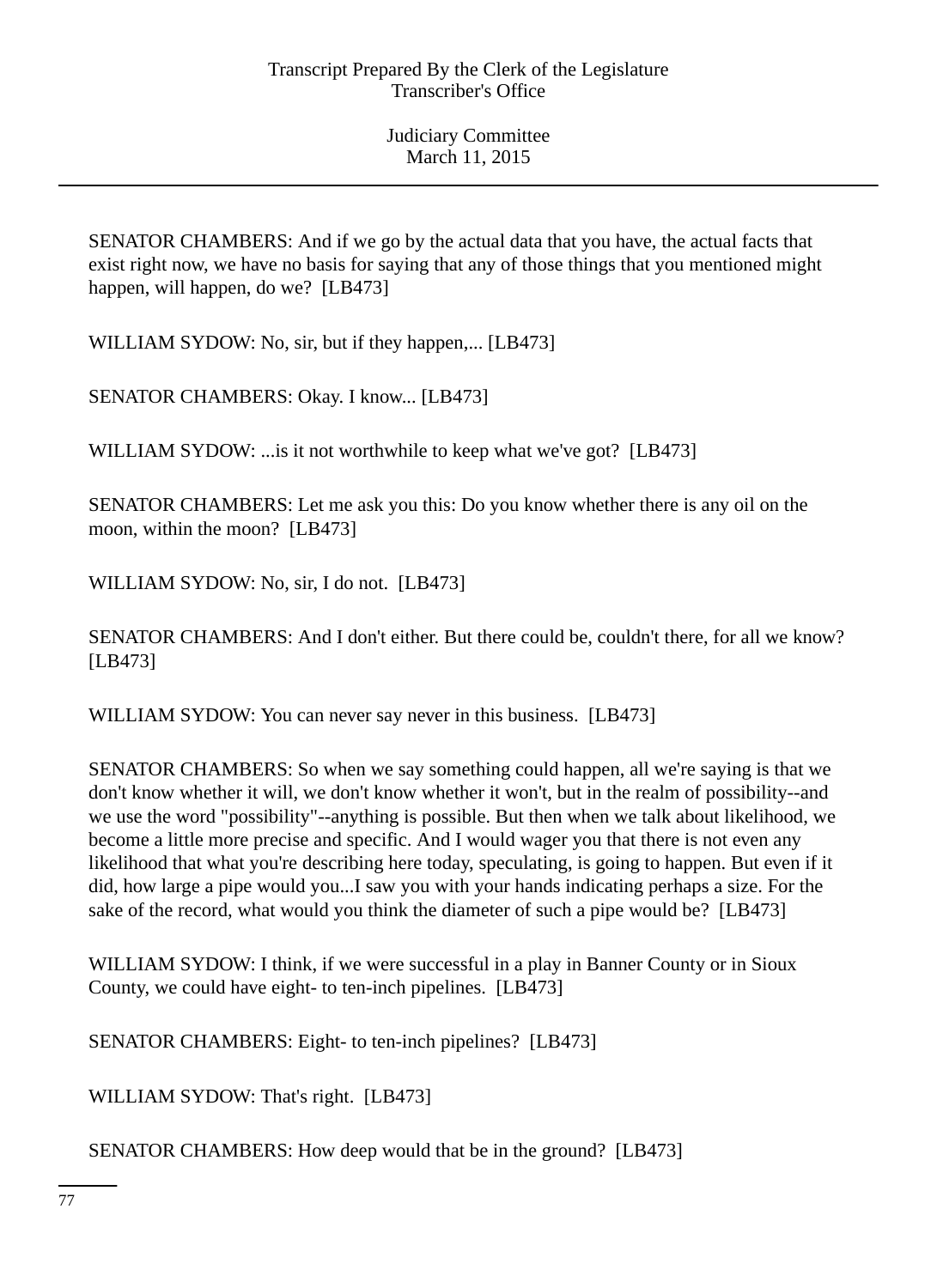SENATOR CHAMBERS: And if we go by the actual data that you have, the actual facts that exist right now, we have no basis for saying that any of those things that you mentioned might happen, will happen, do we? [LB473]

WILLIAM SYDOW: No, sir, but if they happen,... [LB473]

SENATOR CHAMBERS: Okay. I know... [LB473]

WILLIAM SYDOW: ...is it not worthwhile to keep what we've got? [LB473]

SENATOR CHAMBERS: Let me ask you this: Do you know whether there is any oil on the moon, within the moon? [LB473]

WILLIAM SYDOW: No, sir, I do not. [LB473]

SENATOR CHAMBERS: And I don't either. But there could be, couldn't there, for all we know? [LB473]

WILLIAM SYDOW: You can never say never in this business. [LB473]

SENATOR CHAMBERS: So when we say something could happen, all we're saying is that we don't know whether it will, we don't know whether it won't, but in the realm of possibility--and we use the word "possibility"--anything is possible. But then when we talk about likelihood, we become a little more precise and specific. And I would wager you that there is not even any likelihood that what you're describing here today, speculating, is going to happen. But even if it did, how large a pipe would you...I saw you with your hands indicating perhaps a size. For the sake of the record, what would you think the diameter of such a pipe would be? [LB473]

WILLIAM SYDOW: I think, if we were successful in a play in Banner County or in Sioux County, we could have eight- to ten-inch pipelines. [LB473]

SENATOR CHAMBERS: Eight- to ten-inch pipelines? [LB473]

WILLIAM SYDOW: That's right. [LB473]

SENATOR CHAMBERS: How deep would that be in the ground? [LB473]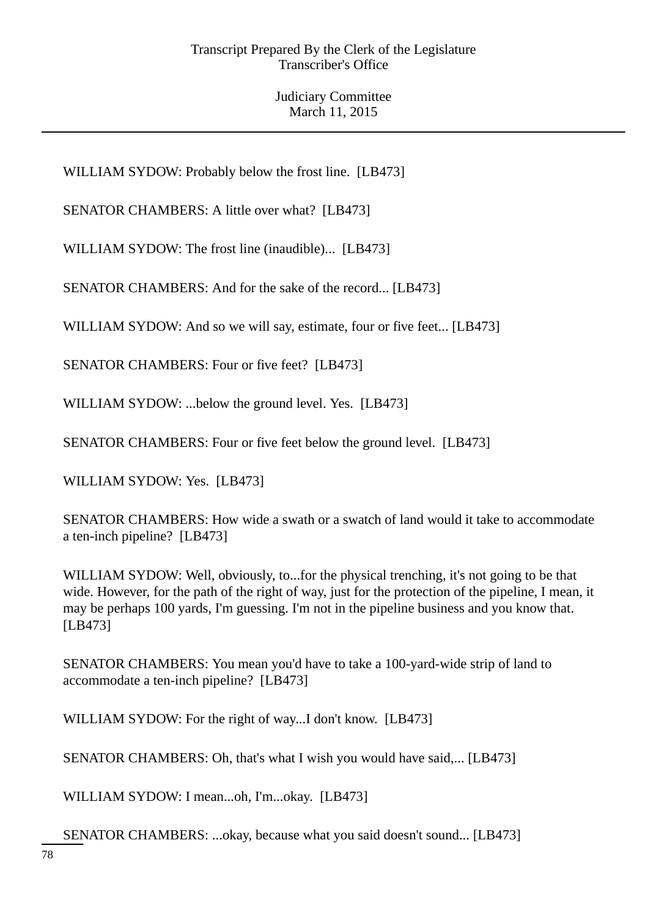WILLIAM SYDOW: Probably below the frost line. [LB473]

SENATOR CHAMBERS: A little over what? [LB473]

WILLIAM SYDOW: The frost line (inaudible)... [LB473]

SENATOR CHAMBERS: And for the sake of the record... [LB473]

WILLIAM SYDOW: And so we will say, estimate, four or five feet... [LB473]

SENATOR CHAMBERS: Four or five feet? [LB473]

WILLIAM SYDOW: ...below the ground level. Yes. [LB473]

SENATOR CHAMBERS: Four or five feet below the ground level. [LB473]

WILLIAM SYDOW: Yes. [LB473]

SENATOR CHAMBERS: How wide a swath or a swatch of land would it take to accommodate a ten-inch pipeline? [LB473]

WILLIAM SYDOW: Well, obviously, to...for the physical trenching, it's not going to be that wide. However, for the path of the right of way, just for the protection of the pipeline, I mean, it may be perhaps 100 yards, I'm guessing. I'm not in the pipeline business and you know that. [LB473]

SENATOR CHAMBERS: You mean you'd have to take a 100-yard-wide strip of land to accommodate a ten-inch pipeline? [LB473]

WILLIAM SYDOW: For the right of way...I don't know. [LB473]

SENATOR CHAMBERS: Oh, that's what I wish you would have said,... [LB473]

WILLIAM SYDOW: I mean...oh, I'm...okay. [LB473]

SENATOR CHAMBERS: ...okay, because what you said doesn't sound... [LB473]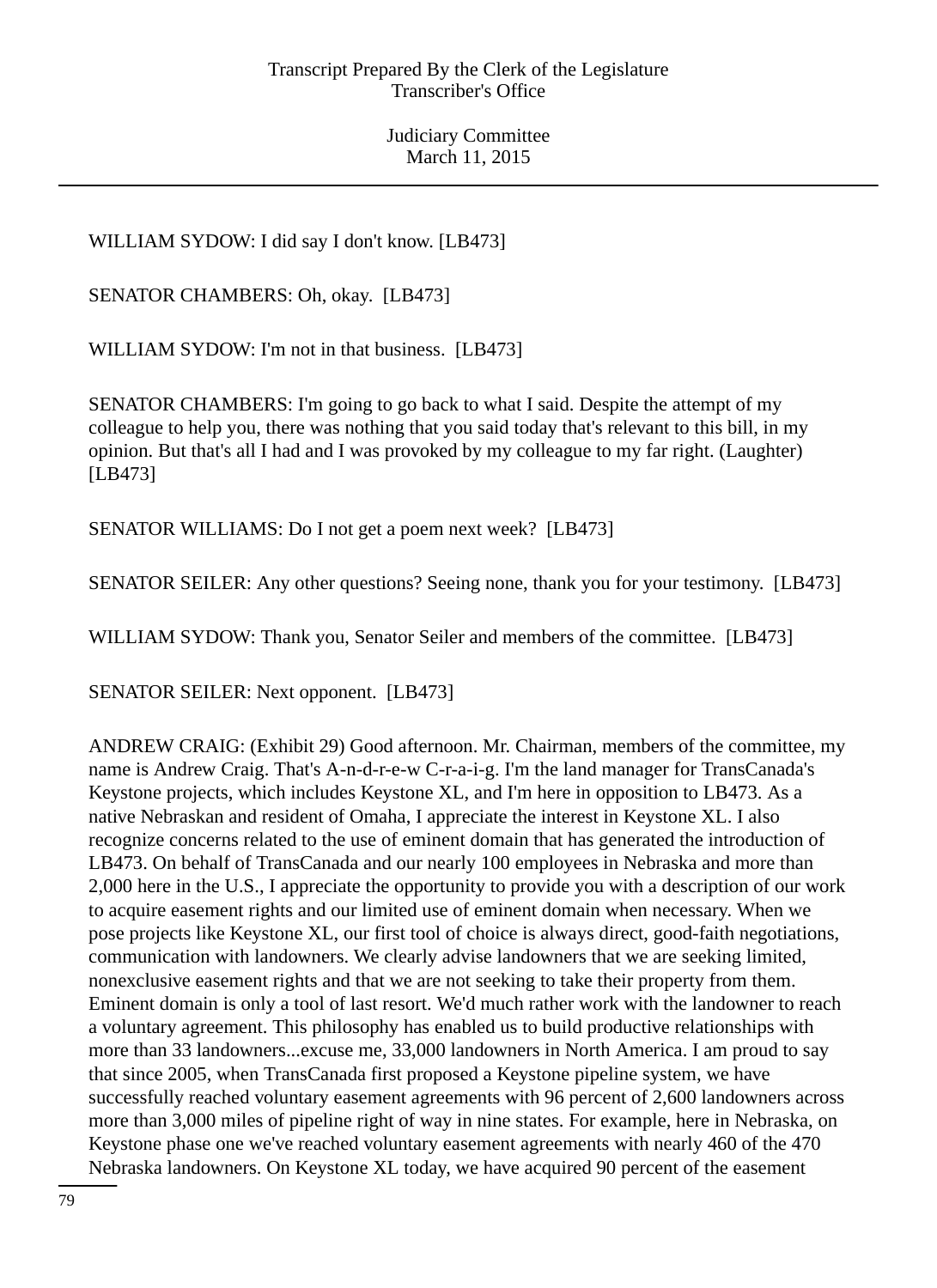WILLIAM SYDOW: I did say I don't know. [LB473]

SENATOR CHAMBERS: Oh, okay. [LB473]

WILLIAM SYDOW: I'm not in that business. [LB473]

SENATOR CHAMBERS: I'm going to go back to what I said. Despite the attempt of my colleague to help you, there was nothing that you said today that's relevant to this bill, in my opinion. But that's all I had and I was provoked by my colleague to my far right. (Laughter) [LB473]

SENATOR WILLIAMS: Do I not get a poem next week? [LB473]

SENATOR SEILER: Any other questions? Seeing none, thank you for your testimony. [LB473]

WILLIAM SYDOW: Thank you, Senator Seiler and members of the committee. [LB473]

SENATOR SEILER: Next opponent. [LB473]

ANDREW CRAIG: (Exhibit 29) Good afternoon. Mr. Chairman, members of the committee, my name is Andrew Craig. That's A-n-d-r-e-w C-r-a-i-g. I'm the land manager for TransCanada's Keystone projects, which includes Keystone XL, and I'm here in opposition to LB473. As a native Nebraskan and resident of Omaha, I appreciate the interest in Keystone XL. I also recognize concerns related to the use of eminent domain that has generated the introduction of LB473. On behalf of TransCanada and our nearly 100 employees in Nebraska and more than 2,000 here in the U.S., I appreciate the opportunity to provide you with a description of our work to acquire easement rights and our limited use of eminent domain when necessary. When we pose projects like Keystone XL, our first tool of choice is always direct, good-faith negotiations, communication with landowners. We clearly advise landowners that we are seeking limited, nonexclusive easement rights and that we are not seeking to take their property from them. Eminent domain is only a tool of last resort. We'd much rather work with the landowner to reach a voluntary agreement. This philosophy has enabled us to build productive relationships with more than 33 landowners...excuse me, 33,000 landowners in North America. I am proud to say that since 2005, when TransCanada first proposed a Keystone pipeline system, we have successfully reached voluntary easement agreements with 96 percent of 2,600 landowners across more than 3,000 miles of pipeline right of way in nine states. For example, here in Nebraska, on Keystone phase one we've reached voluntary easement agreements with nearly 460 of the 470 Nebraska landowners. On Keystone XL today, we have acquired 90 percent of the easement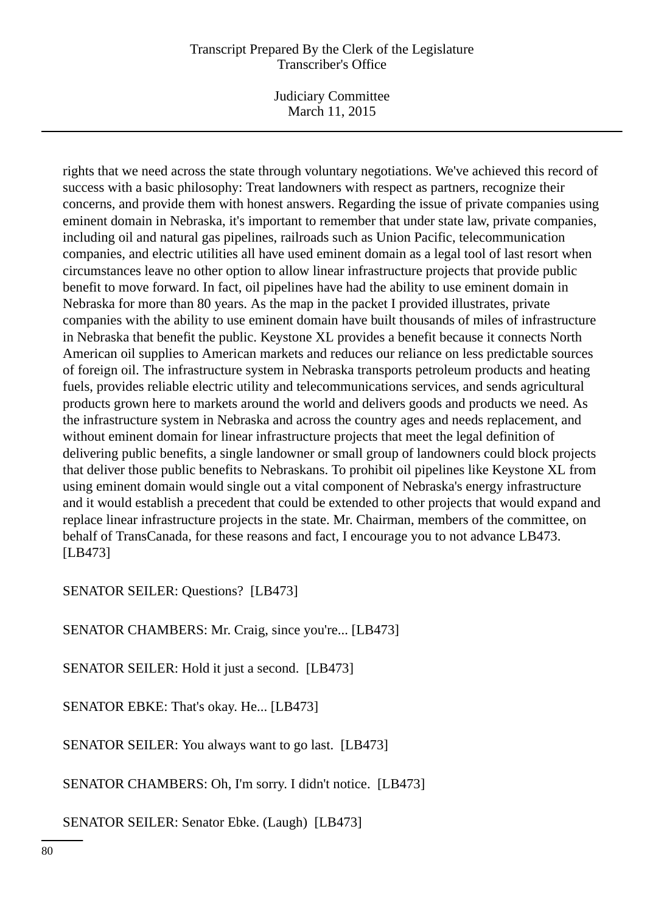rights that we need across the state through voluntary negotiations. We've achieved this record of success with a basic philosophy: Treat landowners with respect as partners, recognize their concerns, and provide them with honest answers. Regarding the issue of private companies using eminent domain in Nebraska, it's important to remember that under state law, private companies, including oil and natural gas pipelines, railroads such as Union Pacific, telecommunication companies, and electric utilities all have used eminent domain as a legal tool of last resort when circumstances leave no other option to allow linear infrastructure projects that provide public benefit to move forward. In fact, oil pipelines have had the ability to use eminent domain in Nebraska for more than 80 years. As the map in the packet I provided illustrates, private companies with the ability to use eminent domain have built thousands of miles of infrastructure in Nebraska that benefit the public. Keystone XL provides a benefit because it connects North American oil supplies to American markets and reduces our reliance on less predictable sources of foreign oil. The infrastructure system in Nebraska transports petroleum products and heating fuels, provides reliable electric utility and telecommunications services, and sends agricultural products grown here to markets around the world and delivers goods and products we need. As the infrastructure system in Nebraska and across the country ages and needs replacement, and without eminent domain for linear infrastructure projects that meet the legal definition of delivering public benefits, a single landowner or small group of landowners could block projects that deliver those public benefits to Nebraskans. To prohibit oil pipelines like Keystone XL from using eminent domain would single out a vital component of Nebraska's energy infrastructure and it would establish a precedent that could be extended to other projects that would expand and replace linear infrastructure projects in the state. Mr. Chairman, members of the committee, on behalf of TransCanada, for these reasons and fact, I encourage you to not advance LB473. [LB473]

SENATOR SEILER: Questions? [LB473]

SENATOR CHAMBERS: Mr. Craig, since you're... [LB473]

SENATOR SEILER: Hold it just a second. [LB473]

SENATOR EBKE: That's okay. He... [LB473]

SENATOR SEILER: You always want to go last. [LB473]

SENATOR CHAMBERS: Oh, I'm sorry. I didn't notice. [LB473]

SENATOR SEILER: Senator Ebke. (Laugh) [LB473]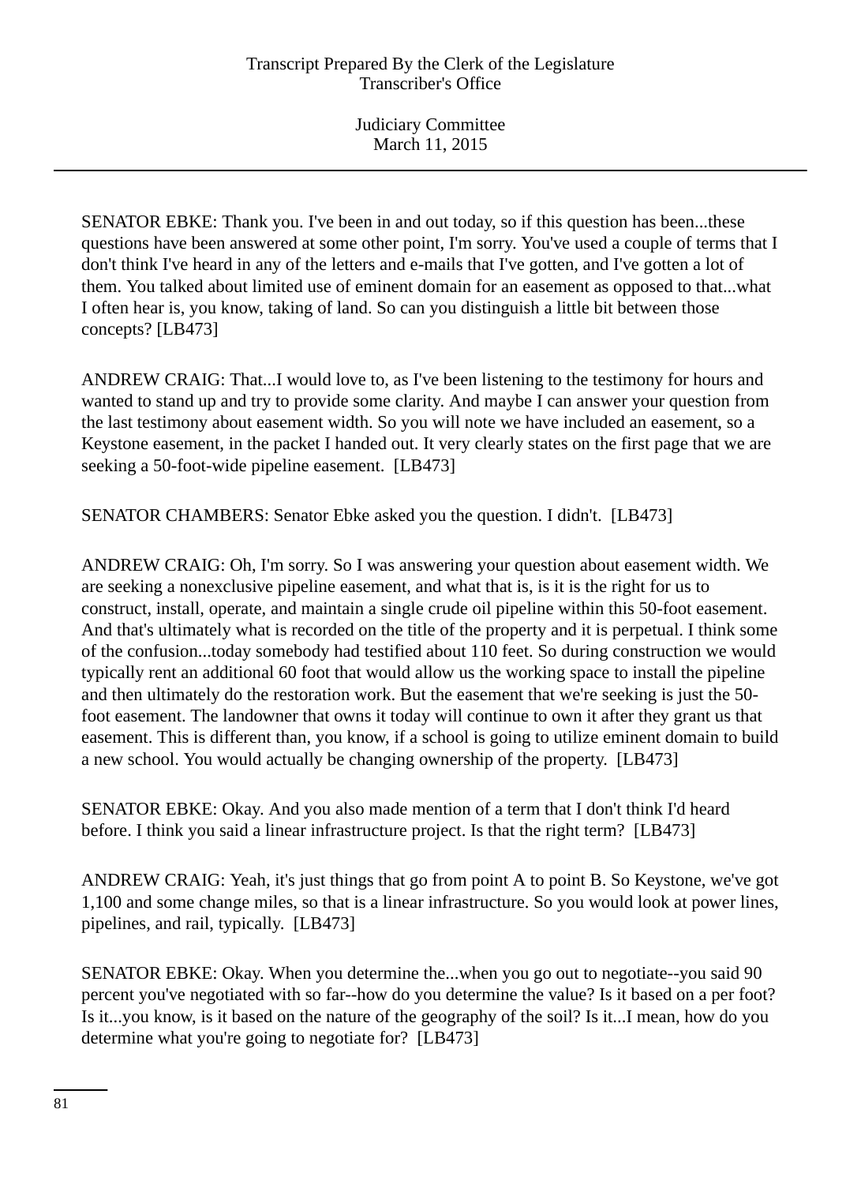SENATOR EBKE: Thank you. I've been in and out today, so if this question has been...these questions have been answered at some other point, I'm sorry. You've used a couple of terms that I don't think I've heard in any of the letters and e-mails that I've gotten, and I've gotten a lot of them. You talked about limited use of eminent domain for an easement as opposed to that...what I often hear is, you know, taking of land. So can you distinguish a little bit between those concepts? [LB473]

ANDREW CRAIG: That...I would love to, as I've been listening to the testimony for hours and wanted to stand up and try to provide some clarity. And maybe I can answer your question from the last testimony about easement width. So you will note we have included an easement, so a Keystone easement, in the packet I handed out. It very clearly states on the first page that we are seeking a 50-foot-wide pipeline easement. [LB473]

SENATOR CHAMBERS: Senator Ebke asked you the question. I didn't. [LB473]

ANDREW CRAIG: Oh, I'm sorry. So I was answering your question about easement width. We are seeking a nonexclusive pipeline easement, and what that is, is it is the right for us to construct, install, operate, and maintain a single crude oil pipeline within this 50-foot easement. And that's ultimately what is recorded on the title of the property and it is perpetual. I think some of the confusion...today somebody had testified about 110 feet. So during construction we would typically rent an additional 60 foot that would allow us the working space to install the pipeline and then ultimately do the restoration work. But the easement that we're seeking is just the 50-foot easement. The landowner that owns it today will continue to own it after they grant us that easement. This is different than, you know, if a school is going to utilize eminent domain to build a new school. You would actually be changing ownership of the property. [LB473]

SENATOR EBKE: Okay. And you also made mention of a term that I don't think I'd heard before. I think you said a linear infrastructure project. Is that the right term? [LB473]

ANDREW CRAIG: Yeah, it's just things that go from point A to point B. So Keystone, we've got 1,100 and some change miles, so that is a linear infrastructure. So you would look at power lines, pipelines, and rail, typically. [LB473]

SENATOR EBKE: Okay. When you determine the...when you go out to negotiate--you said 90 percent you've negotiated with so far--how do you determine the value? Is it based on a per foot? Is it...you know, is it based on the nature of the geography of the soil? Is it...I mean, how do you determine what you're going to negotiate for? [LB473]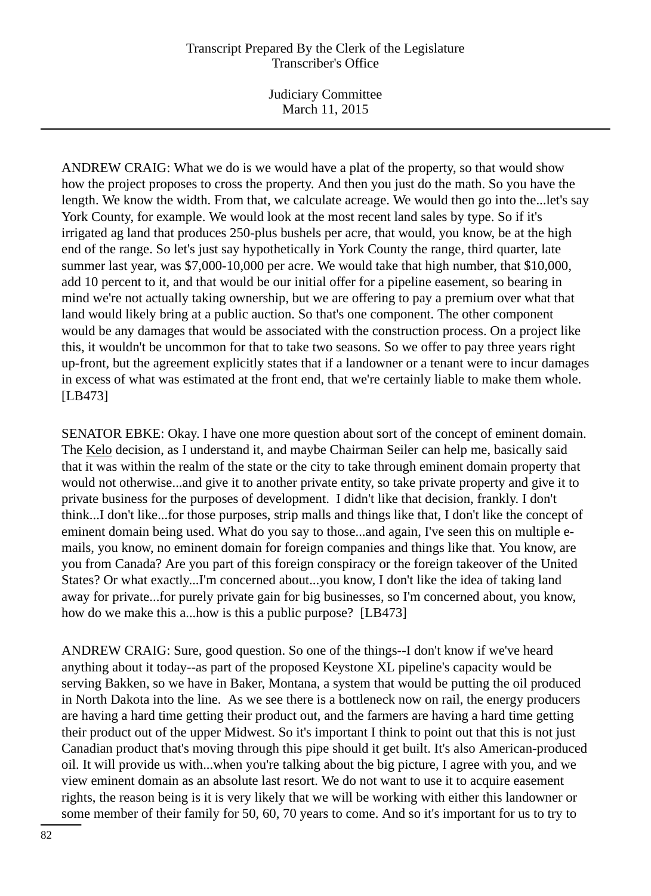ANDREW CRAIG: What we do is we would have a plat of the property, so that would show how the project proposes to cross the property. And then you just do the math. So you have the length. We know the width. From that, we calculate acreage. We would then go into the...let's say York County, for example. We would look at the most recent land sales by type. So if it's irrigated ag land that produces 250-plus bushels per acre, that would, you know, be at the high end of the range. So let's just say hypothetically in York County the range, third quarter, late summer last year, was $7,000-10,000 per acre. We would take that high number, that $10,000, add 10 percent to it, and that would be our initial offer for a pipeline easement, so bearing in mind we're not actually taking ownership, but we are offering to pay a premium over what that land would likely bring at a public auction. So that's one component. The other component would be any damages that would be associated with the construction process. On a project like this, it wouldn't be uncommon for that to take two seasons. So we offer to pay three years right up-front, but the agreement explicitly states that if a landowner or a tenant were to incur damages in excess of what was estimated at the front end, that we're certainly liable to make them whole. [LB473]

SENATOR EBKE: Okay. I have one more question about sort of the concept of eminent domain. The Kelo decision, as I understand it, and maybe Chairman Seiler can help me, basically said that it was within the realm of the state or the city to take through eminent domain property that would not otherwise...and give it to another private entity, so take private property and give it to private business for the purposes of development. I didn't like that decision, frankly. I don't think...I don't like...for those purposes, strip malls and things like that, I don't like the concept of eminent domain being used. What do you say to those...and again, I've seen this on multiple e-mails, you know, no eminent domain for foreign companies and things like that. You know, are you from Canada? Are you part of this foreign conspiracy or the foreign takeover of the United States? Or what exactly...I'm concerned about...you know, I don't like the idea of taking land away for private...for purely private gain for big businesses, so I'm concerned about, you know, how do we make this a...how is this a public purpose? [LB473]

ANDREW CRAIG: Sure, good question. So one of the things--I don't know if we've heard anything about it today--as part of the proposed Keystone XL pipeline's capacity would be serving Bakken, so we have in Baker, Montana, a system that would be putting the oil produced in North Dakota into the line. As we see there is a bottleneck now on rail, the energy producers are having a hard time getting their product out, and the farmers are having a hard time getting their product out of the upper Midwest. So it's important I think to point out that this is not just Canadian product that's moving through this pipe should it get built. It's also American-produced oil. It will provide us with...when you're talking about the big picture, I agree with you, and we view eminent domain as an absolute last resort. We do not want to use it to acquire easement rights, the reason being is it is very likely that we will be working with either this landowner or some member of their family for 50, 60, 70 years to come. And so it's important for us to try to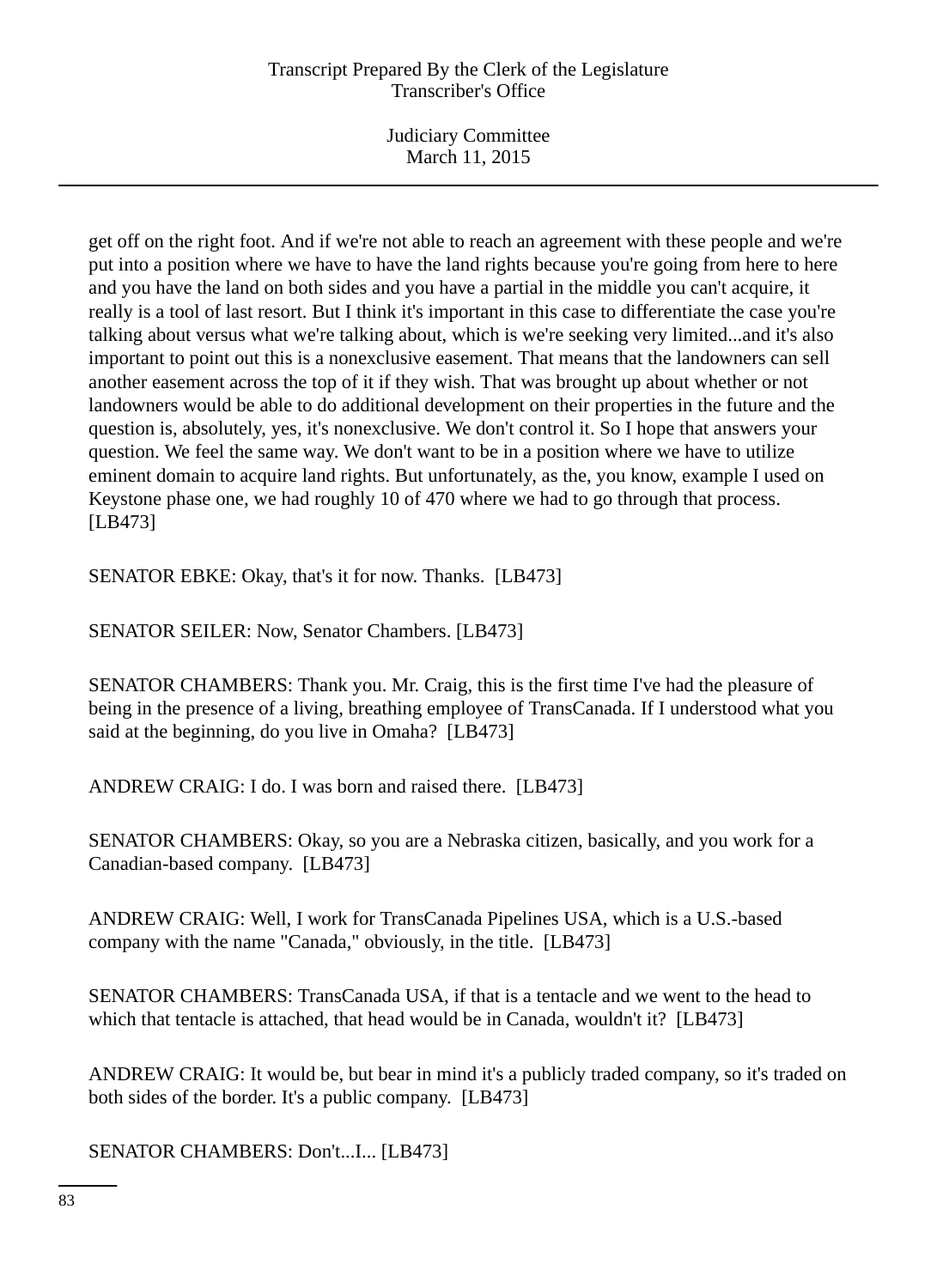get off on the right foot. And if we're not able to reach an agreement with these people and we're put into a position where we have to have the land rights because you're going from here to here and you have the land on both sides and you have a partial in the middle you can't acquire, it really is a tool of last resort. But I think it's important in this case to differentiate the case you're talking about versus what we're talking about, which is we're seeking very limited...and it's also important to point out this is a nonexclusive easement. That means that the landowners can sell another easement across the top of it if they wish. That was brought up about whether or not landowners would be able to do additional development on their properties in the future and the question is, absolutely, yes, it's nonexclusive. We don't control it. So I hope that answers your question. We feel the same way. We don't want to be in a position where we have to utilize eminent domain to acquire land rights. But unfortunately, as the, you know, example I used on Keystone phase one, we had roughly 10 of 470 where we had to go through that process. [LB473]

SENATOR EBKE: Okay, that's it for now. Thanks. [LB473]

SENATOR SEILER: Now, Senator Chambers. [LB473]

SENATOR CHAMBERS: Thank you. Mr. Craig, this is the first time I've had the pleasure of being in the presence of a living, breathing employee of TransCanada. If I understood what you said at the beginning, do you live in Omaha? [LB473]

ANDREW CRAIG: I do. I was born and raised there. [LB473]

SENATOR CHAMBERS: Okay, so you are a Nebraska citizen, basically, and you work for a Canadian-based company. [LB473]

ANDREW CRAIG: Well, I work for TransCanada Pipelines USA, which is a U.S.-based company with the name "Canada," obviously, in the title. [LB473]

SENATOR CHAMBERS: TransCanada USA, if that is a tentacle and we went to the head to which that tentacle is attached, that head would be in Canada, wouldn't it? [LB473]

ANDREW CRAIG: It would be, but bear in mind it's a publicly traded company, so it's traded on both sides of the border. It's a public company. [LB473]

SENATOR CHAMBERS: Don't...I... [LB473]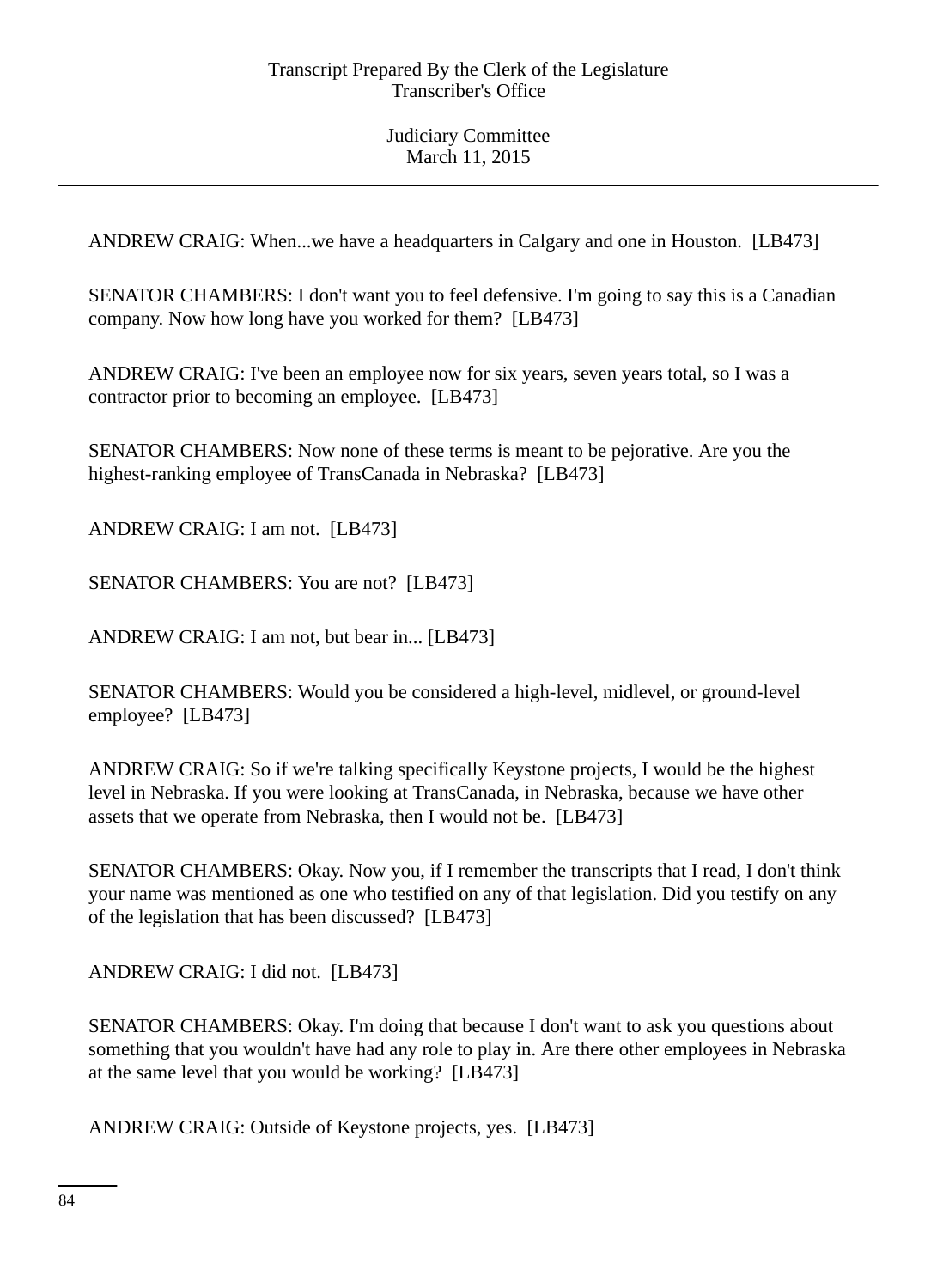ANDREW CRAIG: When...we have a headquarters in Calgary and one in Houston.  [LB473]

SENATOR CHAMBERS: I don't want you to feel defensive. I'm going to say this is a Canadian company. Now how long have you worked for them?  [LB473]

ANDREW CRAIG: I've been an employee now for six years, seven years total, so I was a contractor prior to becoming an employee.  [LB473]

SENATOR CHAMBERS: Now none of these terms is meant to be pejorative. Are you the highest-ranking employee of TransCanada in Nebraska?  [LB473]

ANDREW CRAIG: I am not.  [LB473]

SENATOR CHAMBERS: You are not?  [LB473]

ANDREW CRAIG: I am not, but bear in... [LB473]

SENATOR CHAMBERS: Would you be considered a high-level, midlevel, or ground-level employee?  [LB473]

ANDREW CRAIG: So if we're talking specifically Keystone projects, I would be the highest level in Nebraska. If you were looking at TransCanada, in Nebraska, because we have other assets that we operate from Nebraska, then I would not be.  [LB473]

SENATOR CHAMBERS: Okay. Now you, if I remember the transcripts that I read, I don't think your name was mentioned as one who testified on any of that legislation. Did you testify on any of the legislation that has been discussed?  [LB473]

ANDREW CRAIG: I did not.  [LB473]

SENATOR CHAMBERS: Okay. I'm doing that because I don't want to ask you questions about something that you wouldn't have had any role to play in. Are there other employees in Nebraska at the same level that you would be working?  [LB473]

ANDREW CRAIG: Outside of Keystone projects, yes.  [LB473]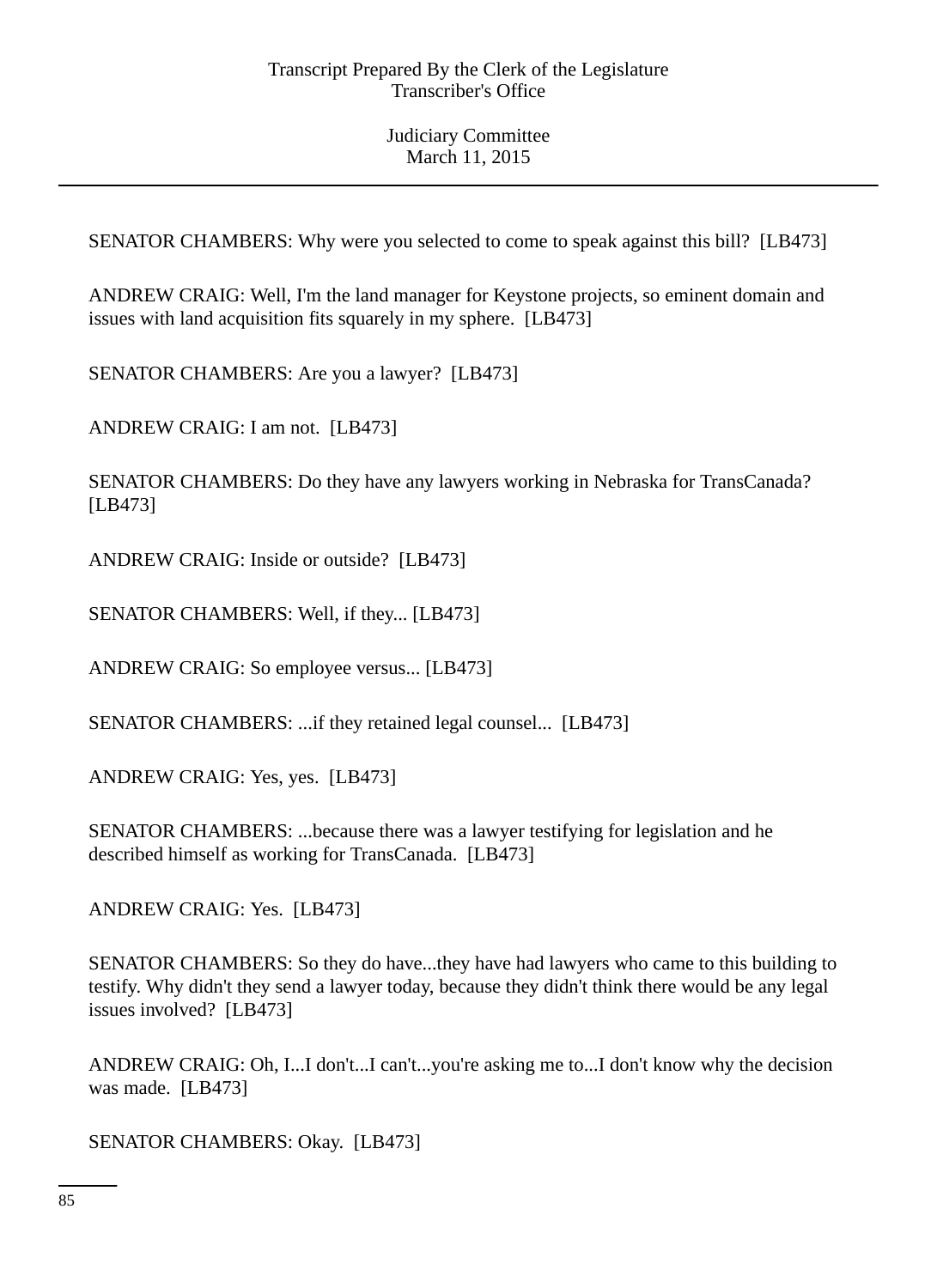SENATOR CHAMBERS: Why were you selected to come to speak against this bill?  [LB473]

ANDREW CRAIG: Well, I'm the land manager for Keystone projects, so eminent domain and issues with land acquisition fits squarely in my sphere.  [LB473]

SENATOR CHAMBERS: Are you a lawyer?  [LB473]

ANDREW CRAIG: I am not.  [LB473]

SENATOR CHAMBERS: Do they have any lawyers working in Nebraska for TransCanada?  [LB473]

ANDREW CRAIG: Inside or outside?  [LB473]

SENATOR CHAMBERS: Well, if they... [LB473]

ANDREW CRAIG: So employee versus... [LB473]

SENATOR CHAMBERS: ...if they retained legal counsel...  [LB473]

ANDREW CRAIG: Yes, yes.  [LB473]

SENATOR CHAMBERS: ...because there was a lawyer testifying for legislation and he described himself as working for TransCanada.  [LB473]

ANDREW CRAIG: Yes.  [LB473]

SENATOR CHAMBERS: So they do have...they have had lawyers who came to this building to testify. Why didn't they send a lawyer today, because they didn't think there would be any legal issues involved?  [LB473]

ANDREW CRAIG: Oh, I...I don't...I can't...you're asking me to...I don't know why the decision was made.  [LB473]

SENATOR CHAMBERS: Okay.  [LB473]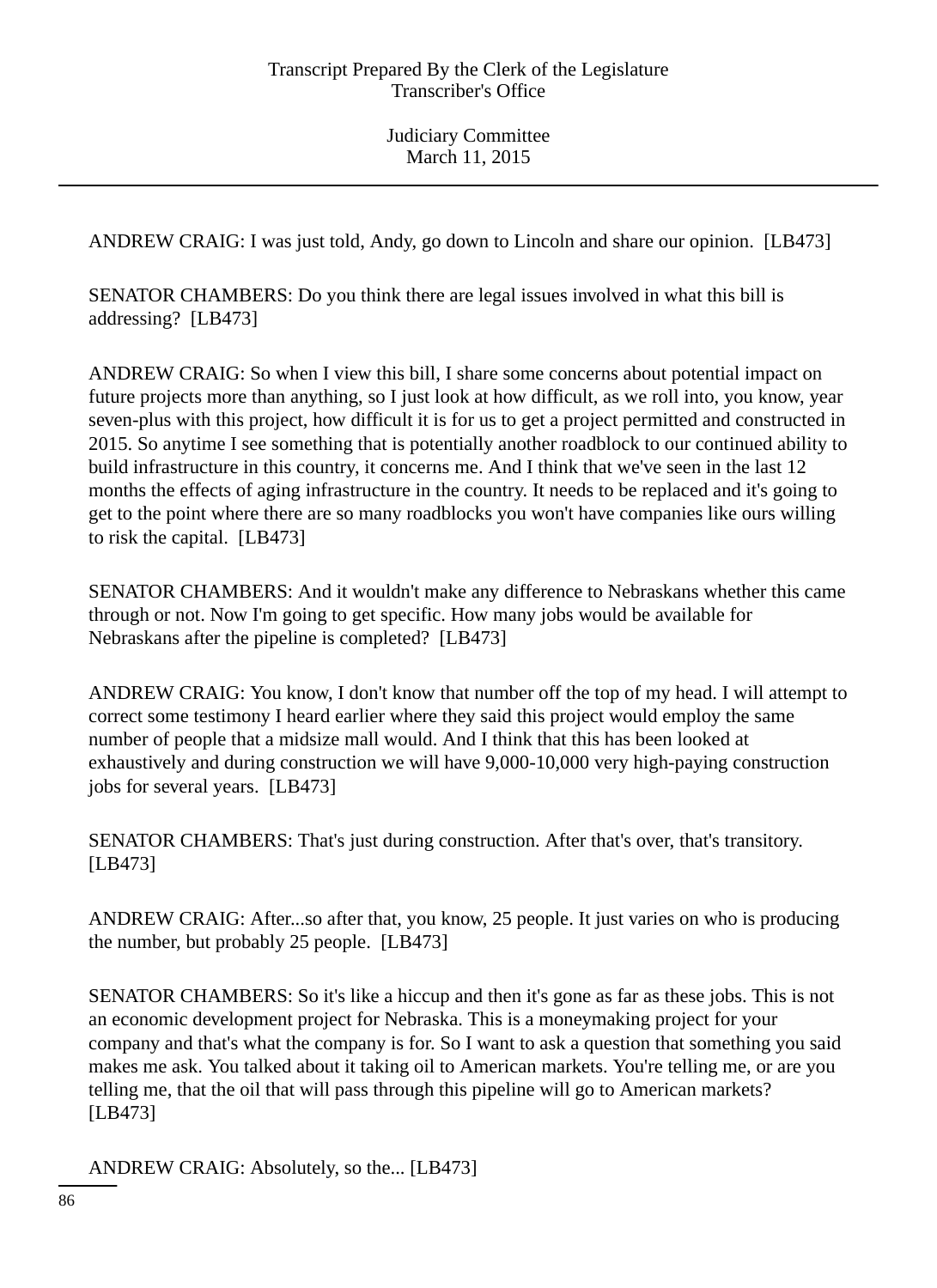ANDREW CRAIG: I was just told, Andy, go down to Lincoln and share our opinion. [LB473]

SENATOR CHAMBERS: Do you think there are legal issues involved in what this bill is addressing? [LB473]

ANDREW CRAIG: So when I view this bill, I share some concerns about potential impact on future projects more than anything, so I just look at how difficult, as we roll into, you know, year seven-plus with this project, how difficult it is for us to get a project permitted and constructed in 2015. So anytime I see something that is potentially another roadblock to our continued ability to build infrastructure in this country, it concerns me. And I think that we've seen in the last 12 months the effects of aging infrastructure in the country. It needs to be replaced and it's going to get to the point where there are so many roadblocks you won't have companies like ours willing to risk the capital. [LB473]

SENATOR CHAMBERS: And it wouldn't make any difference to Nebraskans whether this came through or not. Now I'm going to get specific. How many jobs would be available for Nebraskans after the pipeline is completed? [LB473]

ANDREW CRAIG: You know, I don't know that number off the top of my head. I will attempt to correct some testimony I heard earlier where they said this project would employ the same number of people that a midsize mall would. And I think that this has been looked at exhaustively and during construction we will have 9,000-10,000 very high-paying construction jobs for several years. [LB473]

SENATOR CHAMBERS: That's just during construction. After that's over, that's transitory. [LB473]

ANDREW CRAIG: After...so after that, you know, 25 people. It just varies on who is producing the number, but probably 25 people. [LB473]

SENATOR CHAMBERS: So it's like a hiccup and then it's gone as far as these jobs. This is not an economic development project for Nebraska. This is a moneymaking project for your company and that's what the company is for. So I want to ask a question that something you said makes me ask. You talked about it taking oil to American markets. You're telling me, or are you telling me, that the oil that will pass through this pipeline will go to American markets? [LB473]

ANDREW CRAIG: Absolutely, so the... [LB473]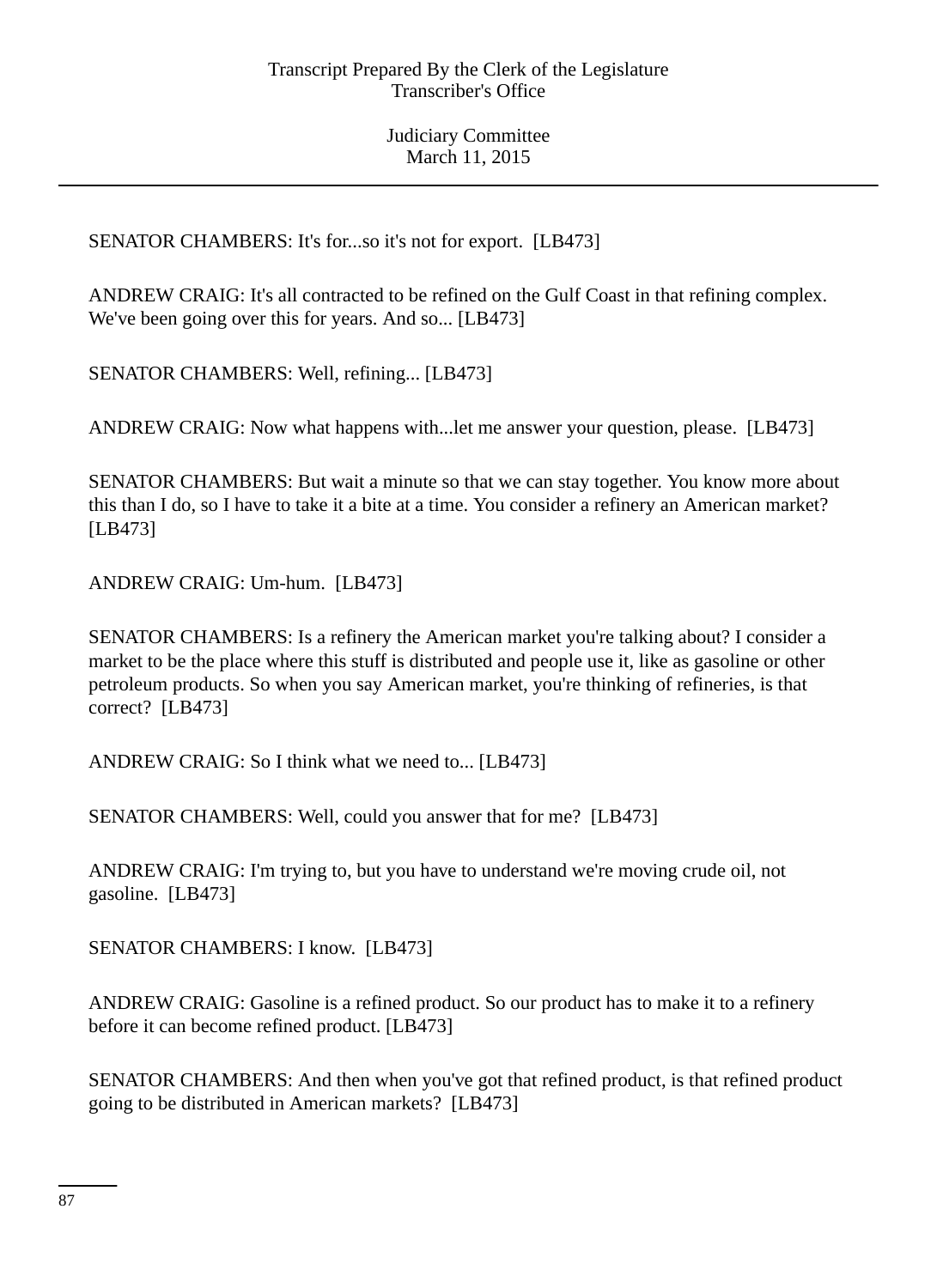SENATOR CHAMBERS: It's for...so it's not for export. [LB473]

ANDREW CRAIG: It's all contracted to be refined on the Gulf Coast in that refining complex. We've been going over this for years. And so... [LB473]

SENATOR CHAMBERS: Well, refining... [LB473]

ANDREW CRAIG: Now what happens with...let me answer your question, please. [LB473]

SENATOR CHAMBERS: But wait a minute so that we can stay together. You know more about this than I do, so I have to take it a bite at a time. You consider a refinery an American market? [LB473]

ANDREW CRAIG: Um-hum. [LB473]

SENATOR CHAMBERS: Is a refinery the American market you're talking about? I consider a market to be the place where this stuff is distributed and people use it, like as gasoline or other petroleum products. So when you say American market, you're thinking of refineries, is that correct? [LB473]

ANDREW CRAIG: So I think what we need to... [LB473]

SENATOR CHAMBERS: Well, could you answer that for me? [LB473]

ANDREW CRAIG: I'm trying to, but you have to understand we're moving crude oil, not gasoline. [LB473]

SENATOR CHAMBERS: I know. [LB473]

ANDREW CRAIG: Gasoline is a refined product. So our product has to make it to a refinery before it can become refined product. [LB473]

SENATOR CHAMBERS: And then when you've got that refined product, is that refined product going to be distributed in American markets? [LB473]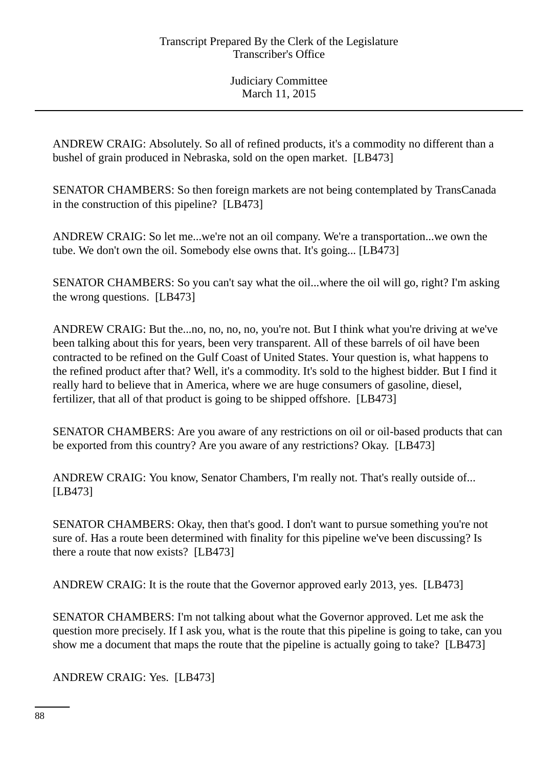ANDREW CRAIG: Absolutely. So all of refined products, it's a commodity no different than a bushel of grain produced in Nebraska, sold on the open market. [LB473]

SENATOR CHAMBERS: So then foreign markets are not being contemplated by TransCanada in the construction of this pipeline? [LB473]

ANDREW CRAIG: So let me...we're not an oil company. We're a transportation...we own the tube. We don't own the oil. Somebody else owns that. It's going... [LB473]

SENATOR CHAMBERS: So you can't say what the oil...where the oil will go, right? I'm asking the wrong questions. [LB473]

ANDREW CRAIG: But the...no, no, no, no, you're not. But I think what you're driving at we've been talking about this for years, been very transparent. All of these barrels of oil have been contracted to be refined on the Gulf Coast of United States. Your question is, what happens to the refined product after that? Well, it's a commodity. It's sold to the highest bidder. But I find it really hard to believe that in America, where we are huge consumers of gasoline, diesel, fertilizer, that all of that product is going to be shipped offshore. [LB473]

SENATOR CHAMBERS: Are you aware of any restrictions on oil or oil-based products that can be exported from this country? Are you aware of any restrictions? Okay. [LB473]

ANDREW CRAIG: You know, Senator Chambers, I'm really not. That's really outside of... [LB473]

SENATOR CHAMBERS: Okay, then that's good. I don't want to pursue something you're not sure of. Has a route been determined with finality for this pipeline we've been discussing? Is there a route that now exists? [LB473]

ANDREW CRAIG: It is the route that the Governor approved early 2013, yes. [LB473]

SENATOR CHAMBERS: I'm not talking about what the Governor approved. Let me ask the question more precisely. If I ask you, what is the route that this pipeline is going to take, can you show me a document that maps the route that the pipeline is actually going to take? [LB473]

ANDREW CRAIG: Yes. [LB473]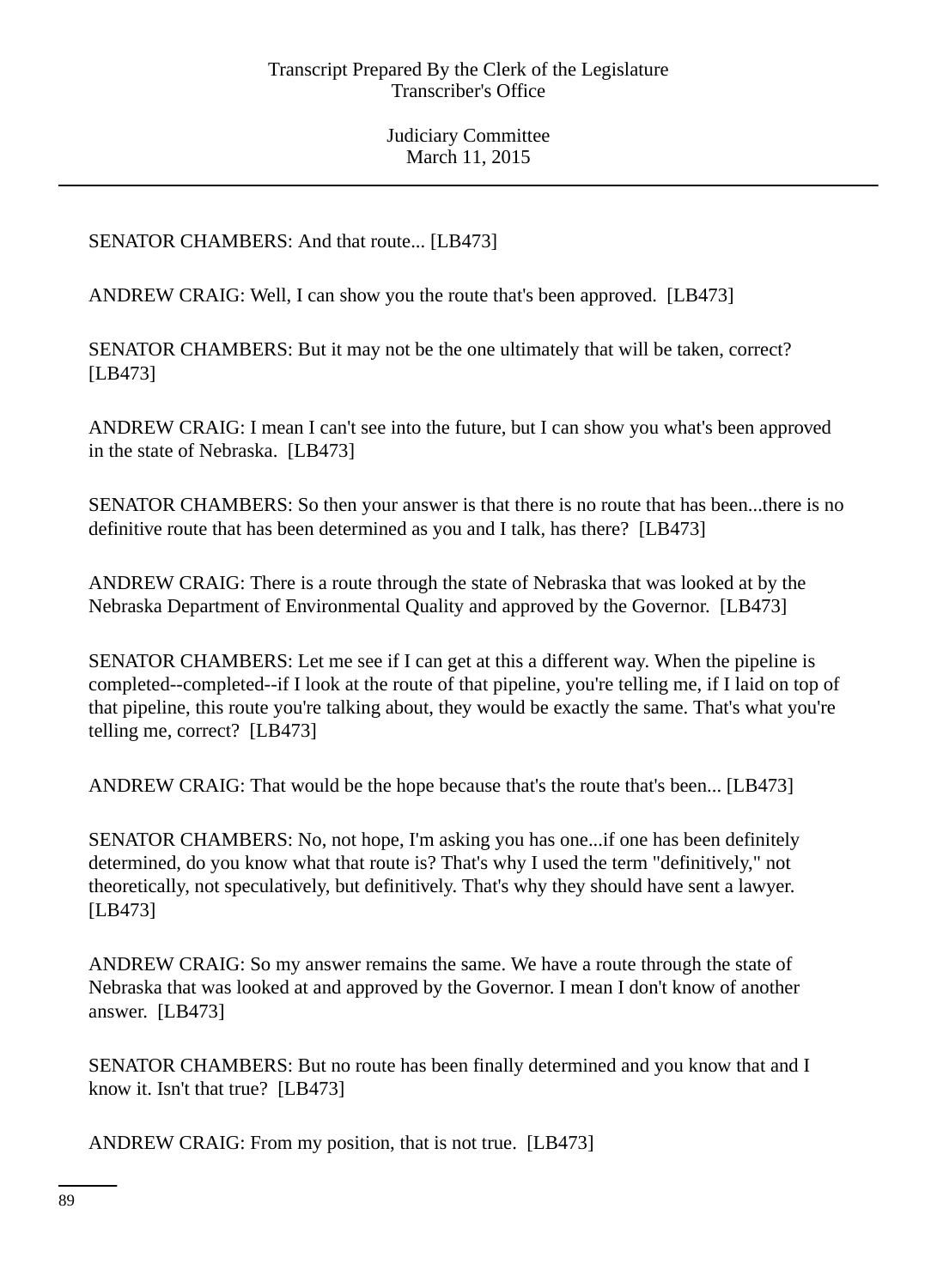SENATOR CHAMBERS: And that route... [LB473]

ANDREW CRAIG: Well, I can show you the route that's been approved. [LB473]

SENATOR CHAMBERS: But it may not be the one ultimately that will be taken, correct? [LB473]

ANDREW CRAIG: I mean I can't see into the future, but I can show you what's been approved in the state of Nebraska. [LB473]

SENATOR CHAMBERS: So then your answer is that there is no route that has been...there is no definitive route that has been determined as you and I talk, has there? [LB473]

ANDREW CRAIG: There is a route through the state of Nebraska that was looked at by the Nebraska Department of Environmental Quality and approved by the Governor. [LB473]

SENATOR CHAMBERS: Let me see if I can get at this a different way. When the pipeline is completed--completed--if I look at the route of that pipeline, you're telling me, if I laid on top of that pipeline, this route you're talking about, they would be exactly the same. That's what you're telling me, correct? [LB473]

ANDREW CRAIG: That would be the hope because that's the route that's been... [LB473]

SENATOR CHAMBERS: No, not hope, I'm asking you has one...if one has been definitely determined, do you know what that route is? That's why I used the term "definitively," not theoretically, not speculatively, but definitively. That's why they should have sent a lawyer. [LB473]

ANDREW CRAIG: So my answer remains the same. We have a route through the state of Nebraska that was looked at and approved by the Governor. I mean I don't know of another answer. [LB473]

SENATOR CHAMBERS: But no route has been finally determined and you know that and I know it. Isn't that true? [LB473]

ANDREW CRAIG: From my position, that is not true. [LB473]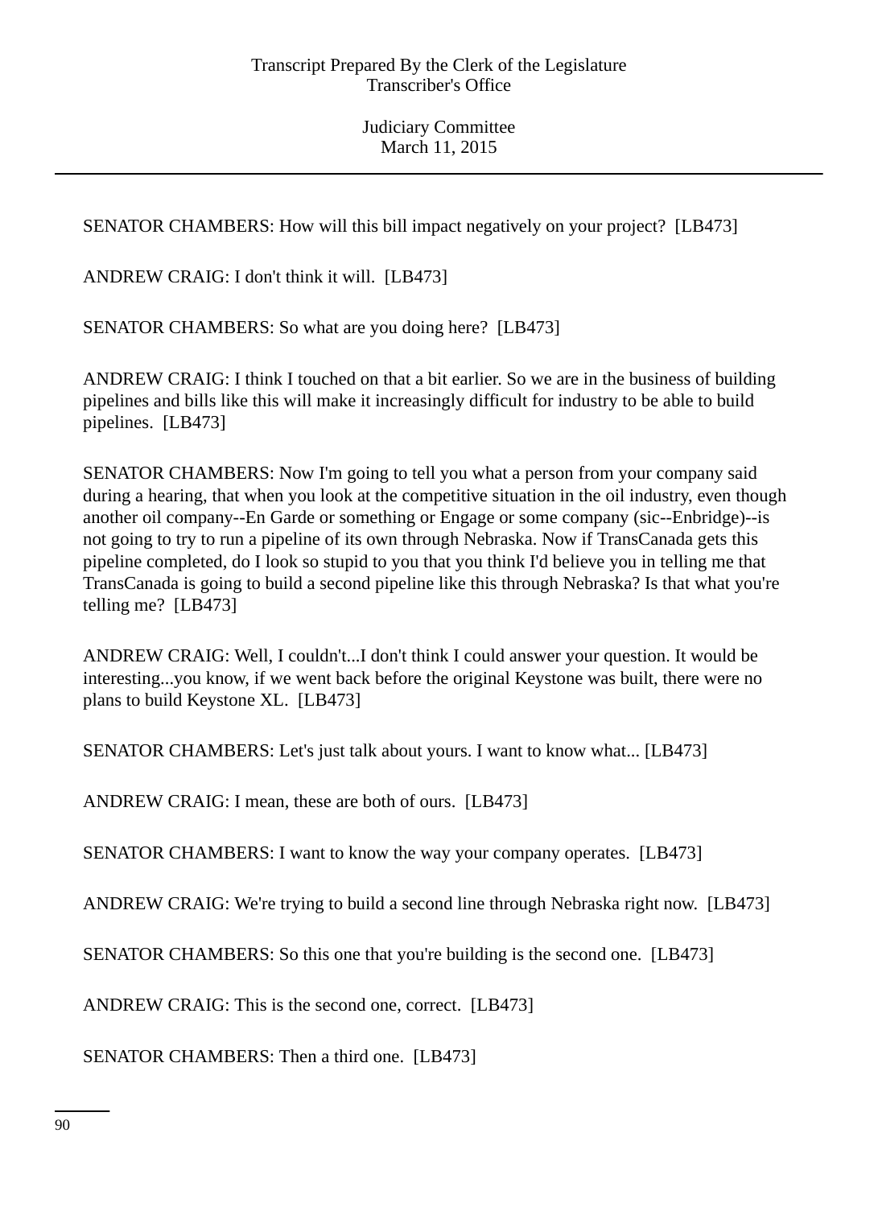SENATOR CHAMBERS: How will this bill impact negatively on your project?  [LB473]

ANDREW CRAIG: I don't think it will.  [LB473]

SENATOR CHAMBERS: So what are you doing here?  [LB473]

ANDREW CRAIG: I think I touched on that a bit earlier. So we are in the business of building pipelines and bills like this will make it increasingly difficult for industry to be able to build pipelines.  [LB473]

SENATOR CHAMBERS: Now I'm going to tell you what a person from your company said during a hearing, that when you look at the competitive situation in the oil industry, even though another oil company--En Garde or something or Engage or some company (sic--Enbridge)--is not going to try to run a pipeline of its own through Nebraska. Now if TransCanada gets this pipeline completed, do I look so stupid to you that you think I'd believe you in telling me that TransCanada is going to build a second pipeline like this through Nebraska? Is that what you're telling me?  [LB473]

ANDREW CRAIG: Well, I couldn't...I don't think I could answer your question. It would be interesting...you know, if we went back before the original Keystone was built, there were no plans to build Keystone XL.  [LB473]

SENATOR CHAMBERS: Let's just talk about yours. I want to know what... [LB473]

ANDREW CRAIG: I mean, these are both of ours.  [LB473]

SENATOR CHAMBERS: I want to know the way your company operates.  [LB473]

ANDREW CRAIG: We're trying to build a second line through Nebraska right now.  [LB473]

SENATOR CHAMBERS: So this one that you're building is the second one.  [LB473]

ANDREW CRAIG: This is the second one, correct.  [LB473]

SENATOR CHAMBERS: Then a third one.  [LB473]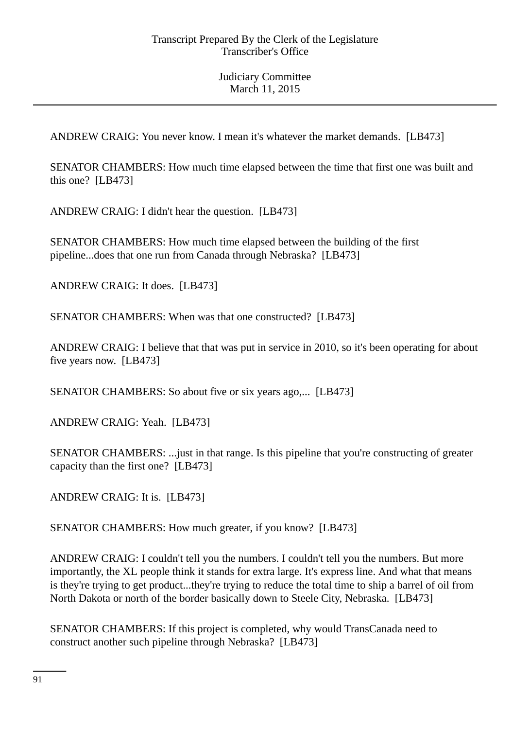ANDREW CRAIG: You never know. I mean it's whatever the market demands. [LB473]

SENATOR CHAMBERS: How much time elapsed between the time that first one was built and this one? [LB473]

ANDREW CRAIG: I didn't hear the question. [LB473]

SENATOR CHAMBERS: How much time elapsed between the building of the first pipeline...does that one run from Canada through Nebraska? [LB473]

ANDREW CRAIG: It does. [LB473]

SENATOR CHAMBERS: When was that one constructed? [LB473]

ANDREW CRAIG: I believe that that was put in service in 2010, so it's been operating for about five years now. [LB473]

SENATOR CHAMBERS: So about five or six years ago,... [LB473]

ANDREW CRAIG: Yeah. [LB473]

SENATOR CHAMBERS: ...just in that range. Is this pipeline that you're constructing of greater capacity than the first one? [LB473]

ANDREW CRAIG: It is. [LB473]

SENATOR CHAMBERS: How much greater, if you know? [LB473]

ANDREW CRAIG: I couldn't tell you the numbers. I couldn't tell you the numbers. But more importantly, the XL people think it stands for extra large. It's express line. And what that means is they're trying to get product...they're trying to reduce the total time to ship a barrel of oil from North Dakota or north of the border basically down to Steele City, Nebraska. [LB473]

SENATOR CHAMBERS: If this project is completed, why would TransCanada need to construct another such pipeline through Nebraska? [LB473]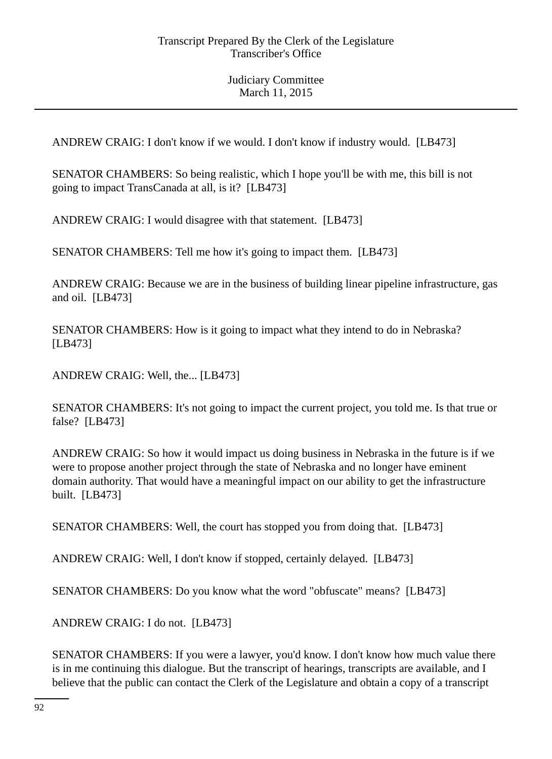ANDREW CRAIG: I don't know if we would. I don't know if industry would. [LB473]

SENATOR CHAMBERS: So being realistic, which I hope you'll be with me, this bill is not going to impact TransCanada at all, is it? [LB473]

ANDREW CRAIG: I would disagree with that statement. [LB473]

SENATOR CHAMBERS: Tell me how it's going to impact them. [LB473]

ANDREW CRAIG: Because we are in the business of building linear pipeline infrastructure, gas and oil. [LB473]

SENATOR CHAMBERS: How is it going to impact what they intend to do in Nebraska? [LB473]

ANDREW CRAIG: Well, the... [LB473]

SENATOR CHAMBERS: It's not going to impact the current project, you told me. Is that true or false? [LB473]

ANDREW CRAIG: So how it would impact us doing business in Nebraska in the future is if we were to propose another project through the state of Nebraska and no longer have eminent domain authority. That would have a meaningful impact on our ability to get the infrastructure built. [LB473]

SENATOR CHAMBERS: Well, the court has stopped you from doing that. [LB473]

ANDREW CRAIG: Well, I don't know if stopped, certainly delayed. [LB473]

SENATOR CHAMBERS: Do you know what the word "obfuscate" means? [LB473]

ANDREW CRAIG: I do not. [LB473]

SENATOR CHAMBERS: If you were a lawyer, you'd know. I don't know how much value there is in me continuing this dialogue. But the transcript of hearings, transcripts are available, and I believe that the public can contact the Clerk of the Legislature and obtain a copy of a transcript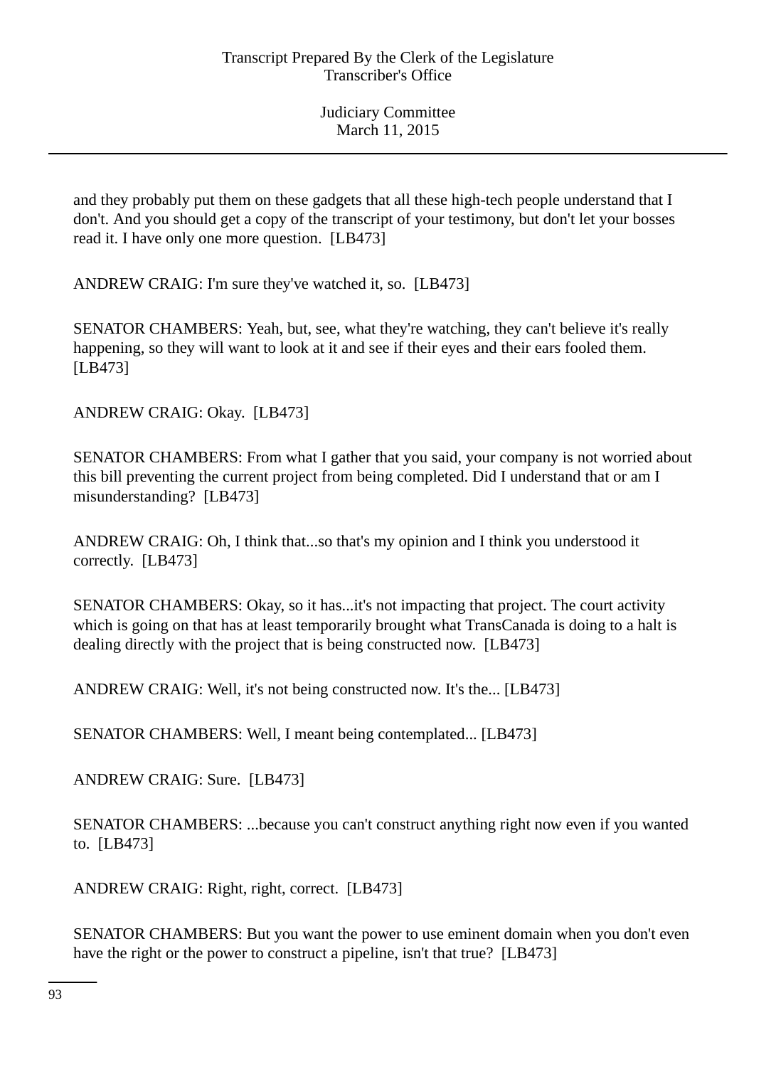and they probably put them on these gadgets that all these high-tech people understand that I don't. And you should get a copy of the transcript of your testimony, but don't let your bosses read it. I have only one more question. [LB473]

ANDREW CRAIG: I'm sure they've watched it, so. [LB473]

SENATOR CHAMBERS: Yeah, but, see, what they're watching, they can't believe it's really happening, so they will want to look at it and see if their eyes and their ears fooled them. [LB473]

ANDREW CRAIG: Okay. [LB473]

SENATOR CHAMBERS: From what I gather that you said, your company is not worried about this bill preventing the current project from being completed. Did I understand that or am I misunderstanding? [LB473]

ANDREW CRAIG: Oh, I think that...so that's my opinion and I think you understood it correctly. [LB473]

SENATOR CHAMBERS: Okay, so it has...it's not impacting that project. The court activity which is going on that has at least temporarily brought what TransCanada is doing to a halt is dealing directly with the project that is being constructed now. [LB473]

ANDREW CRAIG: Well, it's not being constructed now. It's the... [LB473]

SENATOR CHAMBERS: Well, I meant being contemplated... [LB473]

ANDREW CRAIG: Sure. [LB473]

SENATOR CHAMBERS: ...because you can't construct anything right now even if you wanted to. [LB473]

ANDREW CRAIG: Right, right, correct. [LB473]

SENATOR CHAMBERS: But you want the power to use eminent domain when you don't even have the right or the power to construct a pipeline, isn't that true? [LB473]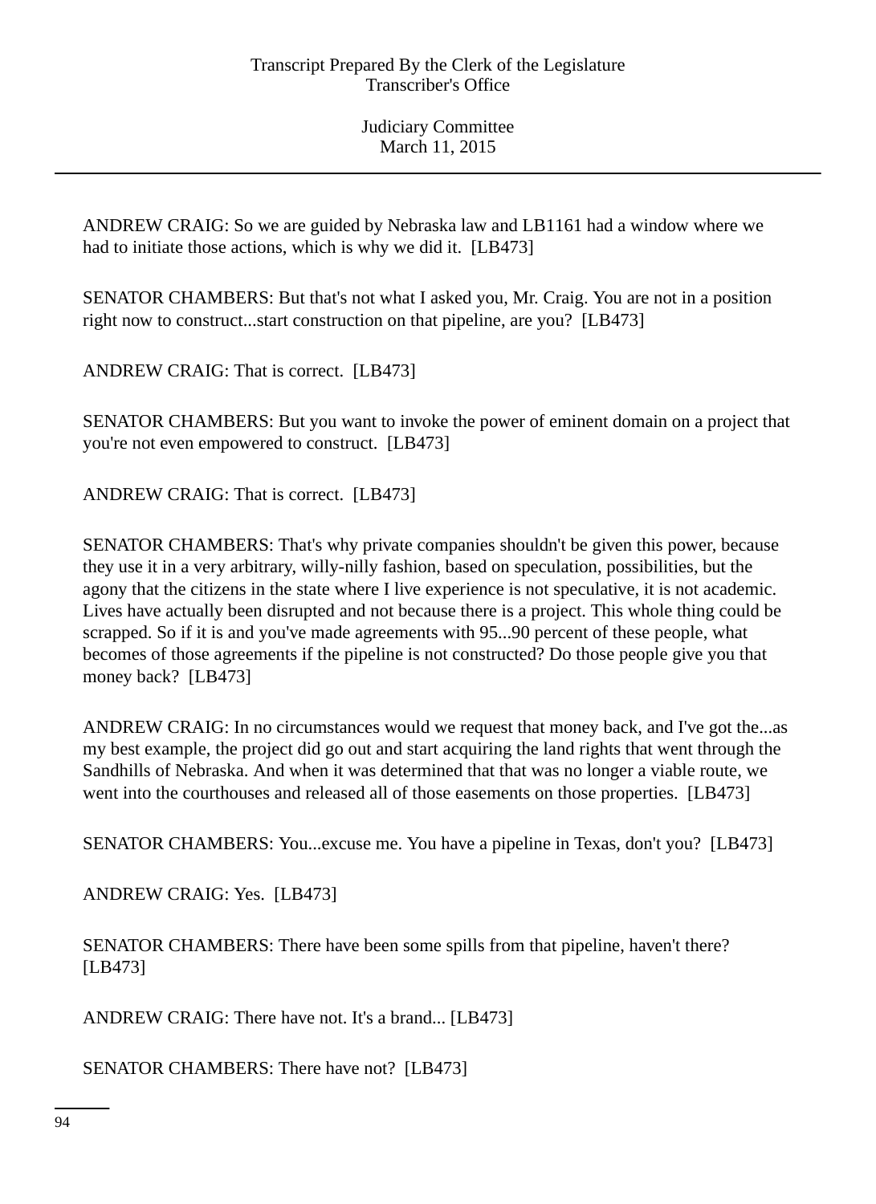ANDREW CRAIG: So we are guided by Nebraska law and LB1161 had a window where we had to initiate those actions, which is why we did it. [LB473]

SENATOR CHAMBERS: But that's not what I asked you, Mr. Craig. You are not in a position right now to construct...start construction on that pipeline, are you? [LB473]

ANDREW CRAIG: That is correct. [LB473]

SENATOR CHAMBERS: But you want to invoke the power of eminent domain on a project that you're not even empowered to construct. [LB473]

ANDREW CRAIG: That is correct. [LB473]

SENATOR CHAMBERS: That's why private companies shouldn't be given this power, because they use it in a very arbitrary, willy-nilly fashion, based on speculation, possibilities, but the agony that the citizens in the state where I live experience is not speculative, it is not academic. Lives have actually been disrupted and not because there is a project. This whole thing could be scrapped. So if it is and you've made agreements with 95...90 percent of these people, what becomes of those agreements if the pipeline is not constructed? Do those people give you that money back? [LB473]

ANDREW CRAIG: In no circumstances would we request that money back, and I've got the...as my best example, the project did go out and start acquiring the land rights that went through the Sandhills of Nebraska. And when it was determined that that was no longer a viable route, we went into the courthouses and released all of those easements on those properties. [LB473]

SENATOR CHAMBERS: You...excuse me. You have a pipeline in Texas, don't you? [LB473]

ANDREW CRAIG: Yes. [LB473]

SENATOR CHAMBERS: There have been some spills from that pipeline, haven't there? [LB473]

ANDREW CRAIG: There have not. It's a brand... [LB473]

SENATOR CHAMBERS: There have not? [LB473]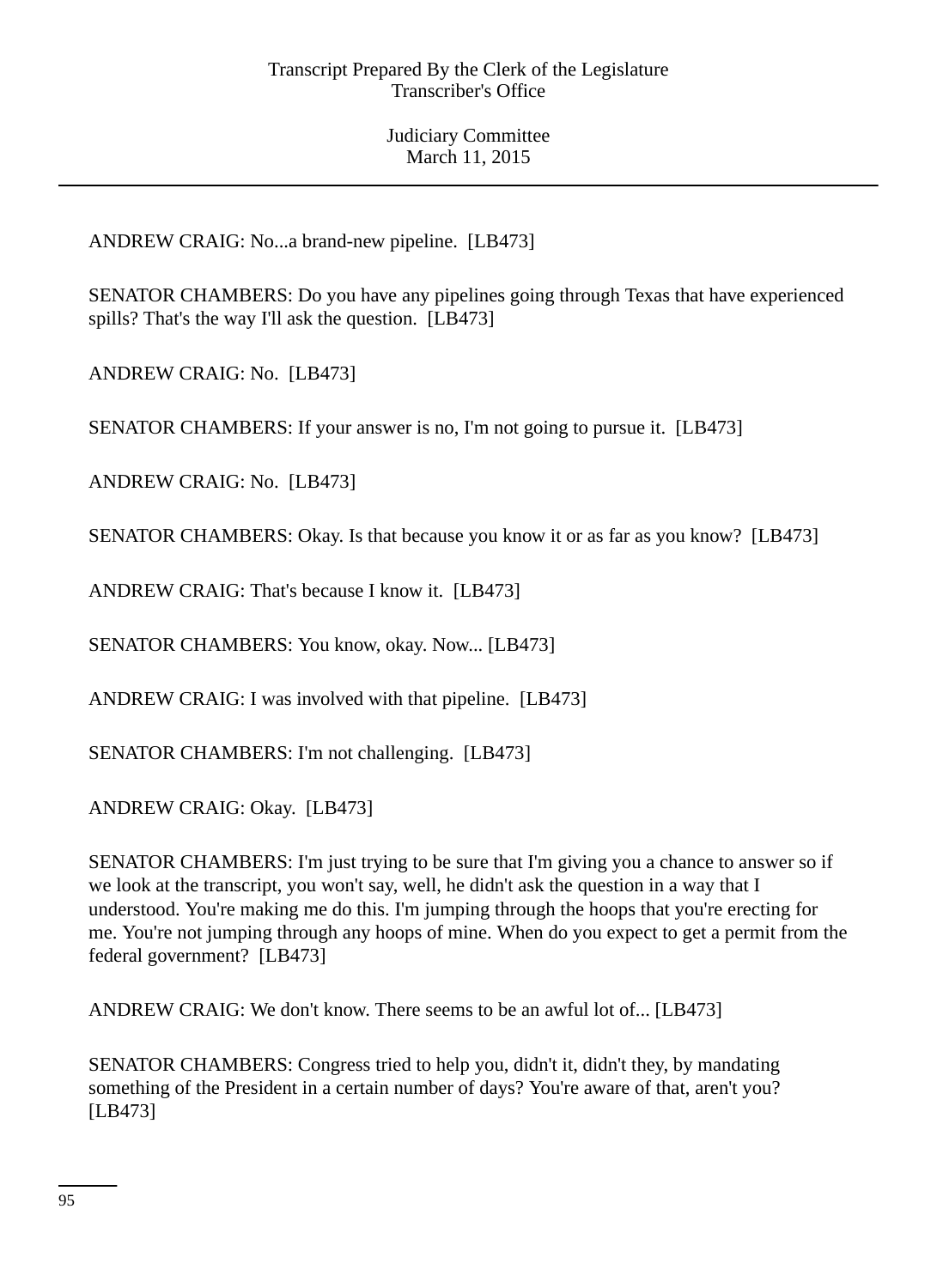ANDREW CRAIG: No...a brand-new pipeline. [LB473]

SENATOR CHAMBERS: Do you have any pipelines going through Texas that have experienced spills? That's the way I'll ask the question. [LB473]

ANDREW CRAIG: No. [LB473]

SENATOR CHAMBERS: If your answer is no, I'm not going to pursue it. [LB473]

ANDREW CRAIG: No. [LB473]

SENATOR CHAMBERS: Okay. Is that because you know it or as far as you know? [LB473]

ANDREW CRAIG: That's because I know it. [LB473]

SENATOR CHAMBERS: You know, okay. Now... [LB473]

ANDREW CRAIG: I was involved with that pipeline. [LB473]

SENATOR CHAMBERS: I'm not challenging. [LB473]

ANDREW CRAIG: Okay. [LB473]

SENATOR CHAMBERS: I'm just trying to be sure that I'm giving you a chance to answer so if we look at the transcript, you won't say, well, he didn't ask the question in a way that I understood. You're making me do this. I'm jumping through the hoops that you're erecting for me. You're not jumping through any hoops of mine. When do you expect to get a permit from the federal government? [LB473]

ANDREW CRAIG: We don't know. There seems to be an awful lot of... [LB473]

SENATOR CHAMBERS: Congress tried to help you, didn't it, didn't they, by mandating something of the President in a certain number of days? You're aware of that, aren't you? [LB473]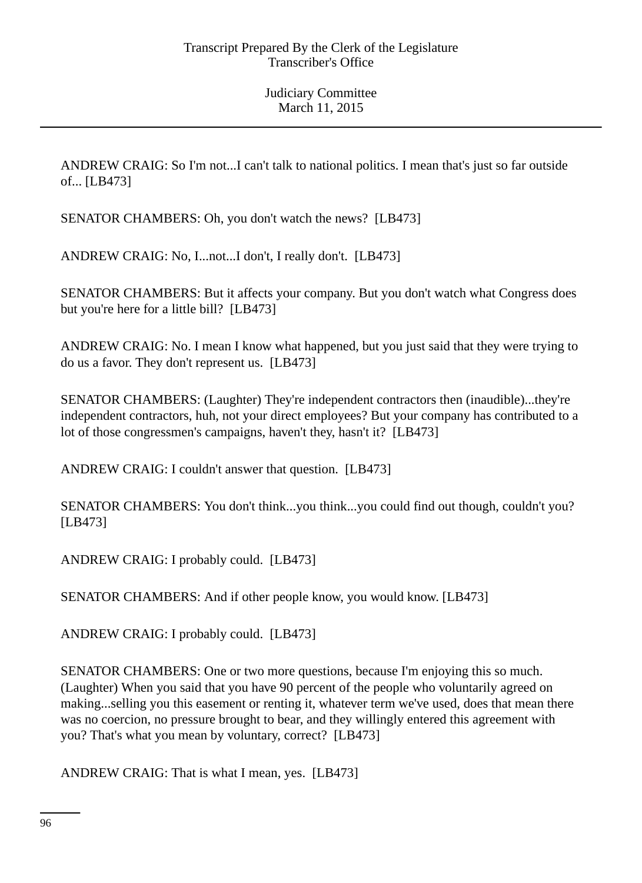ANDREW CRAIG: So I'm not...I can't talk to national politics. I mean that's just so far outside of... [LB473]

SENATOR CHAMBERS: Oh, you don't watch the news? [LB473]

ANDREW CRAIG: No, I...not...I don't, I really don't. [LB473]

SENATOR CHAMBERS: But it affects your company. But you don't watch what Congress does but you're here for a little bill? [LB473]

ANDREW CRAIG: No. I mean I know what happened, but you just said that they were trying to do us a favor. They don't represent us. [LB473]

SENATOR CHAMBERS: (Laughter) They're independent contractors then (inaudible)...they're independent contractors, huh, not your direct employees? But your company has contributed to a lot of those congressmen's campaigns, haven't they, hasn't it? [LB473]

ANDREW CRAIG: I couldn't answer that question. [LB473]

SENATOR CHAMBERS: You don't think...you think...you could find out though, couldn't you? [LB473]

ANDREW CRAIG: I probably could. [LB473]

SENATOR CHAMBERS: And if other people know, you would know. [LB473]

ANDREW CRAIG: I probably could. [LB473]

SENATOR CHAMBERS: One or two more questions, because I'm enjoying this so much. (Laughter) When you said that you have 90 percent of the people who voluntarily agreed on making...selling you this easement or renting it, whatever term we've used, does that mean there was no coercion, no pressure brought to bear, and they willingly entered this agreement with you? That's what you mean by voluntary, correct? [LB473]

ANDREW CRAIG: That is what I mean, yes. [LB473]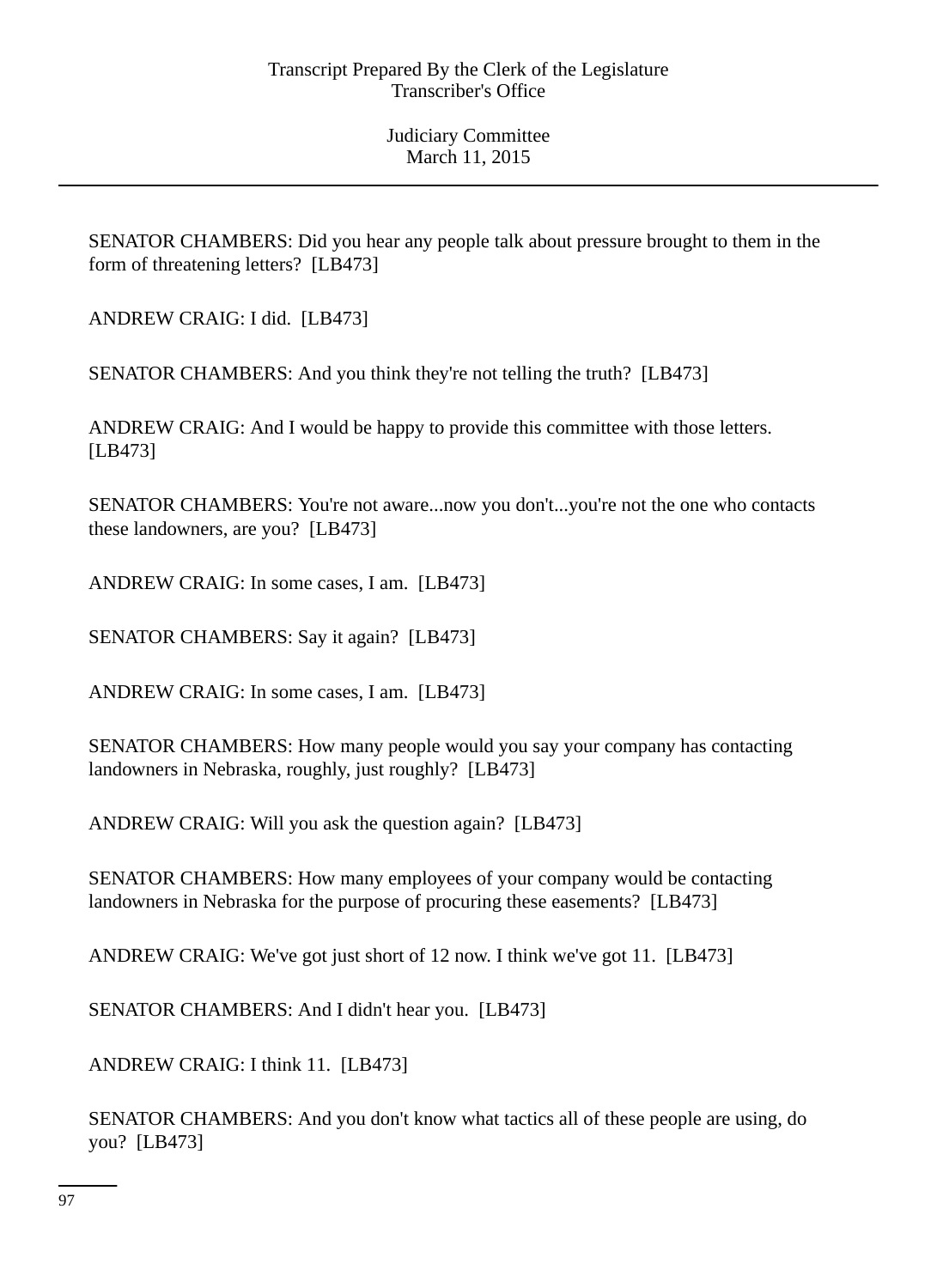SENATOR CHAMBERS: Did you hear any people talk about pressure brought to them in the form of threatening letters?  [LB473]

ANDREW CRAIG: I did.  [LB473]

SENATOR CHAMBERS: And you think they're not telling the truth?  [LB473]

ANDREW CRAIG: And I would be happy to provide this committee with those letters.  [LB473]

SENATOR CHAMBERS: You're not aware...now you don't...you're not the one who contacts these landowners, are you?  [LB473]

ANDREW CRAIG: In some cases, I am.  [LB473]

SENATOR CHAMBERS: Say it again?  [LB473]

ANDREW CRAIG: In some cases, I am.  [LB473]

SENATOR CHAMBERS: How many people would you say your company has contacting landowners in Nebraska, roughly, just roughly?  [LB473]

ANDREW CRAIG: Will you ask the question again?  [LB473]

SENATOR CHAMBERS: How many employees of your company would be contacting landowners in Nebraska for the purpose of procuring these easements?  [LB473]

ANDREW CRAIG: We've got just short of 12 now. I think we've got 11.  [LB473]

SENATOR CHAMBERS: And I didn't hear you.  [LB473]

ANDREW CRAIG: I think 11.  [LB473]

SENATOR CHAMBERS: And you don't know what tactics all of these people are using, do you?  [LB473]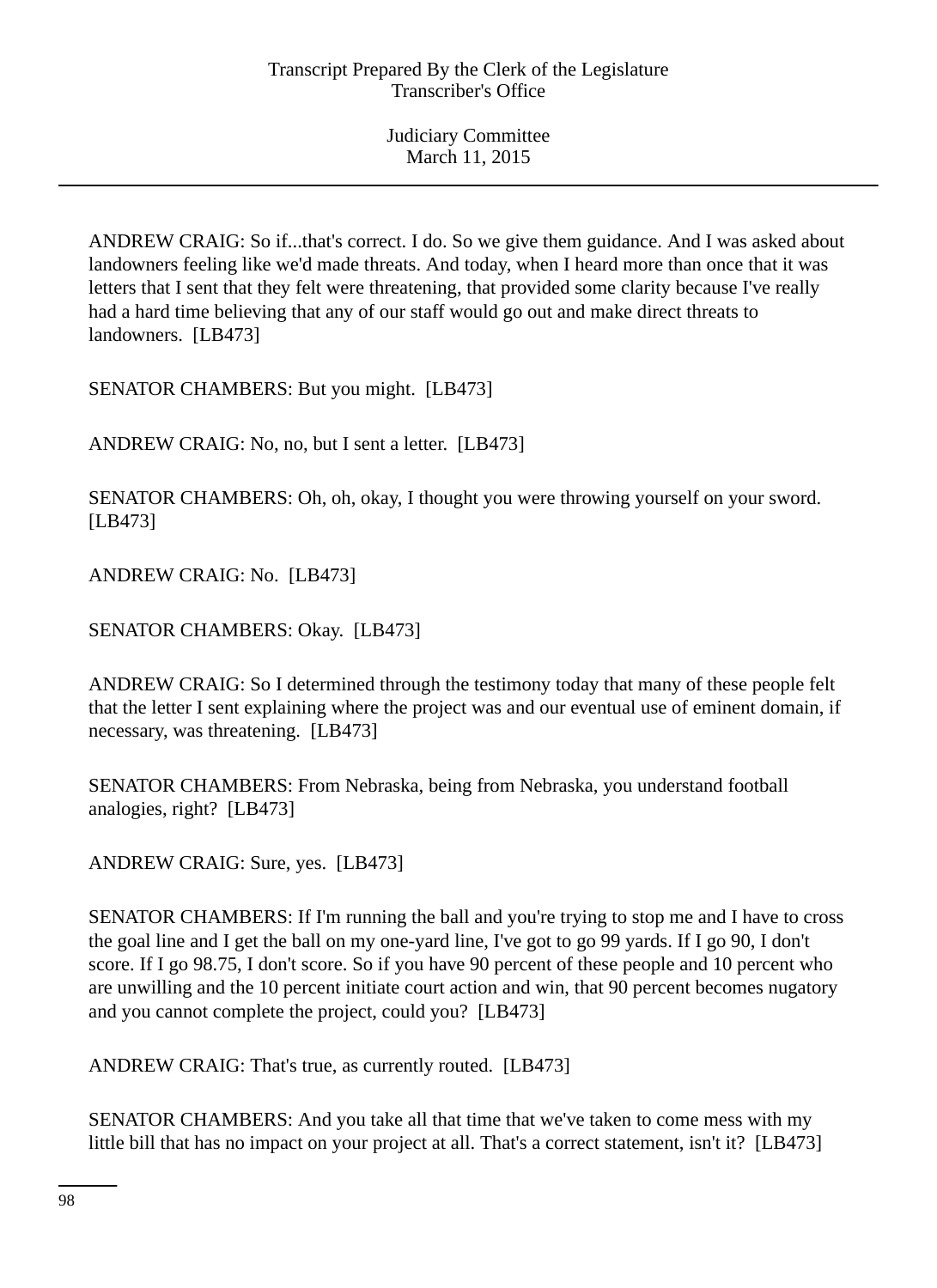ANDREW CRAIG: So if...that's correct. I do. So we give them guidance. And I was asked about landowners feeling like we'd made threats. And today, when I heard more than once that it was letters that I sent that they felt were threatening, that provided some clarity because I've really had a hard time believing that any of our staff would go out and make direct threats to landowners. [LB473]

SENATOR CHAMBERS: But you might. [LB473]

ANDREW CRAIG: No, no, but I sent a letter. [LB473]

SENATOR CHAMBERS: Oh, oh, okay, I thought you were throwing yourself on your sword. [LB473]

ANDREW CRAIG: No. [LB473]

SENATOR CHAMBERS: Okay. [LB473]

ANDREW CRAIG: So I determined through the testimony today that many of these people felt that the letter I sent explaining where the project was and our eventual use of eminent domain, if necessary, was threatening. [LB473]

SENATOR CHAMBERS: From Nebraska, being from Nebraska, you understand football analogies, right? [LB473]

ANDREW CRAIG: Sure, yes. [LB473]

SENATOR CHAMBERS: If I'm running the ball and you're trying to stop me and I have to cross the goal line and I get the ball on my one-yard line, I've got to go 99 yards. If I go 90, I don't score. If I go 98.75, I don't score. So if you have 90 percent of these people and 10 percent who are unwilling and the 10 percent initiate court action and win, that 90 percent becomes nugatory and you cannot complete the project, could you? [LB473]

ANDREW CRAIG: That's true, as currently routed. [LB473]

SENATOR CHAMBERS: And you take all that time that we've taken to come mess with my little bill that has no impact on your project at all. That's a correct statement, isn't it? [LB473]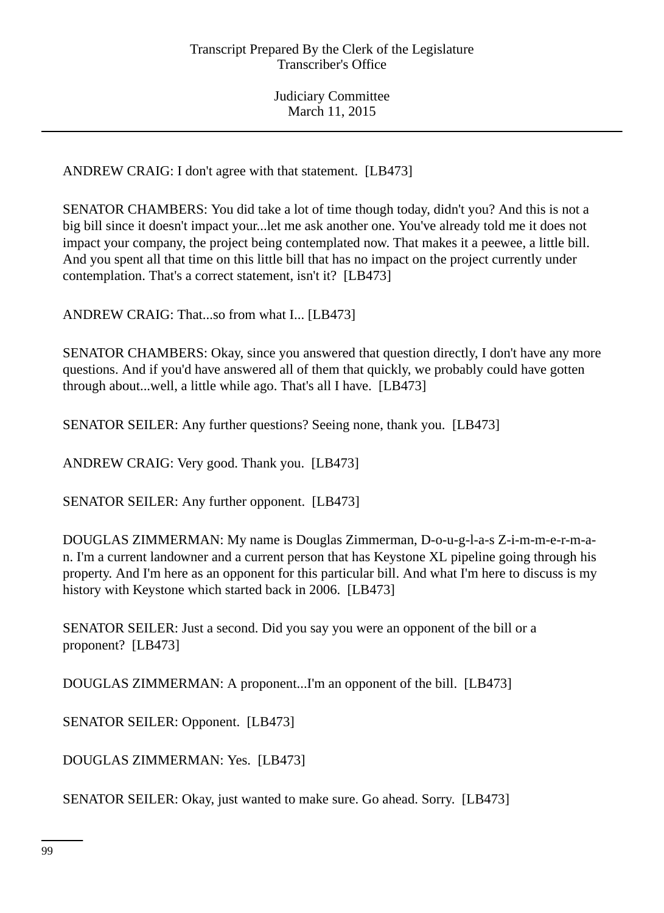ANDREW CRAIG: I don't agree with that statement. [LB473]

SENATOR CHAMBERS: You did take a lot of time though today, didn't you? And this is not a big bill since it doesn't impact your...let me ask another one. You've already told me it does not impact your company, the project being contemplated now. That makes it a peewee, a little bill. And you spent all that time on this little bill that has no impact on the project currently under contemplation. That's a correct statement, isn't it? [LB473]

ANDREW CRAIG: That...so from what I... [LB473]

SENATOR CHAMBERS: Okay, since you answered that question directly, I don't have any more questions. And if you'd have answered all of them that quickly, we probably could have gotten through about...well, a little while ago. That's all I have. [LB473]

SENATOR SEILER: Any further questions? Seeing none, thank you. [LB473]

ANDREW CRAIG: Very good. Thank you. [LB473]

SENATOR SEILER: Any further opponent. [LB473]

DOUGLAS ZIMMERMAN: My name is Douglas Zimmerman, D-o-u-g-l-a-s Z-i-m-m-e-r-m-a-n. I'm a current landowner and a current person that has Keystone XL pipeline going through his property. And I'm here as an opponent for this particular bill. And what I'm here to discuss is my history with Keystone which started back in 2006. [LB473]

SENATOR SEILER: Just a second. Did you say you were an opponent of the bill or a proponent? [LB473]

DOUGLAS ZIMMERMAN: A proponent...I'm an opponent of the bill. [LB473]

SENATOR SEILER: Opponent. [LB473]

DOUGLAS ZIMMERMAN: Yes. [LB473]

SENATOR SEILER: Okay, just wanted to make sure. Go ahead. Sorry. [LB473]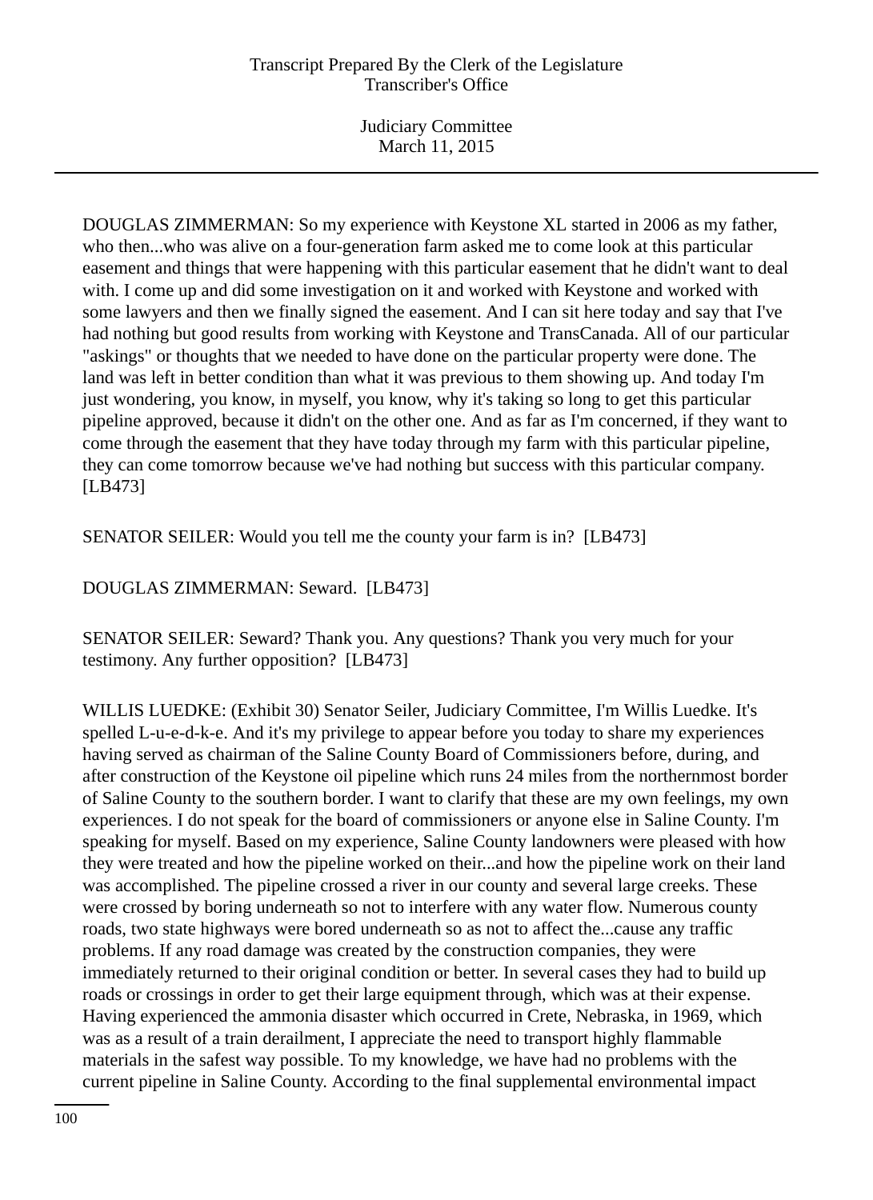DOUGLAS ZIMMERMAN: So my experience with Keystone XL started in 2006 as my father, who then...who was alive on a four-generation farm asked me to come look at this particular easement and things that were happening with this particular easement that he didn't want to deal with. I come up and did some investigation on it and worked with Keystone and worked with some lawyers and then we finally signed the easement. And I can sit here today and say that I've had nothing but good results from working with Keystone and TransCanada. All of our particular "askings" or thoughts that we needed to have done on the particular property were done. The land was left in better condition than what it was previous to them showing up. And today I'm just wondering, you know, in myself, you know, why it's taking so long to get this particular pipeline approved, because it didn't on the other one. And as far as I'm concerned, if they want to come through the easement that they have today through my farm with this particular pipeline, they can come tomorrow because we've had nothing but success with this particular company. [LB473]

SENATOR SEILER: Would you tell me the county your farm is in? [LB473]

DOUGLAS ZIMMERMAN: Seward. [LB473]

SENATOR SEILER: Seward? Thank you. Any questions? Thank you very much for your testimony. Any further opposition? [LB473]

WILLIS LUEDKE: (Exhibit 30) Senator Seiler, Judiciary Committee, I'm Willis Luedke. It's spelled L-u-e-d-k-e. And it's my privilege to appear before you today to share my experiences having served as chairman of the Saline County Board of Commissioners before, during, and after construction of the Keystone oil pipeline which runs 24 miles from the northernmost border of Saline County to the southern border. I want to clarify that these are my own feelings, my own experiences. I do not speak for the board of commissioners or anyone else in Saline County. I'm speaking for myself. Based on my experience, Saline County landowners were pleased with how they were treated and how the pipeline worked on their...and how the pipeline work on their land was accomplished. The pipeline crossed a river in our county and several large creeks. These were crossed by boring underneath so not to interfere with any water flow. Numerous county roads, two state highways were bored underneath so as not to affect the...cause any traffic problems. If any road damage was created by the construction companies, they were immediately returned to their original condition or better. In several cases they had to build up roads or crossings in order to get their large equipment through, which was at their expense. Having experienced the ammonia disaster which occurred in Crete, Nebraska, in 1969, which was as a result of a train derailment, I appreciate the need to transport highly flammable materials in the safest way possible. To my knowledge, we have had no problems with the current pipeline in Saline County. According to the final supplemental environmental impact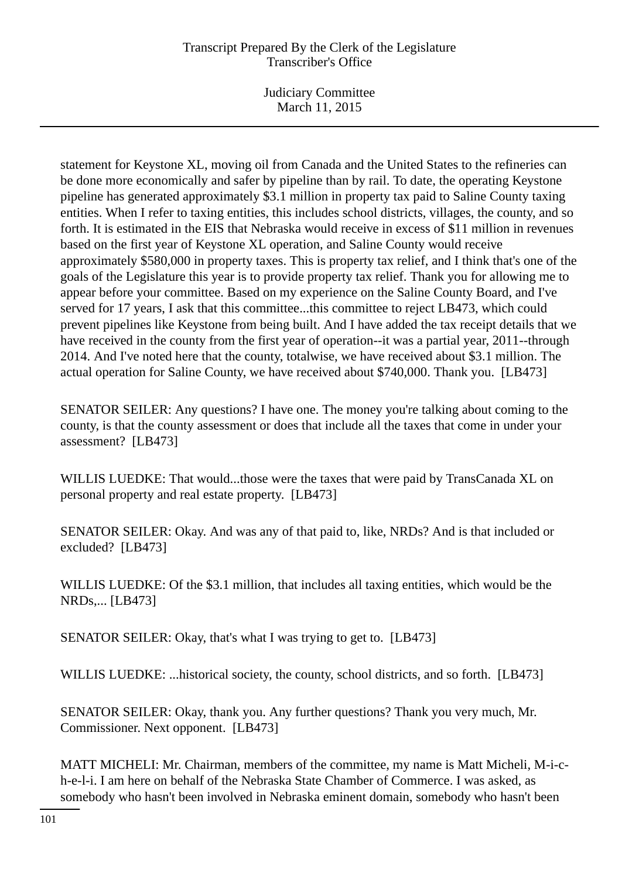statement for Keystone XL, moving oil from Canada and the United States to the refineries can be done more economically and safer by pipeline than by rail. To date, the operating Keystone pipeline has generated approximately $3.1 million in property tax paid to Saline County taxing entities. When I refer to taxing entities, this includes school districts, villages, the county, and so forth. It is estimated in the EIS that Nebraska would receive in excess of $11 million in revenues based on the first year of Keystone XL operation, and Saline County would receive approximately $580,000 in property taxes. This is property tax relief, and I think that's one of the goals of the Legislature this year is to provide property tax relief. Thank you for allowing me to appear before your committee. Based on my experience on the Saline County Board, and I've served for 17 years, I ask that this committee...this committee to reject LB473, which could prevent pipelines like Keystone from being built. And I have added the tax receipt details that we have received in the county from the first year of operation--it was a partial year, 2011--through 2014. And I've noted here that the county, totalwise, we have received about $3.1 million. The actual operation for Saline County, we have received about $740,000. Thank you. [LB473]

SENATOR SEILER: Any questions? I have one. The money you're talking about coming to the county, is that the county assessment or does that include all the taxes that come in under your assessment? [LB473]

WILLIS LUEDKE: That would...those were the taxes that were paid by TransCanada XL on personal property and real estate property. [LB473]

SENATOR SEILER: Okay. And was any of that paid to, like, NRDs? And is that included or excluded? [LB473]

WILLIS LUEDKE: Of the $3.1 million, that includes all taxing entities, which would be the NRDs,... [LB473]

SENATOR SEILER: Okay, that's what I was trying to get to. [LB473]

WILLIS LUEDKE: ...historical society, the county, school districts, and so forth. [LB473]

SENATOR SEILER: Okay, thank you. Any further questions? Thank you very much, Mr. Commissioner. Next opponent. [LB473]

MATT MICHELI: Mr. Chairman, members of the committee, my name is Matt Micheli, M-i-c-h-e-l-i. I am here on behalf of the Nebraska State Chamber of Commerce. I was asked, as somebody who hasn't been involved in Nebraska eminent domain, somebody who hasn't been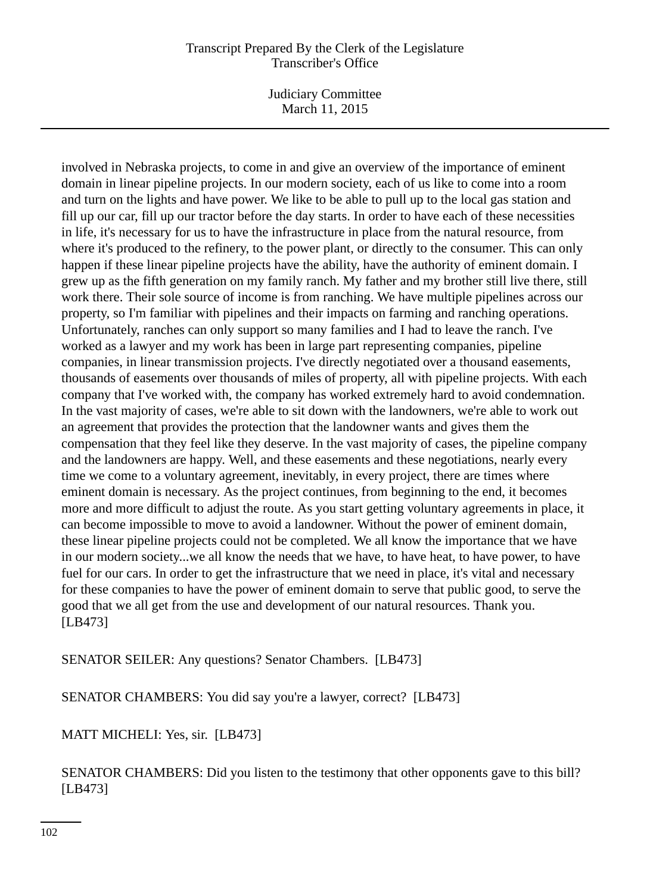involved in Nebraska projects, to come in and give an overview of the importance of eminent domain in linear pipeline projects. In our modern society, each of us like to come into a room and turn on the lights and have power. We like to be able to pull up to the local gas station and fill up our car, fill up our tractor before the day starts. In order to have each of these necessities in life, it's necessary for us to have the infrastructure in place from the natural resource, from where it's produced to the refinery, to the power plant, or directly to the consumer. This can only happen if these linear pipeline projects have the ability, have the authority of eminent domain. I grew up as the fifth generation on my family ranch. My father and my brother still live there, still work there. Their sole source of income is from ranching. We have multiple pipelines across our property, so I'm familiar with pipelines and their impacts on farming and ranching operations. Unfortunately, ranches can only support so many families and I had to leave the ranch. I've worked as a lawyer and my work has been in large part representing companies, pipeline companies, in linear transmission projects. I've directly negotiated over a thousand easements, thousands of easements over thousands of miles of property, all with pipeline projects. With each company that I've worked with, the company has worked extremely hard to avoid condemnation. In the vast majority of cases, we're able to sit down with the landowners, we're able to work out an agreement that provides the protection that the landowner wants and gives them the compensation that they feel like they deserve. In the vast majority of cases, the pipeline company and the landowners are happy. Well, and these easements and these negotiations, nearly every time we come to a voluntary agreement, inevitably, in every project, there are times where eminent domain is necessary. As the project continues, from beginning to the end, it becomes more and more difficult to adjust the route. As you start getting voluntary agreements in place, it can become impossible to move to avoid a landowner. Without the power of eminent domain, these linear pipeline projects could not be completed. We all know the importance that we have in our modern society...we all know the needs that we have, to have heat, to have power, to have fuel for our cars. In order to get the infrastructure that we need in place, it's vital and necessary for these companies to have the power of eminent domain to serve that public good, to serve the good that we all get from the use and development of our natural resources. Thank you. [LB473]

SENATOR SEILER: Any questions? Senator Chambers. [LB473]

SENATOR CHAMBERS: You did say you're a lawyer, correct? [LB473]

MATT MICHELI: Yes, sir. [LB473]

SENATOR CHAMBERS: Did you listen to the testimony that other opponents gave to this bill? [LB473]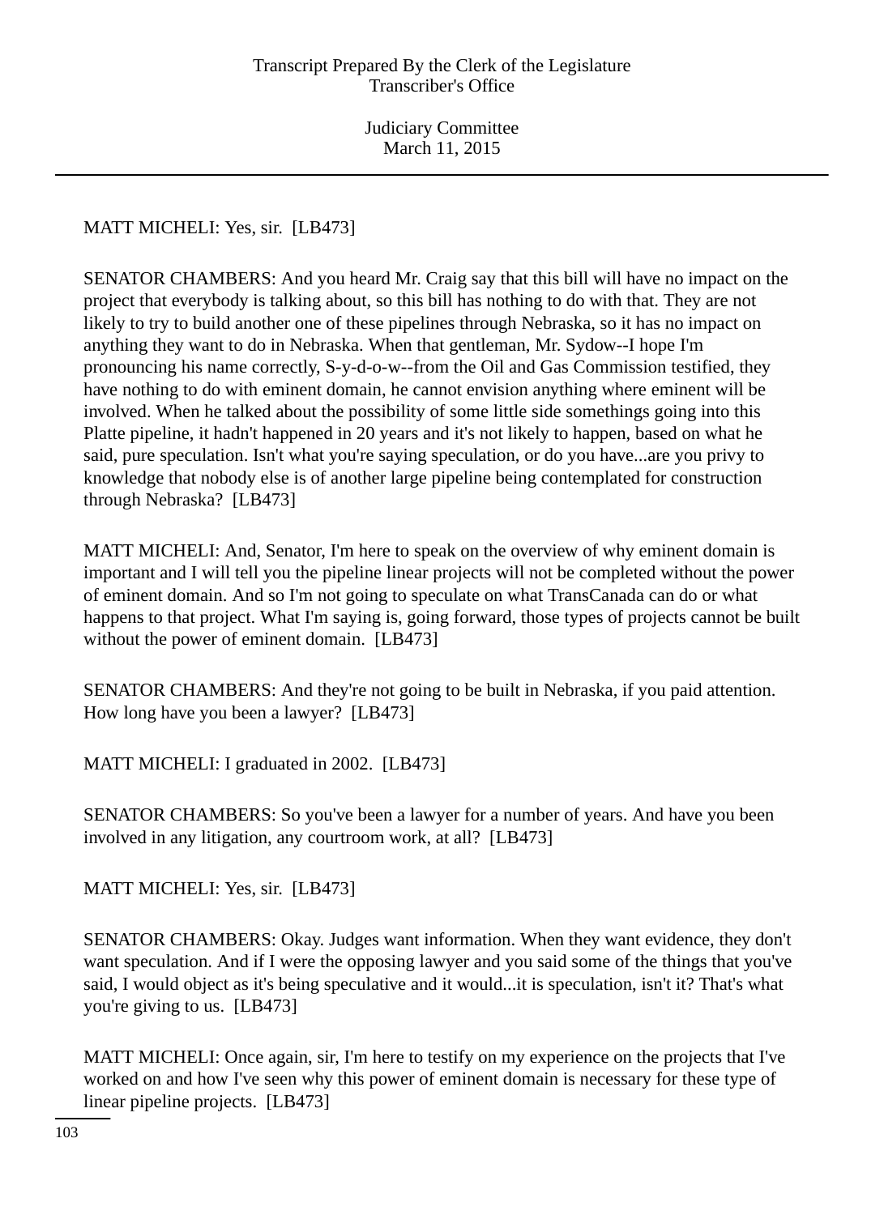MATT MICHELI: Yes, sir. [LB473]

SENATOR CHAMBERS: And you heard Mr. Craig say that this bill will have no impact on the project that everybody is talking about, so this bill has nothing to do with that. They are not likely to try to build another one of these pipelines through Nebraska, so it has no impact on anything they want to do in Nebraska. When that gentleman, Mr. Sydow--I hope I'm pronouncing his name correctly, S-y-d-o-w--from the Oil and Gas Commission testified, they have nothing to do with eminent domain, he cannot envision anything where eminent will be involved. When he talked about the possibility of some little side somethings going into this Platte pipeline, it hadn't happened in 20 years and it's not likely to happen, based on what he said, pure speculation. Isn't what you're saying speculation, or do you have...are you privy to knowledge that nobody else is of another large pipeline being contemplated for construction through Nebraska? [LB473]

MATT MICHELI: And, Senator, I'm here to speak on the overview of why eminent domain is important and I will tell you the pipeline linear projects will not be completed without the power of eminent domain. And so I'm not going to speculate on what TransCanada can do or what happens to that project. What I'm saying is, going forward, those types of projects cannot be built without the power of eminent domain. [LB473]

SENATOR CHAMBERS: And they're not going to be built in Nebraska, if you paid attention. How long have you been a lawyer? [LB473]

MATT MICHELI: I graduated in 2002. [LB473]

SENATOR CHAMBERS: So you've been a lawyer for a number of years. And have you been involved in any litigation, any courtroom work, at all? [LB473]

MATT MICHELI: Yes, sir. [LB473]

SENATOR CHAMBERS: Okay. Judges want information. When they want evidence, they don't want speculation. And if I were the opposing lawyer and you said some of the things that you've said, I would object as it's being speculative and it would...it is speculation, isn't it? That's what you're giving to us. [LB473]

MATT MICHELI: Once again, sir, I'm here to testify on my experience on the projects that I've worked on and how I've seen why this power of eminent domain is necessary for these type of linear pipeline projects. [LB473]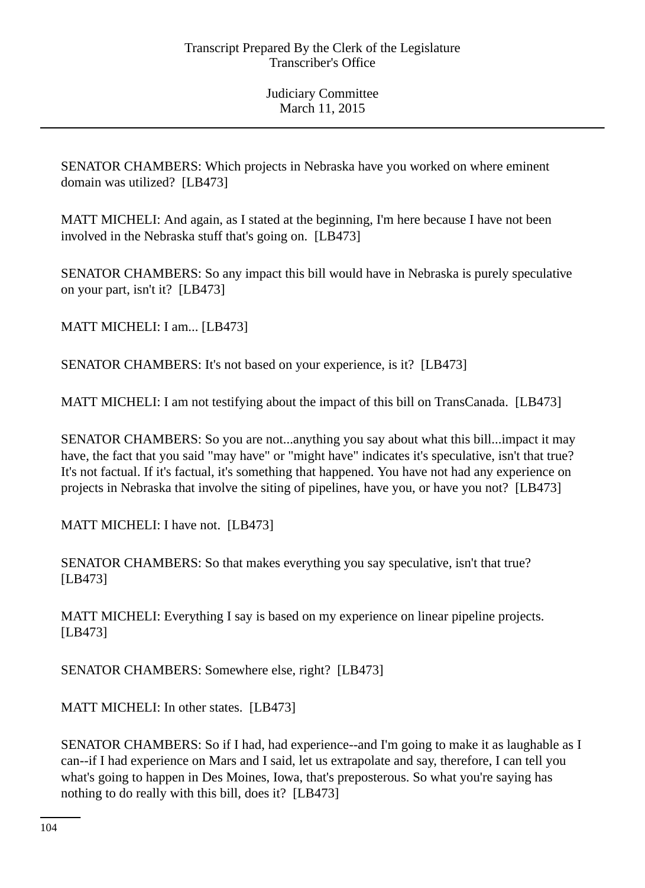SENATOR CHAMBERS: Which projects in Nebraska have you worked on where eminent domain was utilized? [LB473]

MATT MICHELI: And again, as I stated at the beginning, I'm here because I have not been involved in the Nebraska stuff that's going on. [LB473]

SENATOR CHAMBERS: So any impact this bill would have in Nebraska is purely speculative on your part, isn't it? [LB473]

MATT MICHELI: I am... [LB473]

SENATOR CHAMBERS: It's not based on your experience, is it? [LB473]

MATT MICHELI: I am not testifying about the impact of this bill on TransCanada. [LB473]

SENATOR CHAMBERS: So you are not...anything you say about what this bill...impact it may have, the fact that you said "may have" or "might have" indicates it's speculative, isn't that true? It's not factual. If it's factual, it's something that happened. You have not had any experience on projects in Nebraska that involve the siting of pipelines, have you, or have you not? [LB473]

MATT MICHELI: I have not. [LB473]

SENATOR CHAMBERS: So that makes everything you say speculative, isn't that true? [LB473]

MATT MICHELI: Everything I say is based on my experience on linear pipeline projects. [LB473]

SENATOR CHAMBERS: Somewhere else, right? [LB473]

MATT MICHELI: In other states. [LB473]

SENATOR CHAMBERS: So if I had, had experience--and I'm going to make it as laughable as I can--if I had experience on Mars and I said, let us extrapolate and say, therefore, I can tell you what's going to happen in Des Moines, Iowa, that's preposterous. So what you're saying has nothing to do really with this bill, does it? [LB473]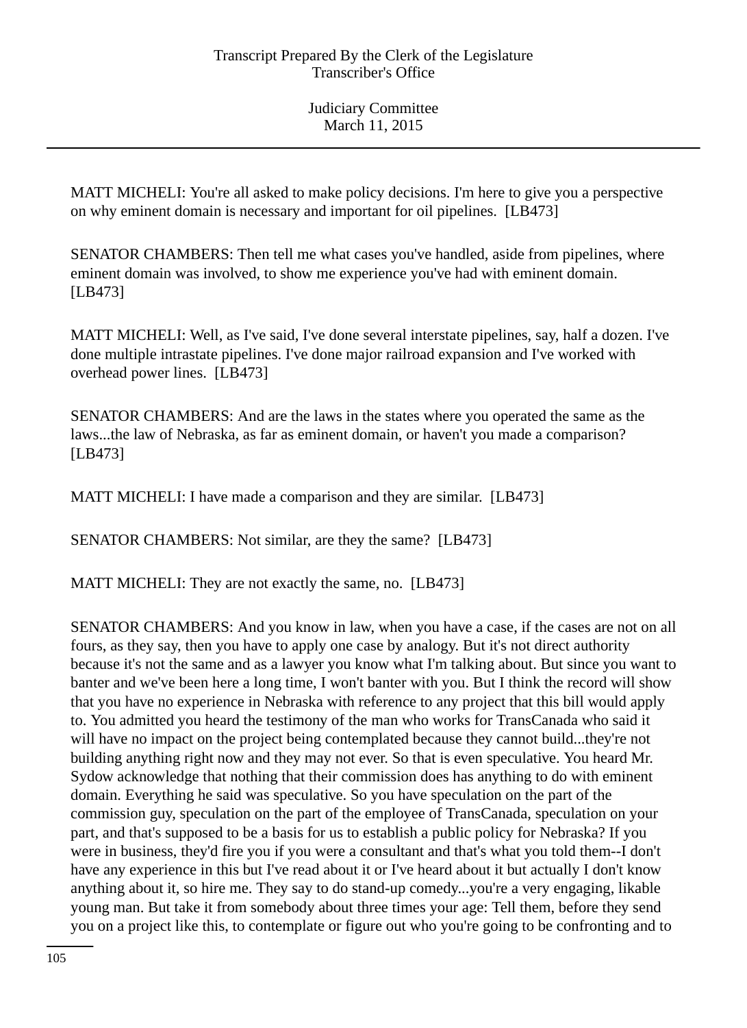MATT MICHELI: You're all asked to make policy decisions. I'm here to give you a perspective on why eminent domain is necessary and important for oil pipelines.  [LB473]

SENATOR CHAMBERS: Then tell me what cases you've handled, aside from pipelines, where eminent domain was involved, to show me experience you've had with eminent domain.  [LB473]

MATT MICHELI: Well, as I've said, I've done several interstate pipelines, say, half a dozen. I've done multiple intrastate pipelines. I've done major railroad expansion and I've worked with overhead power lines.  [LB473]

SENATOR CHAMBERS: And are the laws in the states where you operated the same as the laws...the law of Nebraska, as far as eminent domain, or haven't you made a comparison?  [LB473]

MATT MICHELI: I have made a comparison and they are similar.  [LB473]

SENATOR CHAMBERS: Not similar, are they the same?  [LB473]

MATT MICHELI: They are not exactly the same, no.  [LB473]

SENATOR CHAMBERS: And you know in law, when you have a case, if the cases are not on all fours, as they say, then you have to apply one case by analogy. But it's not direct authority because it's not the same and as a lawyer you know what I'm talking about. But since you want to banter and we've been here a long time, I won't banter with you. But I think the record will show that you have no experience in Nebraska with reference to any project that this bill would apply to. You admitted you heard the testimony of the man who works for TransCanada who said it will have no impact on the project being contemplated because they cannot build...they're not building anything right now and they may not ever. So that is even speculative. You heard Mr. Sydow acknowledge that nothing that their commission does has anything to do with eminent domain. Everything he said was speculative. So you have speculation on the part of the commission guy, speculation on the part of the employee of TransCanada, speculation on your part, and that's supposed to be a basis for us to establish a public policy for Nebraska? If you were in business, they'd fire you if you were a consultant and that's what you told them--I don't have any experience in this but I've read about it or I've heard about it but actually I don't know anything about it, so hire me. They say to do stand-up comedy...you're a very engaging, likable young man. But take it from somebody about three times your age: Tell them, before they send you on a project like this, to contemplate or figure out who you're going to be confronting and to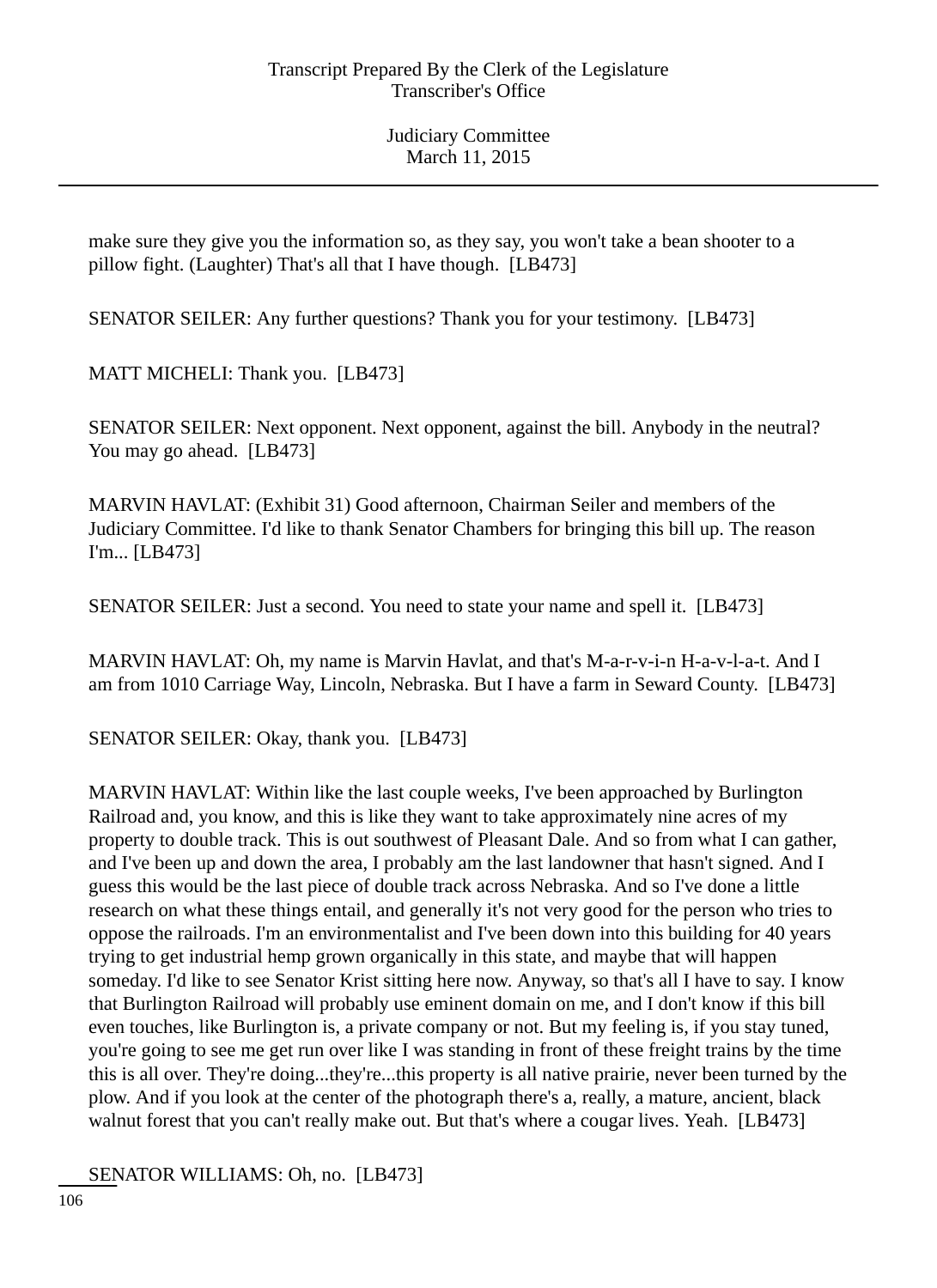make sure they give you the information so, as they say, you won't take a bean shooter to a pillow fight. (Laughter) That's all that I have though. [LB473]

SENATOR SEILER: Any further questions? Thank you for your testimony. [LB473]

MATT MICHELI: Thank you. [LB473]

SENATOR SEILER: Next opponent. Next opponent, against the bill. Anybody in the neutral? You may go ahead. [LB473]

MARVIN HAVLAT: (Exhibit 31) Good afternoon, Chairman Seiler and members of the Judiciary Committee. I'd like to thank Senator Chambers for bringing this bill up. The reason I'm... [LB473]

SENATOR SEILER: Just a second. You need to state your name and spell it. [LB473]

MARVIN HAVLAT: Oh, my name is Marvin Havlat, and that's M-a-r-v-i-n H-a-v-l-a-t. And I am from 1010 Carriage Way, Lincoln, Nebraska. But I have a farm in Seward County. [LB473]

SENATOR SEILER: Okay, thank you. [LB473]

MARVIN HAVLAT: Within like the last couple weeks, I've been approached by Burlington Railroad and, you know, and this is like they want to take approximately nine acres of my property to double track. This is out southwest of Pleasant Dale. And so from what I can gather, and I've been up and down the area, I probably am the last landowner that hasn't signed. And I guess this would be the last piece of double track across Nebraska. And so I've done a little research on what these things entail, and generally it's not very good for the person who tries to oppose the railroads. I'm an environmentalist and I've been down into this building for 40 years trying to get industrial hemp grown organically in this state, and maybe that will happen someday. I'd like to see Senator Krist sitting here now. Anyway, so that's all I have to say. I know that Burlington Railroad will probably use eminent domain on me, and I don't know if this bill even touches, like Burlington is, a private company or not. But my feeling is, if you stay tuned, you're going to see me get run over like I was standing in front of these freight trains by the time this is all over. They're doing...they're...this property is all native prairie, never been turned by the plow. And if you look at the center of the photograph there's a, really, a mature, ancient, black walnut forest that you can't really make out. But that's where a cougar lives. Yeah. [LB473]

SENATOR WILLIAMS: Oh, no. [LB473]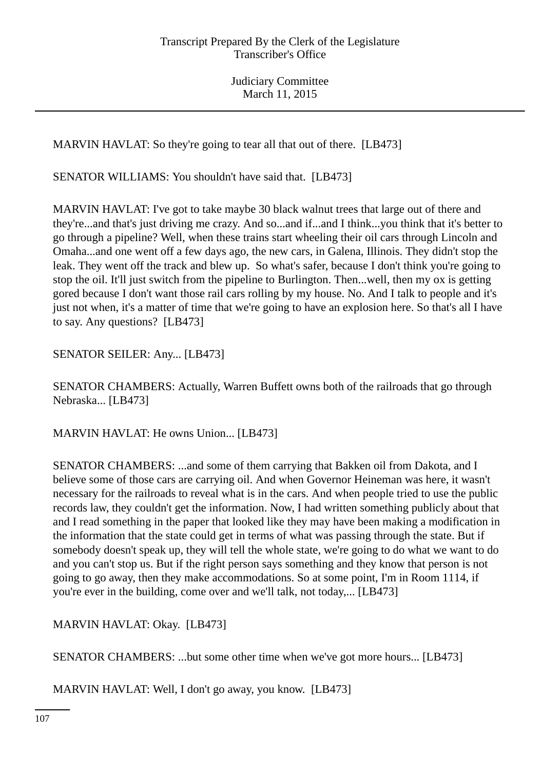MARVIN HAVLAT: So they're going to tear all that out of there. [LB473]

SENATOR WILLIAMS: You shouldn't have said that. [LB473]

MARVIN HAVLAT: I've got to take maybe 30 black walnut trees that large out of there and they're...and that's just driving me crazy. And so...and if...and I think...you think that it's better to go through a pipeline? Well, when these trains start wheeling their oil cars through Lincoln and Omaha...and one went off a few days ago, the new cars, in Galena, Illinois. They didn't stop the leak. They went off the track and blew up. So what's safer, because I don't think you're going to stop the oil. It'll just switch from the pipeline to Burlington. Then...well, then my ox is getting gored because I don't want those rail cars rolling by my house. No. And I talk to people and it's just not when, it's a matter of time that we're going to have an explosion here. So that's all I have to say. Any questions? [LB473]

SENATOR SEILER: Any... [LB473]

SENATOR CHAMBERS: Actually, Warren Buffett owns both of the railroads that go through Nebraska... [LB473]

MARVIN HAVLAT: He owns Union... [LB473]

SENATOR CHAMBERS: ...and some of them carrying that Bakken oil from Dakota, and I believe some of those cars are carrying oil. And when Governor Heineman was here, it wasn't necessary for the railroads to reveal what is in the cars. And when people tried to use the public records law, they couldn't get the information. Now, I had written something publicly about that and I read something in the paper that looked like they may have been making a modification in the information that the state could get in terms of what was passing through the state. But if somebody doesn't speak up, they will tell the whole state, we're going to do what we want to do and you can't stop us. But if the right person says something and they know that person is not going to go away, then they make accommodations. So at some point, I'm in Room 1114, if you're ever in the building, come over and we'll talk, not today,... [LB473]

MARVIN HAVLAT: Okay. [LB473]

SENATOR CHAMBERS: ...but some other time when we've got more hours... [LB473]

MARVIN HAVLAT: Well, I don't go away, you know. [LB473]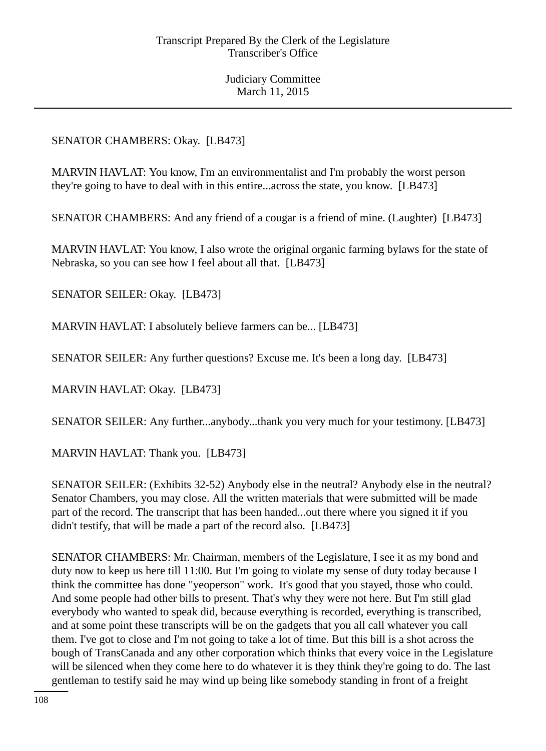SENATOR CHAMBERS: Okay.  [LB473]

MARVIN HAVLAT: You know, I'm an environmentalist and I'm probably the worst person they're going to have to deal with in this entire...across the state, you know.  [LB473]

SENATOR CHAMBERS: And any friend of a cougar is a friend of mine. (Laughter)  [LB473]

MARVIN HAVLAT: You know, I also wrote the original organic farming bylaws for the state of Nebraska, so you can see how I feel about all that.  [LB473]

SENATOR SEILER: Okay.  [LB473]

MARVIN HAVLAT: I absolutely believe farmers can be... [LB473]

SENATOR SEILER: Any further questions? Excuse me. It's been a long day.  [LB473]

MARVIN HAVLAT: Okay.  [LB473]

SENATOR SEILER: Any further...anybody...thank you very much for your testimony. [LB473]

MARVIN HAVLAT: Thank you.  [LB473]

SENATOR SEILER: (Exhibits 32-52) Anybody else in the neutral? Anybody else in the neutral? Senator Chambers, you may close. All the written materials that were submitted will be made part of the record. The transcript that has been handed...out there where you signed it if you didn't testify, that will be made a part of the record also.  [LB473]

SENATOR CHAMBERS: Mr. Chairman, members of the Legislature, I see it as my bond and duty now to keep us here till 11:00. But I'm going to violate my sense of duty today because I think the committee has done "yeoperson" work.  It's good that you stayed, those who could. And some people had other bills to present. That's why they were not here. But I'm still glad everybody who wanted to speak did, because everything is recorded, everything is transcribed, and at some point these transcripts will be on the gadgets that you all call whatever you call them. I've got to close and I'm not going to take a lot of time. But this bill is a shot across the bough of TransCanada and any other corporation which thinks that every voice in the Legislature will be silenced when they come here to do whatever it is they think they're going to do. The last gentleman to testify said he may wind up being like somebody standing in front of a freight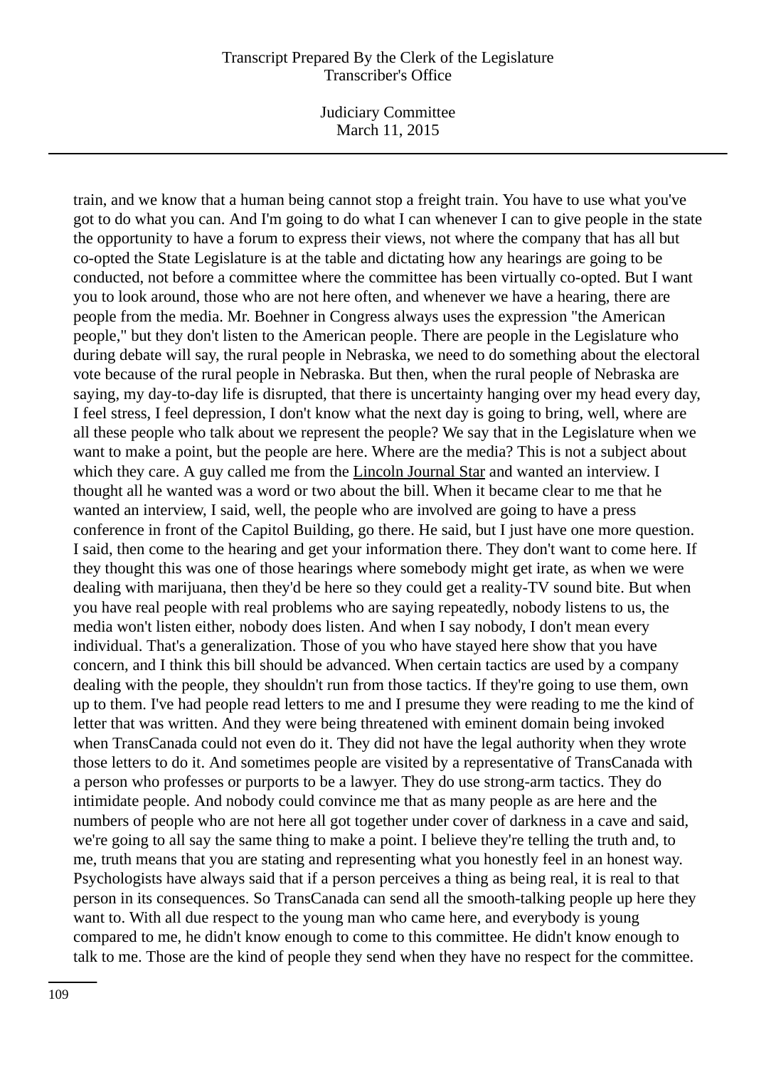train, and we know that a human being cannot stop a freight train. You have to use what you've got to do what you can. And I'm going to do what I can whenever I can to give people in the state the opportunity to have a forum to express their views, not where the company that has all but co-opted the State Legislature is at the table and dictating how any hearings are going to be conducted, not before a committee where the committee has been virtually co-opted. But I want you to look around, those who are not here often, and whenever we have a hearing, there are people from the media. Mr. Boehner in Congress always uses the expression "the American people," but they don't listen to the American people. There are people in the Legislature who during debate will say, the rural people in Nebraska, we need to do something about the electoral vote because of the rural people in Nebraska. But then, when the rural people of Nebraska are saying, my day-to-day life is disrupted, that there is uncertainty hanging over my head every day, I feel stress, I feel depression, I don't know what the next day is going to bring, well, where are all these people who talk about we represent the people? We say that in the Legislature when we want to make a point, but the people are here. Where are the media? This is not a subject about which they care. A guy called me from the Lincoln Journal Star and wanted an interview. I thought all he wanted was a word or two about the bill. When it became clear to me that he wanted an interview, I said, well, the people who are involved are going to have a press conference in front of the Capitol Building, go there. He said, but I just have one more question. I said, then come to the hearing and get your information there. They don't want to come here. If they thought this was one of those hearings where somebody might get irate, as when we were dealing with marijuana, then they'd be here so they could get a reality-TV sound bite. But when you have real people with real problems who are saying repeatedly, nobody listens to us, the media won't listen either, nobody does listen. And when I say nobody, I don't mean every individual. That's a generalization. Those of you who have stayed here show that you have concern, and I think this bill should be advanced. When certain tactics are used by a company dealing with the people, they shouldn't run from those tactics. If they're going to use them, own up to them. I've had people read letters to me and I presume they were reading to me the kind of letter that was written. And they were being threatened with eminent domain being invoked when TransCanada could not even do it. They did not have the legal authority when they wrote those letters to do it. And sometimes people are visited by a representative of TransCanada with a person who professes or purports to be a lawyer. They do use strong-arm tactics. They do intimidate people. And nobody could convince me that as many people as are here and the numbers of people who are not here all got together under cover of darkness in a cave and said, we're going to all say the same thing to make a point. I believe they're telling the truth and, to me, truth means that you are stating and representing what you honestly feel in an honest way. Psychologists have always said that if a person perceives a thing as being real, it is real to that person in its consequences. So TransCanada can send all the smooth-talking people up here they want to. With all due respect to the young man who came here, and everybody is young compared to me, he didn't know enough to come to this committee. He didn't know enough to talk to me. Those are the kind of people they send when they have no respect for the committee.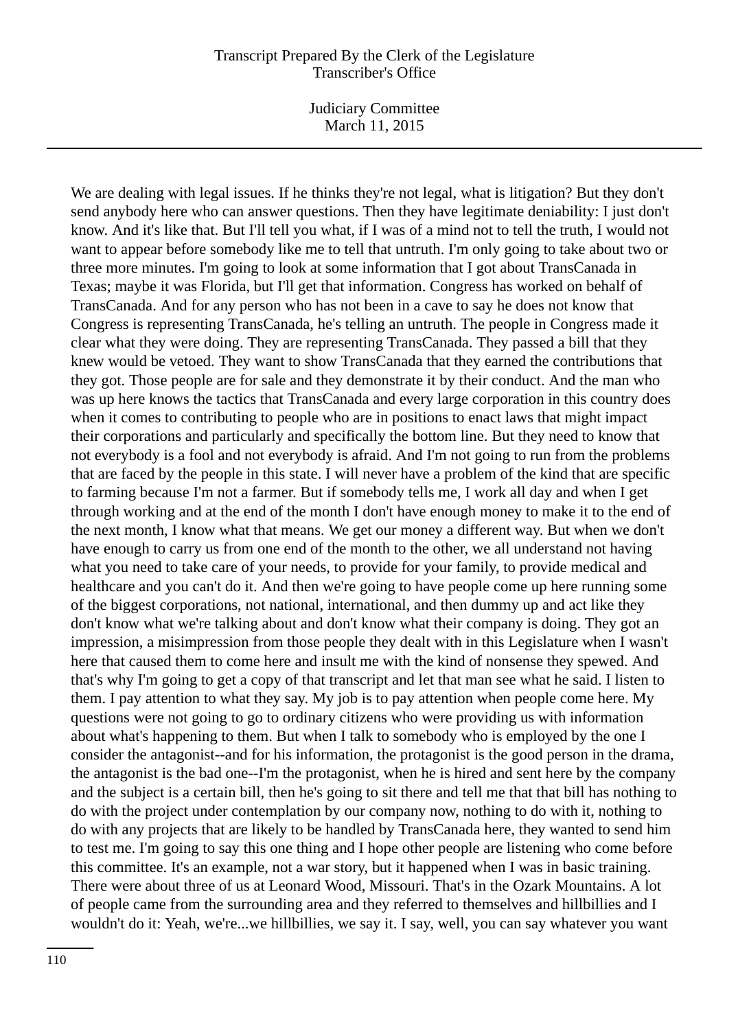We are dealing with legal issues. If he thinks they're not legal, what is litigation? But they don't send anybody here who can answer questions. Then they have legitimate deniability: I just don't know. And it's like that. But I'll tell you what, if I was of a mind not to tell the truth, I would not want to appear before somebody like me to tell that untruth. I'm only going to take about two or three more minutes. I'm going to look at some information that I got about TransCanada in Texas; maybe it was Florida, but I'll get that information. Congress has worked on behalf of TransCanada. And for any person who has not been in a cave to say he does not know that Congress is representing TransCanada, he's telling an untruth. The people in Congress made it clear what they were doing. They are representing TransCanada. They passed a bill that they knew would be vetoed. They want to show TransCanada that they earned the contributions that they got. Those people are for sale and they demonstrate it by their conduct. And the man who was up here knows the tactics that TransCanada and every large corporation in this country does when it comes to contributing to people who are in positions to enact laws that might impact their corporations and particularly and specifically the bottom line. But they need to know that not everybody is a fool and not everybody is afraid. And I'm not going to run from the problems that are faced by the people in this state. I will never have a problem of the kind that are specific to farming because I'm not a farmer. But if somebody tells me, I work all day and when I get through working and at the end of the month I don't have enough money to make it to the end of the next month, I know what that means. We get our money a different way. But when we don't have enough to carry us from one end of the month to the other, we all understand not having what you need to take care of your needs, to provide for your family, to provide medical and healthcare and you can't do it. And then we're going to have people come up here running some of the biggest corporations, not national, international, and then dummy up and act like they don't know what we're talking about and don't know what their company is doing. They got an impression, a misimpression from those people they dealt with in this Legislature when I wasn't here that caused them to come here and insult me with the kind of nonsense they spewed. And that's why I'm going to get a copy of that transcript and let that man see what he said. I listen to them. I pay attention to what they say. My job is to pay attention when people come here. My questions were not going to go to ordinary citizens who were providing us with information about what's happening to them. But when I talk to somebody who is employed by the one I consider the antagonist--and for his information, the protagonist is the good person in the drama, the antagonist is the bad one--I'm the protagonist, when he is hired and sent here by the company and the subject is a certain bill, then he's going to sit there and tell me that that bill has nothing to do with the project under contemplation by our company now, nothing to do with it, nothing to do with any projects that are likely to be handled by TransCanada here, they wanted to send him to test me. I'm going to say this one thing and I hope other people are listening who come before this committee. It's an example, not a war story, but it happened when I was in basic training. There were about three of us at Leonard Wood, Missouri. That's in the Ozark Mountains. A lot of people came from the surrounding area and they referred to themselves and hillbillies and I wouldn't do it: Yeah, we're...we hillbillies, we say it. I say, well, you can say whatever you want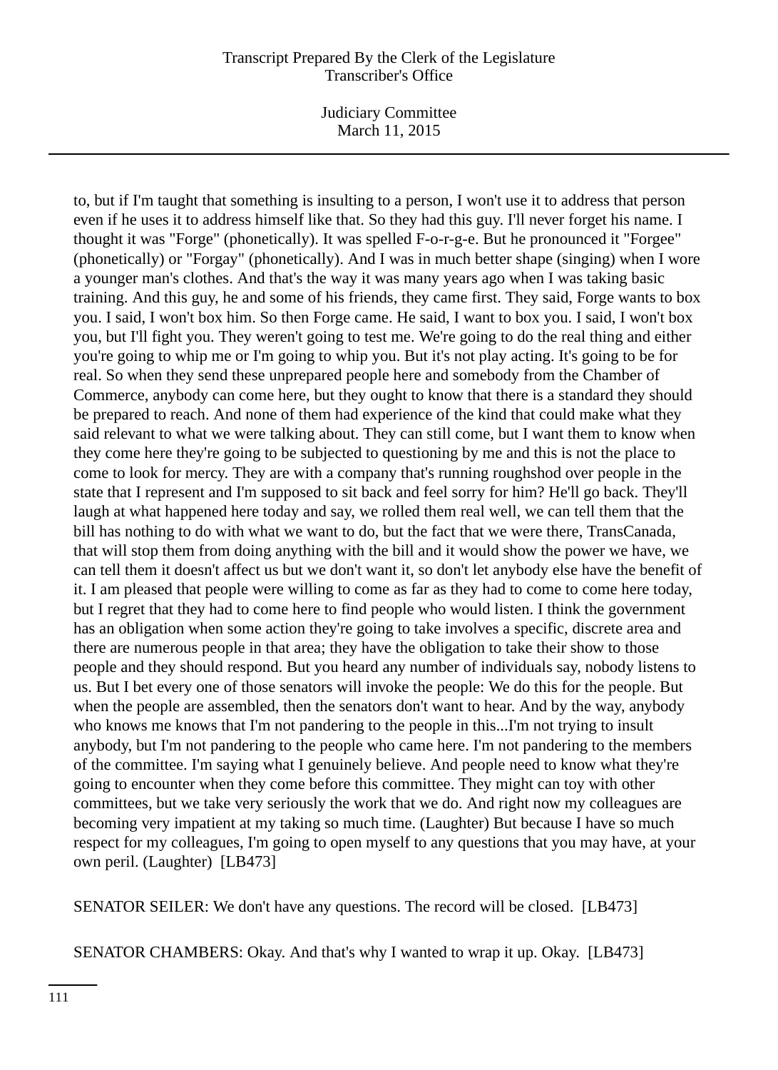to, but if I'm taught that something is insulting to a person, I won't use it to address that person even if he uses it to address himself like that. So they had this guy. I'll never forget his name. I thought it was "Forge" (phonetically). It was spelled F-o-r-g-e. But he pronounced it "Forgee" (phonetically) or "Forgay" (phonetically). And I was in much better shape (singing) when I wore a younger man's clothes. And that's the way it was many years ago when I was taking basic training. And this guy, he and some of his friends, they came first. They said, Forge wants to box you. I said, I won't box him. So then Forge came. He said, I want to box you. I said, I won't box you, but I'll fight you. They weren't going to test me. We're going to do the real thing and either you're going to whip me or I'm going to whip you. But it's not play acting. It's going to be for real. So when they send these unprepared people here and somebody from the Chamber of Commerce, anybody can come here, but they ought to know that there is a standard they should be prepared to reach. And none of them had experience of the kind that could make what they said relevant to what we were talking about. They can still come, but I want them to know when they come here they're going to be subjected to questioning by me and this is not the place to come to look for mercy. They are with a company that's running roughshod over people in the state that I represent and I'm supposed to sit back and feel sorry for him? He'll go back. They'll laugh at what happened here today and say, we rolled them real well, we can tell them that the bill has nothing to do with what we want to do, but the fact that we were there, TransCanada, that will stop them from doing anything with the bill and it would show the power we have, we can tell them it doesn't affect us but we don't want it, so don't let anybody else have the benefit of it. I am pleased that people were willing to come as far as they had to come to come here today, but I regret that they had to come here to find people who would listen. I think the government has an obligation when some action they're going to take involves a specific, discrete area and there are numerous people in that area; they have the obligation to take their show to those people and they should respond. But you heard any number of individuals say, nobody listens to us. But I bet every one of those senators will invoke the people: We do this for the people. But when the people are assembled, then the senators don't want to hear. And by the way, anybody who knows me knows that I'm not pandering to the people in this...I'm not trying to insult anybody, but I'm not pandering to the people who came here. I'm not pandering to the members of the committee. I'm saying what I genuinely believe. And people need to know what they're going to encounter when they come before this committee. They might can toy with other committees, but we take very seriously the work that we do. And right now my colleagues are becoming very impatient at my taking so much time. (Laughter) But because I have so much respect for my colleagues, I'm going to open myself to any questions that you may have, at your own peril. (Laughter) [LB473]

SENATOR SEILER: We don't have any questions. The record will be closed. [LB473]

SENATOR CHAMBERS: Okay. And that's why I wanted to wrap it up. Okay. [LB473]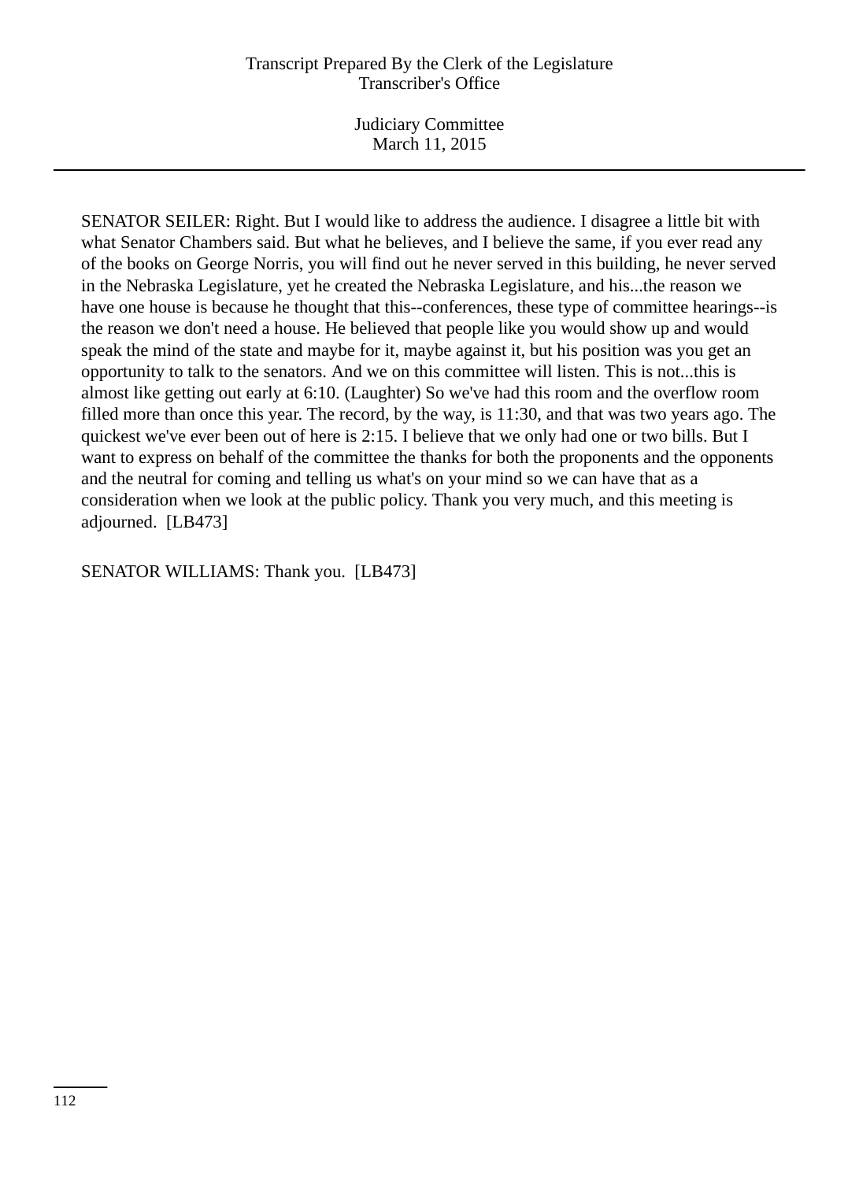SENATOR SEILER: Right. But I would like to address the audience. I disagree a little bit with what Senator Chambers said. But what he believes, and I believe the same, if you ever read any of the books on George Norris, you will find out he never served in this building, he never served in the Nebraska Legislature, yet he created the Nebraska Legislature, and his...the reason we have one house is because he thought that this--conferences, these type of committee hearings--is the reason we don't need a house. He believed that people like you would show up and would speak the mind of the state and maybe for it, maybe against it, but his position was you get an opportunity to talk to the senators. And we on this committee will listen. This is not...this is almost like getting out early at 6:10. (Laughter) So we've had this room and the overflow room filled more than once this year. The record, by the way, is 11:30, and that was two years ago. The quickest we've ever been out of here is 2:15. I believe that we only had one or two bills. But I want to express on behalf of the committee the thanks for both the proponents and the opponents and the neutral for coming and telling us what's on your mind so we can have that as a consideration when we look at the public policy. Thank you very much, and this meeting is adjourned. [LB473]

SENATOR WILLIAMS: Thank you. [LB473]